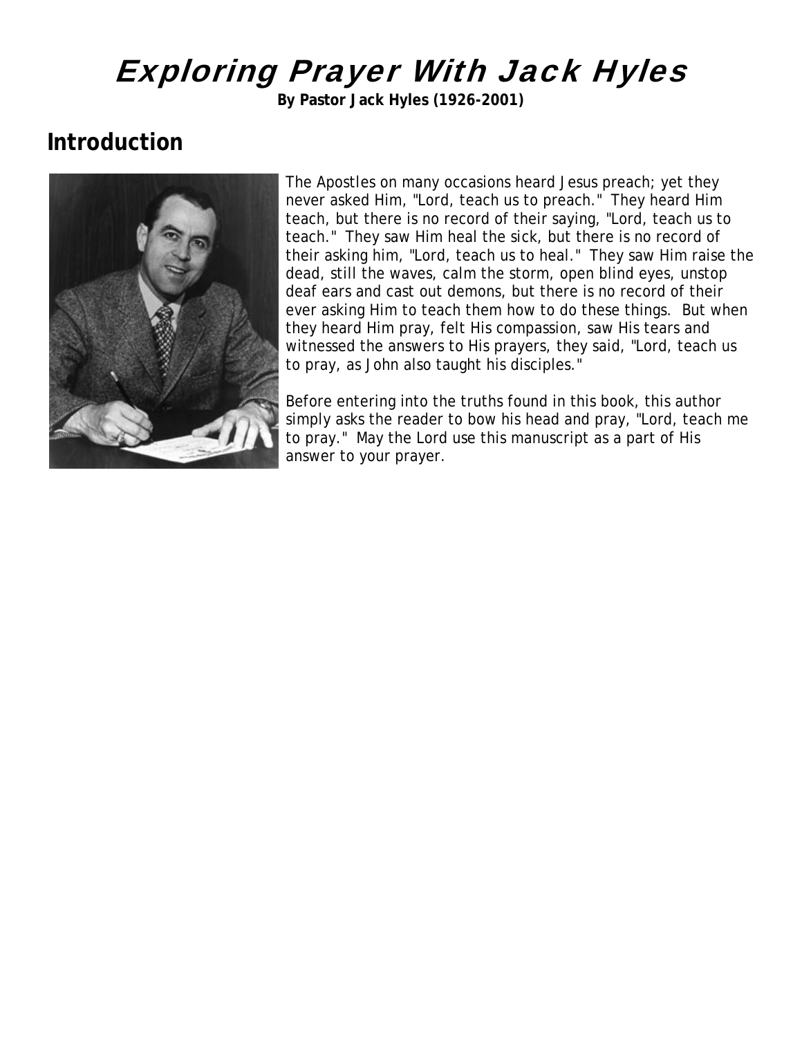# Exploring Prayer With Jack Hyles

**By Pastor Jack Hyles (1926-2001)**

## Introduction

The Apostles on many occasions heard Jesus preach; yet they never asked Him, "Lord, teach us to preach." They heard Him teach, but there is no record of their saying, "Lord, teach us to teach." They saw Him heal the sick, but there is no record of their asking him, "Lord, teach us to heal." They saw Him raise the dead, still the waves, calm the storm, open blind eyes, unstop deaf ears and cast out demons, but there is no record of their ever asking Him to teach them how to do these things. But when they heard Him pray, felt His compassion, saw His tears and witnessed the answers to His prayers, they said, "Lord, teach us to pray, as John also taught his disciples."

Before entering into the truths found in this book, this author simply asks the reader to bow his head and pray, "Lord, teach me to pray." May the Lord use this manuscript as a part of His answer to your prayer.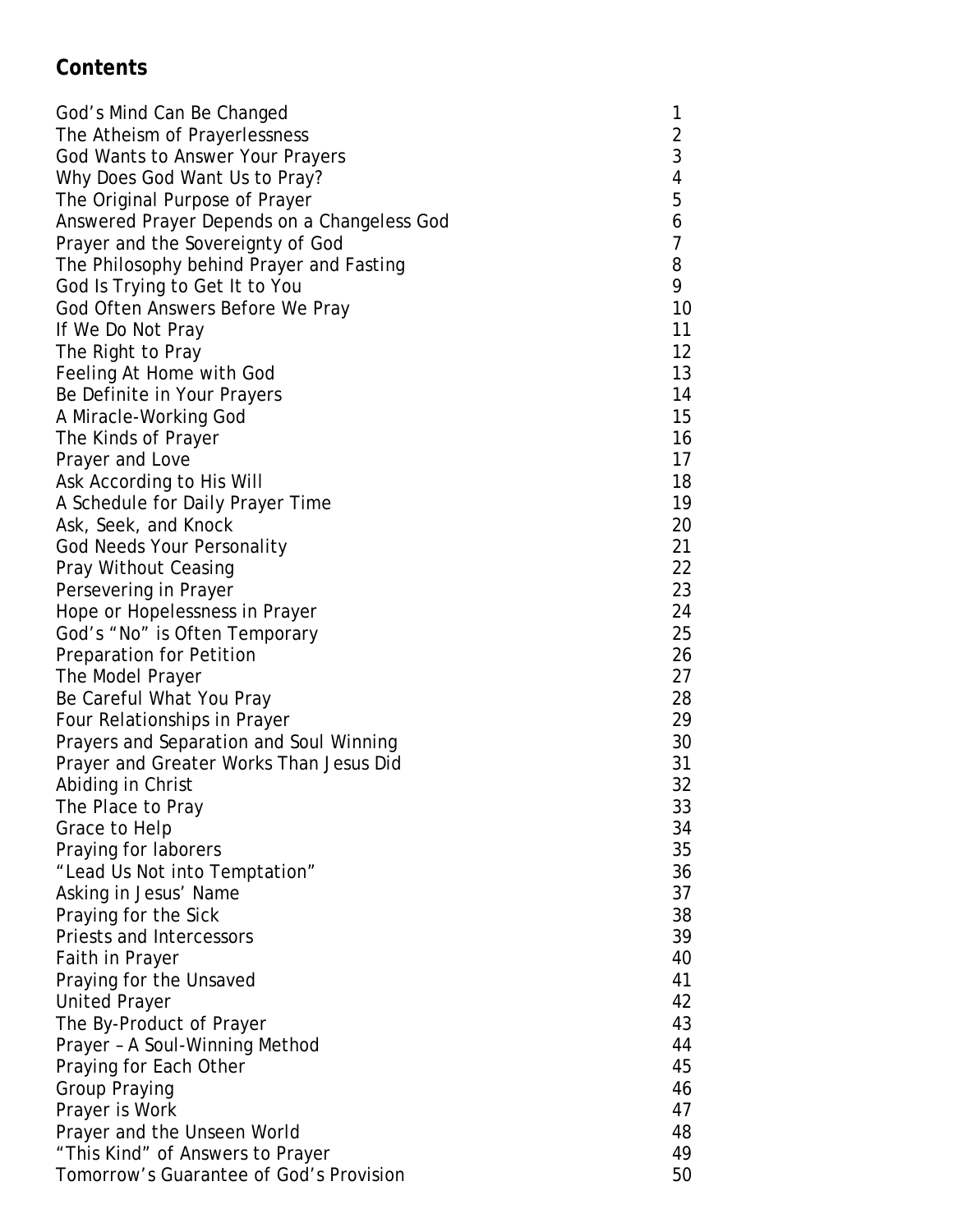## Contents

| | |
|---|---|
| God's Mind Can Be Changed | 1 |
| The Atheism of Prayerlessness | 2 |
| God Wants to Answer Your Prayers | 3 |
| Why Does God Want Us to Pray? | 4 |
| The Original Purpose of Prayer | 5 |
| Answered Prayer Depends on a Changeless God | 6 |
| Prayer and the Sovereignty of God | 7 |
| The Philosophy behind Prayer and Fasting | 8 |
| God Is Trying to Get It to You | 9 |
| God Often Answers Before We Pray | 10 |
| If We Do Not Pray | 11 |
| The Right to Pray | 12 |
| Feeling At Home with God | 13 |
| Be Definite in Your Prayers | 14 |
| A Miracle-Working God | 15 |
| The Kinds of Prayer | 16 |
| Prayer and Love | 17 |
| Ask According to His Will | 18 |
| A Schedule for Daily Prayer Time | 19 |
| Ask, Seek, and Knock | 20 |
| God Needs Your Personality | 21 |
| Pray Without Ceasing | 22 |
| Persevering in Prayer | 23 |
| Hope or Hopelessness in Prayer | 24 |
| God's "No" is Often Temporary | 25 |
| Preparation for Petition | 26 |
| The Model Prayer | 27 |
| Be Careful What You Pray | 28 |
| Four Relationships in Prayer | 29 |
| Prayers and Separation and Soul Winning | 30 |
| Prayer and Greater Works Than Jesus Did | 31 |
| Abiding in Christ | 32 |
| The Place to Pray | 33 |
| Grace to Help | 34 |
| Praying for laborers | 35 |
| "Lead Us Not into Temptation" | 36 |
| Asking in Jesus' Name | 37 |
| Praying for the Sick | 38 |
| Priests and Intercessors | 39 |
| Faith in Prayer | 40 |
| Praying for the Unsaved | 41 |
| United Prayer | 42 |
| The By-Product of Prayer | 43 |
| Prayer – A Soul-Winning Method | 44 |
| Praying for Each Other | 45 |
| Group Praying | 46 |
| Prayer is Work | 47 |
| Prayer and the Unseen World | 48 |
| "This Kind" of Answers to Prayer | 49 |
| Tomorrow's Guarantee of God's Provision | 50 |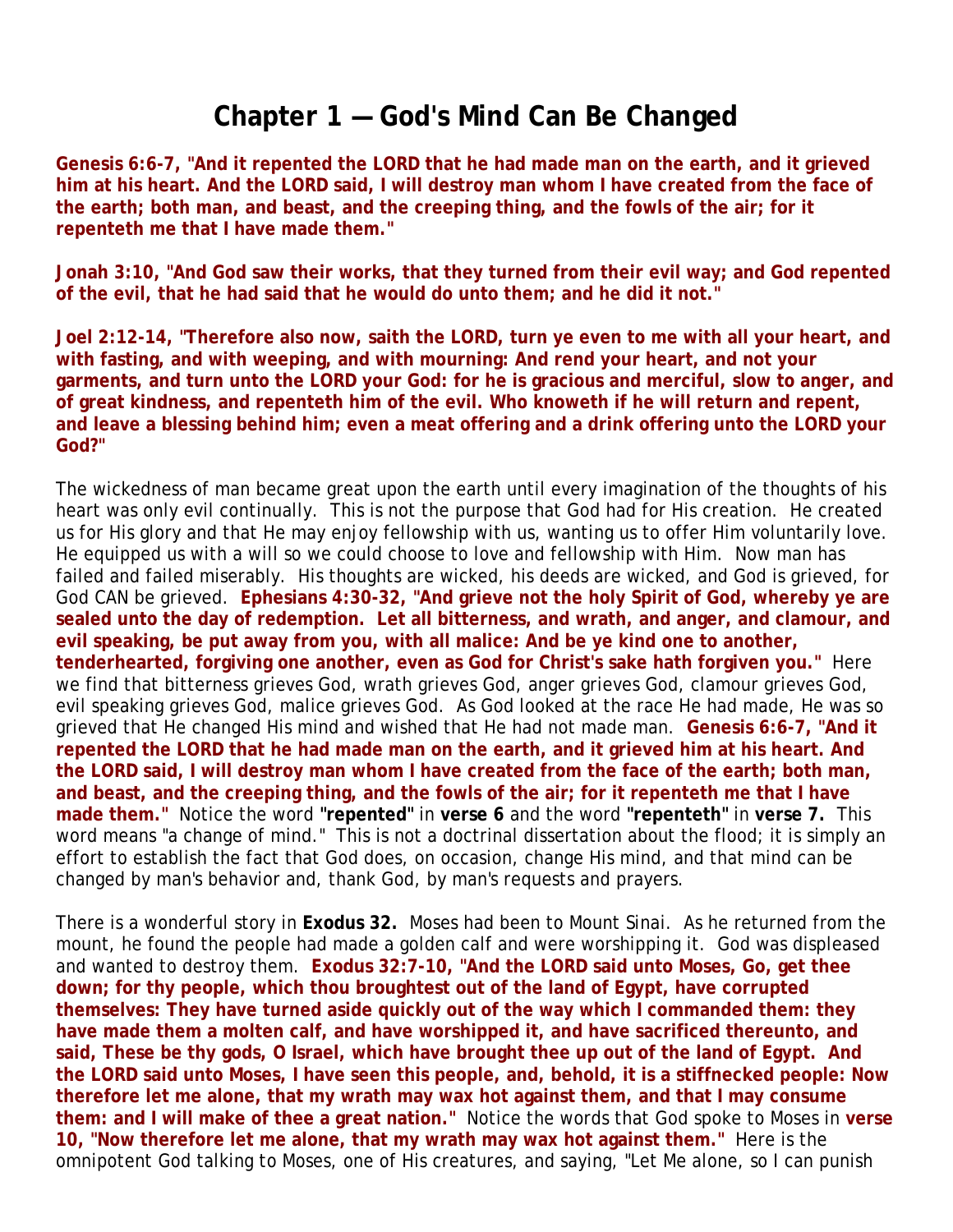# Chapter 1 — God's Mind Can Be Changed

**Genesis 6:6-7, "And it repented the LORD that he had made man on the earth, and it grieved him at his heart. And the LORD said, I will destroy man whom I have created from the face of the earth; both man, and beast, and the creeping thing, and the fowls of the air; for it repenteth me that I have made them."**

**Jonah 3:10, "And God saw their works, that they turned from their evil way; and God repented of the evil, that he had said that he would do unto them; and he did it not."**

**Joel 2:12-14, "Therefore also now, saith the LORD, turn ye even to me with all your heart, and with fasting, and with weeping, and with mourning: And rend your heart, and not your garments, and turn unto the LORD your God: for he is gracious and merciful, slow to anger, and of great kindness, and repenteth him of the evil. Who knoweth if he will return and repent, and leave a blessing behind him; even a meat offering and a drink offering unto the LORD your God?"**

The wickedness of man became great upon the earth until every imagination of the thoughts of his heart was only evil continually. This is not the purpose that God had for His creation. He created us for His glory and that He may enjoy fellowship with us, wanting us to offer Him voluntarily love. He equipped us with a will so we could choose to love and fellowship with Him. Now man has failed and failed miserably. His thoughts are wicked, his deeds are wicked, and God is grieved, for God CAN be grieved. **Ephesians 4:30-32, "And grieve not the holy Spirit of God, whereby ye are sealed unto the day of redemption. Let all bitterness, and wrath, and anger, and clamour, and evil speaking, be put away from you, with all malice: And be ye kind one to another, tenderhearted, forgiving one another, even as God for Christ's sake hath forgiven you."** Here we find that bitterness grieves God, wrath grieves God, anger grieves God, clamour grieves God, evil speaking grieves God, malice grieves God. As God looked at the race He had made, He was so grieved that He changed His mind and wished that He had not made man. **Genesis 6:6-7, "And it repented the LORD that he had made man on the earth, and it grieved him at his heart. And the LORD said, I will destroy man whom I have created from the face of the earth; both man, and beast, and the creeping thing, and the fowls of the air; for it repenteth me that I have made them."** Notice the word **"repented"** in **verse 6** and the word **"repenteth"** in **verse 7.** This word means "a change of mind." This is not a doctrinal dissertation about the flood; it is simply an effort to establish the fact that God does, on occasion, change His mind, and that mind can be changed by man's behavior and, thank God, by man's requests and prayers.

There is a wonderful story in **Exodus 32.** Moses had been to Mount Sinai. As he returned from the mount, he found the people had made a golden calf and were worshipping it. God was displeased and wanted to destroy them. **Exodus 32:7-10, "And the LORD said unto Moses, Go, get thee down; for thy people, which thou broughtest out of the land of Egypt, have corrupted themselves: They have turned aside quickly out of the way which I commanded them: they have made them a molten calf, and have worshipped it, and have sacrificed thereunto, and said, These be thy gods, O Israel, which have brought thee up out of the land of Egypt. And the LORD said unto Moses, I have seen this people, and, behold, it is a stiffnecked people: Now therefore let me alone, that my wrath may wax hot against them, and that I may consume them: and I will make of thee a great nation."** Notice the words that God spoke to Moses in **verse 10, "Now therefore let me alone, that my wrath may wax hot against them."** Here is the omnipotent God talking to Moses, one of His creatures, and saying, "Let Me alone, so I can punish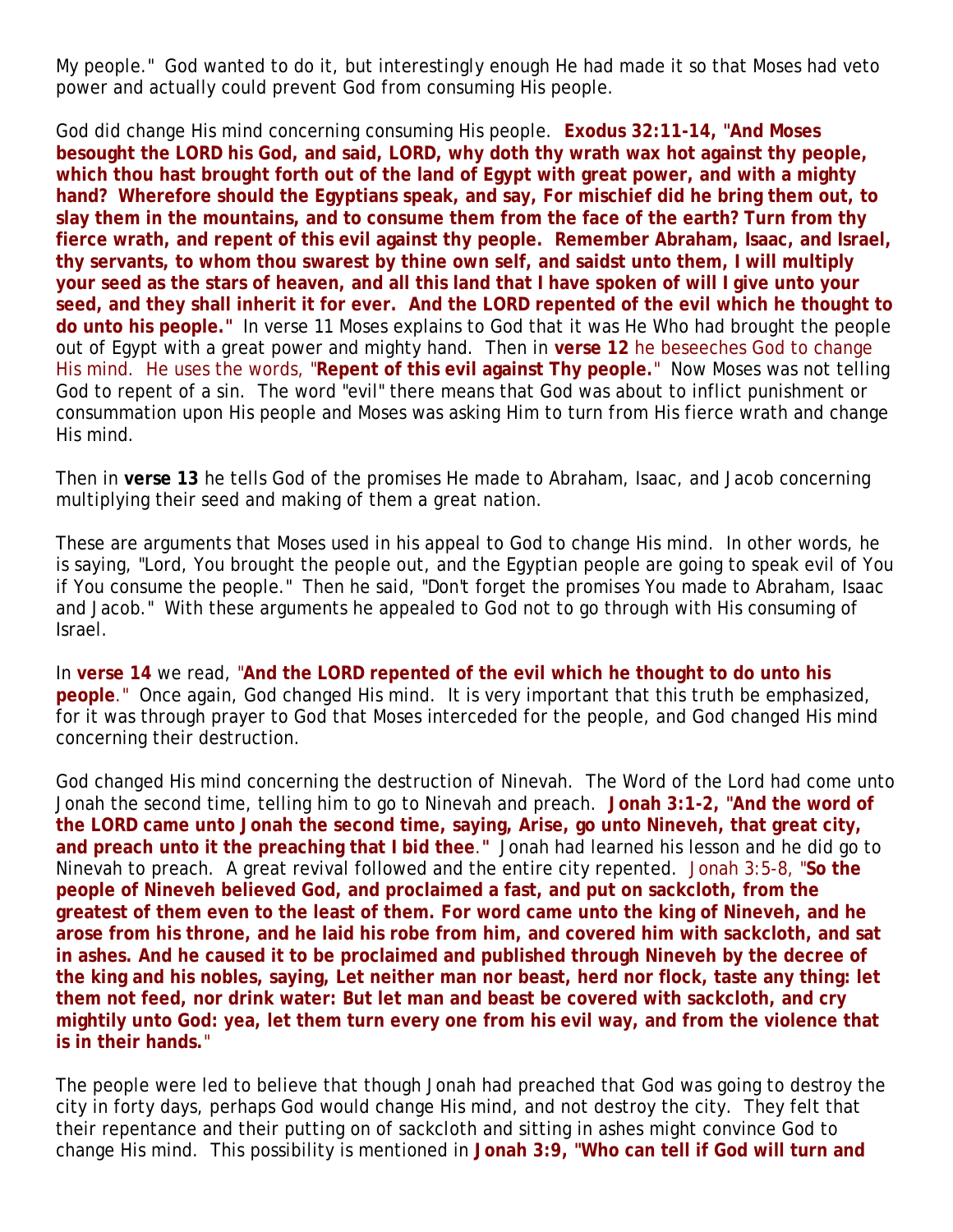My people." God wanted to do it, but interestingly enough He had made it so that Moses had veto power and actually could prevent God from consuming His people.

God did change His mind concerning consuming His people. **Exodus 32:11-14, "And Moses besought the LORD his God, and said, LORD, why doth thy wrath wax hot against thy people, which thou hast brought forth out of the land of Egypt with great power, and with a mighty hand? Wherefore should the Egyptians speak, and say, For mischief did he bring them out, to slay them in the mountains, and to consume them from the face of the earth? Turn from thy fierce wrath, and repent of this evil against thy people. Remember Abraham, Isaac, and Israel, thy servants, to whom thou swarest by thine own self, and saidst unto them, I will multiply your seed as the stars of heaven, and all this land that I have spoken of will I give unto your seed, and they shall inherit it for ever. And the LORD repented of the evil which he thought to do unto his people."** In verse 11 Moses explains to God that it was He Who had brought the people out of Egypt with a great power and mighty hand. Then in **verse 12** he beseeches God to change His mind. He uses the words, "**Repent of this evil against Thy people.**" Now Moses was not telling God to repent of a sin. The word "evil" there means that God was about to inflict punishment or consummation upon His people and Moses was asking Him to turn from His fierce wrath and change His mind.

Then in **verse 13** he tells God of the promises He made to Abraham, Isaac, and Jacob concerning multiplying their seed and making of them a great nation.

These are arguments that Moses used in his appeal to God to change His mind. In other words, he is saying, "Lord, You brought the people out, and the Egyptian people are going to speak evil of You if You consume the people." Then he said, "Don't forget the promises You made to Abraham, Isaac and Jacob." With these arguments he appealed to God not to go through with His consuming of Israel.

In **verse 14** we read, "**And the LORD repented of the evil which he thought to do unto his people**." Once again, God changed His mind. It is very important that this truth be emphasized, for it was through prayer to God that Moses interceded for the people, and God changed His mind concerning their destruction.

God changed His mind concerning the destruction of Ninevah. The Word of the Lord had come unto Jonah the second time, telling him to go to Ninevah and preach. **Jonah 3:1-2, "And the word of the LORD came unto Jonah the second time, saying, Arise, go unto Nineveh, that great city, and preach unto it the preaching that I bid thee."** Jonah had learned his lesson and he did go to Ninevah to preach. A great revival followed and the entire city repented. Jonah 3:5-8, "**So the people of Nineveh believed God, and proclaimed a fast, and put on sackcloth, from the greatest of them even to the least of them. For word came unto the king of Nineveh, and he arose from his throne, and he laid his robe from him, and covered him with sackcloth, and sat in ashes. And he caused it to be proclaimed and published through Nineveh by the decree of the king and his nobles, saying, Let neither man nor beast, herd nor flock, taste any thing: let them not feed, nor drink water: But let man and beast be covered with sackcloth, and cry mightily unto God: yea, let them turn every one from his evil way, and from the violence that is in their hands.**"

The people were led to believe that though Jonah had preached that God was going to destroy the city in forty days, perhaps God would change His mind, and not destroy the city. They felt that their repentance and their putting on of sackcloth and sitting in ashes might convince God to change His mind. This possibility is mentioned in **Jonah 3:9, "Who can tell if God will turn and**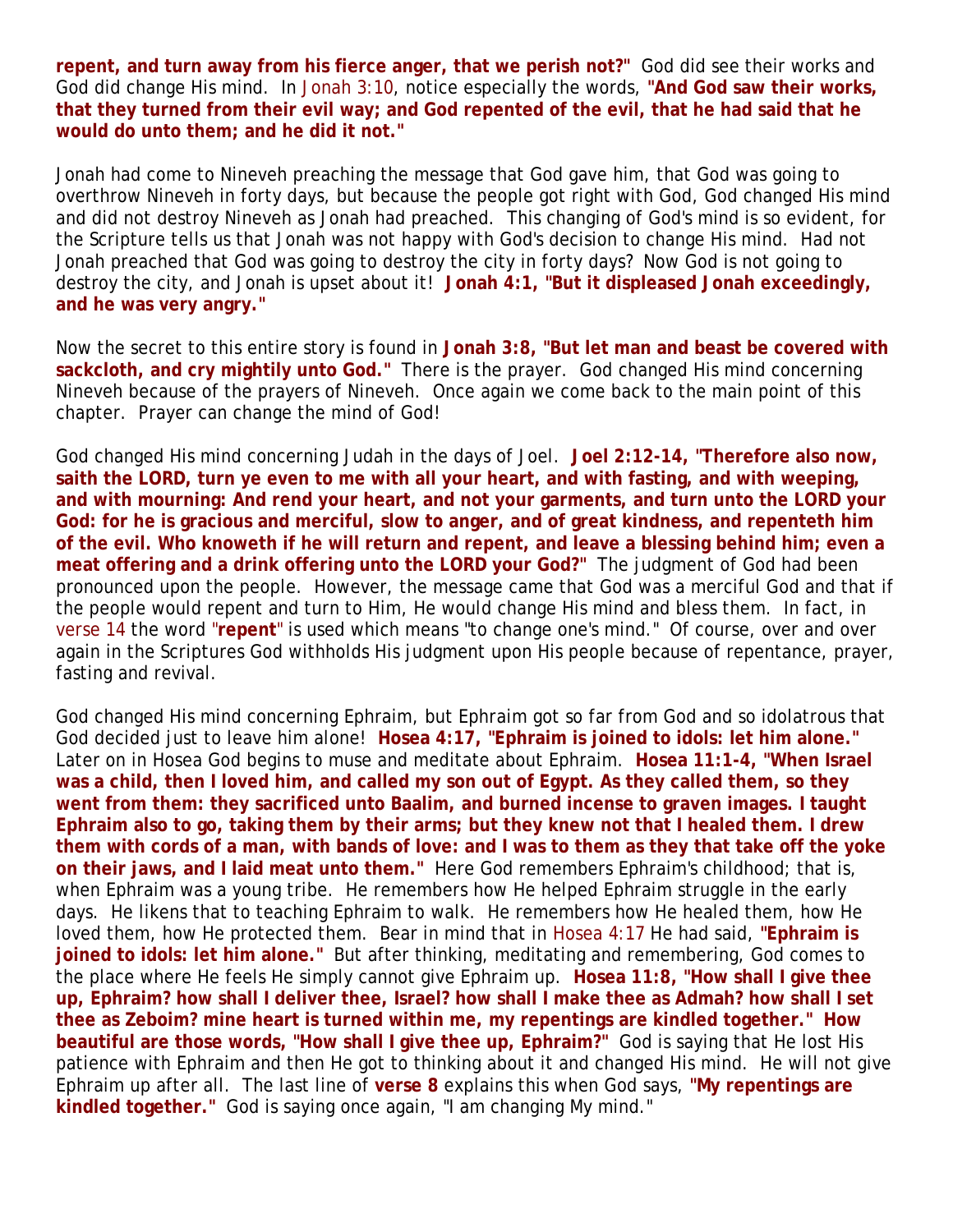**repent, and turn away from his fierce anger, that we perish not?"** God did see their works and God did change His mind. In Jonah 3:10, notice especially the words, **"And God saw their works, that they turned from their evil way; and God repented of the evil, that he had said that he would do unto them; and he did it not."**

Jonah had come to Nineveh preaching the message that God gave him, that God was going to overthrow Nineveh in forty days, but because the people got right with God, God changed His mind and did not destroy Nineveh as Jonah had preached. This changing of God's mind is so evident, for the Scripture tells us that Jonah was not happy with God's decision to change His mind. Had not Jonah preached that God was going to destroy the city in forty days? Now God is not going to destroy the city, and Jonah is upset about it! **Jonah 4:1, "But it displeased Jonah exceedingly, and he was very angry."**

Now the secret to this entire story is found in **Jonah 3:8, "But let man and beast be covered with sackcloth, and cry mightily unto God."** There is the prayer. God changed His mind concerning Nineveh because of the prayers of Nineveh. Once again we come back to the main point of this chapter. Prayer can change the mind of God!

God changed His mind concerning Judah in the days of Joel. **Joel 2:12-14, "Therefore also now, saith the LORD, turn ye even to me with all your heart, and with fasting, and with weeping, and with mourning: And rend your heart, and not your garments, and turn unto the LORD your God: for he is gracious and merciful, slow to anger, and of great kindness, and repenteth him of the evil. Who knoweth if he will return and repent, and leave a blessing behind him; even a meat offering and a drink offering unto the LORD your God?"** The judgment of God had been pronounced upon the people. However, the message came that God was a merciful God and that if the people would repent and turn to Him, He would change His mind and bless them. In fact, in verse 14 the word "**repent**" is used which means "to change one's mind." Of course, over and over again in the Scriptures God withholds His judgment upon His people because of repentance, prayer, fasting and revival.

God changed His mind concerning Ephraim, but Ephraim got so far from God and so idolatrous that God decided just to leave him alone! **Hosea 4:17, "Ephraim is joined to idols: let him alone."** Later on in Hosea God begins to muse and meditate about Ephraim. **Hosea 11:1-4, "When Israel was a child, then I loved him, and called my son out of Egypt. As they called them, so they went from them: they sacrificed unto Baalim, and burned incense to graven images. I taught Ephraim also to go, taking them by their arms; but they knew not that I healed them. I drew them with cords of a man, with bands of love: and I was to them as they that take off the yoke on their jaws, and I laid meat unto them."** Here God remembers Ephraim's childhood; that is, when Ephraim was a young tribe. He remembers how He helped Ephraim struggle in the early days. He likens that to teaching Ephraim to walk. He remembers how He healed them, how He loved them, how He protected them. Bear in mind that in Hosea 4:17 He had said, **"Ephraim is joined to idols: let him alone."** But after thinking, meditating and remembering, God comes to the place where He feels He simply cannot give Ephraim up. **Hosea 11:8, "How shall I give thee up, Ephraim? how shall I deliver thee, Israel? how shall I make thee as Admah? how shall I set thee as Zeboim? mine heart is turned within me, my repentings are kindled together." How beautiful are those words, "How shall I give thee up, Ephraim?"** God is saying that He lost His patience with Ephraim and then He got to thinking about it and changed His mind. He will not give Ephraim up after all. The last line of **verse 8** explains this when God says, **"My repentings are kindled together."** God is saying once again, "I am changing My mind."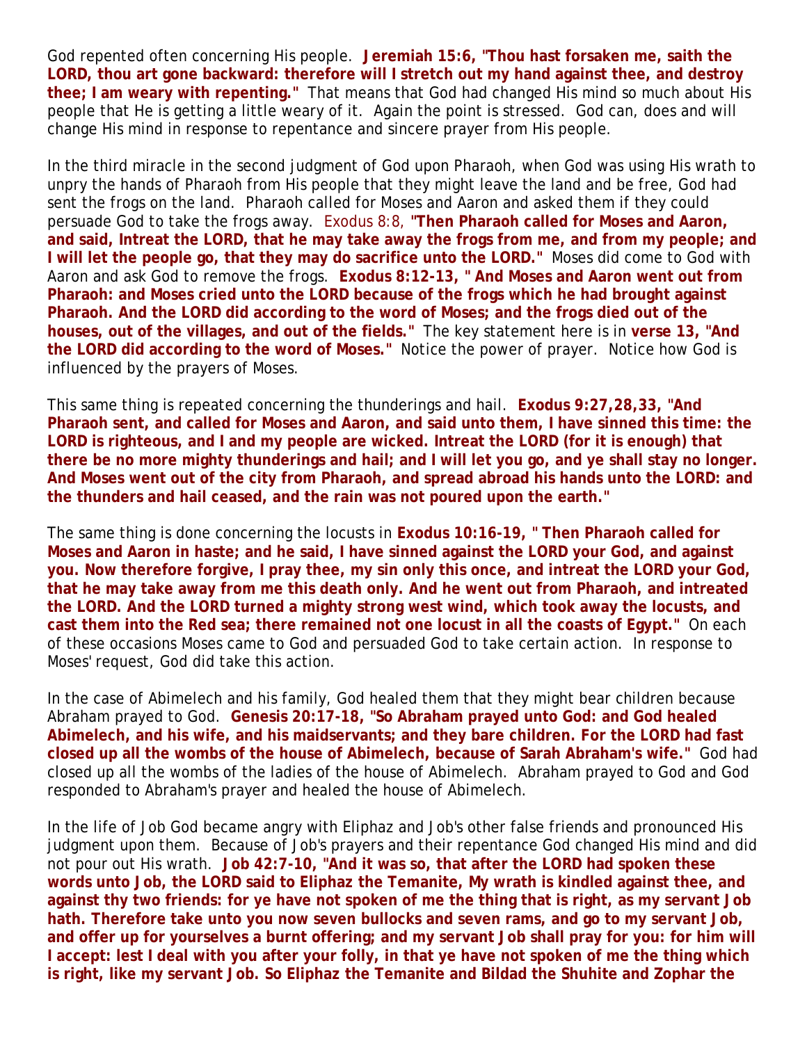God repented often concerning His people. **Jeremiah 15:6, "Thou hast forsaken me, saith the LORD, thou art gone backward: therefore will I stretch out my hand against thee, and destroy thee; I am weary with repenting."** That means that God had changed His mind so much about His people that He is getting a little weary of it. Again the point is stressed. God can, does and will change His mind in response to repentance and sincere prayer from His people.

In the third miracle in the second judgment of God upon Pharaoh, when God was using His wrath to unpry the hands of Pharaoh from His people that they might leave the land and be free, God had sent the frogs on the land. Pharaoh called for Moses and Aaron and asked them if they could persuade God to take the frogs away. Exodus 8:8, **"Then Pharaoh called for Moses and Aaron, and said, Intreat the LORD, that he may take away the frogs from me, and from my people; and I will let the people go, that they may do sacrifice unto the LORD."** Moses did come to God with Aaron and ask God to remove the frogs. **Exodus 8:12-13, " And Moses and Aaron went out from Pharaoh: and Moses cried unto the LORD because of the frogs which he had brought against Pharaoh. And the LORD did according to the word of Moses; and the frogs died out of the houses, out of the villages, and out of the fields."** The key statement here is in **verse 13, "And the LORD did according to the word of Moses."** Notice the power of prayer. Notice how God is influenced by the prayers of Moses.

This same thing is repeated concerning the thunderings and hail. **Exodus 9:27,28,33, "And Pharaoh sent, and called for Moses and Aaron, and said unto them, I have sinned this time: the LORD is righteous, and I and my people are wicked. Intreat the LORD (for it is enough) that there be no more mighty thunderings and hail; and I will let you go, and ye shall stay no longer. And Moses went out of the city from Pharaoh, and spread abroad his hands unto the LORD: and the thunders and hail ceased, and the rain was not poured upon the earth."**

The same thing is done concerning the locusts in **Exodus 10:16-19, " Then Pharaoh called for Moses and Aaron in haste; and he said, I have sinned against the LORD your God, and against you. Now therefore forgive, I pray thee, my sin only this once, and intreat the LORD your God, that he may take away from me this death only. And he went out from Pharaoh, and intreated the LORD. And the LORD turned a mighty strong west wind, which took away the locusts, and cast them into the Red sea; there remained not one locust in all the coasts of Egypt."** On each of these occasions Moses came to God and persuaded God to take certain action. In response to Moses' request, God did take this action.

In the case of Abimelech and his family, God healed them that they might bear children because Abraham prayed to God. **Genesis 20:17-18, "So Abraham prayed unto God: and God healed Abimelech, and his wife, and his maidservants; and they bare children. For the LORD had fast closed up all the wombs of the house of Abimelech, because of Sarah Abraham's wife."** God had closed up all the wombs of the ladies of the house of Abimelech. Abraham prayed to God and God responded to Abraham's prayer and healed the house of Abimelech.

In the life of Job God became angry with Eliphaz and Job's other false friends and pronounced His judgment upon them. Because of Job's prayers and their repentance God changed His mind and did not pour out His wrath. **Job 42:7-10, "And it was so, that after the LORD had spoken these words unto Job, the LORD said to Eliphaz the Temanite, My wrath is kindled against thee, and against thy two friends: for ye have not spoken of me the thing that is right, as my servant Job hath. Therefore take unto you now seven bullocks and seven rams, and go to my servant Job, and offer up for yourselves a burnt offering; and my servant Job shall pray for you: for him will I accept: lest I deal with you after your folly, in that ye have not spoken of me the thing which is right, like my servant Job. So Eliphaz the Temanite and Bildad the Shuhite and Zophar the**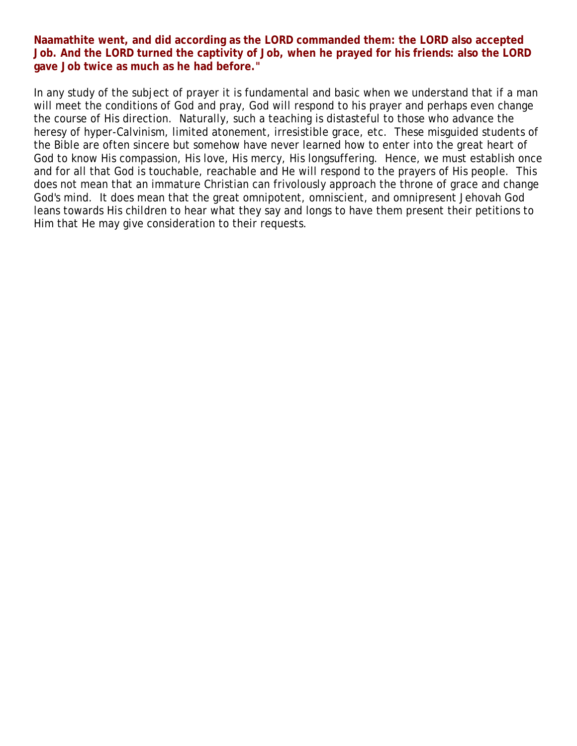**Naamathite went, and did according as the LORD commanded them: the LORD also accepted Job. And the LORD turned the captivity of Job, when he prayed for his friends: also the LORD gave Job twice as much as he had before."**

In any study of the subject of prayer it is fundamental and basic when we understand that if a man will meet the conditions of God and pray, God will respond to his prayer and perhaps even change the course of His direction. Naturally, such a teaching is distasteful to those who advance the heresy of hyper-Calvinism, limited atonement, irresistible grace, etc. These misguided students of the Bible are often sincere but somehow have never learned how to enter into the great heart of God to know His compassion, His love, His mercy, His longsuffering. Hence, we must establish once and for all that God is touchable, reachable and He will respond to the prayers of His people. This does not mean that an immature Christian can frivolously approach the throne of grace and change God's mind. It does mean that the great omnipotent, omniscient, and omnipresent Jehovah God leans towards His children to hear what they say and longs to have them present their petitions to Him that He may give consideration to their requests.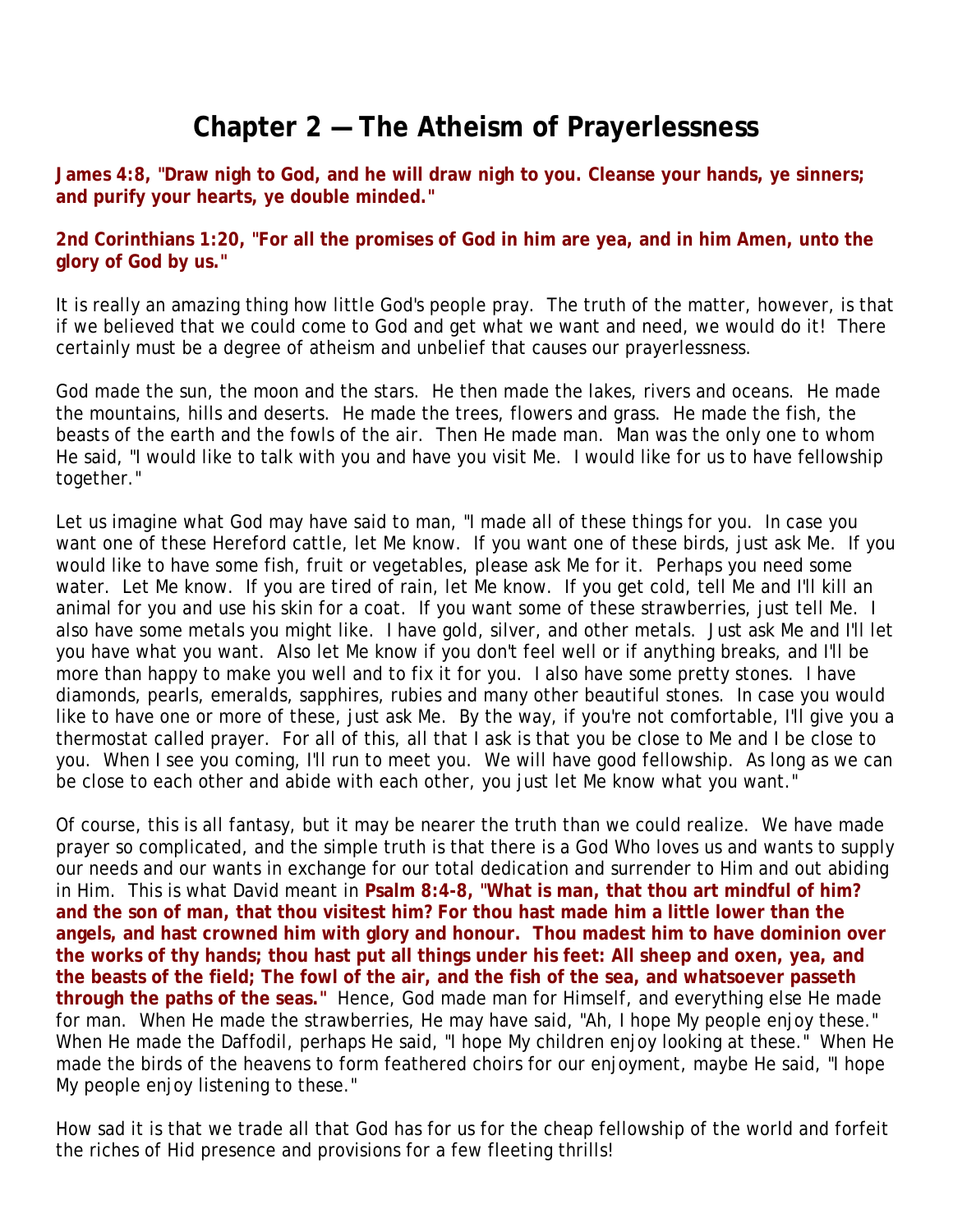# Chapter 2 — The Atheism of Prayerlessness

**James 4:8, "Draw nigh to God, and he will draw nigh to you. Cleanse your hands, ye sinners; and purify your hearts, ye double minded."**

**2nd Corinthians 1:20, "For all the promises of God in him are yea, and in him Amen, unto the glory of God by us."**

It is really an amazing thing how little God's people pray. The truth of the matter, however, is that if we believed that we could come to God and get what we want and need, we would do it! There certainly must be a degree of atheism and unbelief that causes our prayerlessness.

God made the sun, the moon and the stars. He then made the lakes, rivers and oceans. He made the mountains, hills and deserts. He made the trees, flowers and grass. He made the fish, the beasts of the earth and the fowls of the air. Then He made man. Man was the only one to whom He said, "I would like to talk with you and have you visit Me. I would like for us to have fellowship together."

Let us imagine what God may have said to man, "I made all of these things for you. In case you want one of these Hereford cattle, let Me know. If you want one of these birds, just ask Me. If you would like to have some fish, fruit or vegetables, please ask Me for it. Perhaps you need some water. Let Me know. If you are tired of rain, let Me know. If you get cold, tell Me and I'll kill an animal for you and use his skin for a coat. If you want some of these strawberries, just tell Me. I also have some metals you might like. I have gold, silver, and other metals. Just ask Me and I'll let you have what you want. Also let Me know if you don't feel well or if anything breaks, and I'll be more than happy to make you well and to fix it for you. I also have some pretty stones. I have diamonds, pearls, emeralds, sapphires, rubies and many other beautiful stones. In case you would like to have one or more of these, just ask Me. By the way, if you're not comfortable, I'll give you a thermostat called prayer. For all of this, all that I ask is that you be close to Me and I be close to you. When I see you coming, I'll run to meet you. We will have good fellowship. As long as we can be close to each other and abide with each other, you just let Me know what you want."

Of course, this is all fantasy, but it may be nearer the truth than we could realize. We have made prayer so complicated, and the simple truth is that there is a God Who loves us and wants to supply our needs and our wants in exchange for our total dedication and surrender to Him and out abiding in Him. This is what David meant in **Psalm 8:4-8, "What is man, that thou art mindful of him? and the son of man, that thou visitest him? For thou hast made him a little lower than the angels, and hast crowned him with glory and honour. Thou madest him to have dominion over the works of thy hands; thou hast put all things under his feet: All sheep and oxen, yea, and the beasts of the field; The fowl of the air, and the fish of the sea, and whatsoever passeth through the paths of the seas."** Hence, God made man for Himself, and everything else He made for man. When He made the strawberries, He may have said, "Ah, I hope My people enjoy these." When He made the Daffodil, perhaps He said, "I hope My children enjoy looking at these." When He made the birds of the heavens to form feathered choirs for our enjoyment, maybe He said, "I hope My people enjoy listening to these."

How sad it is that we trade all that God has for us for the cheap fellowship of the world and forfeit the riches of Hid presence and provisions for a few fleeting thrills!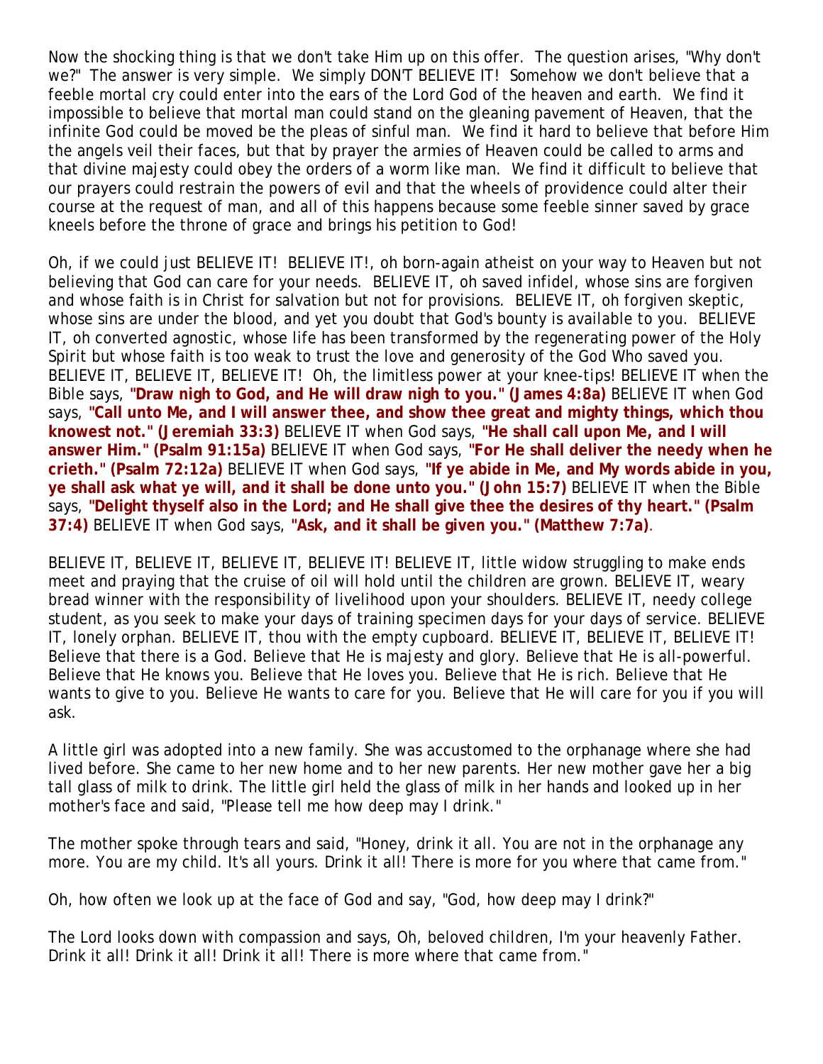Now the shocking thing is that we don't take Him up on this offer. The question arises, "Why don't we?" The answer is very simple. We simply DON'T BELIEVE IT! Somehow we don't believe that a feeble mortal cry could enter into the ears of the Lord God of the heaven and earth. We find it impossible to believe that mortal man could stand on the gleaning pavement of Heaven, that the infinite God could be moved be the pleas of sinful man. We find it hard to believe that before Him the angels veil their faces, but that by prayer the armies of Heaven could be called to arms and that divine majesty could obey the orders of a worm like man. We find it difficult to believe that our prayers could restrain the powers of evil and that the wheels of providence could alter their course at the request of man, and all of this happens because some feeble sinner saved by grace kneels before the throne of grace and brings his petition to God!

Oh, if we could just BELIEVE IT! BELIEVE IT!, oh born-again atheist on your way to Heaven but not believing that God can care for your needs. BELIEVE IT, oh saved infidel, whose sins are forgiven and whose faith is in Christ for salvation but not for provisions. BELIEVE IT, oh forgiven skeptic, whose sins are under the blood, and yet you doubt that God's bounty is available to you. BELIEVE IT, oh converted agnostic, whose life has been transformed by the regenerating power of the Holy Spirit but whose faith is too weak to trust the love and generosity of the God Who saved you. BELIEVE IT, BELIEVE IT, BELIEVE IT! Oh, the limitless power at your knee-tips! BELIEVE IT when the Bible says, **"Draw nigh to God, and He will draw nigh to you." (James 4:8a)** BELIEVE IT when God says, **"Call unto Me, and I will answer thee, and show thee great and mighty things, which thou knowest not." (Jeremiah 33:3)** BELIEVE IT when God says, **"He shall call upon Me, and I will answer Him." (Psalm 91:15a)** BELIEVE IT when God says, **"For He shall deliver the needy when he crieth." (Psalm 72:12a)** BELIEVE IT when God says, **"If ye abide in Me, and My words abide in you, ye shall ask what ye will, and it shall be done unto you." (John 15:7)** BELIEVE IT when the Bible says, **"Delight thyself also in the Lord; and He shall give thee the desires of thy heart." (Psalm 37:4)** BELIEVE IT when God says, **"Ask, and it shall be given you." (Matthew 7:7a)**.

BELIEVE IT, BELIEVE IT, BELIEVE IT, BELIEVE IT! BELIEVE IT, little widow struggling to make ends meet and praying that the cruise of oil will hold until the children are grown. BELIEVE IT, weary bread winner with the responsibility of livelihood upon your shoulders. BELIEVE IT, needy college student, as you seek to make your days of training specimen days for your days of service. BELIEVE IT, lonely orphan. BELIEVE IT, thou with the empty cupboard. BELIEVE IT, BELIEVE IT, BELIEVE IT! Believe that there is a God. Believe that He is majesty and glory. Believe that He is all-powerful. Believe that He knows you. Believe that He loves you. Believe that He is rich. Believe that He wants to give to you. Believe He wants to care for you. Believe that He will care for you if you will ask.

A little girl was adopted into a new family. She was accustomed to the orphanage where she had lived before. She came to her new home and to her new parents. Her new mother gave her a big tall glass of milk to drink. The little girl held the glass of milk in her hands and looked up in her mother's face and said, "Please tell me how deep may I drink."

The mother spoke through tears and said, "Honey, drink it all. You are not in the orphanage any more. You are my child. It's all yours. Drink it all! There is more for you where that came from."

Oh, how often we look up at the face of God and say, "God, how deep may I drink?"

The Lord looks down with compassion and says, Oh, beloved children, I'm your heavenly Father. Drink it all! Drink it all! Drink it all! There is more where that came from."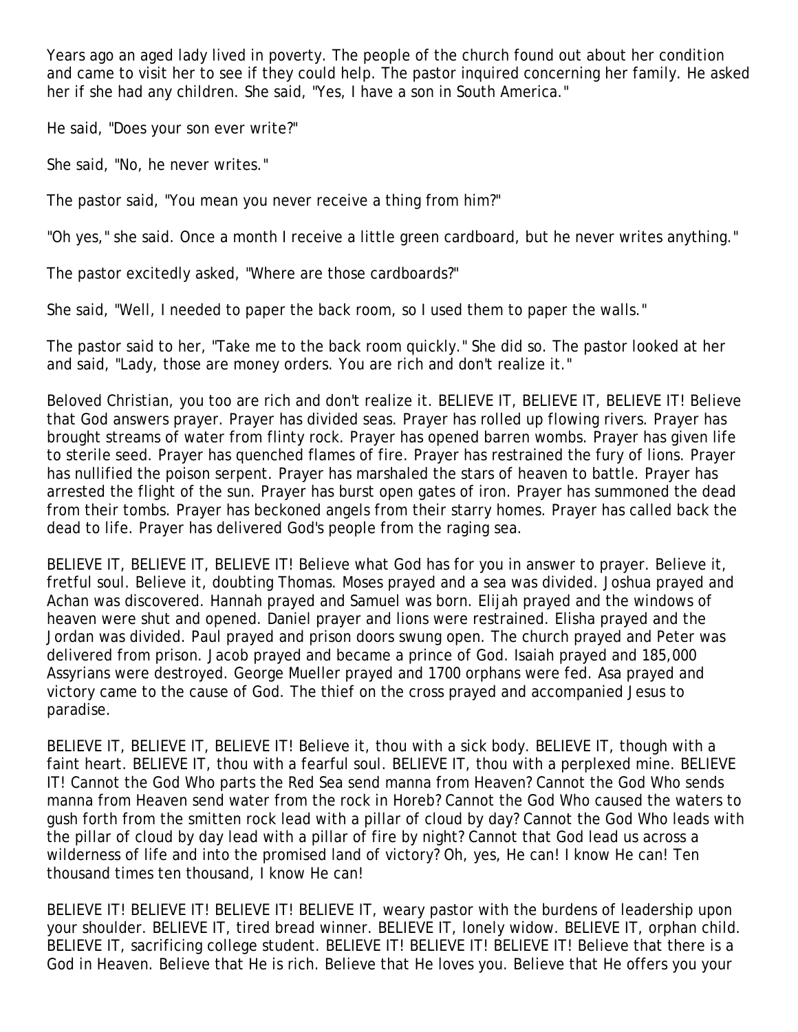Years ago an aged lady lived in poverty. The people of the church found out about her condition and came to visit her to see if they could help. The pastor inquired concerning her family. He asked her if she had any children. She said, "Yes, I have a son in South America."

He said, "Does your son ever write?"

She said, "No, he never writes."

The pastor said, "You mean you never receive a thing from him?"

"Oh yes," she said. Once a month I receive a little green cardboard, but he never writes anything."

The pastor excitedly asked, "Where are those cardboards?"

She said, "Well, I needed to paper the back room, so I used them to paper the walls."

The pastor said to her, "Take me to the back room quickly." She did so. The pastor looked at her and said, "Lady, those are money orders. You are rich and don't realize it."

Beloved Christian, you too are rich and don't realize it. BELIEVE IT, BELIEVE IT, BELIEVE IT! Believe that God answers prayer. Prayer has divided seas. Prayer has rolled up flowing rivers. Prayer has brought streams of water from flinty rock. Prayer has opened barren wombs. Prayer has given life to sterile seed. Prayer has quenched flames of fire. Prayer has restrained the fury of lions. Prayer has nullified the poison serpent. Prayer has marshaled the stars of heaven to battle. Prayer has arrested the flight of the sun. Prayer has burst open gates of iron. Prayer has summoned the dead from their tombs. Prayer has beckoned angels from their starry homes. Prayer has called back the dead to life. Prayer has delivered God's people from the raging sea.

BELIEVE IT, BELIEVE IT, BELIEVE IT! Believe what God has for you in answer to prayer. Believe it, fretful soul. Believe it, doubting Thomas. Moses prayed and a sea was divided. Joshua prayed and Achan was discovered. Hannah prayed and Samuel was born. Elijah prayed and the windows of heaven were shut and opened. Daniel prayer and lions were restrained. Elisha prayed and the Jordan was divided. Paul prayed and prison doors swung open. The church prayed and Peter was delivered from prison. Jacob prayed and became a prince of God. Isaiah prayed and 185,000 Assyrians were destroyed. George Mueller prayed and 1700 orphans were fed. Asa prayed and victory came to the cause of God. The thief on the cross prayed and accompanied Jesus to paradise.

BELIEVE IT, BELIEVE IT, BELIEVE IT! Believe it, thou with a sick body. BELIEVE IT, though with a faint heart. BELIEVE IT, thou with a fearful soul. BELIEVE IT, thou with a perplexed mine. BELIEVE IT! Cannot the God Who parts the Red Sea send manna from Heaven? Cannot the God Who sends manna from Heaven send water from the rock in Horeb? Cannot the God Who caused the waters to gush forth from the smitten rock lead with a pillar of cloud by day? Cannot the God Who leads with the pillar of cloud by day lead with a pillar of fire by night? Cannot that God lead us across a wilderness of life and into the promised land of victory? Oh, yes, He can! I know He can! Ten thousand times ten thousand, I know He can!

BELIEVE IT! BELIEVE IT! BELIEVE IT! BELIEVE IT, weary pastor with the burdens of leadership upon your shoulder. BELIEVE IT, tired bread winner. BELIEVE IT, lonely widow. BELIEVE IT, orphan child. BELIEVE IT, sacrificing college student. BELIEVE IT! BELIEVE IT! BELIEVE IT! Believe that there is a God in Heaven. Believe that He is rich. Believe that He loves you. Believe that He offers you your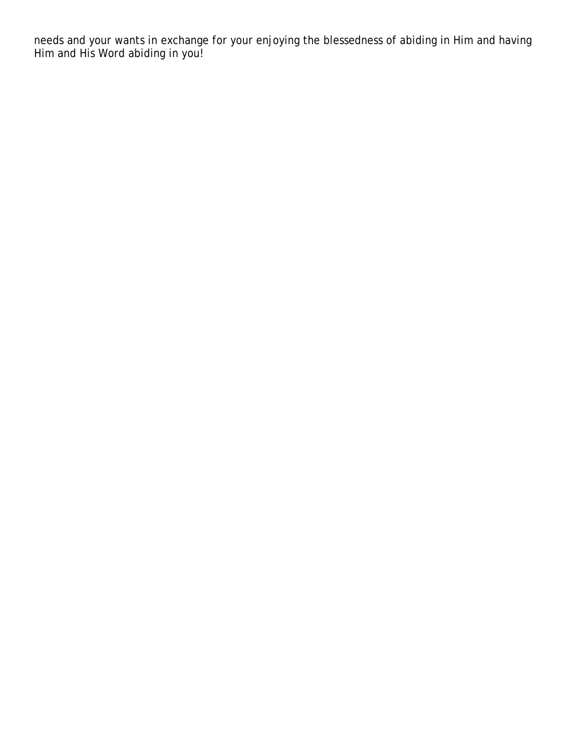needs and your wants in exchange for your enjoying the blessedness of abiding in Him and having Him and His Word abiding in you!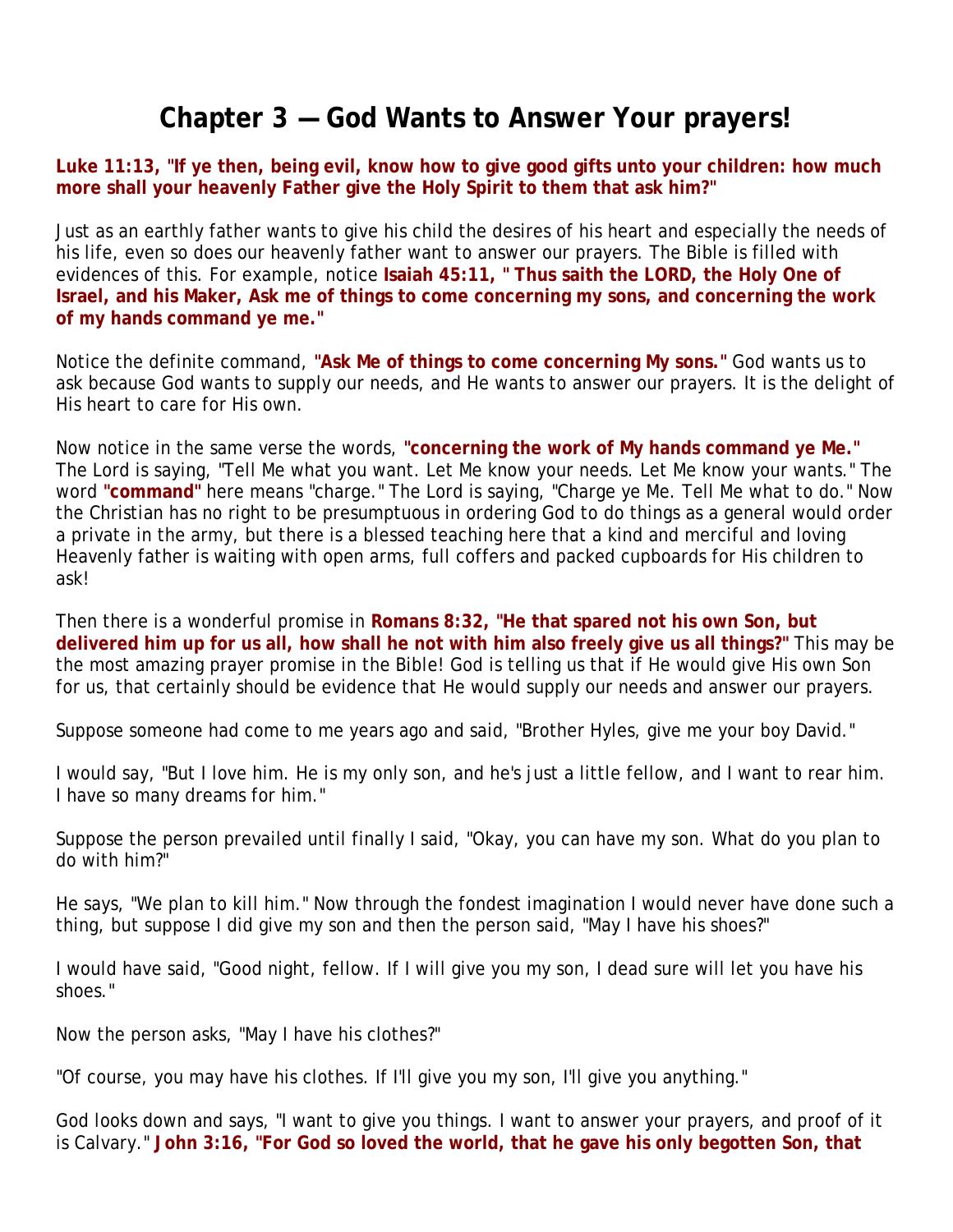# Chapter 3 — God Wants to Answer Your prayers!

**Luke 11:13, "If ye then, being evil, know how to give good gifts unto your children: how much more shall your heavenly Father give the Holy Spirit to them that ask him?"**

Just as an earthly father wants to give his child the desires of his heart and especially the needs of his life, even so does our heavenly father want to answer our prayers. The Bible is filled with evidences of this. For example, notice **Isaiah 45:11, " Thus saith the LORD, the Holy One of Israel, and his Maker, Ask me of things to come concerning my sons, and concerning the work of my hands command ye me."**

Notice the definite command, **"Ask Me of things to come concerning My sons."** God wants us to ask because God wants to supply our needs, and He wants to answer our prayers. It is the delight of His heart to care for His own.

Now notice in the same verse the words, **"concerning the work of My hands command ye Me."** The Lord is saying, "Tell Me what you want. Let Me know your needs. Let Me know your wants." The word **"command"** here means "charge." The Lord is saying, "Charge ye Me. Tell Me what to do." Now the Christian has no right to be presumptuous in ordering God to do things as a general would order a private in the army, but there is a blessed teaching here that a kind and merciful and loving Heavenly father is waiting with open arms, full coffers and packed cupboards for His children to ask!

Then there is a wonderful promise in **Romans 8:32, "He that spared not his own Son, but delivered him up for us all, how shall he not with him also freely give us all things?"** This may be the most amazing prayer promise in the Bible! God is telling us that if He would give His own Son for us, that certainly should be evidence that He would supply our needs and answer our prayers.

Suppose someone had come to me years ago and said, "Brother Hyles, give me your boy David."

I would say, "But I love him. He is my only son, and he's just a little fellow, and I want to rear him. I have so many dreams for him."

Suppose the person prevailed until finally I said, "Okay, you can have my son. What do you plan to do with him?"

He says, "We plan to kill him." Now through the fondest imagination I would never have done such a thing, but suppose I did give my son and then the person said, "May I have his shoes?"

I would have said, "Good night, fellow. If I will give you my son, I dead sure will let you have his shoes."

Now the person asks, "May I have his clothes?"

"Of course, you may have his clothes. If I'll give you my son, I'll give you anything."

God looks down and says, "I want to give you things. I want to answer your prayers, and proof of it is Calvary." **John 3:16, "For God so loved the world, that he gave his only begotten Son, that**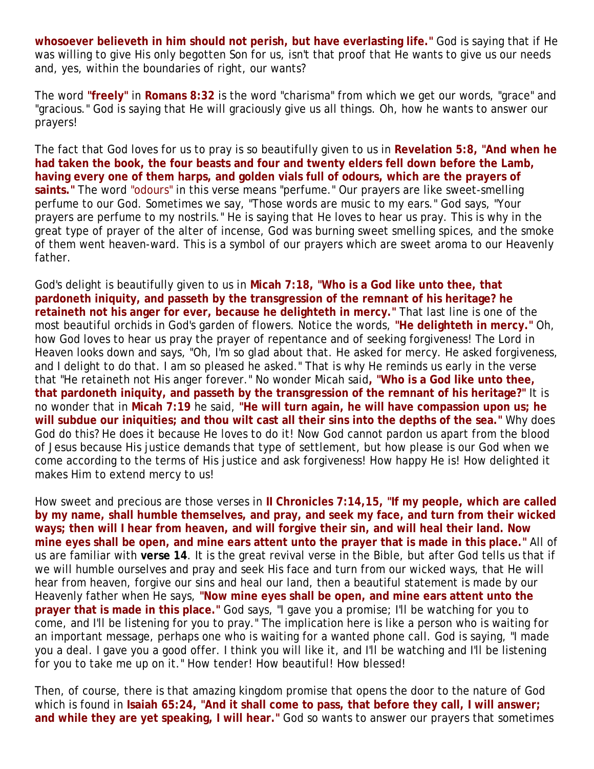**whosoever believeth in him should not perish, but have everlasting life."** God is saying that if He was willing to give His only begotten Son for us, isn't that proof that He wants to give us our needs and, yes, within the boundaries of right, our wants?

The word **"freely"** in **Romans 8:32** is the word "charisma" from which we get our words, "grace" and "gracious." God is saying that He will graciously give us all things. Oh, how he wants to answer our prayers!

The fact that God loves for us to pray is so beautifully given to us in **Revelation 5:8, "And when he had taken the book, the four beasts and four and twenty elders fell down before the Lamb, having every one of them harps, and golden vials full of odours, which are the prayers of saints."** The word "odours" in this verse means "perfume." Our prayers are like sweet-smelling perfume to our God. Sometimes we say, "Those words are music to my ears." God says, "Your prayers are perfume to my nostrils." He is saying that He loves to hear us pray. This is why in the great type of prayer of the alter of incense, God was burning sweet smelling spices, and the smoke of them went heaven-ward. This is a symbol of our prayers which are sweet aroma to our Heavenly father.

God's delight is beautifully given to us in **Micah 7:18, "Who is a God like unto thee, that pardoneth iniquity, and passeth by the transgression of the remnant of his heritage? he retaineth not his anger for ever, because he delighteth in mercy."** That last line is one of the most beautiful orchids in God's garden of flowers. Notice the words, **"He delighteth in mercy."** Oh, how God loves to hear us pray the prayer of repentance and of seeking forgiveness! The Lord in Heaven looks down and says, "Oh, I'm so glad about that. He asked for mercy. He asked forgiveness, and I delight to do that. I am so pleased he asked." That is why He reminds us early in the verse that "He retaineth not His anger forever." No wonder Micah said**, "Who is a God like unto thee, that pardoneth iniquity, and passeth by the transgression of the remnant of his heritage?"** It is no wonder that in **Micah 7:19** he said, **"He will turn again, he will have compassion upon us; he will subdue our iniquities; and thou wilt cast all their sins into the depths of the sea."** Why does God do this? He does it because He loves to do it! Now God cannot pardon us apart from the blood of Jesus because His justice demands that type of settlement, but how please is our God when we come according to the terms of His justice and ask forgiveness! How happy He is! How delighted it makes Him to extend mercy to us!

How sweet and precious are those verses in **II Chronicles 7:14,15, "If my people, which are called by my name, shall humble themselves, and pray, and seek my face, and turn from their wicked ways; then will I hear from heaven, and will forgive their sin, and will heal their land. Now mine eyes shall be open, and mine ears attent unto the prayer that is made in this place."** All of us are familiar with **verse 14**. It is the great revival verse in the Bible, but after God tells us that if we will humble ourselves and pray and seek His face and turn from our wicked ways, that He will hear from heaven, forgive our sins and heal our land, then a beautiful statement is made by our Heavenly father when He says, **"Now mine eyes shall be open, and mine ears attent unto the prayer that is made in this place."** God says, "I gave you a promise; I'll be watching for you to come, and I'll be listening for you to pray." The implication here is like a person who is waiting for an important message, perhaps one who is waiting for a wanted phone call. God is saying, "I made you a deal. I gave you a good offer. I think you will like it, and I'll be watching and I'll be listening for you to take me up on it." How tender! How beautiful! How blessed!

Then, of course, there is that amazing kingdom promise that opens the door to the nature of God which is found in **Isaiah 65:24, "And it shall come to pass, that before they call, I will answer; and while they are yet speaking, I will hear."** God so wants to answer our prayers that sometimes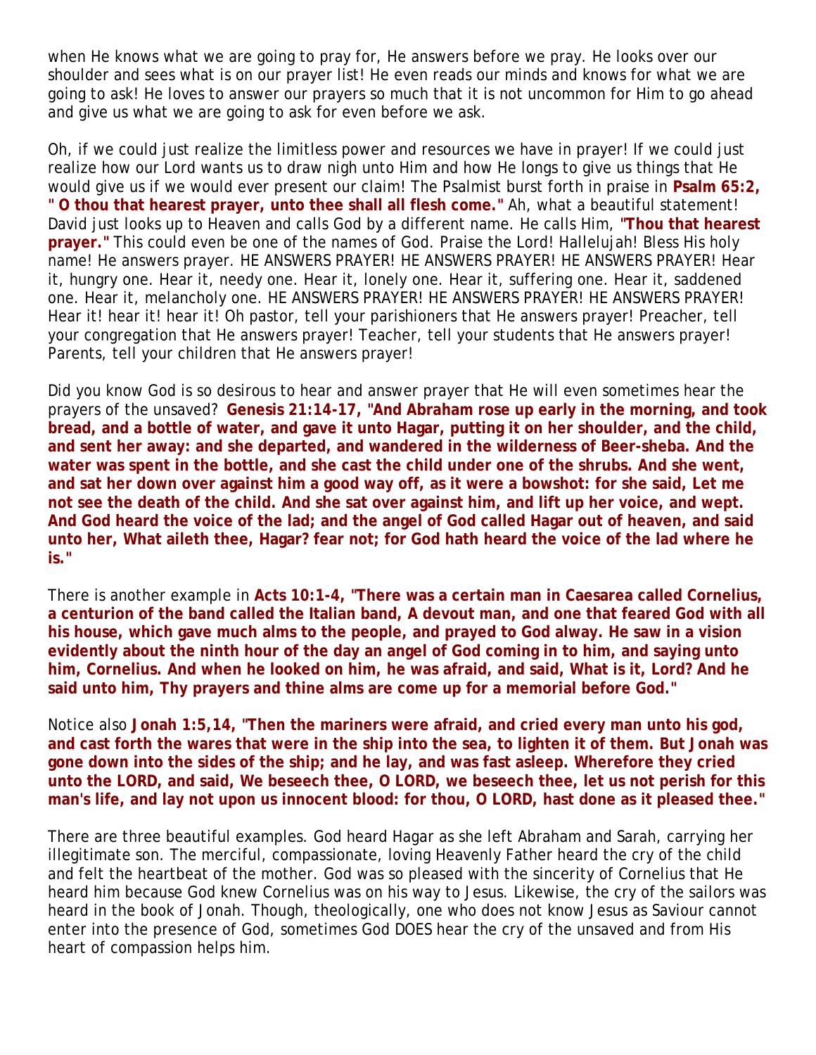when He knows what we are going to pray for, He answers before we pray. He looks over our shoulder and sees what is on our prayer list! He even reads our minds and knows for what we are going to ask! He loves to answer our prayers so much that it is not uncommon for Him to go ahead and give us what we are going to ask for even before we ask.

Oh, if we could just realize the limitless power and resources we have in prayer! If we could just realize how our Lord wants us to draw nigh unto Him and how He longs to give us things that He would give us if we would ever present our claim! The Psalmist burst forth in praise in **Psalm 65:2, " O thou that hearest prayer, unto thee shall all flesh come."** Ah, what a beautiful statement! David just looks up to Heaven and calls God by a different name. He calls Him, **"Thou that hearest prayer."** This could even be one of the names of God. Praise the Lord! Hallelujah! Bless His holy name! He answers prayer. HE ANSWERS PRAYER! HE ANSWERS PRAYER! HE ANSWERS PRAYER! Hear it, hungry one. Hear it, needy one. Hear it, lonely one. Hear it, suffering one. Hear it, saddened one. Hear it, melancholy one. HE ANSWERS PRAYER! HE ANSWERS PRAYER! HE ANSWERS PRAYER! Hear it! hear it! hear it! Oh pastor, tell your parishioners that He answers prayer! Preacher, tell your congregation that He answers prayer! Teacher, tell your students that He answers prayer! Parents, tell your children that He answers prayer!

Did you know God is so desirous to hear and answer prayer that He will even sometimes hear the prayers of the unsaved? **Genesis 21:14-17, "And Abraham rose up early in the morning, and took bread, and a bottle of water, and gave it unto Hagar, putting it on her shoulder, and the child, and sent her away: and she departed, and wandered in the wilderness of Beer-sheba. And the water was spent in the bottle, and she cast the child under one of the shrubs. And she went, and sat her down over against him a good way off, as it were a bowshot: for she said, Let me not see the death of the child. And she sat over against him, and lift up her voice, and wept. And God heard the voice of the lad; and the angel of God called Hagar out of heaven, and said unto her, What aileth thee, Hagar? fear not; for God hath heard the voice of the lad where he is."**

There is another example in **Acts 10:1-4, "There was a certain man in Caesarea called Cornelius, a centurion of the band called the Italian band, A devout man, and one that feared God with all his house, which gave much alms to the people, and prayed to God alway. He saw in a vision evidently about the ninth hour of the day an angel of God coming in to him, and saying unto him, Cornelius. And when he looked on him, he was afraid, and said, What is it, Lord? And he said unto him, Thy prayers and thine alms are come up for a memorial before God."**

Notice also **Jonah 1:5,14, "Then the mariners were afraid, and cried every man unto his god, and cast forth the wares that were in the ship into the sea, to lighten it of them. But Jonah was gone down into the sides of the ship; and he lay, and was fast asleep. Wherefore they cried unto the LORD, and said, We beseech thee, O LORD, we beseech thee, let us not perish for this man's life, and lay not upon us innocent blood: for thou, O LORD, hast done as it pleased thee."**

There are three beautiful examples. God heard Hagar as she left Abraham and Sarah, carrying her illegitimate son. The merciful, compassionate, loving Heavenly Father heard the cry of the child and felt the heartbeat of the mother. God was so pleased with the sincerity of Cornelius that He heard him because God knew Cornelius was on his way to Jesus. Likewise, the cry of the sailors was heard in the book of Jonah. Though, theologically, one who does not know Jesus as Saviour cannot enter into the presence of God, sometimes God DOES hear the cry of the unsaved and from His heart of compassion helps him.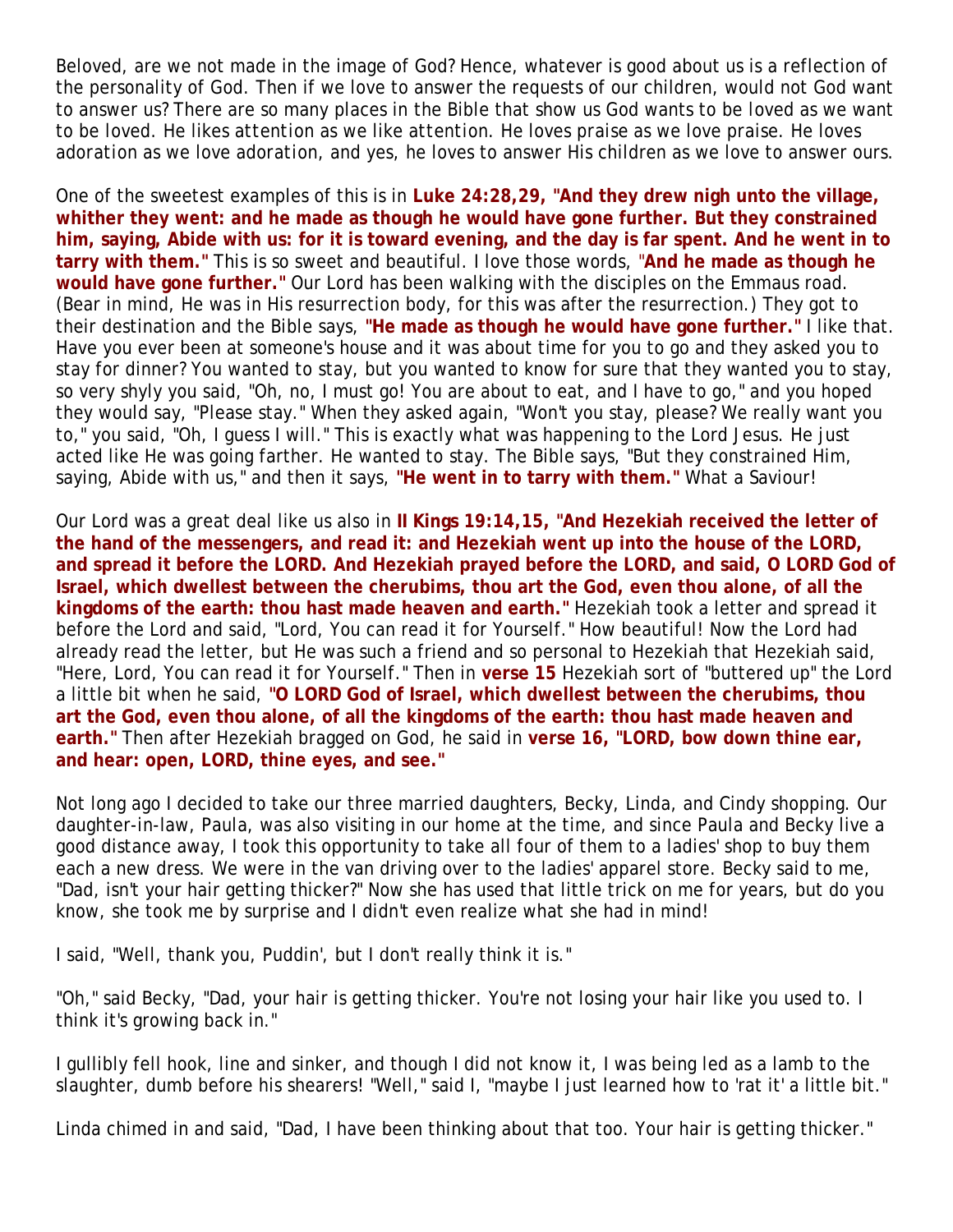Beloved, are we not made in the image of God? Hence, whatever is good about us is a reflection of the personality of God. Then if we love to answer the requests of our children, would not God want to answer us? There are so many places in the Bible that show us God wants to be loved as we want to be loved. He likes attention as we like attention. He loves praise as we love praise. He loves adoration as we love adoration, and yes, he loves to answer His children as we love to answer ours.

One of the sweetest examples of this is in **Luke 24:28,29, "And they drew nigh unto the village, whither they went: and he made as though he would have gone further. But they constrained him, saying, Abide with us: for it is toward evening, and the day is far spent. And he went in to tarry with them."** This is so sweet and beautiful. I love those words, "**And he made as though he would have gone further."** Our Lord has been walking with the disciples on the Emmaus road. (Bear in mind, He was in His resurrection body, for this was after the resurrection.) They got to their destination and the Bible says, **"He made as though he would have gone further."** I like that. Have you ever been at someone's house and it was about time for you to go and they asked you to stay for dinner? You wanted to stay, but you wanted to know for sure that they wanted you to stay, so very shyly you said, "Oh, no, I must go! You are about to eat, and I have to go," and you hoped they would say, "Please stay." When they asked again, "Won't you stay, please? We really want you to," you said, "Oh, I guess I will." This is exactly what was happening to the Lord Jesus. He just acted like He was going farther. He wanted to stay. The Bible says, "But they constrained Him, saying, Abide with us," and then it says, **"He went in to tarry with them."** What a Saviour!

Our Lord was a great deal like us also in **II Kings 19:14,15, "And Hezekiah received the letter of the hand of the messengers, and read it: and Hezekiah went up into the house of the LORD, and spread it before the LORD. And Hezekiah prayed before the LORD, and said, O LORD God of Israel, which dwellest between the cherubims, thou art the God, even thou alone, of all the kingdoms of the earth: thou hast made heaven and earth."** Hezekiah took a letter and spread it before the Lord and said, "Lord, You can read it for Yourself." How beautiful! Now the Lord had already read the letter, but He was such a friend and so personal to Hezekiah that Hezekiah said, "Here, Lord, You can read it for Yourself." Then in **verse 15** Hezekiah sort of "buttered up" the Lord a little bit when he said, **"O LORD God of Israel, which dwellest between the cherubims, thou art the God, even thou alone, of all the kingdoms of the earth: thou hast made heaven and earth."** Then after Hezekiah bragged on God, he said in **verse 16, "LORD, bow down thine ear, and hear: open, LORD, thine eyes, and see."**

Not long ago I decided to take our three married daughters, Becky, Linda, and Cindy shopping. Our daughter-in-law, Paula, was also visiting in our home at the time, and since Paula and Becky live a good distance away, I took this opportunity to take all four of them to a ladies' shop to buy them each a new dress. We were in the van driving over to the ladies' apparel store. Becky said to me, "Dad, isn't your hair getting thicker?" Now she has used that little trick on me for years, but do you know, she took me by surprise and I didn't even realize what she had in mind!

I said, "Well, thank you, Puddin', but I don't really think it is."

"Oh," said Becky, "Dad, your hair is getting thicker. You're not losing your hair like you used to. I think it's growing back in."

I gullibly fell hook, line and sinker, and though I did not know it, I was being led as a lamb to the slaughter, dumb before his shearers! "Well," said I, "maybe I just learned how to 'rat it' a little bit."

Linda chimed in and said, "Dad, I have been thinking about that too. Your hair is getting thicker."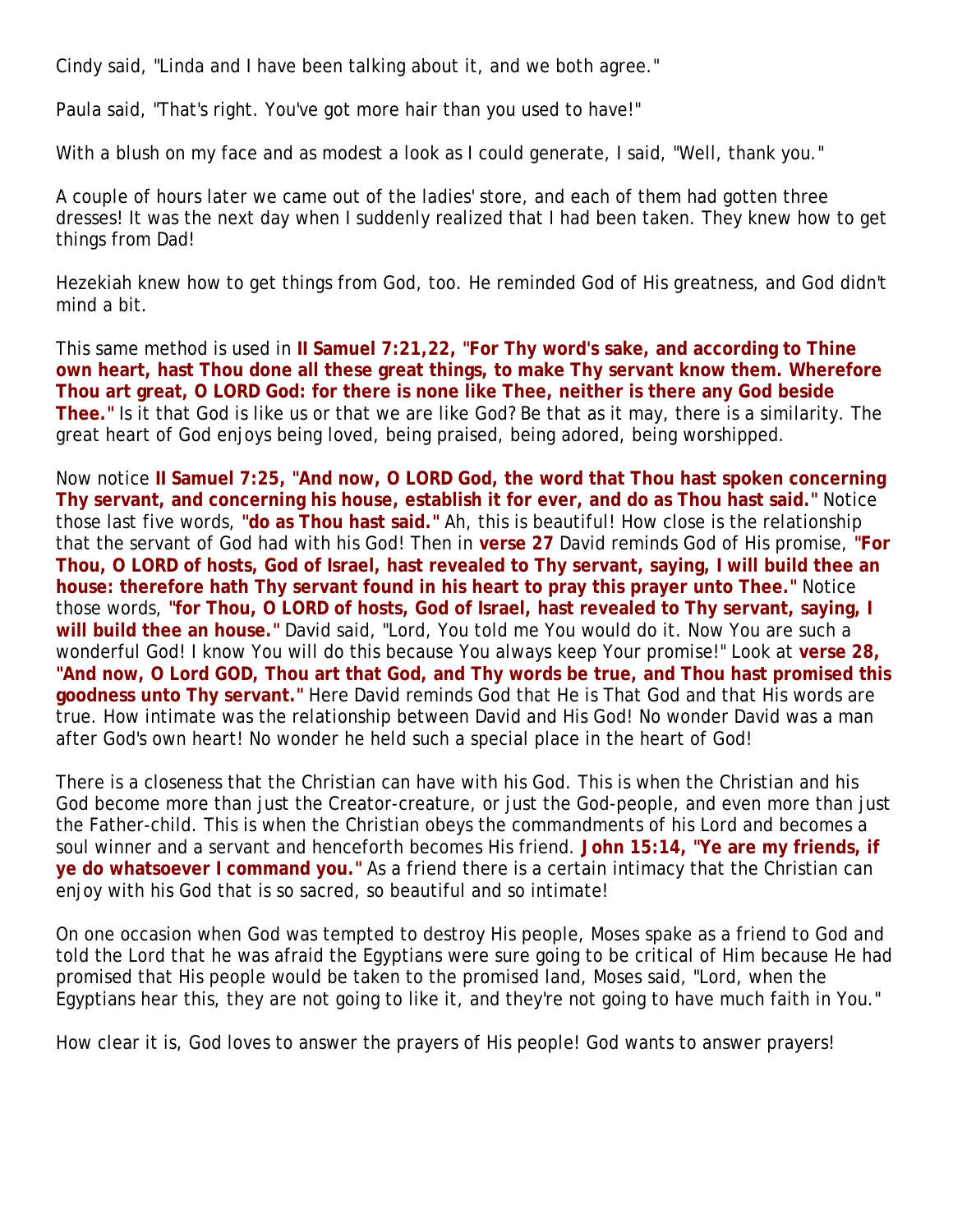Cindy said, "Linda and I have been talking about it, and we both agree."

Paula said, "That's right. You've got more hair than you used to have!"

With a blush on my face and as modest a look as I could generate, I said, "Well, thank you."

A couple of hours later we came out of the ladies' store, and each of them had gotten three dresses! It was the next day when I suddenly realized that I had been taken. They knew how to get things from Dad!

Hezekiah knew how to get things from God, too. He reminded God of His greatness, and God didn't mind a bit.

This same method is used in **II Samuel 7:21,22, "For Thy word's sake, and according to Thine own heart, hast Thou done all these great things, to make Thy servant know them. Wherefore Thou art great, O LORD God: for there is none like Thee, neither is there any God beside Thee."** Is it that God is like us or that we are like God? Be that as it may, there is a similarity. The great heart of God enjoys being loved, being praised, being adored, being worshipped.

Now notice **II Samuel 7:25, "And now, O LORD God, the word that Thou hast spoken concerning Thy servant, and concerning his house, establish it for ever, and do as Thou hast said."** Notice those last five words, **"do as Thou hast said."** Ah, this is beautiful! How close is the relationship that the servant of God had with his God! Then in **verse 27** David reminds God of His promise, **"For Thou, O LORD of hosts, God of Israel, hast revealed to Thy servant, saying, I will build thee an house: therefore hath Thy servant found in his heart to pray this prayer unto Thee."** Notice those words, **"for Thou, O LORD of hosts, God of Israel, hast revealed to Thy servant, saying, I will build thee an house."** David said, "Lord, You told me You would do it. Now You are such a wonderful God! I know You will do this because You always keep Your promise!" Look at **verse 28, "And now, O Lord GOD, Thou art that God, and Thy words be true, and Thou hast promised this goodness unto Thy servant."** Here David reminds God that He is That God and that His words are true. How intimate was the relationship between David and His God! No wonder David was a man after God's own heart! No wonder he held such a special place in the heart of God!

There is a closeness that the Christian can have with his God. This is when the Christian and his God become more than just the Creator-creature, or just the God-people, and even more than just the Father-child. This is when the Christian obeys the commandments of his Lord and becomes a soul winner and a servant and henceforth becomes His friend. **John 15:14, "Ye are my friends, if ye do whatsoever I command you."** As a friend there is a certain intimacy that the Christian can enjoy with his God that is so sacred, so beautiful and so intimate!

On one occasion when God was tempted to destroy His people, Moses spake as a friend to God and told the Lord that he was afraid the Egyptians were sure going to be critical of Him because He had promised that His people would be taken to the promised land, Moses said, "Lord, when the Egyptians hear this, they are not going to like it, and they're not going to have much faith in You."

How clear it is, God loves to answer the prayers of His people! God wants to answer prayers!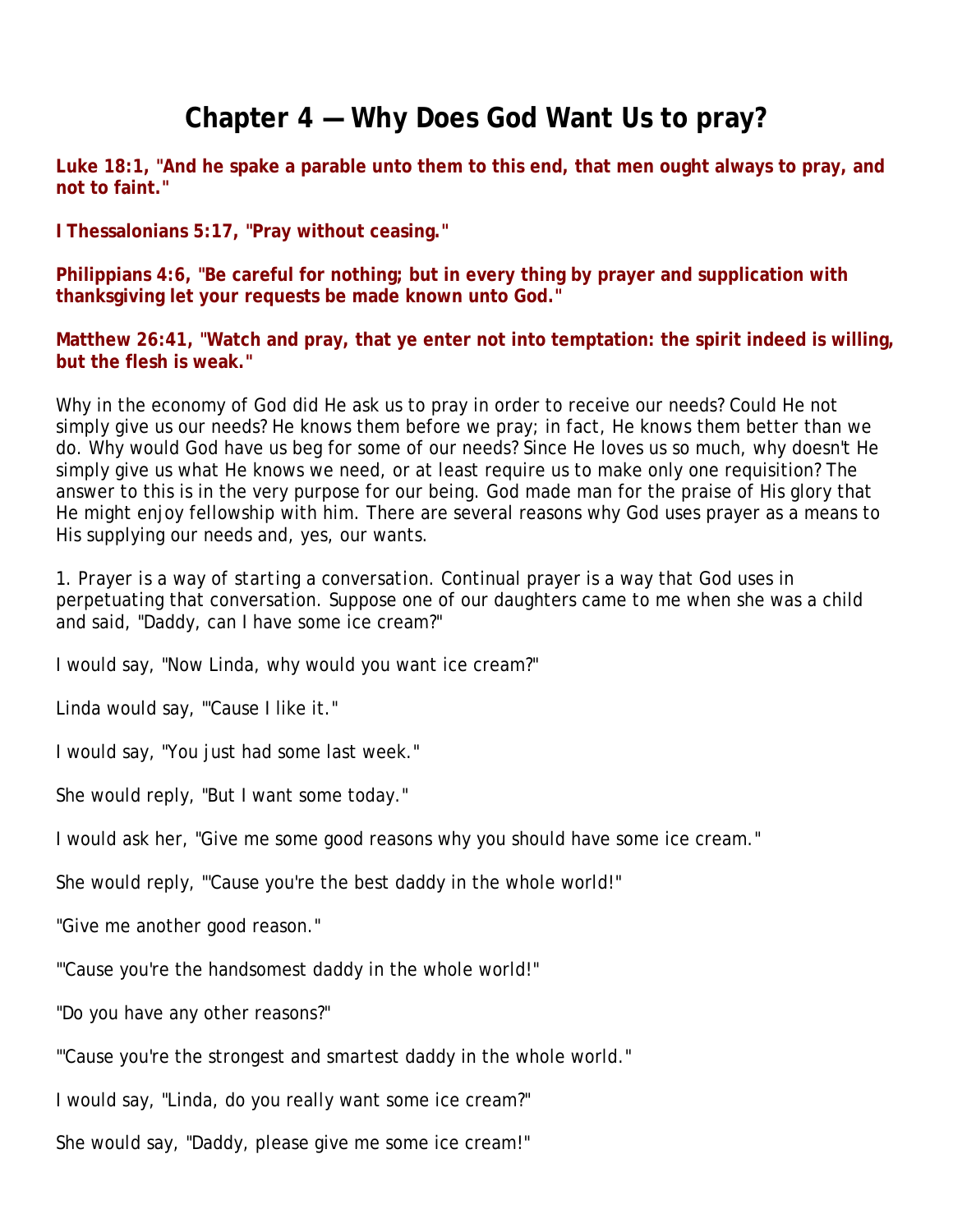# Chapter 4 — Why Does God Want Us to pray?

**Luke 18:1, "And he spake a parable unto them to this end, that men ought always to pray, and not to faint."**

**I Thessalonians 5:17, "Pray without ceasing."**

**Philippians 4:6, "Be careful for nothing; but in every thing by prayer and supplication with thanksgiving let your requests be made known unto God."**

**Matthew 26:41, "Watch and pray, that ye enter not into temptation: the spirit indeed is willing, but the flesh is weak."**

Why in the economy of God did He ask us to pray in order to receive our needs? Could He not simply give us our needs? He knows them before we pray; in fact, He knows them better than we do. Why would God have us beg for some of our needs? Since He loves us so much, why doesn't He simply give us what He knows we need, or at least require us to make only one requisition? The answer to this is in the very purpose for our being. God made man for the praise of His glory that He might enjoy fellowship with him. There are several reasons why God uses prayer as a means to His supplying our needs and, yes, our wants.

1. Prayer is a way of starting a conversation. Continual prayer is a way that God uses in perpetuating that conversation. Suppose one of our daughters came to me when she was a child and said, "Daddy, can I have some ice cream?"

I would say, "Now Linda, why would you want ice cream?"

Linda would say, "'Cause I like it."

I would say, "You just had some last week."

She would reply, "But I want some today."

I would ask her, "Give me some good reasons why you should have some ice cream."

She would reply, "'Cause you're the best daddy in the whole world!"

"Give me another good reason."

"'Cause you're the handsomest daddy in the whole world!"

"Do you have any other reasons?"

"'Cause you're the strongest and smartest daddy in the whole world."

I would say, "Linda, do you really want some ice cream?"

She would say, "Daddy, please give me some ice cream!"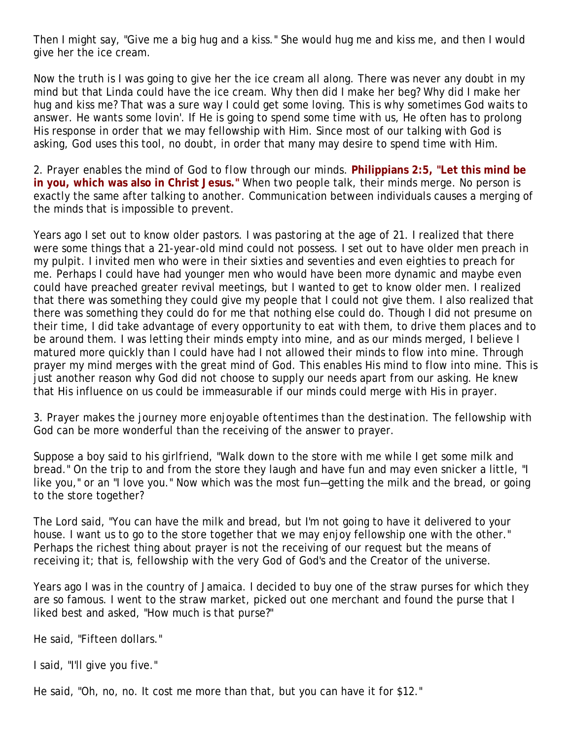Then I might say, "Give me a big hug and a kiss." She would hug me and kiss me, and then I would give her the ice cream.

Now the truth is I was going to give her the ice cream all along. There was never any doubt in my mind but that Linda could have the ice cream. Why then did I make her beg? Why did I make her hug and kiss me? That was a sure way I could get some loving. This is why sometimes God waits to answer. He wants some lovin'. If He is going to spend some time with us, He often has to prolong His response in order that we may fellowship with Him. Since most of our talking with God is asking, God uses this tool, no doubt, in order that many may desire to spend time with Him.

2. *Prayer enables the mind of God to flow through our minds.* **Philippians 2:5, "Let this mind be in you, which was also in Christ Jesus."** When two people talk, their minds merge. No person is exactly the same after talking to another. Communication between individuals causes a merging of the minds that is impossible to prevent.

Years ago I set out to know older pastors. I was pastoring at the age of 21. I realized that there were some things that a 21-year-old mind could not possess. I set out to have older men preach in my pulpit. I invited men who were in their sixties and seventies and even eighties to preach for me. Perhaps I could have had younger men who would have been more dynamic and maybe even could have preached greater revival meetings, but I wanted to get to know older men. I realized that there was something they could give my people that I could not give them. I also realized that there was something they could do for me that nothing else could do. Though I did not presume on their time, I did take advantage of every opportunity to eat with them, to drive them places and to be around them. I was letting their minds empty into mine, and as our minds merged, I believe I matured more quickly than I could have had I not allowed their minds to flow into mine. Through prayer my mind merges with the great mind of God. This enables His mind to flow into mine. This is just another reason why God did not choose to supply our needs apart from our asking. He knew that His influence on us could be immeasurable if our minds could merge with His in prayer.

3. *Prayer makes the journey more enjoyable oftentimes than the destination.* The fellowship with God can be more wonderful than the receiving of the answer to prayer.

Suppose a boy said to his girlfriend, "Walk down to the store with me while I get some milk and bread." On the trip to and from the store they laugh and have fun and may even snicker a little, "I like you," or an "I love you." Now which was the most fun—getting the milk and the bread, or going to the store together?

The Lord said, "You can have the milk and bread, but I'm not going to have it delivered to your house. I want us to go to the store together that we may enjoy fellowship one with the other." Perhaps the richest thing about prayer is not the receiving of our request but the means of receiving it; that is, fellowship with the very God of God's and the Creator of the universe.

Years ago I was in the country of Jamaica. I decided to buy one of the straw purses for which they are so famous. I went to the straw market, picked out one merchant and found the purse that I liked best and asked, "How much is that purse?"

He said, "Fifteen dollars."

I said, "I'll give you five."

He said, "Oh, no, no. It cost me more than that, but you can have it for $12."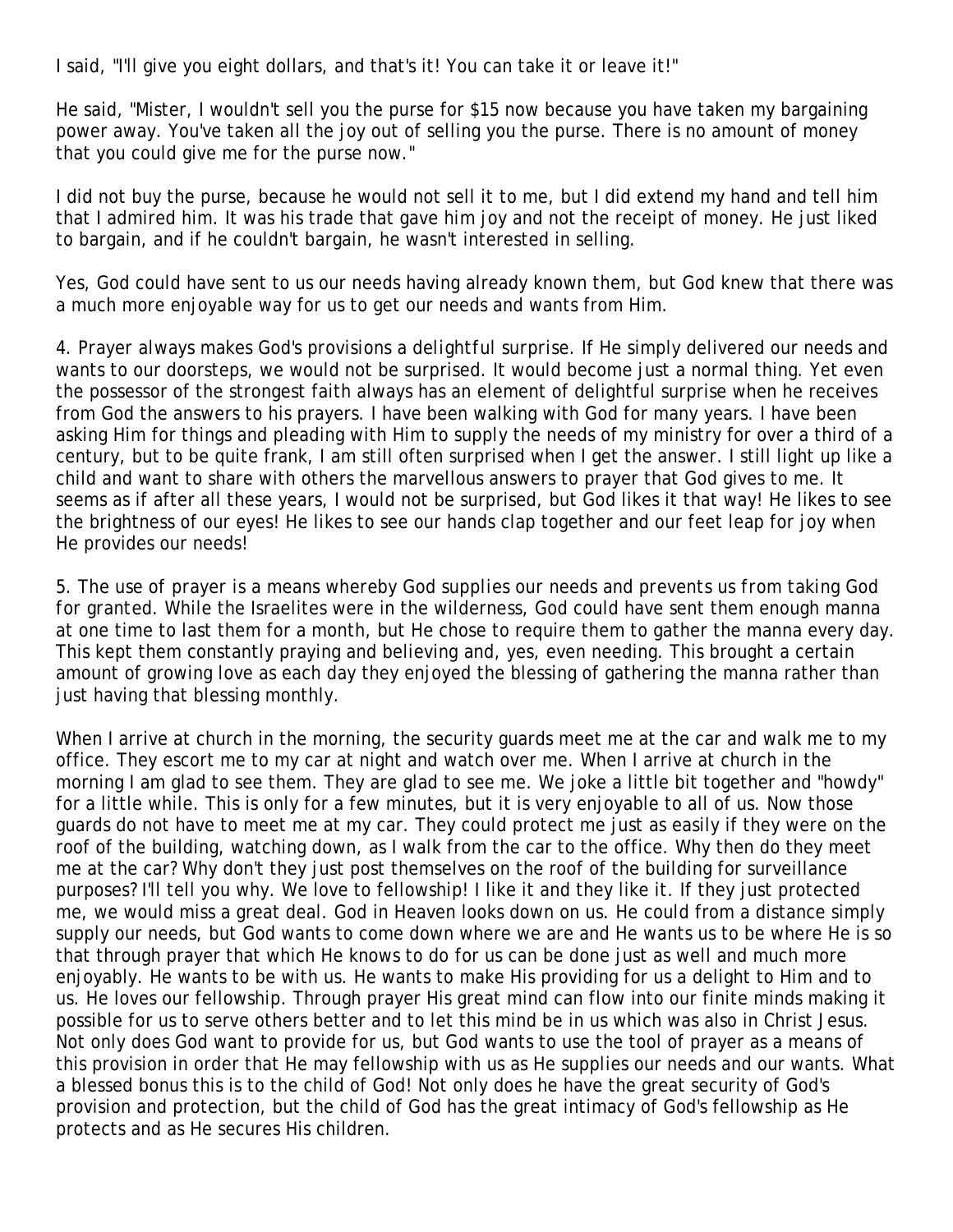I said, "I'll give you eight dollars, and that's it! You can take it or leave it!"

He said, "Mister, I wouldn't sell you the purse for $15 now because you have taken my bargaining power away. You've taken all the joy out of selling you the purse. There is no amount of money that you could give me for the purse now."

I did not buy the purse, because he would not sell it to me, but I did extend my hand and tell him that I admired him. It was his trade that gave him joy and not the receipt of money. He just liked to bargain, and if he couldn't bargain, he wasn't interested in selling.

Yes, God could have sent to us our needs having already known them, but God knew that there was a much more enjoyable way for us to get our needs and wants from Him.

4. *Prayer always makes God's provisions a delightful surprise.* If He simply delivered our needs and wants to our doorsteps, we would not be surprised. It would become just a normal thing. Yet even the possessor of the strongest faith always has an element of delightful surprise when he receives from God the answers to his prayers. I have been walking with God for many years. I have been asking Him for things and pleading with Him to supply the needs of my ministry for over a third of a century, but to be quite frank, I am still often surprised when I get the answer. I still light up like a child and want to share with others the marvellous answers to prayer that God gives to me. It seems as if after all these years, I would not be surprised, but God likes it that way! He likes to see the brightness of our eyes! He likes to see our hands clap together and our feet leap for joy when He provides our needs!

5. *The use of prayer is a means whereby God supplies our needs and prevents us from taking God for granted.* While the Israelites were in the wilderness, God could have sent them enough manna at one time to last them for a month, but He chose to require them to gather the manna every day. This kept them constantly praying and believing and, yes, even needing. This brought a certain amount of growing love as each day they enjoyed the blessing of gathering the manna rather than just having that blessing monthly.

When I arrive at church in the morning, the security guards meet me at the car and walk me to my office. They escort me to my car at night and watch over me. When I arrive at church in the morning I am glad to see them. They are glad to see me. We joke a little bit together and "howdy" for a little while. This is only for a few minutes, but it is very enjoyable to all of us. Now those guards do not have to meet me at my car. They could protect me just as easily if they were on the roof of the building, watching down, as I walk from the car to the office. Why then do they meet me at the car? Why don't they just post themselves on the roof of the building for surveillance purposes? I'll tell you why. We love to fellowship! I like it and they like it. If they just protected me, we would miss a great deal. God in Heaven looks down on us. He could from a distance simply supply our needs, but God wants to come down where we are and He wants us to be where He is so that through prayer that which He knows to do for us can be done just as well and much more enjoyably. He wants to be with us. He wants to make His providing for us a delight to Him and to us. He loves our fellowship. Through prayer His great mind can flow into our finite minds making it possible for us to serve others better and to let this mind be in us which was also in Christ Jesus. Not only does God want to provide for us, but God wants to use the tool of prayer as a means of this provision in order that He may fellowship with us as He supplies our needs and our wants. What a blessed bonus this is to the child of God! Not only does he have the great security of God's provision and protection, but the child of God has the great intimacy of God's fellowship as He protects and as He secures His children.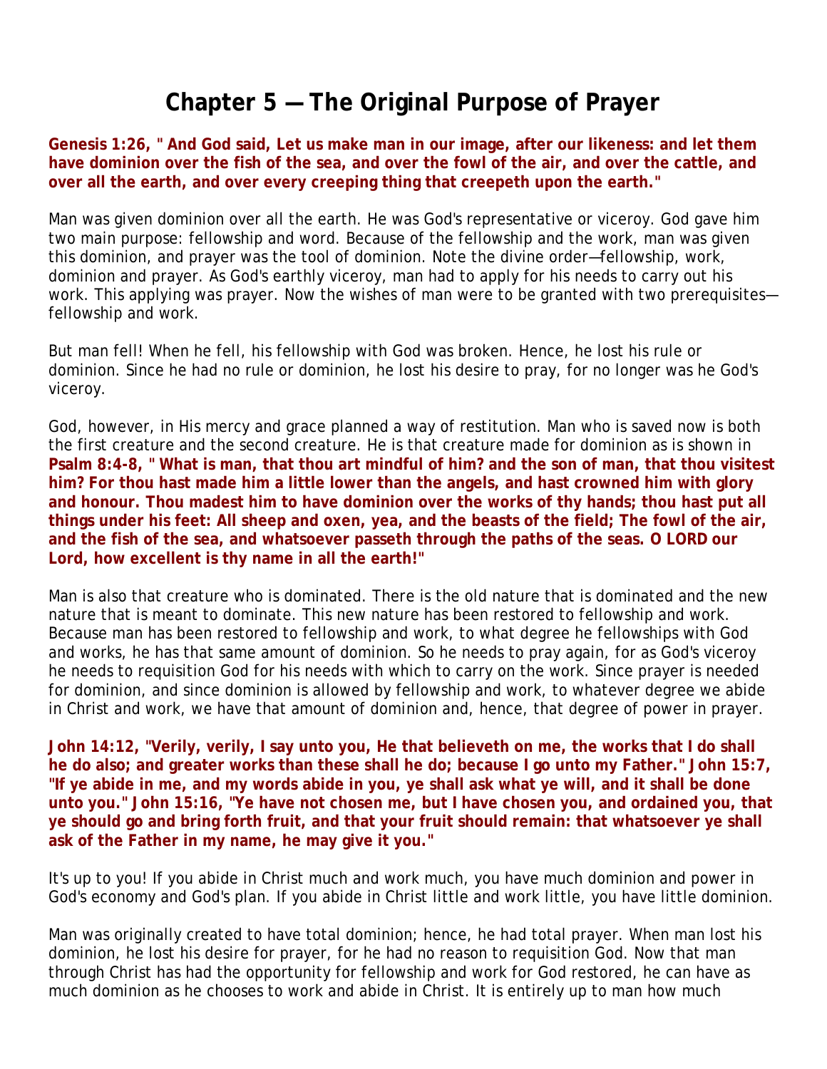# Chapter 5 — The Original Purpose of Prayer

**Genesis 1:26, " And God said, Let us make man in our image, after our likeness: and let them have dominion over the fish of the sea, and over the fowl of the air, and over the cattle, and over all the earth, and over every creeping thing that creepeth upon the earth."**

Man was given dominion over all the earth. He was God's representative or viceroy. God gave him two main purpose: fellowship and word. Because of the fellowship and the work, man was given this dominion, and prayer was the tool of dominion. Note the divine order—fellowship, work, dominion and prayer. As God's earthly viceroy, man had to apply for his needs to carry out his work. This applying was prayer. Now the wishes of man were to be granted with two prerequisites—fellowship and work.

But man fell! When he fell, his fellowship with God was broken. Hence, he lost his rule or dominion. Since he had no rule or dominion, he lost his desire to pray, for no longer was he God's viceroy.

God, however, in His mercy and grace planned a way of restitution. Man who is saved now is both the first creature and the second creature. He is that creature made for dominion as is shown in **Psalm 8:4-8, " What is man, that thou art mindful of him? and the son of man, that thou visitest him? For thou hast made him a little lower than the angels, and hast crowned him with glory and honour. Thou madest him to have dominion over the works of thy hands; thou hast put all things under his feet: All sheep and oxen, yea, and the beasts of the field; The fowl of the air, and the fish of the sea, and whatsoever passeth through the paths of the seas. O LORD our Lord, how excellent is thy name in all the earth!"**

Man is also that creature who is dominated. There is the old nature that is dominated and the new nature that is meant to dominate. This new nature has been restored to fellowship and work. Because man has been restored to fellowship and work, to what degree he fellowships with God and works, he has that same amount of dominion. So he needs to pray again, for as God's viceroy he needs to requisition God for his needs with which to carry on the work. Since prayer is needed for dominion, and since dominion is allowed by fellowship and work, to whatever degree we abide in Christ and work, we have that amount of dominion and, hence, that degree of power in prayer.

**John 14:12, "Verily, verily, I say unto you, He that believeth on me, the works that I do shall he do also; and greater works than these shall he do; because I go unto my Father." John 15:7, "If ye abide in me, and my words abide in you, ye shall ask what ye will, and it shall be done unto you." John 15:16, "Ye have not chosen me, but I have chosen you, and ordained you, that ye should go and bring forth fruit, and that your fruit should remain: that whatsoever ye shall ask of the Father in my name, he may give it you."**

It's up to you! If you abide in Christ much and work much, you have much dominion and power in God's economy and God's plan. If you abide in Christ little and work little, you have little dominion.

Man was originally created to have total dominion; hence, he had total prayer. When man lost his dominion, he lost his desire for prayer, for he had no reason to requisition God. Now that man through Christ has had the opportunity for fellowship and work for God restored, he can have as much dominion as he chooses to work and abide in Christ. It is entirely up to man how much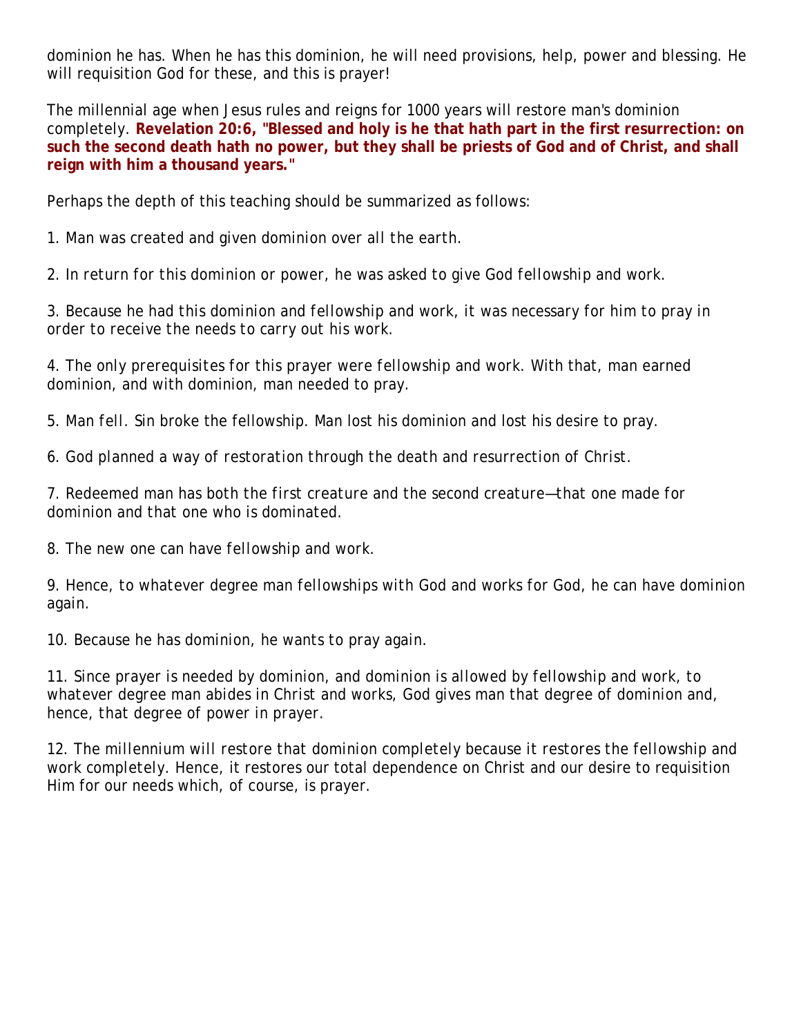dominion he has. When he has this dominion, he will need provisions, help, power and blessing. He will requisition God for these, and this is prayer!

The millennial age when Jesus rules and reigns for 1000 years will restore man's dominion completely. **Revelation 20:6, "Blessed and holy is he that hath part in the first resurrection: on such the second death hath no power, but they shall be priests of God and of Christ, and shall reign with him a thousand years."**

Perhaps the depth of this teaching should be summarized as follows:

1. Man was created and given dominion over all the earth.

2. In return for this dominion or power, he was asked to give God fellowship and work.

3. Because he had this dominion and fellowship and work, it was necessary for him to pray in order to receive the needs to carry out his work.

4. The only prerequisites for this prayer were fellowship and work. With that, man earned dominion, and with dominion, man needed to pray.

5. Man fell. Sin broke the fellowship. Man lost his dominion and lost his desire to pray.

6. God planned a way of restoration through the death and resurrection of Christ.

7. Redeemed man has both the first creature and the second creature—that one made for dominion and that one who is dominated.

8. The new one can have fellowship and work.

9. Hence, to whatever degree man fellowships with God and works for God, he can have dominion again.

10. Because he has dominion, he wants to pray again.

11. Since prayer is needed by dominion, and dominion is allowed by fellowship and work, to whatever degree man abides in Christ and works, God gives man that degree of dominion and, hence, that degree of power in prayer.

12. The millennium will restore that dominion completely because it restores the fellowship and work completely. Hence, it restores our total dependence on Christ and our desire to requisition Him for our needs which, of course, is prayer.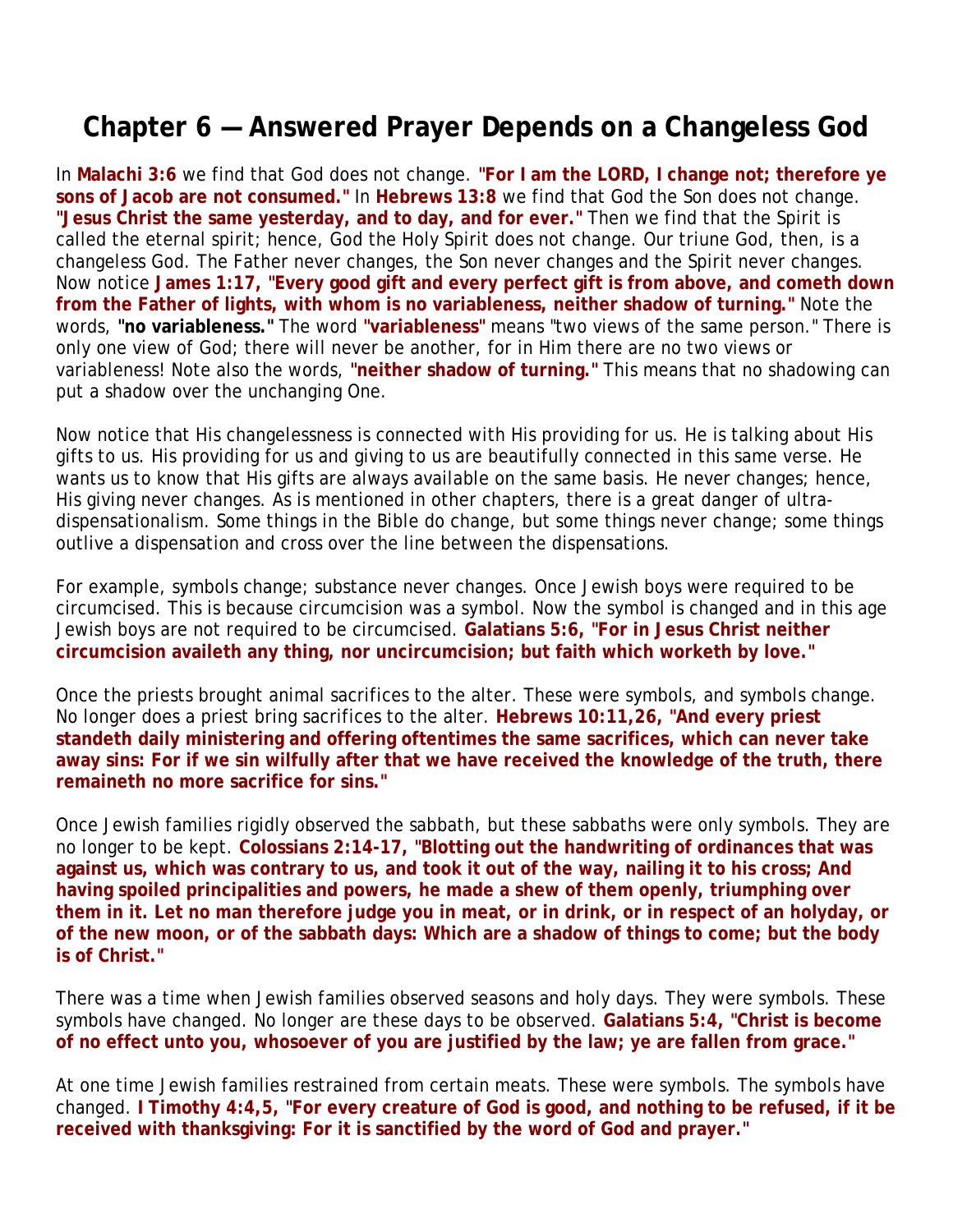# Chapter 6 — Answered Prayer Depends on a Changeless God

In **Malachi 3:6** we find that God does not change. **"For I am the LORD, I change not; therefore ye sons of Jacob are not consumed."** In **Hebrews 13:8** we find that God the Son does not change. **"Jesus Christ the same yesterday, and to day, and for ever."** Then we find that the Spirit is called the eternal spirit; hence, God the Holy Spirit does not change. Our triune God, then, is a changeless God. The Father never changes, the Son never changes and the Spirit never changes. Now notice **James 1:17, "Every good gift and every perfect gift is from above, and cometh down from the Father of lights, with whom is no variableness, neither shadow of turning."** Note the words, **"no variableness."** The word **"variableness"** means "two views of the same person." There is only one view of God; there will never be another, for in Him there are no two views or variableness! Note also the words, **"neither shadow of turning."** This means that no shadowing can put a shadow over the unchanging One.

Now notice that His changelessness is connected with His providing for us. He is talking about His gifts to us. His providing for us and giving to us are beautifully connected in this same verse. He wants us to know that His gifts are always available on the same basis. He never changes; hence, His giving never changes. As is mentioned in other chapters, there is a great danger of ultra-dispensationalism. Some things in the Bible do change, but some things never change; some things outlive a dispensation and cross over the line between the dispensations.

For example, symbols change; substance never changes. Once Jewish boys were required to be circumcised. This is because circumcision was a symbol. Now the symbol is changed and in this age Jewish boys are not required to be circumcised. **Galatians 5:6, "For in Jesus Christ neither circumcision availeth any thing, nor uncircumcision; but faith which worketh by love."**

Once the priests brought animal sacrifices to the alter. These were symbols, and symbols change. No longer does a priest bring sacrifices to the alter. **Hebrews 10:11,26, "And every priest standeth daily ministering and offering oftentimes the same sacrifices, which can never take away sins: For if we sin wilfully after that we have received the knowledge of the truth, there remaineth no more sacrifice for sins."**

Once Jewish families rigidly observed the sabbath, but these sabbaths were only symbols. They are no longer to be kept. **Colossians 2:14-17, "Blotting out the handwriting of ordinances that was against us, which was contrary to us, and took it out of the way, nailing it to his cross; And having spoiled principalities and powers, he made a shew of them openly, triumphing over them in it. Let no man therefore judge you in meat, or in drink, or in respect of an holyday, or of the new moon, or of the sabbath days: Which are a shadow of things to come; but the body is of Christ."**

There was a time when Jewish families observed seasons and holy days. They were symbols. These symbols have changed. No longer are these days to be observed. **Galatians 5:4, "Christ is become of no effect unto you, whosoever of you are justified by the law; ye are fallen from grace."**

At one time Jewish families restrained from certain meats. These were symbols. The symbols have changed. **I Timothy 4:4,5, "For every creature of God is good, and nothing to be refused, if it be received with thanksgiving: For it is sanctified by the word of God and prayer."**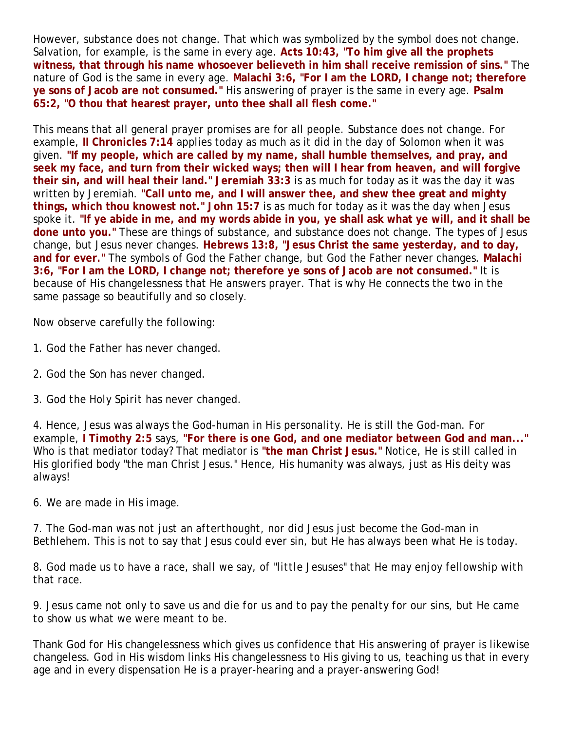However, substance does not change. That which was symbolized by the symbol does not change. Salvation, for example, is the same in every age. **Acts 10:43, "To him give all the prophets witness, that through his name whosoever believeth in him shall receive remission of sins."** The nature of God is the same in every age. **Malachi 3:6, "For I am the LORD, I change not; therefore ye sons of Jacob are not consumed."** His answering of prayer is the same in every age. **Psalm 65:2, "O thou that hearest prayer, unto thee shall all flesh come."**

This means that all general prayer promises are for all people. Substance does not change. For example, **II Chronicles 7:14** applies today as much as it did in the day of Solomon when it was given. **"If my people, which are called by my name, shall humble themselves, and pray, and seek my face, and turn from their wicked ways; then will I hear from heaven, and will forgive their sin, and will heal their land." Jeremiah 33:3** is as much for today as it was the day it was written by Jeremiah. **"Call unto me, and I will answer thee, and shew thee great and mighty things, which thou knowest not." John 15:7** is as much for today as it was the day when Jesus spoke it. **"If ye abide in me, and my words abide in you, ye shall ask what ye will, and it shall be done unto you."** These are things of substance, and substance does not change. The types of Jesus change, but Jesus never changes. **Hebrews 13:8, "Jesus Christ the same yesterday, and to day, and for ever."** The symbols of God the Father change, but God the Father never changes. **Malachi 3:6, "For I am the LORD, I change not; therefore ye sons of Jacob are not consumed."** It is because of His changelessness that He answers prayer. That is why He connects the two in the same passage so beautifully and so closely.

Now observe carefully the following:

1. God the Father has never changed.

2. God the Son has never changed.

3. God the Holy Spirit has never changed.

4. Hence, Jesus was always the God-human in His personality. He is still the God-man. For example, **I Timothy 2:5** says, **"For there is one God, and one mediator between God and man..."** Who is that mediator today? That mediator is **"the man Christ Jesus."** Notice, He is still called in His glorified body "the man Christ Jesus." Hence, His humanity was always, just as His deity was always!

6. We are made in His image.

7. The God-man was not just an afterthought, nor did Jesus just become the God-man in Bethlehem. This is not to say that Jesus could ever sin, but He has always been what He is today.

8. God made us to have a race, shall we say, of "little Jesuses" that He may enjoy fellowship with that race.

9. Jesus came not only to save us and die for us and to pay the penalty for our sins, but He came to show us what we were meant to be.

Thank God for His changelessness which gives us confidence that His answering of prayer is likewise changeless. God in His wisdom links His changelessness to His giving to us, teaching us that in every age and in every dispensation He is a prayer-hearing and a prayer-answering God!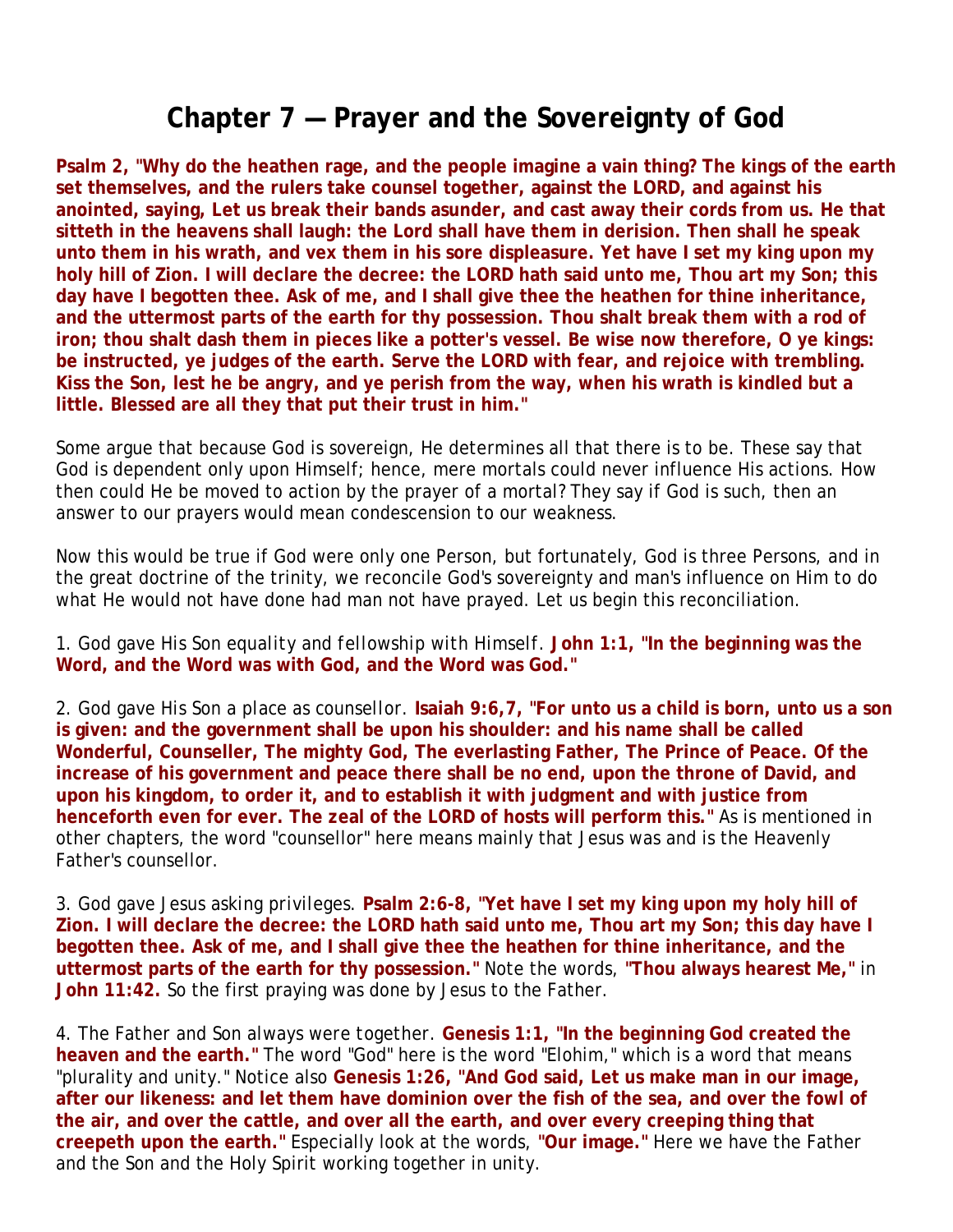# Chapter 7 — Prayer and the Sovereignty of God

**Psalm 2, "Why do the heathen rage, and the people imagine a vain thing? The kings of the earth set themselves, and the rulers take counsel together, against the LORD, and against his anointed, saying, Let us break their bands asunder, and cast away their cords from us. He that sitteth in the heavens shall laugh: the Lord shall have them in derision. Then shall he speak unto them in his wrath, and vex them in his sore displeasure. Yet have I set my king upon my holy hill of Zion. I will declare the decree: the LORD hath said unto me, Thou art my Son; this day have I begotten thee. Ask of me, and I shall give thee the heathen for thine inheritance, and the uttermost parts of the earth for thy possession. Thou shalt break them with a rod of iron; thou shalt dash them in pieces like a potter's vessel. Be wise now therefore, O ye kings: be instructed, ye judges of the earth. Serve the LORD with fear, and rejoice with trembling. Kiss the Son, lest he be angry, and ye perish from the way, when his wrath is kindled but a little. Blessed are all they that put their trust in him."**

Some argue that because God is sovereign, He determines all that there is to be. These say that God is dependent only upon Himself; hence, mere mortals could never influence His actions. How then could He be moved to action by the prayer of a mortal? They say if God is such, then an answer to our prayers would mean condescension to our weakness.

Now this would be true if God were only one Person, but fortunately, God is three Persons, and in the great doctrine of the trinity, we reconcile God's sovereignty and man's influence on Him to do what He would not have done had man not have prayed. Let us begin this reconciliation.

1. God gave His Son *equality and fellowship with Himself.* **John 1:1, "In the beginning was the Word, and the Word was with God, and the Word was God."**

2. God gave His Son a *place as counsellor.* **Isaiah 9:6,7, "For unto us a child is born, unto us a son is given: and the government shall be upon his shoulder: and his name shall be called Wonderful, Counseller, The mighty God, The everlasting Father, The Prince of Peace. Of the increase of his government and peace there shall be no end, upon the throne of David, and upon his kingdom, to order it, and to establish it with judgment and with justice from henceforth even for ever. The zeal of the LORD of hosts will perform this."** As is mentioned in other chapters, the word "counsellor" here means mainly that Jesus was and is the Heavenly Father's counsellor.

3. God gave Jesus *asking privileges.* **Psalm 2:6-8, "Yet have I set my king upon my holy hill of Zion. I will declare the decree: the LORD hath said unto me, Thou art my Son; this day have I begotten thee. Ask of me, and I shall give thee the heathen for thine inheritance, and the uttermost parts of the earth for thy possession."** Note the words, **"Thou always hearest Me,"** in **John 11:42.** So the first praying was done by Jesus to the Father.

4. The Father and Son *always were together.* **Genesis 1:1, "In the beginning God created the heaven and the earth."** The word "God" here is the word "Elohim," which is a word that means "plurality and unity." Notice also **Genesis 1:26, "And God said, Let us make man in our image, after our likeness: and let them have dominion over the fish of the sea, and over the fowl of the air, and over the cattle, and over all the earth, and over every creeping thing that creepeth upon the earth."** Especially look at the words, **"Our image."** Here we have the Father and the Son and the Holy Spirit working together in unity.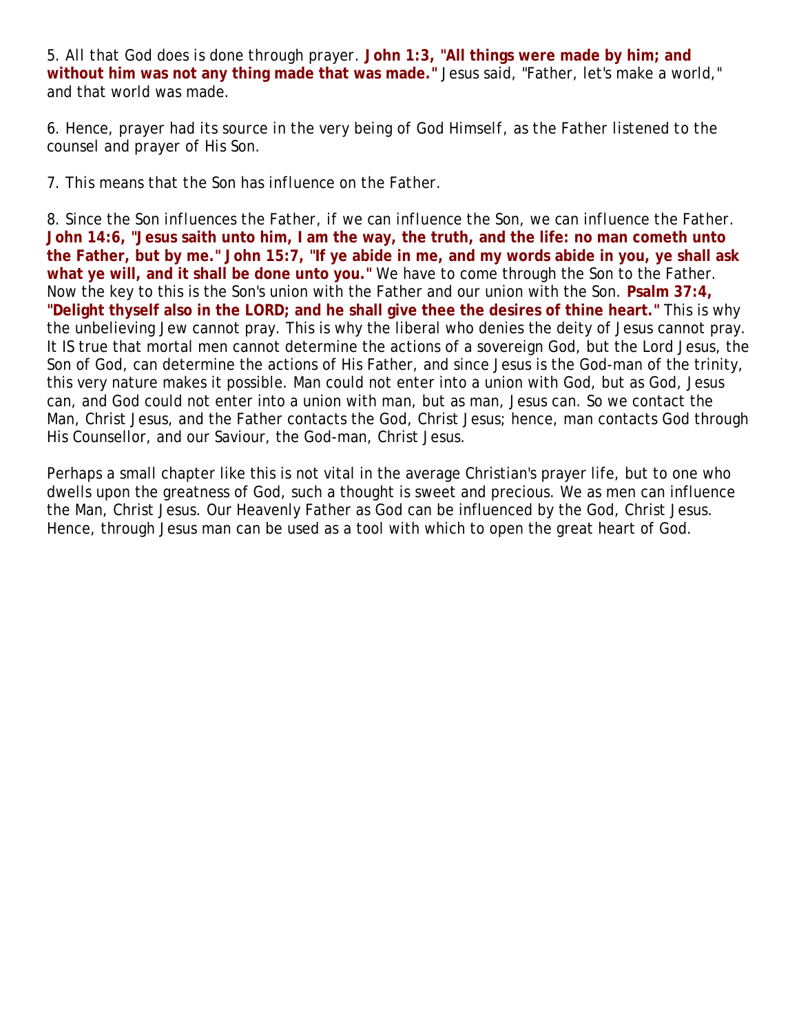5. All that God does is done through prayer. **John 1:3, "All things were made by him; and without him was not any thing made that was made."** Jesus said, "Father, let's make a world," and that world was made.

6. Hence, prayer had its source in the very being of God Himself, as the Father listened to the counsel and prayer of His Son.

7. This means that the Son has influence on the Father.

8. Since the Son influences the Father, if we can influence the Son, we can influence the Father. **John 14:6, "Jesus saith unto him, I am the way, the truth, and the life: no man cometh unto the Father, but by me." John 15:7, "If ye abide in me, and my words abide in you, ye shall ask what ye will, and it shall be done unto you."** We have to come through the Son to the Father. Now the key to this is the Son's union with the Father and our union with the Son. **Psalm 37:4, "Delight thyself also in the LORD; and he shall give thee the desires of thine heart."** This is why the unbelieving Jew cannot pray. This is why the liberal who denies the deity of Jesus cannot pray. It IS true that mortal men cannot determine the actions of a sovereign God, but the Lord Jesus, the Son of God, can determine the actions of His Father, and since Jesus is the God-man of the trinity, this very nature makes it possible. Man could not enter into a union with God, but as God, Jesus can, and God could not enter into a union with man, but as man, Jesus can. So we contact the Man, Christ Jesus, and the Father contacts the God, Christ Jesus; hence, man contacts God through His Counsellor, and our Saviour, the God-man, Christ Jesus.

Perhaps a small chapter like this is not vital in the average Christian's prayer life, but to one who dwells upon the greatness of God, such a thought is sweet and precious. We as men can influence the Man, Christ Jesus. Our Heavenly Father as God can be influenced by the God, Christ Jesus. Hence, through Jesus man can be used as a tool with which to open the great heart of God.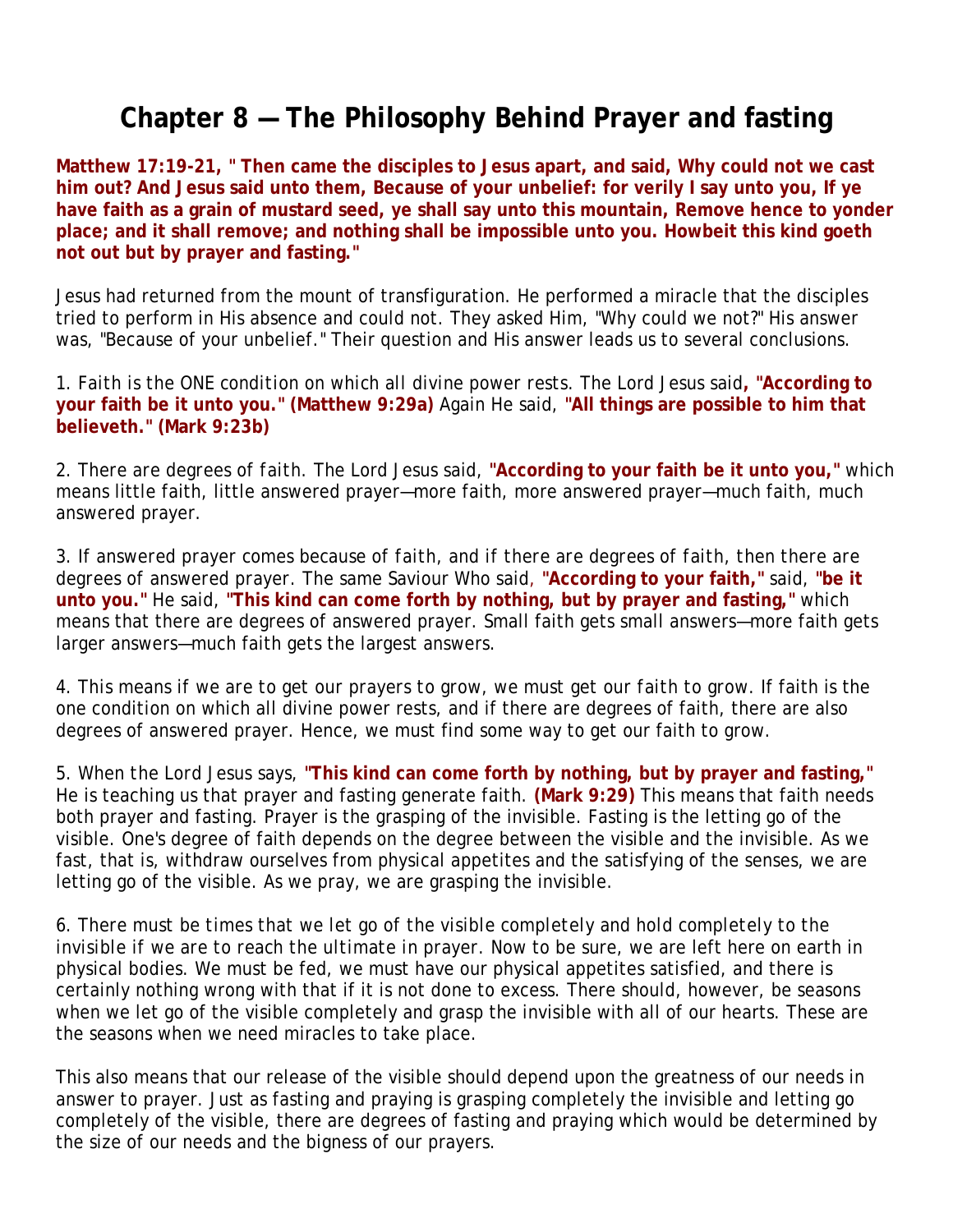# Chapter 8 — The Philosophy Behind Prayer and fasting

**Matthew 17:19-21, " Then came the disciples to Jesus apart, and said, Why could not we cast him out? And Jesus said unto them, Because of your unbelief: for verily I say unto you, If ye have faith as a grain of mustard seed, ye shall say unto this mountain, Remove hence to yonder place; and it shall remove; and nothing shall be impossible unto you. Howbeit this kind goeth not out but by prayer and fasting."**

Jesus had returned from the mount of transfiguration. He performed a miracle that the disciples tried to perform in His absence and could not. They asked Him, "Why could we not?" His answer was, "Because of your unbelief." Their question and His answer leads us to several conclusions.

1. Faith is the ONE condition on which all divine power rests. The Lord Jesus said**, "According to your faith be it unto you." (Matthew 9:29a)** Again He said, **"All things are possible to him that believeth." (Mark 9:23b)**

2. There are degrees of faith. The Lord Jesus said, **"According to your faith be it unto you,"** which means little faith, little answered prayer—more faith, more answered prayer—much faith, much answered prayer.

3. If answered prayer comes because of faith, and if there are degrees of faith, then there are degrees of answered prayer. The same Saviour Who said, **"According to your faith,"** said, **"be it unto you."** He said, **"This kind can come forth by nothing, but by prayer and fasting,"** which means that there are degrees of answered prayer. Small faith gets small answers—more faith gets larger answers—much faith gets the largest answers.

4. This means if we are to get our prayers to grow, we must get our faith to grow. If faith is the one condition on which all divine power rests, and if there are degrees of faith, there are also degrees of answered prayer. Hence, we must find some way to get our faith to grow.

5. When the Lord Jesus says, **"This kind can come forth by nothing, but by prayer and fasting,"** He is teaching us that prayer and fasting generate faith. **(Mark 9:29)** This means that faith needs both prayer and fasting. Prayer is the grasping of the invisible. Fasting is the letting go of the visible. One's degree of faith depends on the degree between the visible and the invisible. As we fast, that is, withdraw ourselves from physical appetites and the satisfying of the senses, we are letting go of the visible. As we pray, we are grasping the invisible.

6. There must be times that we let go of the visible completely and hold completely to the invisible if we are to reach the ultimate in prayer. Now to be sure, we are left here on earth in physical bodies. We must be fed, we must have our physical appetites satisfied, and there is certainly nothing wrong with that if it is not done to excess. There should, however, be seasons when we let go of the visible completely and grasp the invisible with all of our hearts. These are the seasons when we need miracles to take place.

This also means that our release of the visible should depend upon the greatness of our needs in answer to prayer. Just as fasting and praying is grasping completely the invisible and letting go completely of the visible, there are degrees of fasting and praying which would be determined by the size of our needs and the bigness of our prayers.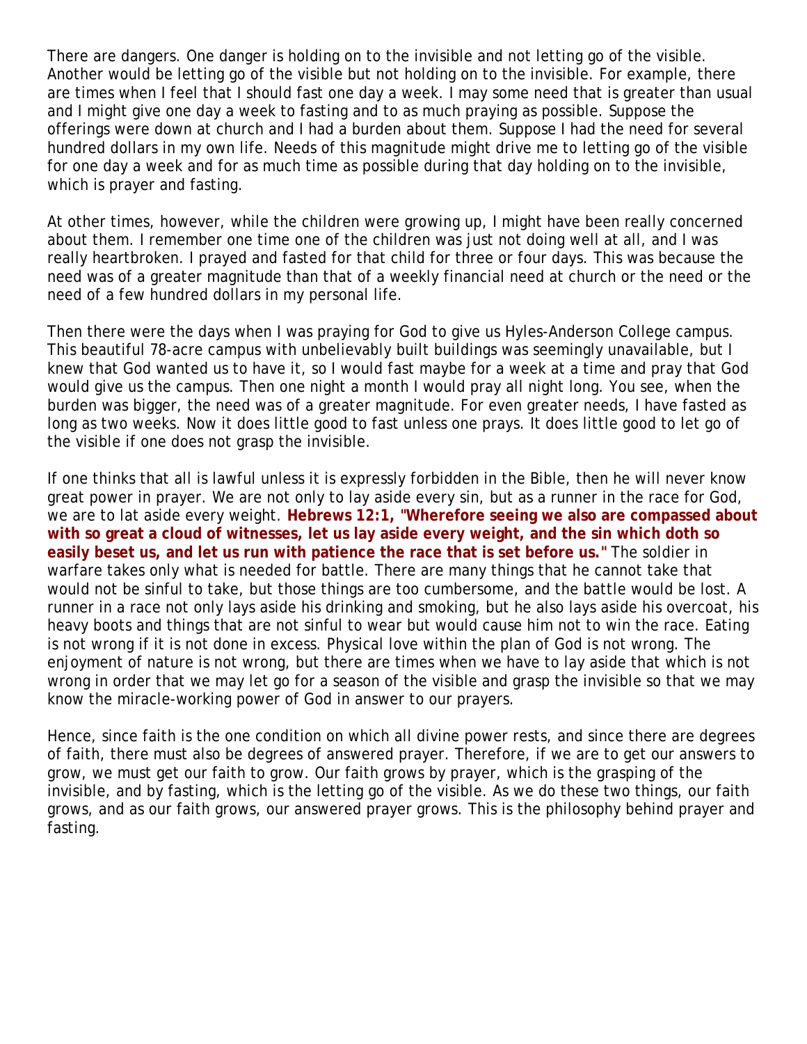There are dangers. One danger is holding on to the invisible and not letting go of the visible. Another would be letting go of the visible but not holding on to the invisible. For example, there are times when I feel that I should fast one day a week. I may some need that is greater than usual and I might give one day a week to fasting and to as much praying as possible. Suppose the offerings were down at church and I had a burden about them. Suppose I had the need for several hundred dollars in my own life. Needs of this magnitude might drive me to letting go of the visible for one day a week and for as much time as possible during that day holding on to the invisible, which is prayer and fasting.

At other times, however, while the children were growing up, I might have been really concerned about them. I remember one time one of the children was just not doing well at all, and I was really heartbroken. I prayed and fasted for that child for three or four days. This was because the need was of a greater magnitude than that of a weekly financial need at church or the need or the need of a few hundred dollars in my personal life.

Then there were the days when I was praying for God to give us Hyles-Anderson College campus. This beautiful 78-acre campus with unbelievably built buildings was seemingly unavailable, but I knew that God wanted us to have it, so I would fast maybe for a week at a time and pray that God would give us the campus. Then one night a month I would pray all night long. You see, when the burden was bigger, the need was of a greater magnitude. For even greater needs, I have fasted as long as two weeks. Now it does little good to fast unless one prays. It does little good to let go of the visible if one does not grasp the invisible.

If one thinks that all is lawful unless it is expressly forbidden in the Bible, then he will never know great power in prayer. We are not only to lay aside every sin, but as a runner in the race for God, we are to lat aside every weight. **Hebrews 12:1, "Wherefore seeing we also are compassed about with so great a cloud of witnesses, let us lay aside every weight, and the sin which doth so easily beset us, and let us run with patience the race that is set before us."** The soldier in warfare takes only what is needed for battle. There are many things that he cannot take that would not be sinful to take, but those things are too cumbersome, and the battle would be lost. A runner in a race not only lays aside his drinking and smoking, but he also lays aside his overcoat, his heavy boots and things that are not sinful to wear but would cause him not to win the race. Eating is not wrong if it is not done in excess. Physical love within the plan of God is not wrong. The enjoyment of nature is not wrong, but there are times when we have to lay aside that which is not wrong in order that we may let go for a season of the visible and grasp the invisible so that we may know the miracle-working power of God in answer to our prayers.

Hence, since faith is the one condition on which all divine power rests, and since there are degrees of faith, there must also be degrees of answered prayer. Therefore, if we are to get our answers to grow, we must get our faith to grow. Our faith grows by prayer, which is the grasping of the invisible, and by fasting, which is the letting go of the visible. As we do these two things, our faith grows, and as our faith grows, our answered prayer grows. This is the philosophy behind prayer and fasting.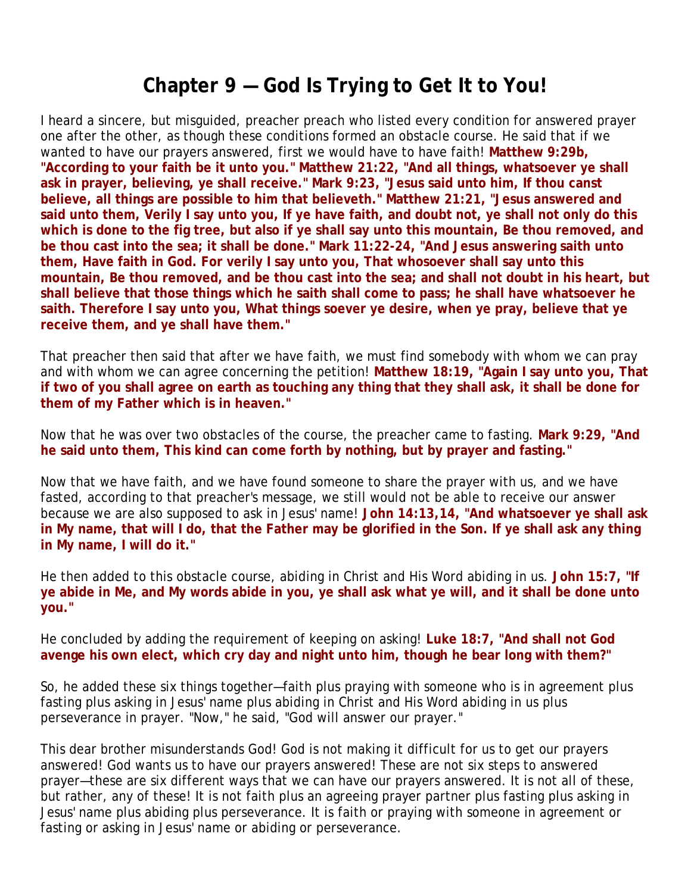# Chapter 9 — God Is Trying to Get It to You!

I heard a sincere, but misguided, preacher preach who listed every condition for answered prayer one after the other, as though these conditions formed an obstacle course. He said that if we wanted to have our prayers answered, first we would have to have faith! **Matthew 9:29b, "According to your faith be it unto you." Matthew 21:22, "And all things, whatsoever ye shall ask in prayer, believing, ye shall receive." Mark 9:23, "Jesus said unto him, If thou canst believe, all things are possible to him that believeth." Matthew 21:21, "Jesus answered and said unto them, Verily I say unto you, If ye have faith, and doubt not, ye shall not only do this which is done to the fig tree, but also if ye shall say unto this mountain, Be thou removed, and be thou cast into the sea; it shall be done." Mark 11:22-24, "And Jesus answering saith unto them, Have faith in God. For verily I say unto you, That whosoever shall say unto this mountain, Be thou removed, and be thou cast into the sea; and shall not doubt in his heart, but shall believe that those things which he saith shall come to pass; he shall have whatsoever he saith. Therefore I say unto you, What things soever ye desire, when ye pray, believe that ye receive them, and ye shall have them."**

That preacher then said that after we have faith, we must find somebody with whom we can pray and with whom we can agree concerning the petition! **Matthew 18:19, "Again I say unto you, That if two of you shall agree on earth as touching any thing that they shall ask, it shall be done for them of my Father which is in heaven."**

Now that he was over two obstacles of the course, the preacher came to fasting. **Mark 9:29, "And he said unto them, This kind can come forth by nothing, but by prayer and fasting."**

Now that we have faith, and we have found someone to share the prayer with us, and we have fasted, according to that preacher's message, we still would not be able to receive our answer because we are also supposed to ask in Jesus' name! **John 14:13,14, "And whatsoever ye shall ask in My name, that will I do, that the Father may be glorified in the Son. If ye shall ask any thing in My name, I will do it."**

He then added to this obstacle course, abiding in Christ and His Word abiding in us. **John 15:7, "If ye abide in Me, and My words abide in you, ye shall ask what ye will, and it shall be done unto you."**

He concluded by adding the requirement of keeping on asking! **Luke 18:7, "And shall not God avenge his own elect, which cry day and night unto him, though he bear long with them?"**

So, he added these six things together—faith plus praying with someone who is in agreement plus fasting plus asking in Jesus' name plus abiding in Christ and His Word abiding in us plus perseverance in prayer. "Now," he said, "God will answer our prayer."

This dear brother misunderstands God! God is not making it difficult for us to get our prayers answered! God wants us to have our prayers answered! These are not six steps to answered prayer—these are six different ways that we can have our prayers answered. It is not all of these, but rather, any of these! It is not faith plus an agreeing prayer partner plus fasting plus asking in Jesus' name plus abiding plus perseverance. It is faith or praying with someone in agreement or fasting or asking in Jesus' name or abiding or perseverance.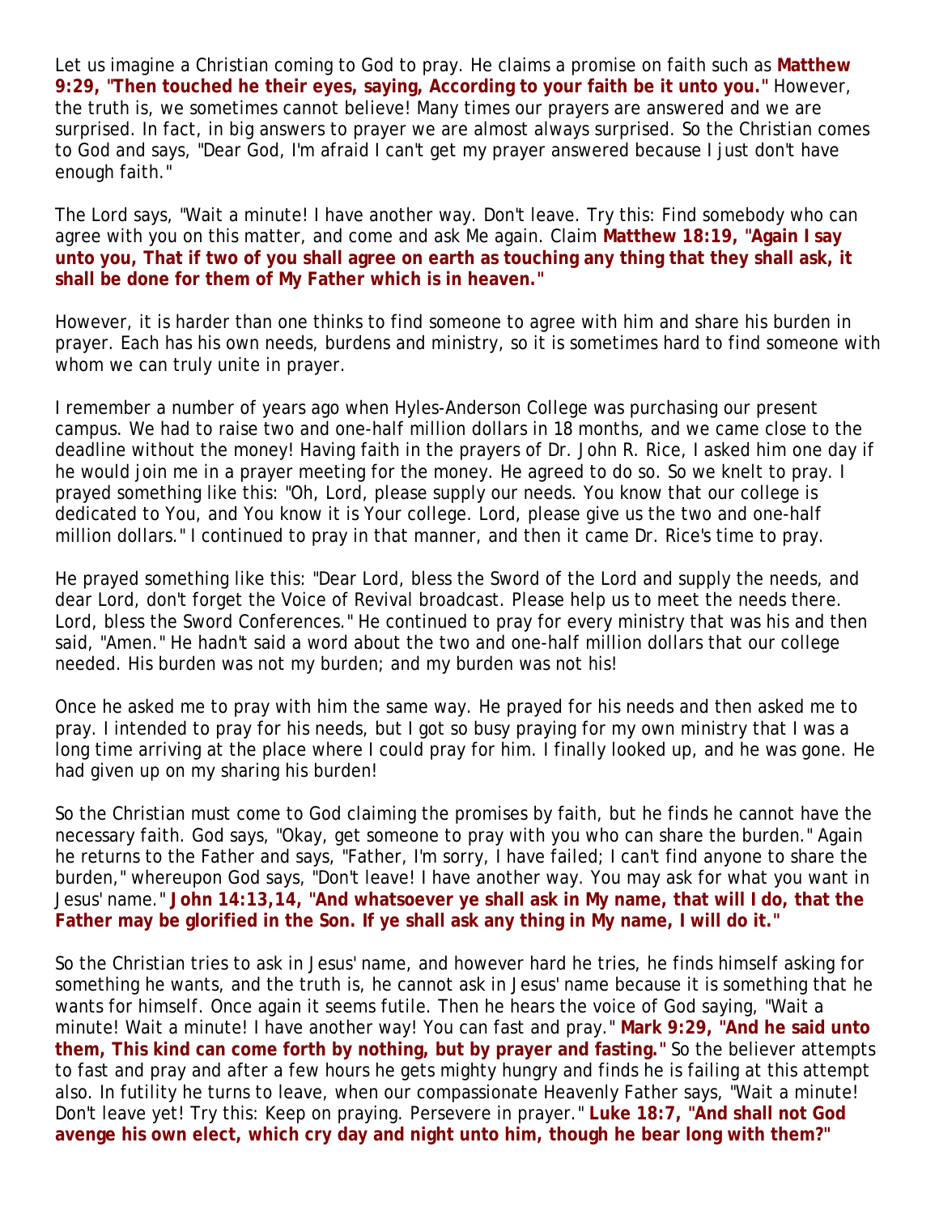Let us imagine a Christian coming to God to pray. He claims a promise on faith such as **Matthew 9:29, "Then touched he their eyes, saying, According to your faith be it unto you."** However, the truth is, we sometimes cannot believe! Many times our prayers are answered and we are surprised. In fact, in big answers to prayer we are almost always surprised. So the Christian comes to God and says, "Dear God, I'm afraid I can't get my prayer answered because I just don't have enough faith."

The Lord says, "Wait a minute! I have another way. Don't leave. Try this: Find somebody who can agree with you on this matter, and come and ask Me again. Claim **Matthew 18:19, "Again I say unto you, That if two of you shall agree on earth as touching any thing that they shall ask, it shall be done for them of My Father which is in heaven."**

However, it is harder than one thinks to find someone to agree with him and share his burden in prayer. Each has his own needs, burdens and ministry, so it is sometimes hard to find someone with whom we can truly unite in prayer.

I remember a number of years ago when Hyles-Anderson College was purchasing our present campus. We had to raise two and one-half million dollars in 18 months, and we came close to the deadline without the money! Having faith in the prayers of Dr. John R. Rice, I asked him one day if he would join me in a prayer meeting for the money. He agreed to do so. So we knelt to pray. I prayed something like this: "Oh, Lord, please supply our needs. You know that our college is dedicated to You, and You know it is Your college. Lord, please give us the two and one-half million dollars." I continued to pray in that manner, and then it came Dr. Rice's time to pray.

He prayed something like this: "Dear Lord, bless the Sword of the Lord and supply the needs, and dear Lord, don't forget the Voice of Revival broadcast. Please help us to meet the needs there. Lord, bless the Sword Conferences." He continued to pray for every ministry that was his and then said, "Amen." He hadn't said a word about the two and one-half million dollars that our college needed. His burden was not my burden; and my burden was not his!

Once he asked me to pray with him the same way. He prayed for his needs and then asked me to pray. I intended to pray for his needs, but I got so busy praying for my own ministry that I was a long time arriving at the place where I could pray for him. I finally looked up, and he was gone. He had given up on my sharing his burden!

So the Christian must come to God claiming the promises by faith, but he finds he cannot have the necessary faith. God says, "Okay, get someone to pray with you who can share the burden." Again he returns to the Father and says, "Father, I'm sorry, I have failed; I can't find anyone to share the burden," whereupon God says, "Don't leave! I have another way. You may ask for what you want in Jesus' name." **John 14:13,14, "And whatsoever ye shall ask in My name, that will I do, that the Father may be glorified in the Son. If ye shall ask any thing in My name, I will do it."**

So the Christian tries to ask in Jesus' name, and however hard he tries, he finds himself asking for something he wants, and the truth is, he cannot ask in Jesus' name because it is something that he wants for himself. Once again it seems futile. Then he hears the voice of God saying, "Wait a minute! Wait a minute! I have another way! You can fast and pray." **Mark 9:29, "And he said unto them, This kind can come forth by nothing, but by prayer and fasting."** So the believer attempts to fast and pray and after a few hours he gets mighty hungry and finds he is failing at this attempt also. In futility he turns to leave, when our compassionate Heavenly Father says, "Wait a minute! Don't leave yet! Try this: Keep on praying. Persevere in prayer." **Luke 18:7, "And shall not God avenge his own elect, which cry day and night unto him, though he bear long with them?"**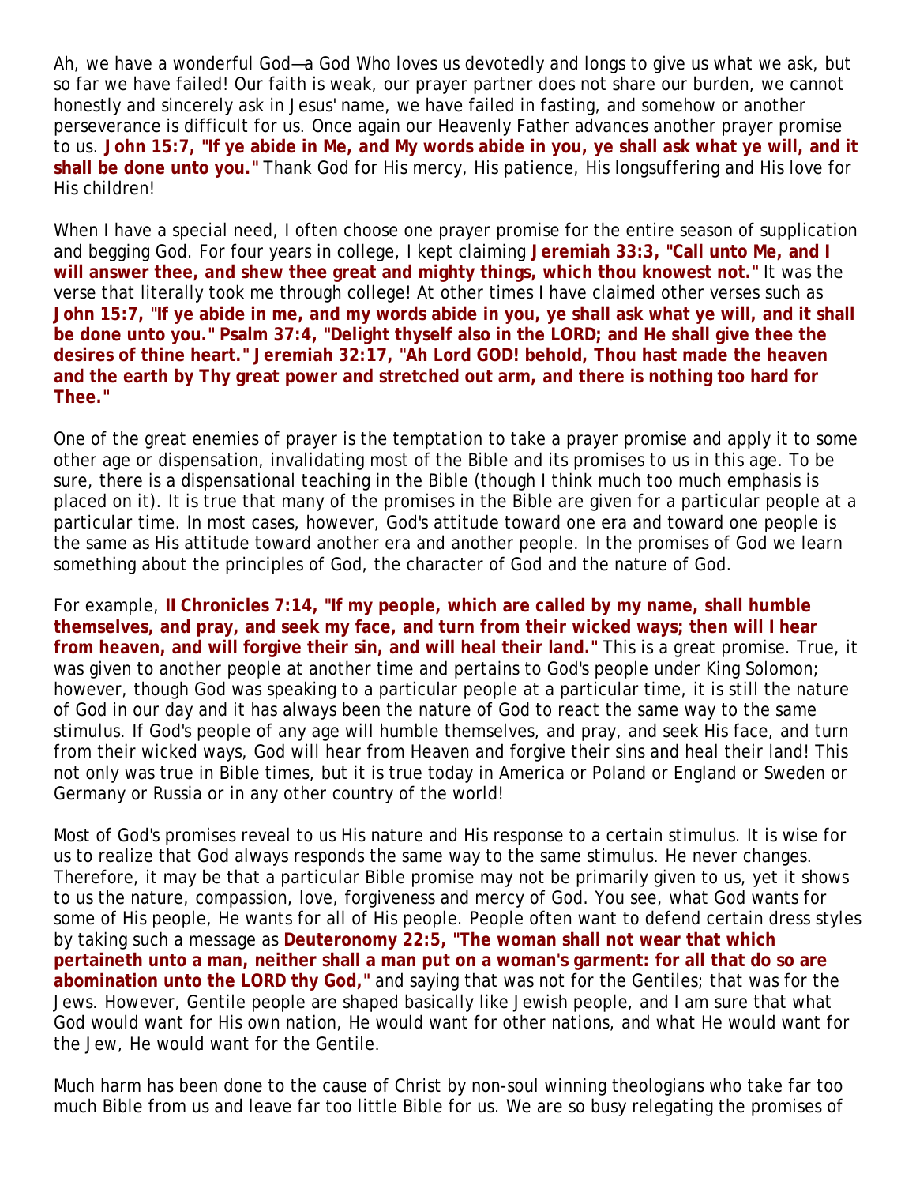Ah, we have a wonderful God—a God Who loves us devotedly and longs to give us what we ask, but so far we have failed! Our faith is weak, our prayer partner does not share our burden, we cannot honestly and sincerely ask in Jesus' name, we have failed in fasting, and somehow or another perseverance is difficult for us. Once again our Heavenly Father advances another prayer promise to us. **John 15:7, "If ye abide in Me, and My words abide in you, ye shall ask what ye will, and it shall be done unto you."** Thank God for His mercy, His patience, His longsuffering and His love for His children!

When I have a special need, I often choose one prayer promise for the entire season of supplication and begging God. For four years in college, I kept claiming **Jeremiah 33:3, "Call unto Me, and I will answer thee, and shew thee great and mighty things, which thou knowest not."** It was the verse that literally took me through college! At other times I have claimed other verses such as **John 15:7, "If ye abide in me, and my words abide in you, ye shall ask what ye will, and it shall be done unto you." Psalm 37:4, "Delight thyself also in the LORD; and He shall give thee the desires of thine heart." Jeremiah 32:17, "Ah Lord GOD! behold, Thou hast made the heaven and the earth by Thy great power and stretched out arm, and there is nothing too hard for Thee."**

One of the great enemies of prayer is the temptation to take a prayer promise and apply it to some other age or dispensation, invalidating most of the Bible and its promises to us in this age. To be sure, there is a dispensational teaching in the Bible (though I think much too much emphasis is placed on it). It is true that many of the promises in the Bible are given for a particular people at a particular time. In most cases, however, God's attitude toward one era and toward one people is the same as His attitude toward another era and another people. In the promises of God we learn something about the principles of God, the character of God and the nature of God.

For example, **II Chronicles 7:14, "If my people, which are called by my name, shall humble themselves, and pray, and seek my face, and turn from their wicked ways; then will I hear from heaven, and will forgive their sin, and will heal their land."** This is a great promise. True, it was given to another people at another time and pertains to God's people under King Solomon; however, though God was speaking to a particular people at a particular time, it is still the nature of God in our day and it has always been the nature of God to react the same way to the same stimulus. If God's people of any age will humble themselves, and pray, and seek His face, and turn from their wicked ways, God will hear from Heaven and forgive their sins and heal their land! This not only was true in Bible times, but it is true today in America or Poland or England or Sweden or Germany or Russia or in any other country of the world!

Most of God's promises reveal to us His nature and His response to a certain stimulus. It is wise for us to realize that God always responds the same way to the same stimulus. He never changes. Therefore, it may be that a particular Bible promise may not be primarily given to us, yet it shows to us the nature, compassion, love, forgiveness and mercy of God. You see, what God wants for some of His people, He wants for all of His people. People often want to defend certain dress styles by taking such a message as **Deuteronomy 22:5, "The woman shall not wear that which pertaineth unto a man, neither shall a man put on a woman's garment: for all that do so are abomination unto the LORD thy God,"** and saying that was not for the Gentiles; that was for the Jews. However, Gentile people are shaped basically like Jewish people, and I am sure that what God would want for His own nation, He would want for other nations, and what He would want for the Jew, He would want for the Gentile.

Much harm has been done to the cause of Christ by non-soul winning theologians who take far too much Bible from us and leave far too little Bible for us. We are so busy relegating the promises of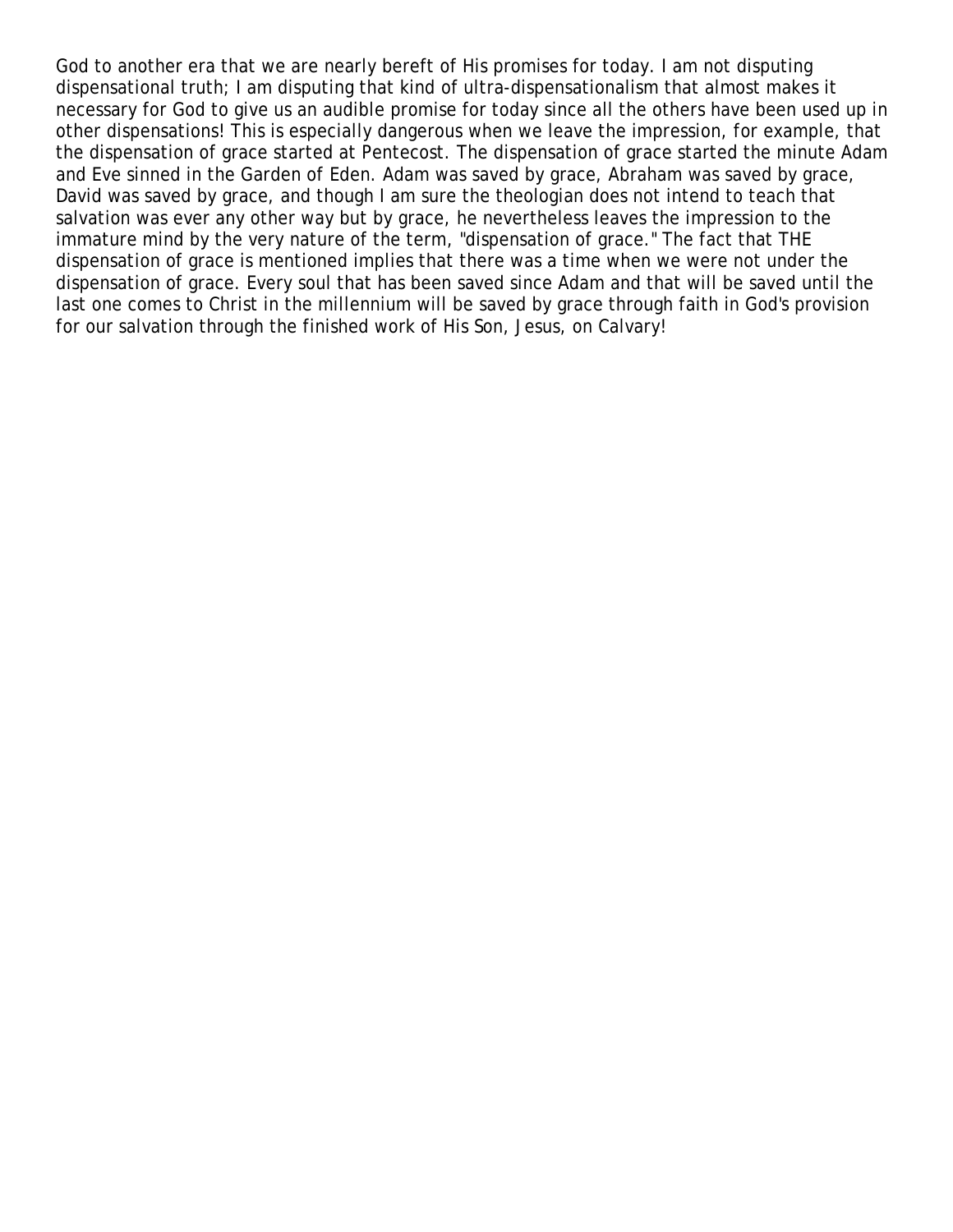God to another era that we are nearly bereft of His promises for today. I am not disputing dispensational truth; I am disputing that kind of ultra-dispensationalism that almost makes it necessary for God to give us an audible promise for today since all the others have been used up in other dispensations! This is especially dangerous when we leave the impression, for example, that the dispensation of grace started at Pentecost. The dispensation of grace started the minute Adam and Eve sinned in the Garden of Eden. Adam was saved by grace, Abraham was saved by grace, David was saved by grace, and though I am sure the theologian does not intend to teach that salvation was ever any other way but by grace, he nevertheless leaves the impression to the immature mind by the very nature of the term, "dispensation of grace." The fact that THE dispensation of grace is mentioned implies that there was a time when we were not under the dispensation of grace. Every soul that has been saved since Adam and that will be saved until the last one comes to Christ in the millennium will be saved by grace through faith in God's provision for our salvation through the finished work of His Son, Jesus, on Calvary!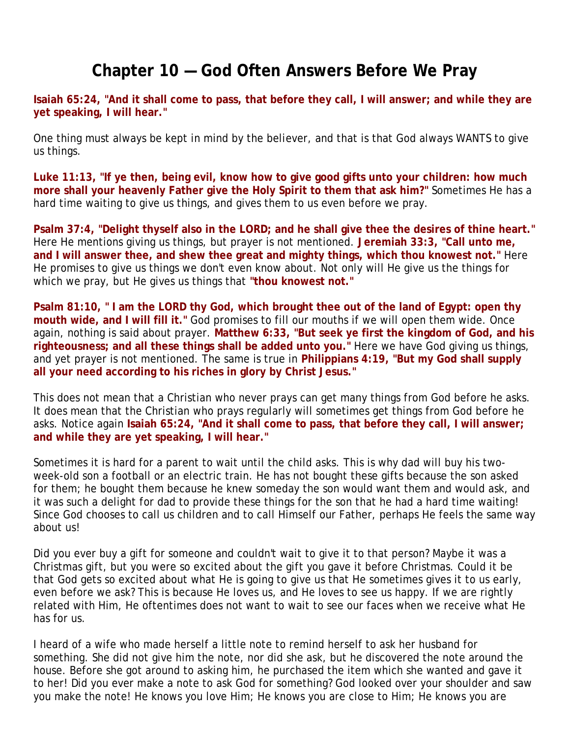# Chapter 10 — God Often Answers Before We Pray

**Isaiah 65:24, "And it shall come to pass, that before they call, I will answer; and while they are yet speaking, I will hear."**

One thing must always be kept in mind by the believer, and that is that God always WANTS to give us things.

**Luke 11:13, "If ye then, being evil, know how to give good gifts unto your children: how much more shall your heavenly Father give the Holy Spirit to them that ask him?"** Sometimes He has a hard time waiting to give us things, and gives them to us even before we pray.

**Psalm 37:4, "Delight thyself also in the LORD; and he shall give thee the desires of thine heart."** Here He mentions giving us things, but prayer is not mentioned. **Jeremiah 33:3, "Call unto me, and I will answer thee, and shew thee great and mighty things, which thou knowest not."** Here He promises to give us things we don't even know about. Not only will He give us the things for which we pray, but He gives us things that **"thou knowest not."**

**Psalm 81:10, " I am the LORD thy God, which brought thee out of the land of Egypt: open thy mouth wide, and I will fill it."** God promises to fill our mouths if we will open them wide. Once again, nothing is said about prayer. **Matthew 6:33, "But seek ye first the kingdom of God, and his righteousness; and all these things shall be added unto you."** Here we have God giving us things, and yet prayer is not mentioned. The same is true in **Philippians 4:19, "But my God shall supply all your need according to his riches in glory by Christ Jesus."**

This does not mean that a Christian who never prays can get many things from God before he asks. It does mean that the Christian who prays regularly will sometimes get things from God before he asks. Notice again **Isaiah 65:24, "And it shall come to pass, that before they call, I will answer; and while they are yet speaking, I will hear."**

Sometimes it is hard for a parent to wait until the child asks. This is why dad will buy his two-week-old son a football or an electric train. He has not bought these gifts because the son asked for them; he bought them because he knew someday the son would want them and would ask, and it was such a delight for dad to provide these things for the son that he had a hard time waiting! Since God chooses to call us children and to call Himself our Father, perhaps He feels the same way about us!

Did you ever buy a gift for someone and couldn't wait to give it to that person? Maybe it was a Christmas gift, but you were so excited about the gift you gave it before Christmas. Could it be that God gets so excited about what He is going to give us that He sometimes gives it to us early, even before we ask? This is because He loves us, and He loves to see us happy. If we are rightly related with Him, He oftentimes does not want to wait to see our faces when we receive what He has for us.

I heard of a wife who made herself a little note to remind herself to ask her husband for something. She did not give him the note, nor did she ask, but he discovered the note around the house. Before she got around to asking him, he purchased the item which she wanted and gave it to her! Did you ever make a note to ask God for something? God looked over your shoulder and saw you make the note! He knows you love Him; He knows you are close to Him; He knows you are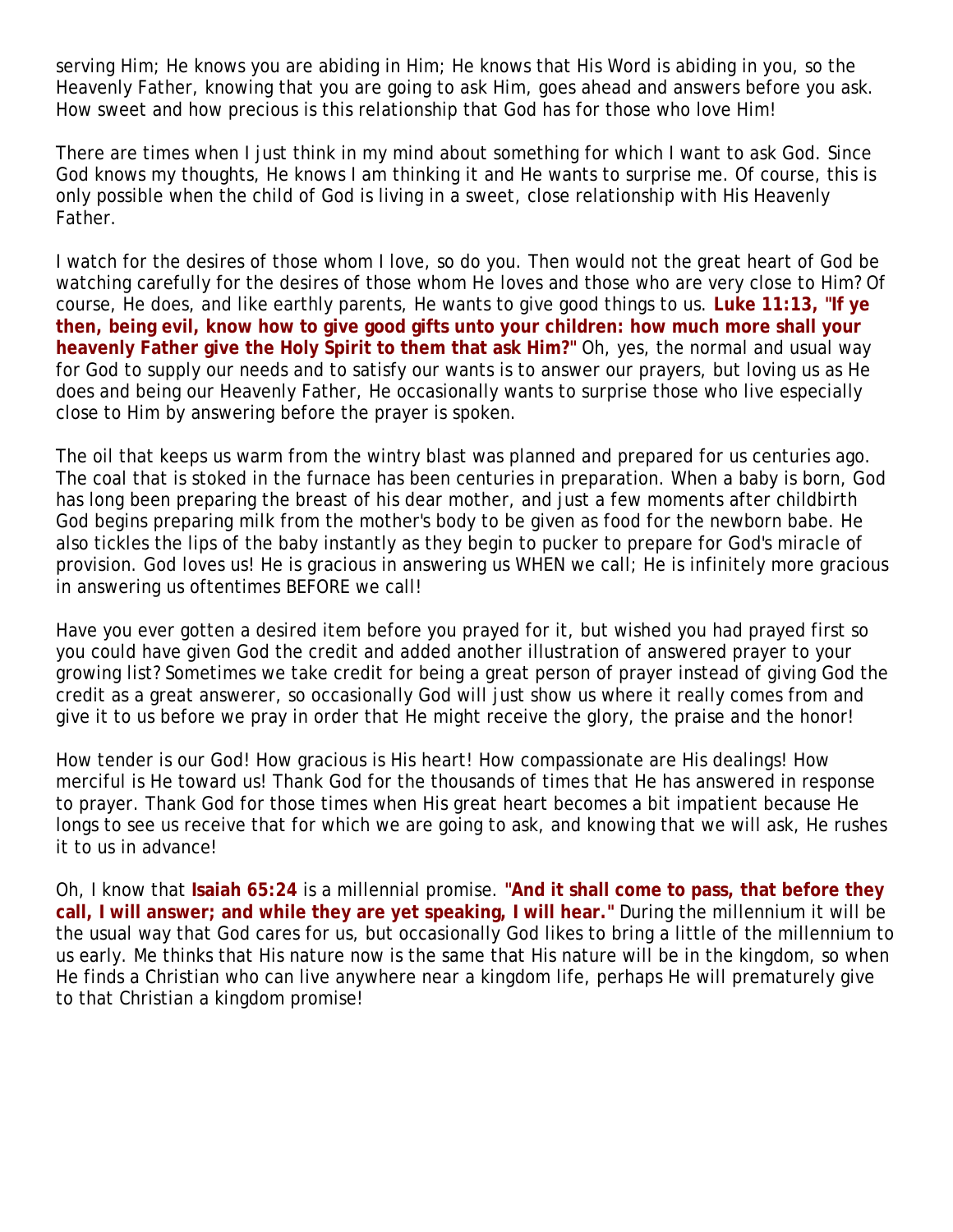serving Him; He knows you are abiding in Him; He knows that His Word is abiding in you, so the Heavenly Father, knowing that you are going to ask Him, goes ahead and answers before you ask. How sweet and how precious is this relationship that God has for those who love Him!

There are times when I just think in my mind about something for which I want to ask God. Since God knows my thoughts, He knows I am thinking it and He wants to surprise me. Of course, this is only possible when the child of God is living in a sweet, close relationship with His Heavenly Father.

I watch for the desires of those whom I love, so do you. Then would not the great heart of God be watching carefully for the desires of those whom He loves and those who are very close to Him? Of course, He does, and like earthly parents, He wants to give good things to us. **Luke 11:13, "If ye then, being evil, know how to give good gifts unto your children: how much more shall your heavenly Father give the Holy Spirit to them that ask Him?"** Oh, yes, the normal and usual way for God to supply our needs and to satisfy our wants is to answer our prayers, but loving us as He does and being our Heavenly Father, He occasionally wants to surprise those who live especially close to Him by answering before the prayer is spoken.

The oil that keeps us warm from the wintry blast was planned and prepared for us centuries ago. The coal that is stoked in the furnace has been centuries in preparation. When a baby is born, God has long been preparing the breast of his dear mother, and just a few moments after childbirth God begins preparing milk from the mother's body to be given as food for the newborn babe. He also tickles the lips of the baby instantly as they begin to pucker to prepare for God's miracle of provision. God loves us! He is gracious in answering us WHEN we call; He is infinitely more gracious in answering us oftentimes BEFORE we call!

Have you ever gotten a desired item before you prayed for it, but wished you had prayed first so you could have given God the credit and added another illustration of answered prayer to your growing list? Sometimes we take credit for being a great person of prayer instead of giving God the credit as a great answerer, so occasionally God will just show us where it really comes from and give it to us before we pray in order that He might receive the glory, the praise and the honor!

How tender is our God! How gracious is His heart! How compassionate are His dealings! How merciful is He toward us! Thank God for the thousands of times that He has answered in response to prayer. Thank God for those times when His great heart becomes a bit impatient because He longs to see us receive that for which we are going to ask, and knowing that we will ask, He rushes it to us in advance!

Oh, I know that **Isaiah 65:24** is a millennial promise. **"And it shall come to pass, that before they call, I will answer; and while they are yet speaking, I will hear."** During the millennium it will be the usual way that God cares for us, but occasionally God likes to bring a little of the millennium to us early. Me thinks that His nature now is the same that His nature will be in the kingdom, so when He finds a Christian who can live anywhere near a kingdom life, perhaps He will prematurely give to that Christian a kingdom promise!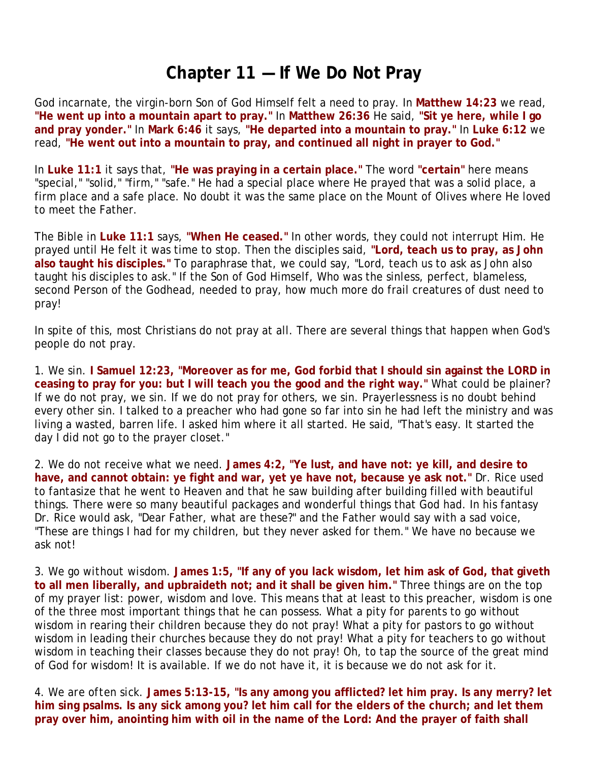# Chapter 11 — If We Do Not Pray

God incarnate, the virgin-born Son of God Himself felt a need to pray. In **Matthew 14:23** we read, **"He went up into a mountain apart to pray."** In **Matthew 26:36** He said, **"Sit ye here, while I go and pray yonder."** In **Mark 6:46** it says, **"He departed into a mountain to pray."** In **Luke 6:12** we read, **"He went out into a mountain to pray, and continued all night in prayer to God."**

In **Luke 11:1** it says that, **"He was praying in a certain place."** The word **"certain"** here means "special," "solid," "firm," "safe." He had a special place where He prayed that was a solid place, a firm place and a safe place. No doubt it was the same place on the Mount of Olives where He loved to meet the Father.

The Bible in **Luke 11:1** says, **"When He ceased."** In other words, they could not interrupt Him. He prayed until He felt it was time to stop. Then the disciples said, **"Lord, teach us to pray, as John also taught his disciples."** To paraphrase that, we could say, "Lord, teach us to ask as John also taught his disciples to ask." If the Son of God Himself, Who was the sinless, perfect, blameless, second Person of the Godhead, needed to pray, how much more do frail creatures of dust need to pray!

In spite of this, most Christians do not pray at all. There are several things that happen when God's people do not pray.

1. We sin. **I Samuel 12:23, "Moreover as for me, God forbid that I should sin against the LORD in ceasing to pray for you: but I will teach you the good and the right way."** What could be plainer? If we do not pray, we sin. If we do not pray for others, we sin. Prayerlessness is no doubt behind every other sin. I talked to a preacher who had gone so far into sin he had left the ministry and was living a wasted, barren life. I asked him where it all started. He said, "That's easy. It started the day I did not go to the prayer closet."

2. We do not receive what we need. **James 4:2, "Ye lust, and have not: ye kill, and desire to have, and cannot obtain: ye fight and war, yet ye have not, because ye ask not."** Dr. Rice used to fantasize that he went to Heaven and that he saw building after building filled with beautiful things. There were so many beautiful packages and wonderful things that God had. In his fantasy Dr. Rice would ask, "Dear Father, what are these?" and the Father would say with a sad voice, "These are things I had for my children, but they never asked for them." We have no because we ask not!

3. We go without wisdom. **James 1:5, "If any of you lack wisdom, let him ask of God, that giveth to all men liberally, and upbraideth not; and it shall be given him."** Three things are on the top of my prayer list: power, wisdom and love. This means that at least to this preacher, wisdom is one of the three most important things that he can possess. What a pity for parents to go without wisdom in rearing their children because they do not pray! What a pity for pastors to go without wisdom in leading their churches because they do not pray! What a pity for teachers to go without wisdom in teaching their classes because they do not pray! Oh, to tap the source of the great mind of God for wisdom! It is available. If we do not have it, it is because we do not ask for it.

4. We are often sick. **James 5:13-15, "Is any among you afflicted? let him pray. Is any merry? let him sing psalms. Is any sick among you? let him call for the elders of the church; and let them pray over him, anointing him with oil in the name of the Lord: And the prayer of faith shall**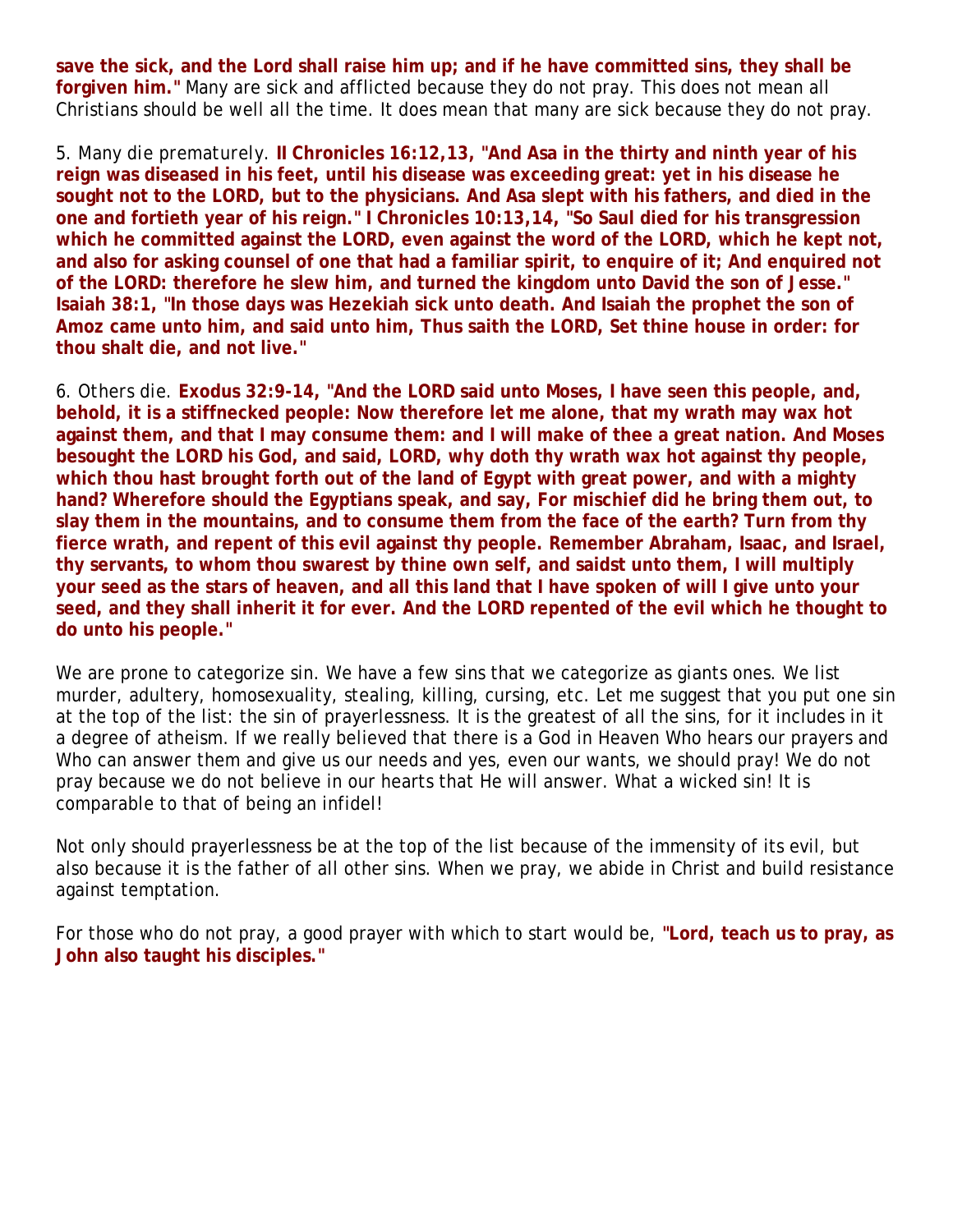**save the sick, and the Lord shall raise him up; and if he have committed sins, they shall be forgiven him."** Many are sick and afflicted because they do not pray. This does not mean all Christians should be well all the time. It does mean that many are sick because they do not pray.

5. Many die prematurely. **II Chronicles 16:12,13, "And Asa in the thirty and ninth year of his reign was diseased in his feet, until his disease was exceeding great: yet in his disease he sought not to the LORD, but to the physicians. And Asa slept with his fathers, and died in the one and fortieth year of his reign." I Chronicles 10:13,14, "So Saul died for his transgression which he committed against the LORD, even against the word of the LORD, which he kept not, and also for asking counsel of one that had a familiar spirit, to enquire of it; And enquired not of the LORD: therefore he slew him, and turned the kingdom unto David the son of Jesse." Isaiah 38:1, "In those days was Hezekiah sick unto death. And Isaiah the prophet the son of Amoz came unto him, and said unto him, Thus saith the LORD, Set thine house in order: for thou shalt die, and not live."**

6. Others die. **Exodus 32:9-14, "And the LORD said unto Moses, I have seen this people, and, behold, it is a stiffnecked people: Now therefore let me alone, that my wrath may wax hot against them, and that I may consume them: and I will make of thee a great nation. And Moses besought the LORD his God, and said, LORD, why doth thy wrath wax hot against thy people, which thou hast brought forth out of the land of Egypt with great power, and with a mighty hand? Wherefore should the Egyptians speak, and say, For mischief did he bring them out, to slay them in the mountains, and to consume them from the face of the earth? Turn from thy fierce wrath, and repent of this evil against thy people. Remember Abraham, Isaac, and Israel, thy servants, to whom thou swarest by thine own self, and saidst unto them, I will multiply your seed as the stars of heaven, and all this land that I have spoken of will I give unto your seed, and they shall inherit it for ever. And the LORD repented of the evil which he thought to do unto his people."**

We are prone to categorize sin. We have a few sins that we categorize as giants ones. We list murder, adultery, homosexuality, stealing, killing, cursing, etc. Let me suggest that you put one sin at the top of the list: the sin of prayerlessness. It is the greatest of all the sins, for it includes in it a degree of atheism. If we really believed that there is a God in Heaven Who hears our prayers and Who can answer them and give us our needs and yes, even our wants, we should pray! We do not pray because we do not believe in our hearts that He will answer. What a wicked sin! It is comparable to that of being an infidel!

Not only should prayerlessness be at the top of the list because of the immensity of its evil, but also because it is the father of all other sins. When we pray, we abide in Christ and build resistance against temptation.

For those who do not pray, a good prayer with which to start would be, **"Lord, teach us to pray, as John also taught his disciples."**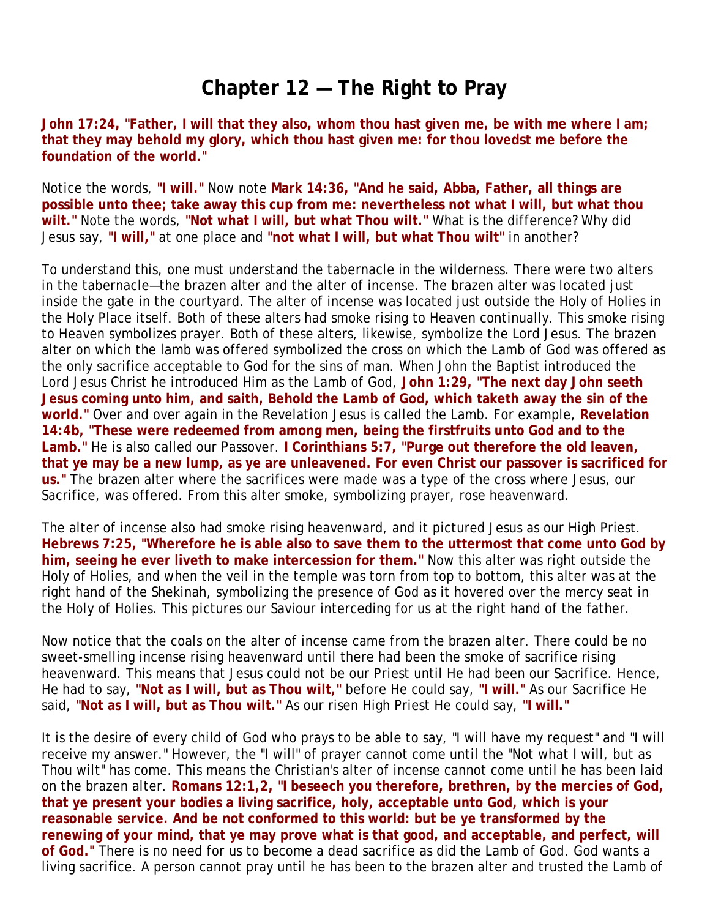# Chapter 12 — The Right to Pray

**John 17:24, "Father, I will that they also, whom thou hast given me, be with me where I am; that they may behold my glory, which thou hast given me: for thou lovedst me before the foundation of the world."**

Notice the words, **"I will."** Now note **Mark 14:36, "And he said, Abba, Father, all things are possible unto thee; take away this cup from me: nevertheless not what I will, but what thou wilt."** Note the words, **"Not what I will, but what Thou wilt."** What is the difference? Why did Jesus say, **"I will,"** at one place and **"not what I will, but what Thou wilt"** in another?

To understand this, one must understand the tabernacle in the wilderness. There were two alters in the tabernacle—the brazen alter and the alter of incense. The brazen alter was located just inside the gate in the courtyard. The alter of incense was located just outside the Holy of Holies in the Holy Place itself. Both of these alters had smoke rising to Heaven continually. This smoke rising to Heaven symbolizes prayer. Both of these alters, likewise, symbolize the Lord Jesus. The brazen alter on which the lamb was offered symbolized the cross on which the Lamb of God was offered as the only sacrifice acceptable to God for the sins of man. When John the Baptist introduced the Lord Jesus Christ he introduced Him as the Lamb of God, **John 1:29, "The next day John seeth Jesus coming unto him, and saith, Behold the Lamb of God, which taketh away the sin of the world."** Over and over again in the Revelation Jesus is called the Lamb. For example, **Revelation 14:4b, "These were redeemed from among men, being the firstfruits unto God and to the Lamb."** He is also called our Passover. **I Corinthians 5:7, "Purge out therefore the old leaven, that ye may be a new lump, as ye are unleavened. For even Christ our passover is sacrificed for us."** The brazen alter where the sacrifices were made was a type of the cross where Jesus, our Sacrifice, was offered. From this alter smoke, symbolizing prayer, rose heavenward.

The alter of incense also had smoke rising heavenward, and it pictured Jesus as our High Priest. **Hebrews 7:25, "Wherefore he is able also to save them to the uttermost that come unto God by him, seeing he ever liveth to make intercession for them."** Now this alter was right outside the Holy of Holies, and when the veil in the temple was torn from top to bottom, this alter was at the right hand of the Shekinah, symbolizing the presence of God as it hovered over the mercy seat in the Holy of Holies. This pictures our Saviour interceding for us at the right hand of the father.

Now notice that the coals on the alter of incense came from the brazen alter. There could be no sweet-smelling incense rising heavenward until there had been the smoke of sacrifice rising heavenward. This means that Jesus could not be our Priest until He had been our Sacrifice. Hence, He had to say, **"Not as I will, but as Thou wilt,"** before He could say, **"I will."** As our Sacrifice He said, **"Not as I will, but as Thou wilt."** As our risen High Priest He could say, **"I will."**

It is the desire of every child of God who prays to be able to say, "I will have my request" and "I will receive my answer." However, the "I will" of prayer cannot come until the "Not what I will, but as Thou wilt" has come. This means the Christian's alter of incense cannot come until he has been laid on the brazen alter. **Romans 12:1,2, "I beseech you therefore, brethren, by the mercies of God, that ye present your bodies a living sacrifice, holy, acceptable unto God, which is your reasonable service. And be not conformed to this world: but be ye transformed by the renewing of your mind, that ye may prove what is that good, and acceptable, and perfect, will of God."** There is no need for us to become a dead sacrifice as did the Lamb of God. God wants a living sacrifice. A person cannot pray until he has been to the brazen alter and trusted the Lamb of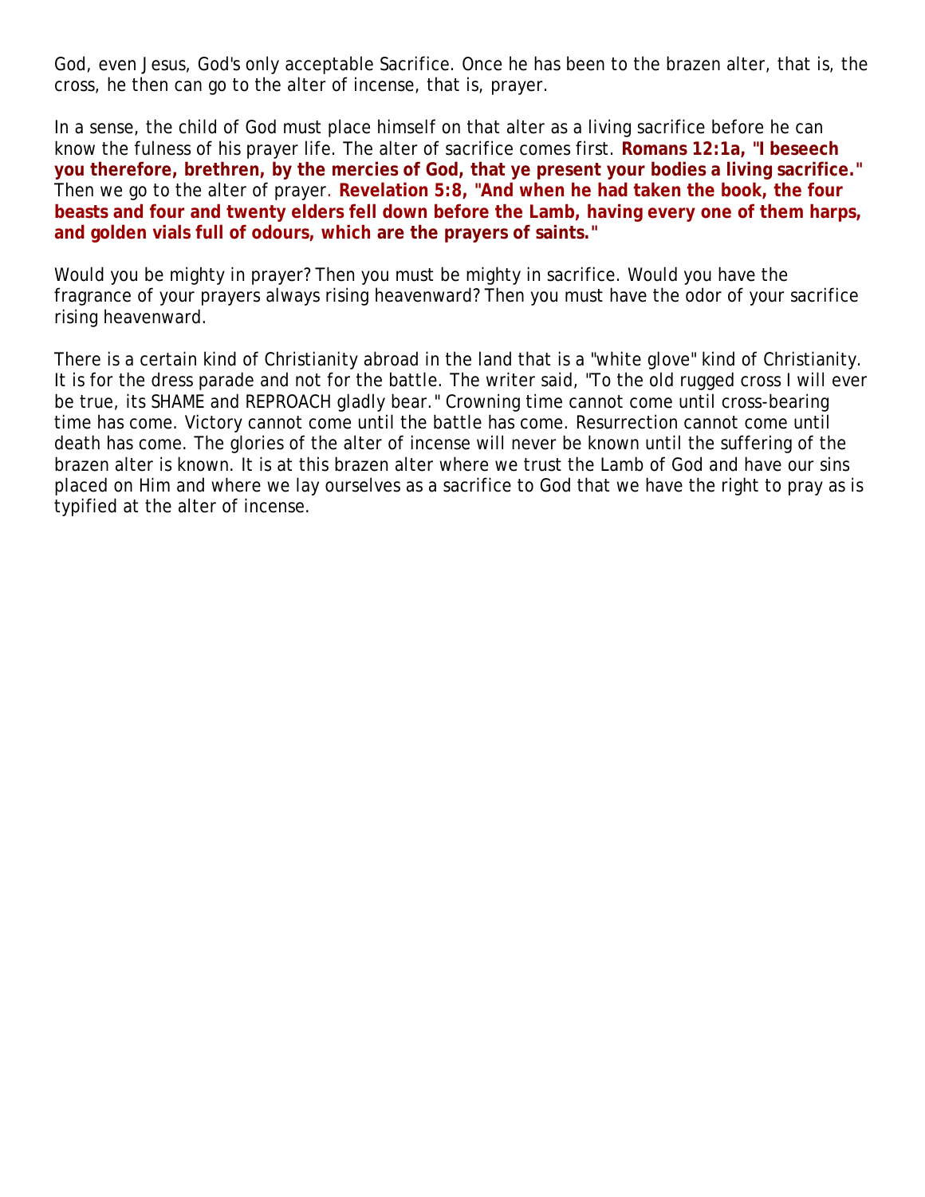God, even Jesus, God's only acceptable Sacrifice. Once he has been to the brazen alter, that is, the cross, he then can go to the alter of incense, that is, prayer.

In a sense, the child of God must place himself on that alter as a living sacrifice before he can know the fulness of his prayer life. The alter of sacrifice comes first. **Romans 12:1a, "I beseech you therefore, brethren, by the mercies of God, that ye present your bodies a living sacrifice."** Then we go to the alter of prayer. **Revelation 5:8, "And when he had taken the book, the four beasts and four and twenty elders fell down before the Lamb, having every one of them harps, and golden vials full of odours, which are the prayers of saints."**

Would you be mighty in prayer? Then you must be mighty in sacrifice. Would you have the fragrance of your prayers always rising heavenward? Then you must have the odor of your sacrifice rising heavenward.

There is a certain kind of Christianity abroad in the land that is a "white glove" kind of Christianity. It is for the dress parade and not for the battle. The writer said, "To the old rugged cross I will ever be true, its SHAME and REPROACH gladly bear." Crowning time cannot come until cross-bearing time has come. Victory cannot come until the battle has come. Resurrection cannot come until death has come. The glories of the alter of incense will never be known until the suffering of the brazen alter is known. It is at this brazen alter where we trust the Lamb of God and have our sins placed on Him and where we lay ourselves as a sacrifice to God that we have the right to pray as is typified at the alter of incense.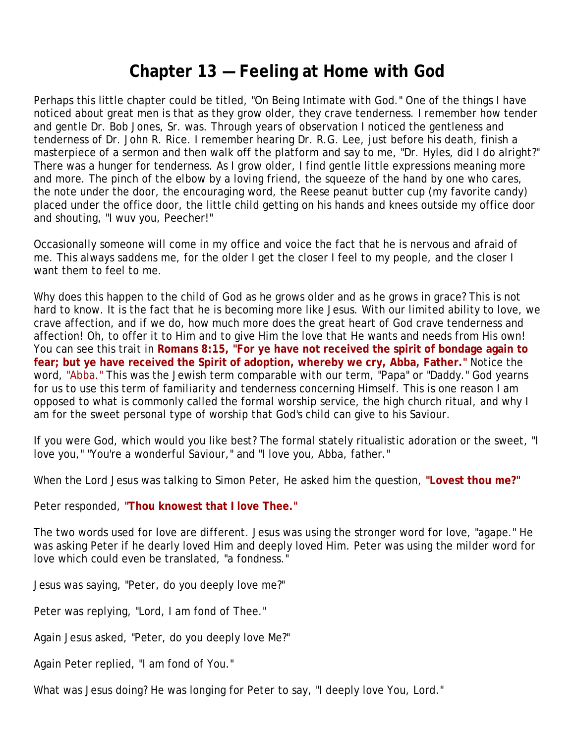# Chapter 13 — Feeling at Home with God

Perhaps this little chapter could be titled, "On Being Intimate with God." One of the things I have noticed about great men is that as they grow older, they crave tenderness. I remember how tender and gentle Dr. Bob Jones, Sr. was. Through years of observation I noticed the gentleness and tenderness of Dr. John R. Rice. I remember hearing Dr. R.G. Lee, just before his death, finish a masterpiece of a sermon and then walk off the platform and say to me, "Dr. Hyles, did I do alright?" There was a hunger for tenderness. As I grow older, I find gentle little expressions meaning more and more. The pinch of the elbow by a loving friend, the squeeze of the hand by one who cares, the note under the door, the encouraging word, the Reese peanut butter cup (my favorite candy) placed under the office door, the little child getting on his hands and knees outside my office door and shouting, "I wuv you, Peecher!"

Occasionally someone will come in my office and voice the fact that he is nervous and afraid of me. This always saddens me, for the older I get the closer I feel to my people, and the closer I want them to feel to me.

Why does this happen to the child of God as he grows older and as he grows in grace? This is not hard to know. It is the fact that he is becoming more like Jesus. With our limited ability to love, we crave affection, and if we do, how much more does the great heart of God crave tenderness and affection! Oh, to offer it to Him and to give Him the love that He wants and needs from His own! You can see this trait in **Romans 8:15, "For ye have not received the spirit of bondage again to fear; but ye have received the Spirit of adoption, whereby we cry, Abba, Father."** Notice the word, "Abba." This was the Jewish term comparable with our term, "Papa" or "Daddy." God yearns for us to use this term of familiarity and tenderness concerning Himself. This is one reason I am opposed to what is commonly called the formal worship service, the high church ritual, and why I am for the sweet personal type of worship that God's child can give to his Saviour.

If you were God, which would you like best? The formal stately ritualistic adoration or the sweet, "I love you," "You're a wonderful Saviour," and "I love you, Abba, father."

When the Lord Jesus was talking to Simon Peter, He asked him the question, **"Lovest thou me?"**

Peter responded, **"Thou knowest that I love Thee."**

The two words used for love are different. Jesus was using the stronger word for love, "agape." He was asking Peter if he dearly loved Him and deeply loved Him. Peter was using the milder word for love which could even be translated, "a fondness."

Jesus was saying, "Peter, do you deeply love me?"

Peter was replying, "Lord, I am fond of Thee."

Again Jesus asked, "Peter, do you deeply love Me?"

Again Peter replied, "I am fond of You."

What was Jesus doing? He was longing for Peter to say, "I deeply love You, Lord."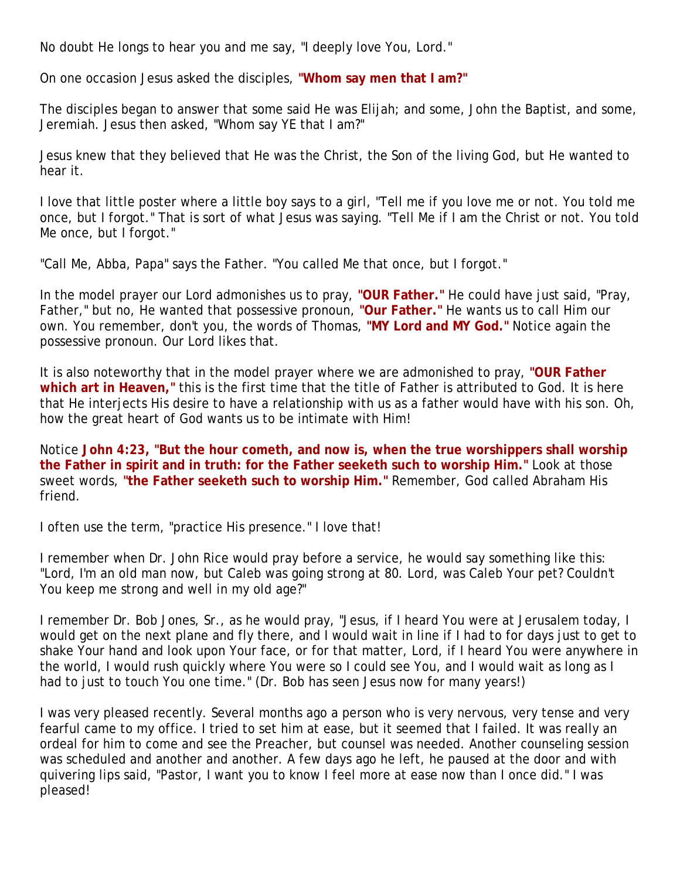No doubt He longs to hear you and me say, "I deeply love You, Lord."

On one occasion Jesus asked the disciples, **"Whom say men that I am?"**

The disciples began to answer that some said He was Elijah; and some, John the Baptist, and some, Jeremiah. Jesus then asked, "Whom say YE that I am?"

Jesus knew that they believed that He was the Christ, the Son of the living God, but He wanted to hear it.

I love that little poster where a little boy says to a girl, "Tell me if you love me or not. You told me once, but I forgot." That is sort of what Jesus was saying. "Tell Me if I am the Christ or not. You told Me once, but I forgot."

"Call Me, Abba, Papa" says the Father. "You called Me that once, but I forgot."

In the model prayer our Lord admonishes us to pray, **"OUR Father."** He could have just said, "Pray, Father," but no, He wanted that possessive pronoun, **"Our Father."** He wants us to call Him our own. You remember, don't you, the words of Thomas, **"MY Lord and MY God."** Notice again the possessive pronoun. Our Lord likes that.

It is also noteworthy that in the model prayer where we are admonished to pray, **"OUR Father which art in Heaven,"** this is the first time that the title of Father is attributed to God. It is here that He interjects His desire to have a relationship with us as a father would have with his son. Oh, how the great heart of God wants us to be intimate with Him!

Notice **John 4:23, "But the hour cometh, and now is, when the true worshippers shall worship the Father in spirit and in truth: for the Father seeketh such to worship Him."** Look at those sweet words, **"the Father seeketh such to worship Him."** Remember, God called Abraham His friend.

I often use the term, "practice His presence." I love that!

I remember when Dr. John Rice would pray before a service, he would say something like this: "Lord, I'm an old man now, but Caleb was going strong at 80. Lord, was Caleb Your pet? Couldn't You keep me strong and well in my old age?"

I remember Dr. Bob Jones, Sr., as he would pray, "Jesus, if I heard You were at Jerusalem today, I would get on the next plane and fly there, and I would wait in line if I had to for days just to get to shake Your hand and look upon Your face, or for that matter, Lord, if I heard You were anywhere in the world, I would rush quickly where You were so I could see You, and I would wait as long as I had to just to touch You one time." (Dr. Bob has seen Jesus now for many years!)

I was very pleased recently. Several months ago a person who is very nervous, very tense and very fearful came to my office. I tried to set him at ease, but it seemed that I failed. It was really an ordeal for him to come and see the Preacher, but counsel was needed. Another counseling session was scheduled and another and another. A few days ago he left, he paused at the door and with quivering lips said, "Pastor, I want you to know I feel more at ease now than I once did." I was pleased!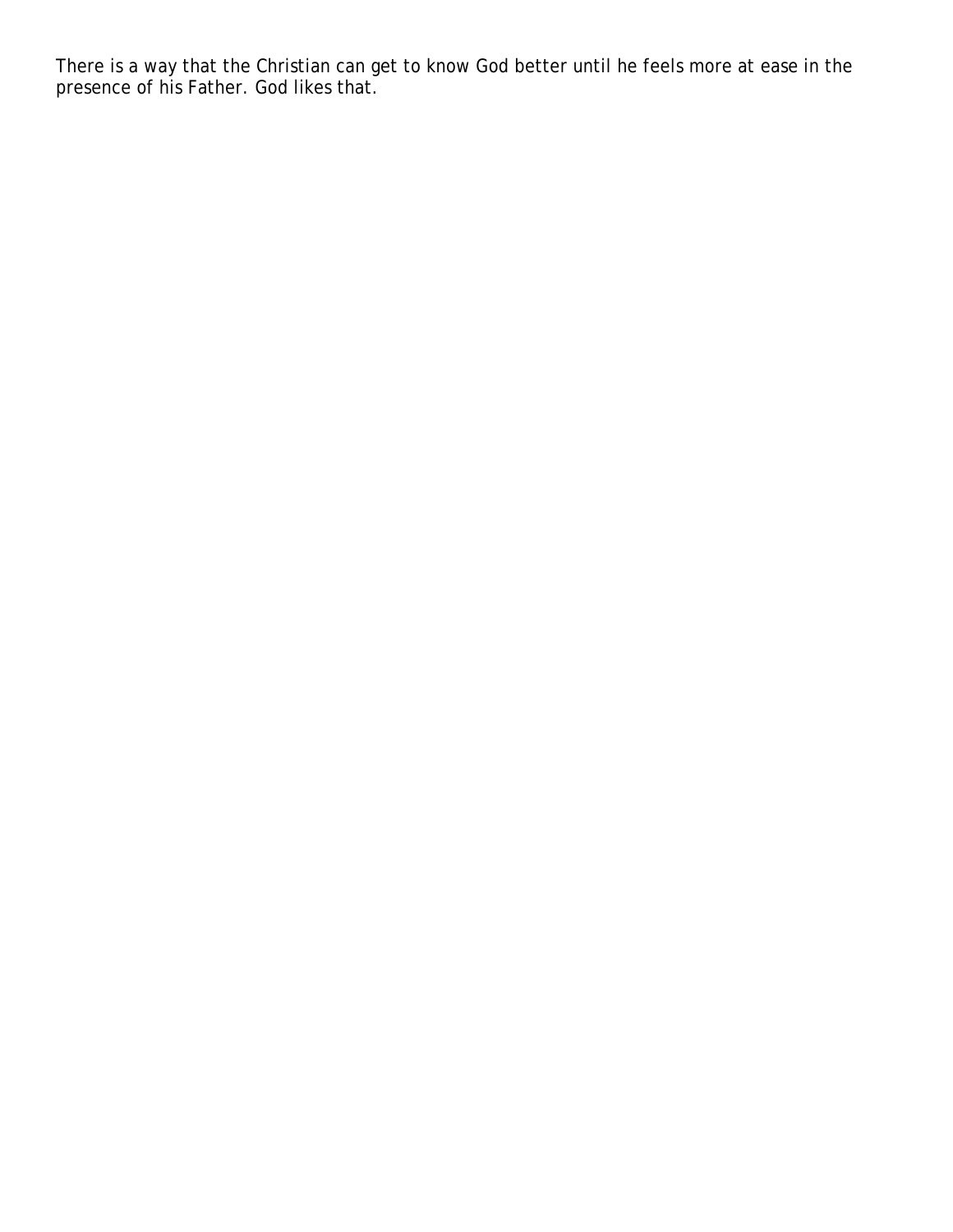There is a way that the Christian can get to know God better until he feels more at ease in the presence of his Father. God likes that.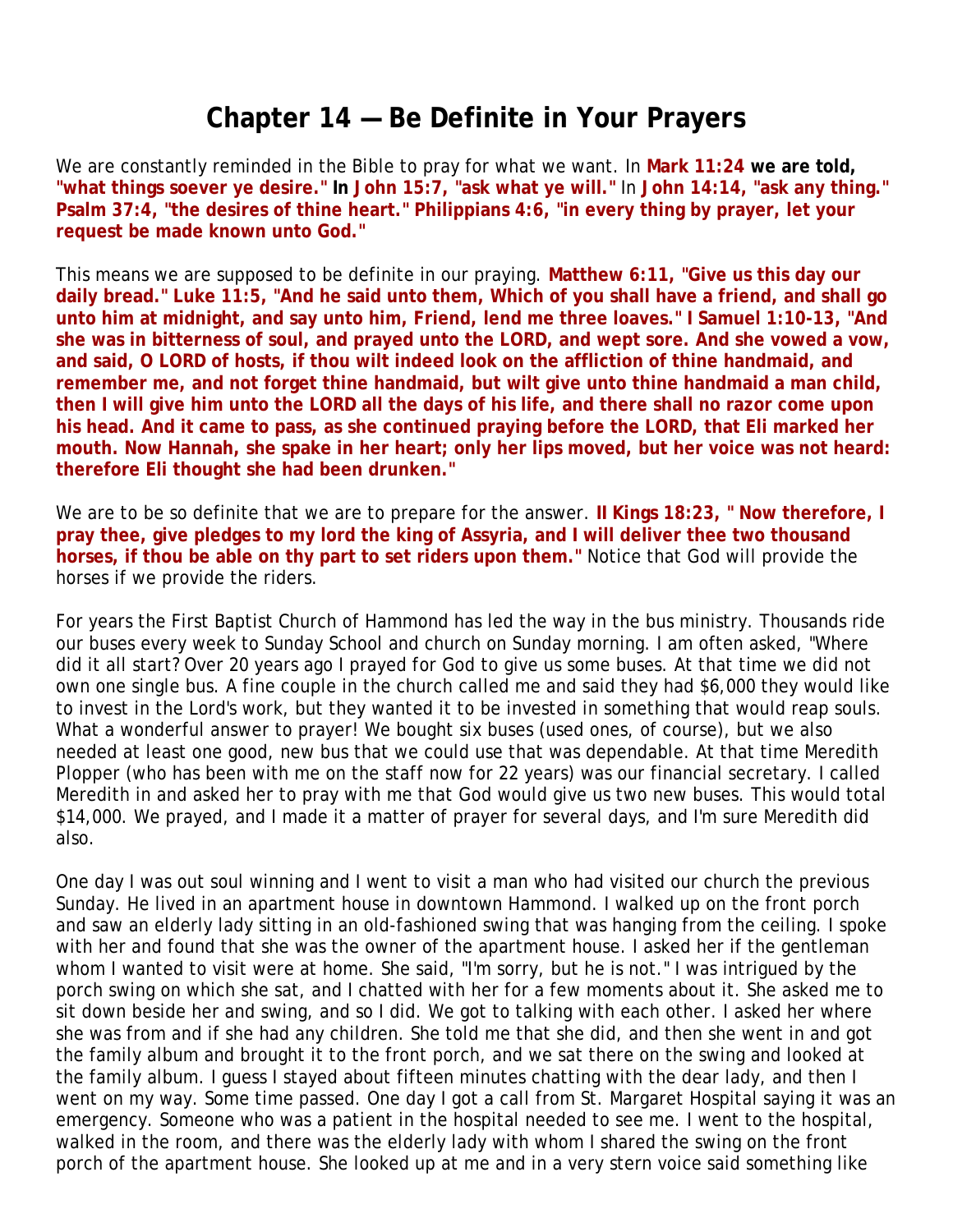# Chapter 14 — Be Definite in Your Prayers

We are constantly reminded in the Bible to pray for what we want. In **Mark 11:24 we are told, "what things soever ye desire."** In **John 15:7, "ask what ye will."** In **John 14:14, "ask any thing." Psalm 37:4, "the desires of thine heart." Philippians 4:6, "in every thing by prayer, let your request be made known unto God."**

This means we are supposed to be definite in our praying. **Matthew 6:11, "Give us this day our daily bread." Luke 11:5, "And he said unto them, Which of you shall have a friend, and shall go unto him at midnight, and say unto him, Friend, lend me three loaves." I Samuel 1:10-13, "And she was in bitterness of soul, and prayed unto the LORD, and wept sore. And she vowed a vow, and said, O LORD of hosts, if thou wilt indeed look on the affliction of thine handmaid, and remember me, and not forget thine handmaid, but wilt give unto thine handmaid a man child, then I will give him unto the LORD all the days of his life, and there shall no razor come upon his head. And it came to pass, as she continued praying before the LORD, that Eli marked her mouth. Now Hannah, she spake in her heart; only her lips moved, but her voice was not heard: therefore Eli thought she had been drunken."**

We are to be so definite that we are to prepare for the answer. **II Kings 18:23, " Now therefore, I pray thee, give pledges to my lord the king of Assyria, and I will deliver thee two thousand horses, if thou be able on thy part to set riders upon them."** Notice that God will provide the horses if we provide the riders.

For years the First Baptist Church of Hammond has led the way in the bus ministry. Thousands ride our buses every week to Sunday School and church on Sunday morning. I am often asked, "Where did it all start? Over 20 years ago I prayed for God to give us some buses. At that time we did not own one single bus. A fine couple in the church called me and said they had $6,000 they would like to invest in the Lord's work, but they wanted it to be invested in something that would reap souls. What a wonderful answer to prayer! We bought six buses (used ones, of course), but we also needed at least one good, new bus that we could use that was dependable. At that time Meredith Plopper (who has been with me on the staff now for 22 years) was our financial secretary. I called Meredith in and asked her to pray with me that God would give us two new buses. This would total $14,000. We prayed, and I made it a matter of prayer for several days, and I'm sure Meredith did also.

One day I was out soul winning and I went to visit a man who had visited our church the previous Sunday. He lived in an apartment house in downtown Hammond. I walked up on the front porch and saw an elderly lady sitting in an old-fashioned swing that was hanging from the ceiling. I spoke with her and found that she was the owner of the apartment house. I asked her if the gentleman whom I wanted to visit were at home. She said, "I'm sorry, but he is not." I was intrigued by the porch swing on which she sat, and I chatted with her for a few moments about it. She asked me to sit down beside her and swing, and so I did. We got to talking with each other. I asked her where she was from and if she had any children. She told me that she did, and then she went in and got the family album and brought it to the front porch, and we sat there on the swing and looked at the family album. I guess I stayed about fifteen minutes chatting with the dear lady, and then I went on my way. Some time passed. One day I got a call from St. Margaret Hospital saying it was an emergency. Someone who was a patient in the hospital needed to see me. I went to the hospital, walked in the room, and there was the elderly lady with whom I shared the swing on the front porch of the apartment house. She looked up at me and in a very stern voice said something like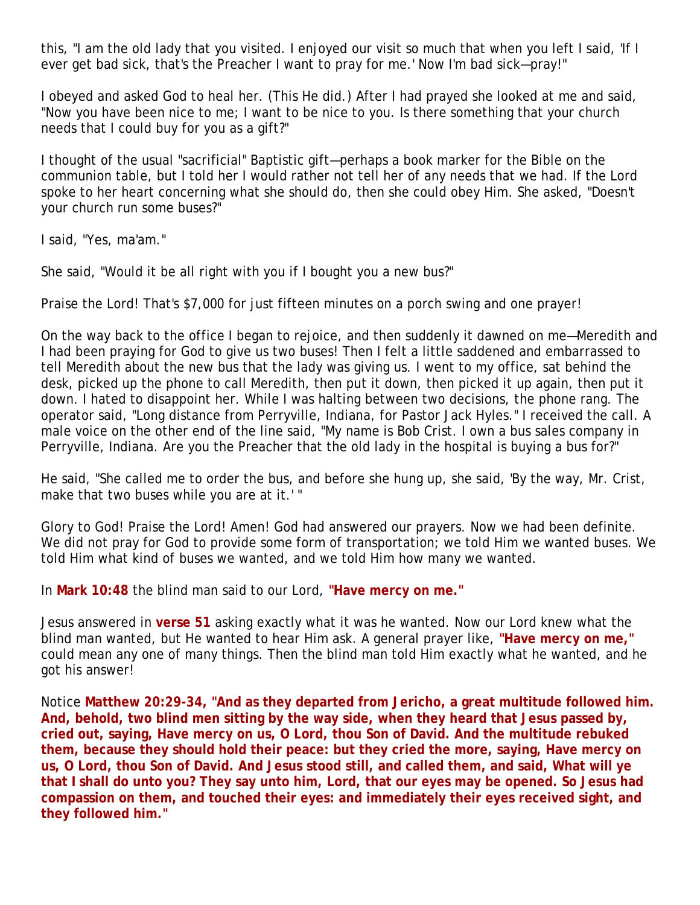this, "I am the old lady that you visited. I enjoyed our visit so much that when you left I said, 'If I ever get bad sick, that's the Preacher I want to pray for me.' Now I'm bad sick—pray!"

I obeyed and asked God to heal her. (This He did.) After I had prayed she looked at me and said, "Now you have been nice to me; I want to be nice to you. Is there something that your church needs that I could buy for you as a gift?"

I thought of the usual "sacrificial" Baptistic gift—perhaps a book marker for the Bible on the communion table, but I told her I would rather not tell her of any needs that we had. If the Lord spoke to her heart concerning what she should do, then she could obey Him. She asked, "Doesn't your church run some buses?"

I said, "Yes, ma'am."

She said, "Would it be all right with you if I bought you a new bus?"

Praise the Lord! That's $7,000 for just fifteen minutes on a porch swing and one prayer!

On the way back to the office I began to rejoice, and then suddenly it dawned on me—Meredith and I had been praying for God to give us two buses! Then I felt a little saddened and embarrassed to tell Meredith about the new bus that the lady was giving us. I went to my office, sat behind the desk, picked up the phone to call Meredith, then put it down, then picked it up again, then put it down. I hated to disappoint her. While I was halting between two decisions, the phone rang. The operator said, "Long distance from Perryville, Indiana, for Pastor Jack Hyles." I received the call. A male voice on the other end of the line said, "My name is Bob Crist. I own a bus sales company in Perryville, Indiana. Are you the Preacher that the old lady in the hospital is buying a bus for?"

He said, "She called me to order the bus, and before she hung up, she said, 'By the way, Mr. Crist, make that two buses while you are at it.' "

Glory to God! Praise the Lord! Amen! God had answered our prayers. Now we had been definite. We did not pray for God to provide some form of transportation; we told Him we wanted buses. We told Him what kind of buses we wanted, and we told Him how many we wanted.

In **Mark 10:48** the blind man said to our Lord, **"Have mercy on me."**

Jesus answered in **verse 51** asking exactly what it was he wanted. Now our Lord knew what the blind man wanted, but He wanted to hear Him ask. A general prayer like, **"Have mercy on me,"** could mean any one of many things. Then the blind man told Him exactly what he wanted, and he got his answer!

Notice **Matthew 20:29-34, "And as they departed from Jericho, a great multitude followed him. And, behold, two blind men sitting by the way side, when they heard that Jesus passed by, cried out, saying, Have mercy on us, O Lord, thou Son of David. And the multitude rebuked them, because they should hold their peace: but they cried the more, saying, Have mercy on us, O Lord, thou Son of David. And Jesus stood still, and called them, and said, What will ye that I shall do unto you? They say unto him, Lord, that our eyes may be opened. So Jesus had compassion on them, and touched their eyes: and immediately their eyes received sight, and they followed him."**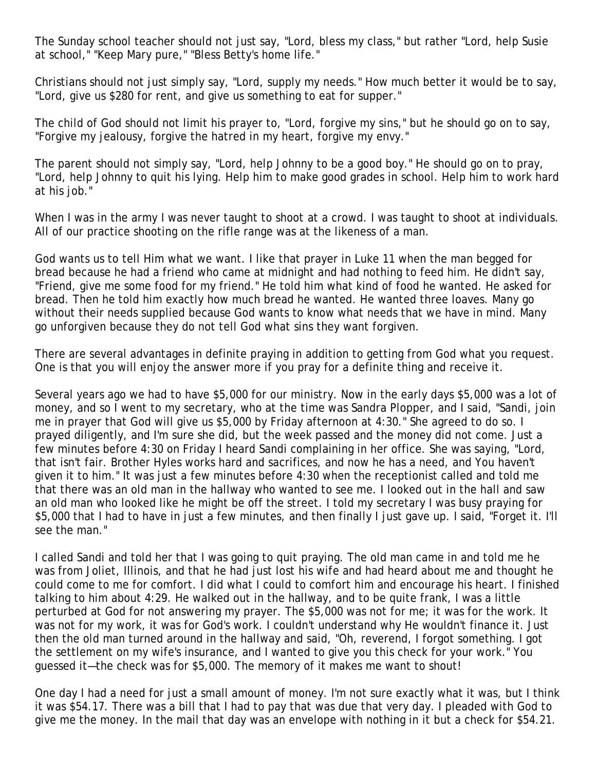The Sunday school teacher should not just say, "Lord, bless my class," but rather "Lord, help Susie at school," "Keep Mary pure," "Bless Betty's home life."

Christians should not just simply say, "Lord, supply my needs." How much better it would be to say, "Lord, give us $280 for rent, and give us something to eat for supper."

The child of God should not limit his prayer to, "Lord, forgive my sins," but he should go on to say, "Forgive my jealousy, forgive the hatred in my heart, forgive my envy."

The parent should not simply say, "Lord, help Johnny to be a good boy." He should go on to pray, "Lord, help Johnny to quit his lying. Help him to make good grades in school. Help him to work hard at his job."

When I was in the army I was never taught to shoot at a crowd. I was taught to shoot at individuals. All of our practice shooting on the rifle range was at the likeness of a man.

God wants us to tell Him what we want. I like that prayer in Luke 11 when the man begged for bread because he had a friend who came at midnight and had nothing to feed him. He didn't say, "Friend, give me some food for my friend." He told him what kind of food he wanted. He asked for bread. Then he told him exactly how much bread he wanted. He wanted three loaves. Many go without their needs supplied because God wants to know what needs that we have in mind. Many go unforgiven because they do not tell God what sins they want forgiven.

There are several advantages in definite praying in addition to getting from God what you request. One is that you will enjoy the answer more if you pray for a definite thing and receive it.

Several years ago we had to have $5,000 for our ministry. Now in the early days $5,000 was a lot of money, and so I went to my secretary, who at the time was Sandra Plopper, and I said, "Sandi, join me in prayer that God will give us $5,000 by Friday afternoon at 4:30." She agreed to do so. I prayed diligently, and I'm sure she did, but the week passed and the money did not come. Just a few minutes before 4:30 on Friday I heard Sandi complaining in her office. She was saying, "Lord, that isn't fair. Brother Hyles works hard and sacrifices, and now he has a need, and You haven't given it to him." It was just a few minutes before 4:30 when the receptionist called and told me that there was an old man in the hallway who wanted to see me. I looked out in the hall and saw an old man who looked like he might be off the street. I told my secretary I was busy praying for $5,000 that I had to have in just a few minutes, and then finally I just gave up. I said, "Forget it. I'll see the man."

I called Sandi and told her that I was going to quit praying. The old man came in and told me he was from Joliet, Illinois, and that he had just lost his wife and had heard about me and thought he could come to me for comfort. I did what I could to comfort him and encourage his heart. I finished talking to him about 4:29. He walked out in the hallway, and to be quite frank, I was a little perturbed at God for not answering my prayer. The $5,000 was not for me; it was for the work. It was not for my work, it was for God's work. I couldn't understand why He wouldn't finance it. Just then the old man turned around in the hallway and said, "Oh, reverend, I forgot something. I got the settlement on my wife's insurance, and I wanted to give you this check for your work." You guessed it—the check was for $5,000. The memory of it makes me want to shout!

One day I had a need for just a small amount of money. I'm not sure exactly what it was, but I think it was $54.17. There was a bill that I had to pay that was due that very day. I pleaded with God to give me the money. In the mail that day was an envelope with nothing in it but a check for $54.21.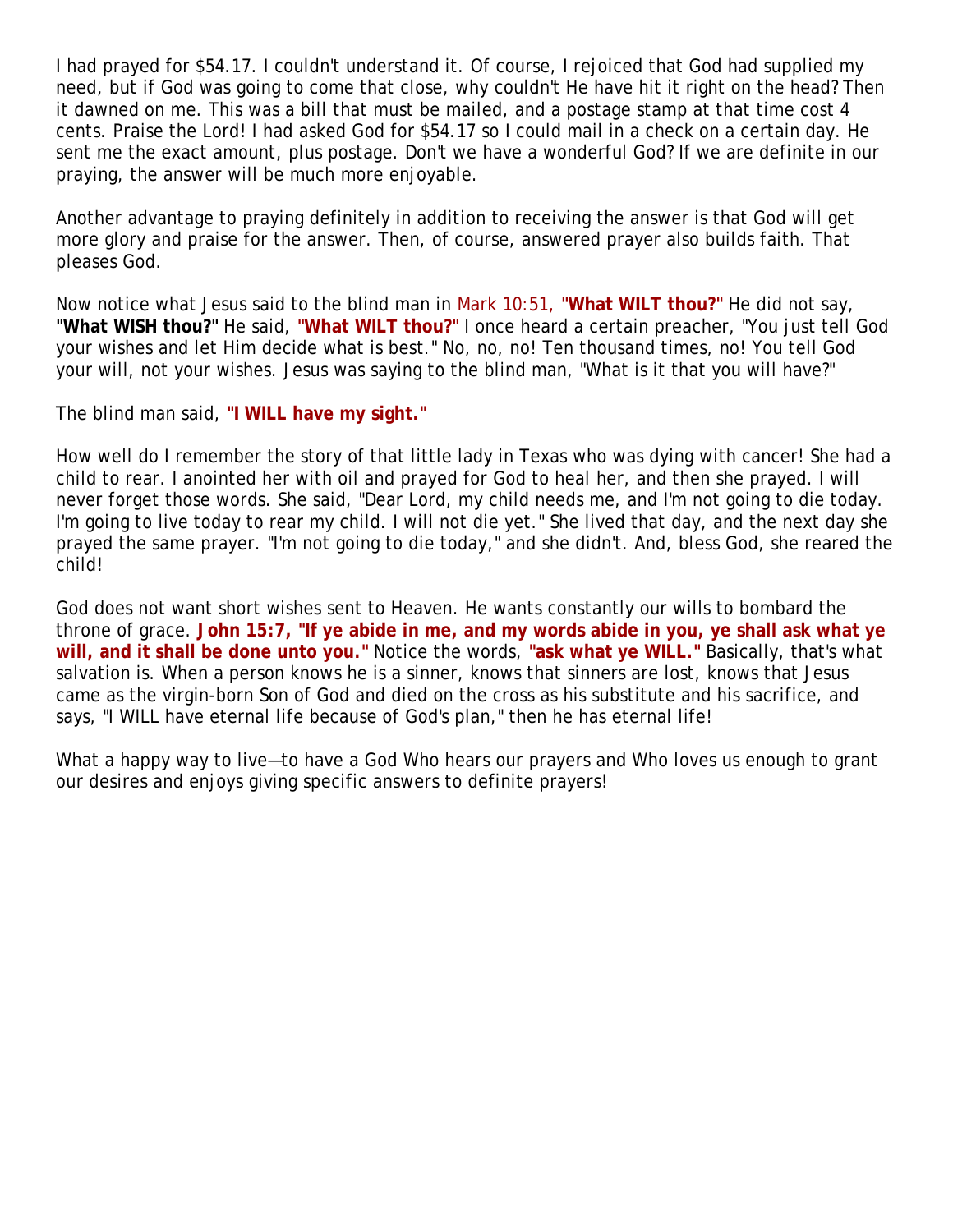I had prayed for $54.17. I couldn't understand it. Of course, I rejoiced that God had supplied my need, but if God was going to come that close, why couldn't He have hit it right on the head? Then it dawned on me. This was a bill that must be mailed, and a postage stamp at that time cost 4 cents. Praise the Lord! I had asked God for $54.17 so I could mail in a check on a certain day. He sent me the exact amount, plus postage. Don't we have a wonderful God? If we are definite in our praying, the answer will be much more enjoyable.

Another advantage to praying definitely in addition to receiving the answer is that God will get more glory and praise for the answer. Then, of course, answered prayer also builds faith. That pleases God.

Now notice what Jesus said to the blind man in Mark 10:51, **"What WILT thou?"** He did not say, **"What WISH thou?"** He said, **"What WILT thou?"** I once heard a certain preacher, "You just tell God your wishes and let Him decide what is best." No, no, no! Ten thousand times, no! You tell God your will, not your wishes. Jesus was saying to the blind man, "What is it that you will have?"

The blind man said, **"I WILL have my sight."**

How well do I remember the story of that little lady in Texas who was dying with cancer! She had a child to rear. I anointed her with oil and prayed for God to heal her, and then she prayed. I will never forget those words. She said, "Dear Lord, my child needs me, and I'm not going to die today. I'm going to live today to rear my child. I will not die yet." She lived that day, and the next day she prayed the same prayer. "I'm not going to die today," and she didn't. And, bless God, she reared the child!

God does not want short wishes sent to Heaven. He wants constantly our wills to bombard the throne of grace. **John 15:7, "If ye abide in me, and my words abide in you, ye shall ask what ye will, and it shall be done unto you."** Notice the words, **"ask what ye WILL."** Basically, that's what salvation is. When a person knows he is a sinner, knows that sinners are lost, knows that Jesus came as the virgin-born Son of God and died on the cross as his substitute and his sacrifice, and says, "I WILL have eternal life because of God's plan," then he has eternal life!

What a happy way to live—to have a God Who hears our prayers and Who loves us enough to grant our desires and enjoys giving specific answers to definite prayers!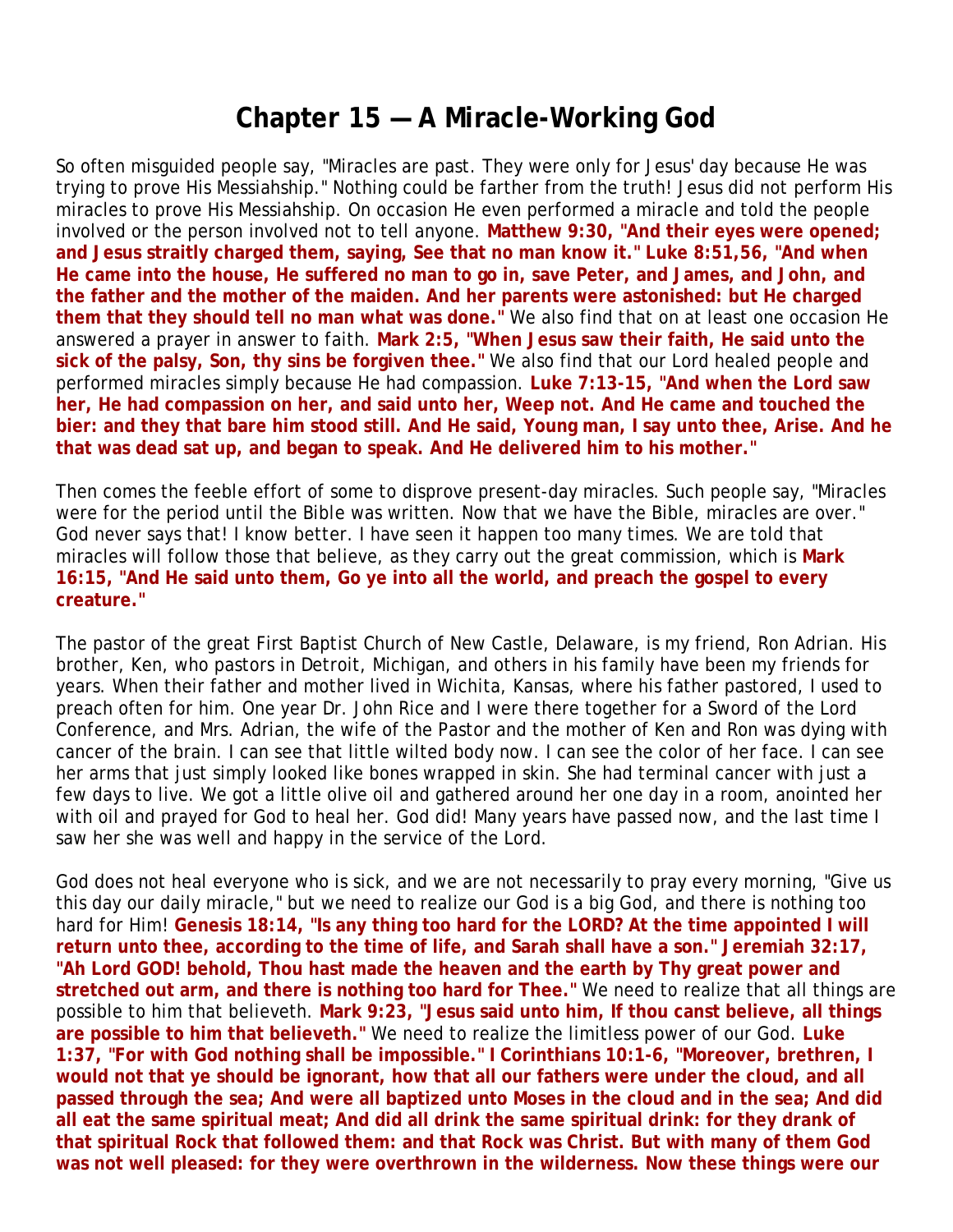# Chapter 15 — A Miracle-Working God

So often misguided people say, "Miracles are past. They were only for Jesus' day because He was trying to prove His Messiahship." Nothing could be farther from the truth! Jesus did not perform His miracles to prove His Messiahship. On occasion He even performed a miracle and told the people involved or the person involved not to tell anyone. **Matthew 9:30, "And their eyes were opened; and Jesus straitly charged them, saying, See that no man know it." Luke 8:51,56, "And when He came into the house, He suffered no man to go in, save Peter, and James, and John, and the father and the mother of the maiden. And her parents were astonished: but He charged them that they should tell no man what was done."** We also find that on at least one occasion He answered a prayer in answer to faith. **Mark 2:5, "When Jesus saw their faith, He said unto the sick of the palsy, Son, thy sins be forgiven thee."** We also find that our Lord healed people and performed miracles simply because He had compassion. **Luke 7:13-15, "And when the Lord saw her, He had compassion on her, and said unto her, Weep not. And He came and touched the bier: and they that bare him stood still. And He said, Young man, I say unto thee, Arise. And he that was dead sat up, and began to speak. And He delivered him to his mother."**

Then comes the feeble effort of some to disprove present-day miracles. Such people say, "Miracles were for the period until the Bible was written. Now that we have the Bible, miracles are over." God never says that! I know better. I have seen it happen too many times. We are told that miracles will follow those that believe, as they carry out the great commission, which is **Mark 16:15, "And He said unto them, Go ye into all the world, and preach the gospel to every creature."**

The pastor of the great First Baptist Church of New Castle, Delaware, is my friend, Ron Adrian. His brother, Ken, who pastors in Detroit, Michigan, and others in his family have been my friends for years. When their father and mother lived in Wichita, Kansas, where his father pastored, I used to preach often for him. One year Dr. John Rice and I were there together for a Sword of the Lord Conference, and Mrs. Adrian, the wife of the Pastor and the mother of Ken and Ron was dying with cancer of the brain. I can see that little wilted body now. I can see the color of her face. I can see her arms that just simply looked like bones wrapped in skin. She had terminal cancer with just a few days to live. We got a little olive oil and gathered around her one day in a room, anointed her with oil and prayed for God to heal her. God did! Many years have passed now, and the last time I saw her she was well and happy in the service of the Lord.

God does not heal everyone who is sick, and we are not necessarily to pray every morning, "Give us this day our daily miracle," but we need to realize our God is a big God, and there is nothing too hard for Him! **Genesis 18:14, "Is any thing too hard for the LORD? At the time appointed I will return unto thee, according to the time of life, and Sarah shall have a son." Jeremiah 32:17, "Ah Lord GOD! behold, Thou hast made the heaven and the earth by Thy great power and stretched out arm, and there is nothing too hard for Thee."** We need to realize that all things are possible to him that believeth. **Mark 9:23, "Jesus said unto him, If thou canst believe, all things are possible to him that believeth."** We need to realize the limitless power of our God. **Luke 1:37, "For with God nothing shall be impossible." I Corinthians 10:1-6, "Moreover, brethren, I would not that ye should be ignorant, how that all our fathers were under the cloud, and all passed through the sea; And were all baptized unto Moses in the cloud and in the sea; And did all eat the same spiritual meat; And did all drink the same spiritual drink: for they drank of that spiritual Rock that followed them: and that Rock was Christ. But with many of them God was not well pleased: for they were overthrown in the wilderness. Now these things were our**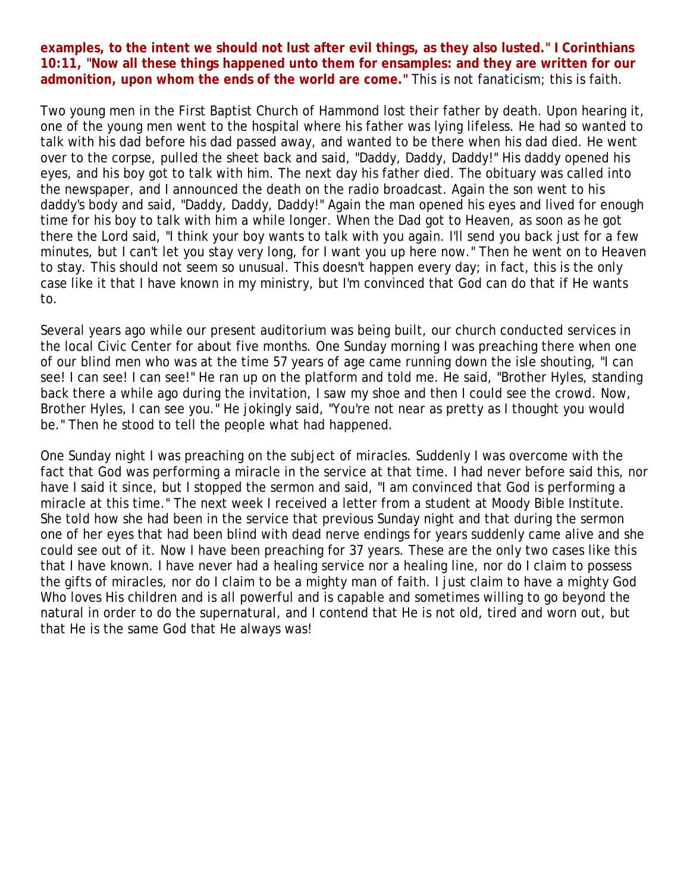**examples, to the intent we should not lust after evil things, as they also lusted." I Corinthians 10:11, "Now all these things happened unto them for ensamples: and they are written for our admonition, upon whom the ends of the world are come."** This is not fanaticism; this is faith.

Two young men in the First Baptist Church of Hammond lost their father by death. Upon hearing it, one of the young men went to the hospital where his father was lying lifeless. He had so wanted to talk with his dad before his dad passed away, and wanted to be there when his dad died. He went over to the corpse, pulled the sheet back and said, "Daddy, Daddy, Daddy!" His daddy opened his eyes, and his boy got to talk with him. The next day his father died. The obituary was called into the newspaper, and I announced the death on the radio broadcast. Again the son went to his daddy's body and said, "Daddy, Daddy, Daddy!" Again the man opened his eyes and lived for enough time for his boy to talk with him a while longer. When the Dad got to Heaven, as soon as he got there the Lord said, "I think your boy wants to talk with you again. I'll send you back just for a few minutes, but I can't let you stay very long, for I want you up here now." Then he went on to Heaven to stay. This should not seem so unusual. This doesn't happen every day; in fact, this is the only case like it that I have known in my ministry, but I'm convinced that God can do that if He wants to.

Several years ago while our present auditorium was being built, our church conducted services in the local Civic Center for about five months. One Sunday morning I was preaching there when one of our blind men who was at the time 57 years of age came running down the isle shouting, "I can see! I can see! I can see!" He ran up on the platform and told me. He said, "Brother Hyles, standing back there a while ago during the invitation, I saw my shoe and then I could see the crowd. Now, Brother Hyles, I can see you." He jokingly said, "You're not near as pretty as I thought you would be." Then he stood to tell the people what had happened.

One Sunday night I was preaching on the subject of miracles. Suddenly I was overcome with the fact that God was performing a miracle in the service at that time. I had never before said this, nor have I said it since, but I stopped the sermon and said, "I am convinced that God is performing a miracle at this time." The next week I received a letter from a student at Moody Bible Institute. She told how she had been in the service that previous Sunday night and that during the sermon one of her eyes that had been blind with dead nerve endings for years suddenly came alive and she could see out of it. Now I have been preaching for 37 years. These are the only two cases like this that I have known. I have never had a healing service nor a healing line, nor do I claim to possess the gifts of miracles, nor do I claim to be a mighty man of faith. I just claim to have a mighty God Who loves His children and is all powerful and is capable and sometimes willing to go beyond the natural in order to do the supernatural, and I contend that He is not old, tired and worn out, but that He is the same God that He always was!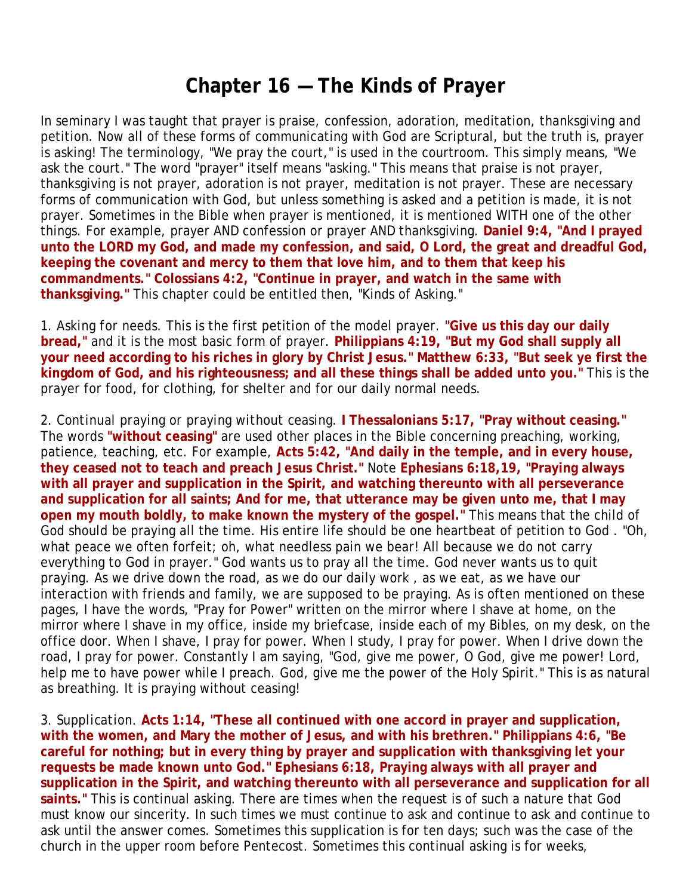# Chapter 16 — The Kinds of Prayer

In seminary I was taught that prayer is praise, confession, adoration, meditation, thanksgiving and petition. Now all of these forms of communicating with God are Scriptural, but the truth is, prayer is asking! The terminology, "We pray the court," is used in the courtroom. This simply means, "We ask the court." The word "prayer" itself means "asking." This means that praise is not prayer, thanksgiving is not prayer, adoration is not prayer, meditation is not prayer. These are necessary forms of communication with God, but unless something is asked and a petition is made, it is not prayer. Sometimes in the Bible when prayer is mentioned, it is mentioned WITH one of the other things. For example, prayer AND confession or prayer AND thanksgiving. **Daniel 9:4, "And I prayed unto the LORD my God, and made my confession, and said, O Lord, the great and dreadful God, keeping the covenant and mercy to them that love him, and to them that keep his commandments." Colossians 4:2, "Continue in prayer, and watch in the same with thanksgiving."** This chapter could be entitled then, "Kinds of Asking."

1. Asking for needs. This is the first petition of the model prayer. **"Give us this day our daily bread,"** and it is the most basic form of prayer. **Philippians 4:19, "But my God shall supply all your need according to his riches in glory by Christ Jesus." Matthew 6:33, "But seek ye first the kingdom of God, and his righteousness; and all these things shall be added unto you."** This is the prayer for food, for clothing, for shelter and for our daily normal needs.

2. Continual praying or praying without ceasing. **I Thessalonians 5:17, "Pray without ceasing."** The words **"without ceasing"** are used other places in the Bible concerning preaching, working, patience, teaching, etc. For example, **Acts 5:42, "And daily in the temple, and in every house, they ceased not to teach and preach Jesus Christ."** Note **Ephesians 6:18,19, "Praying always with all prayer and supplication in the Spirit, and watching thereunto with all perseverance and supplication for all saints; And for me, that utterance may be given unto me, that I may open my mouth boldly, to make known the mystery of the gospel."** This means that the child of God should be praying all the time. His entire life should be one heartbeat of petition to God . "Oh, what peace we often forfeit; oh, what needless pain we bear! All because we do not carry everything to God in prayer." God wants us to pray all the time. God never wants us to quit praying. As we drive down the road, as we do our daily work , as we eat, as we have our interaction with friends and family, we are supposed to be praying. As is often mentioned on these pages, I have the words, "Pray for Power" written on the mirror where I shave at home, on the mirror where I shave in my office, inside my briefcase, inside each of my Bibles, on my desk, on the office door. When I shave, I pray for power. When I study, I pray for power. When I drive down the road, I pray for power. Constantly I am saying, "God, give me power, O God, give me power! Lord, help me to have power while I preach. God, give me the power of the Holy Spirit." This is as natural as breathing. It is praying without ceasing!

3. Supplication. **Acts 1:14, "These all continued with one accord in prayer and supplication, with the women, and Mary the mother of Jesus, and with his brethren." Philippians 4:6, "Be careful for nothing; but in every thing by prayer and supplication with thanksgiving let your requests be made known unto God." Ephesians 6:18, Praying always with all prayer and supplication in the Spirit, and watching thereunto with all perseverance and supplication for all saints."** This is continual asking. There are times when the request is of such a nature that God must know our sincerity. In such times we must continue to ask and continue to ask and continue to ask until the answer comes. Sometimes this supplication is for ten days; such was the case of the church in the upper room before Pentecost. Sometimes this continual asking is for weeks,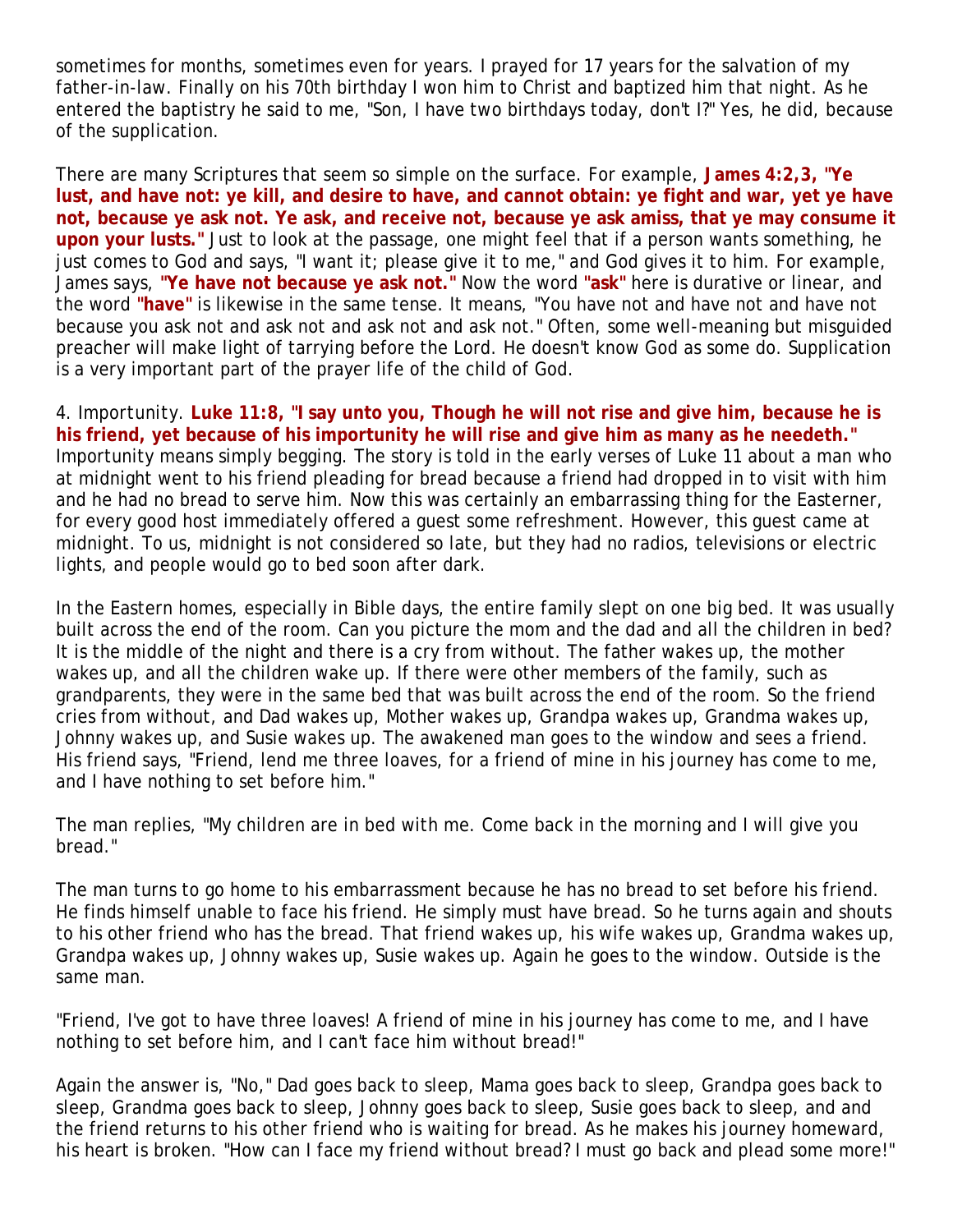sometimes for months, sometimes even for years. I prayed for 17 years for the salvation of my father-in-law. Finally on his 70th birthday I won him to Christ and baptized him that night. As he entered the baptistry he said to me, "Son, I have two birthdays today, don't I?" Yes, he did, because of the supplication.

There are many Scriptures that seem so simple on the surface. For example, **James 4:2,3, "Ye lust, and have not: ye kill, and desire to have, and cannot obtain: ye fight and war, yet ye have not, because ye ask not. Ye ask, and receive not, because ye ask amiss, that ye may consume it upon your lusts."** Just to look at the passage, one might feel that if a person wants something, he just comes to God and says, "I want it; please give it to me," and God gives it to him. For example, James says, **"Ye have not because ye ask not."** Now the word **"ask"** here is durative or linear, and the word **"have"** is likewise in the same tense. It means, "You have not and have not and have not because you ask not and ask not and ask not and ask not." Often, some well-meaning but misguided preacher will make light of tarrying before the Lord. He doesn't know God as some do. Supplication is a very important part of the prayer life of the child of God.

4. Importunity. **Luke 11:8, "I say unto you, Though he will not rise and give him, because he is his friend, yet because of his importunity he will rise and give him as many as he needeth."** Importunity means simply begging. The story is told in the early verses of Luke 11 about a man who at midnight went to his friend pleading for bread because a friend had dropped in to visit with him and he had no bread to serve him. Now this was certainly an embarrassing thing for the Easterner, for every good host immediately offered a guest some refreshment. However, this guest came at midnight. To us, midnight is not considered so late, but they had no radios, televisions or electric lights, and people would go to bed soon after dark.

In the Eastern homes, especially in Bible days, the entire family slept on one big bed. It was usually built across the end of the room. Can you picture the mom and the dad and all the children in bed? It is the middle of the night and there is a cry from without. The father wakes up, the mother wakes up, and all the children wake up. If there were other members of the family, such as grandparents, they were in the same bed that was built across the end of the room. So the friend cries from without, and Dad wakes up, Mother wakes up, Grandpa wakes up, Grandma wakes up, Johnny wakes up, and Susie wakes up. The awakened man goes to the window and sees a friend. His friend says, "Friend, lend me three loaves, for a friend of mine in his journey has come to me, and I have nothing to set before him."

The man replies, "My children are in bed with me. Come back in the morning and I will give you bread."

The man turns to go home to his embarrassment because he has no bread to set before his friend. He finds himself unable to face his friend. He simply must have bread. So he turns again and shouts to his other friend who has the bread. That friend wakes up, his wife wakes up, Grandma wakes up, Grandpa wakes up, Johnny wakes up, Susie wakes up. Again he goes to the window. Outside is the same man.

"Friend, I've got to have three loaves! A friend of mine in his journey has come to me, and I have nothing to set before him, and I can't face him without bread!"

Again the answer is, "No," Dad goes back to sleep, Mama goes back to sleep, Grandpa goes back to sleep, Grandma goes back to sleep, Johnny goes back to sleep, Susie goes back to sleep, and and the friend returns to his other friend who is waiting for bread. As he makes his journey homeward, his heart is broken. "How can I face my friend without bread? I must go back and plead some more!"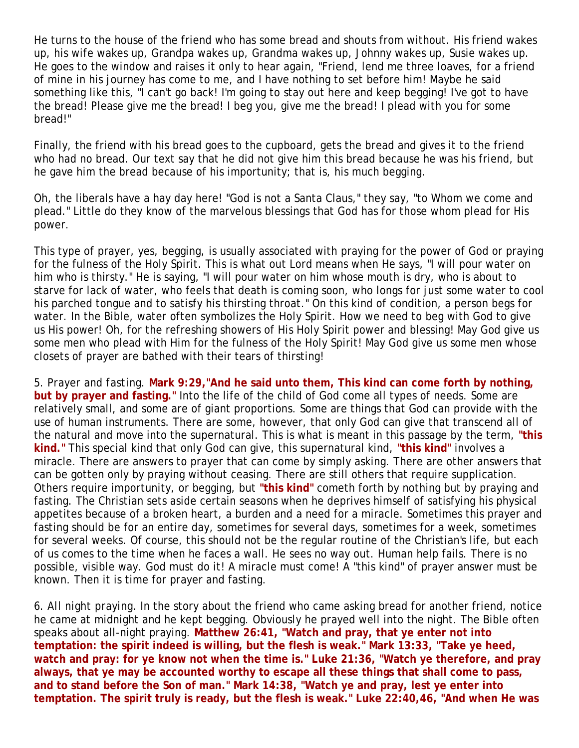He turns to the house of the friend who has some bread and shouts from without. His friend wakes up, his wife wakes up, Grandpa wakes up, Grandma wakes up, Johnny wakes up, Susie wakes up. He goes to the window and raises it only to hear again, "Friend, lend me three loaves, for a friend of mine in his journey has come to me, and I have nothing to set before him! Maybe he said something like this, "I can't go back! I'm going to stay out here and keep begging! I've got to have the bread! Please give me the bread! I beg you, give me the bread! I plead with you for some bread!"

Finally, the friend with his bread goes to the cupboard, gets the bread and gives it to the friend who had no bread. Our text say that he did not give him this bread because he was his friend, but he gave him the bread because of his importunity; that is, his much begging.

Oh, the liberals have a hay day here! "God is not a Santa Claus," they say, "to Whom we come and plead." Little do they know of the marvelous blessings that God has for those whom plead for His power.

This type of prayer, yes, begging, is usually associated with praying for the power of God or praying for the fulness of the Holy Spirit. This is what out Lord means when He says, "I will pour water on him who is thirsty." He is saying, "I will pour water on him whose mouth is dry, who is about to starve for lack of water, who feels that death is coming soon, who longs for just some water to cool his parched tongue and to satisfy his thirsting throat." On this kind of condition, a person begs for water. In the Bible, water often symbolizes the Holy Spirit. How we need to beg with God to give us His power! Oh, for the refreshing showers of His Holy Spirit power and blessing! May God give us some men who plead with Him for the fulness of the Holy Spirit! May God give us some men whose closets of prayer are bathed with their tears of thirsting!

5. Prayer and fasting. **Mark 9:29,"And he said unto them, This kind can come forth by nothing, but by prayer and fasting."** Into the life of the child of God come all types of needs. Some are relatively small, and some are of giant proportions. Some are things that God can provide with the use of human instruments. There are some, however, that only God can give that transcend all of the natural and move into the supernatural. This is what is meant in this passage by the term, **"this kind."** This special kind that only God can give, this supernatural kind, **"this kind"** involves a miracle. There are answers to prayer that can come by simply asking. There are other answers that can be gotten only by praying without ceasing. There are still others that require supplication. Others require importunity, or begging, but **"this kind"** cometh forth by nothing but by praying and fasting. The Christian sets aside certain seasons when he deprives himself of satisfying his physical appetites because of a broken heart, a burden and a need for a miracle. Sometimes this prayer and fasting should be for an entire day, sometimes for several days, sometimes for a week, sometimes for several weeks. Of course, this should not be the regular routine of the Christian's life, but each of us comes to the time when he faces a wall. He sees no way out. Human help fails. There is no possible, visible way. God must do it! A miracle must come! A "this kind" of prayer answer must be known. Then it is time for prayer and fasting.

6. All night praying. In the story about the friend who came asking bread for another friend, notice he came at midnight and he kept begging. Obviously he prayed well into the night. The Bible often speaks about all-night praying. **Matthew 26:41, "Watch and pray, that ye enter not into temptation: the spirit indeed is willing, but the flesh is weak." Mark 13:33, "Take ye heed, watch and pray: for ye know not when the time is." Luke 21:36, "Watch ye therefore, and pray always, that ye may be accounted worthy to escape all these things that shall come to pass, and to stand before the Son of man." Mark 14:38, "Watch ye and pray, lest ye enter into temptation. The spirit truly is ready, but the flesh is weak." Luke 22:40,46, "And when He was**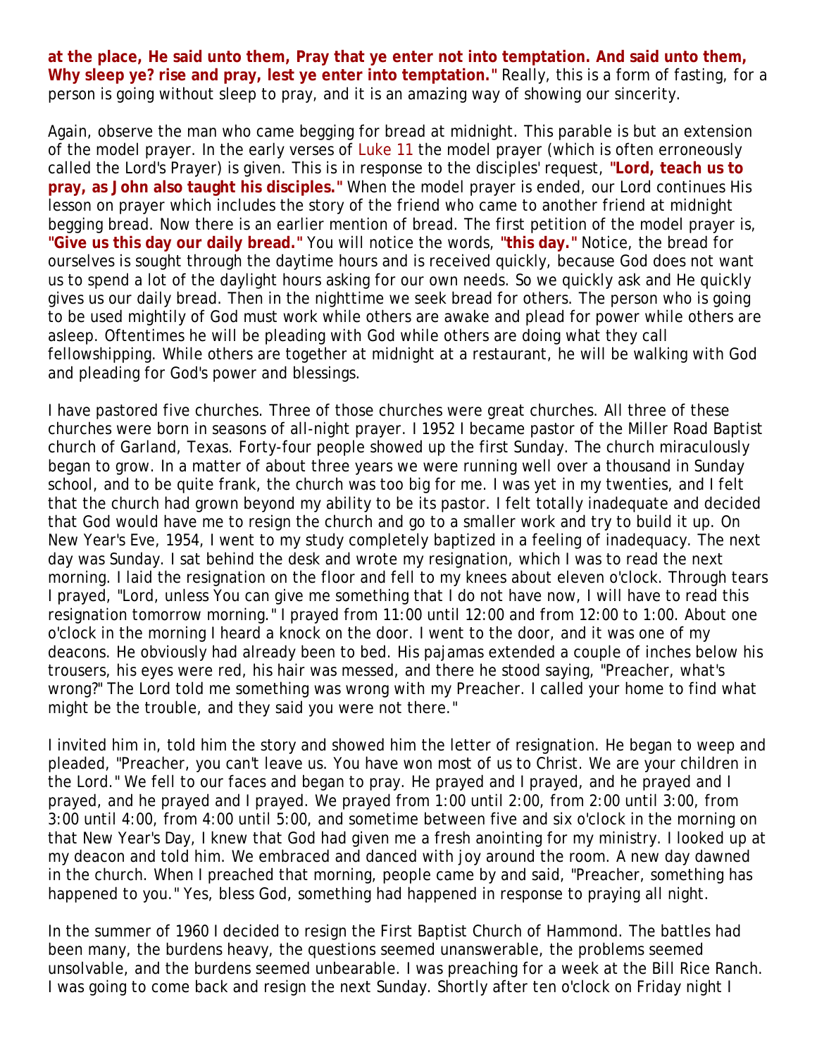**at the place, He said unto them, Pray that ye enter not into temptation. And said unto them, Why sleep ye? rise and pray, lest ye enter into temptation."** Really, this is a form of fasting, for a person is going without sleep to pray, and it is an amazing way of showing our sincerity.

Again, observe the man who came begging for bread at midnight. This parable is but an extension of the model prayer. In the early verses of Luke 11 the model prayer (which is often erroneously called the Lord's Prayer) is given. This is in response to the disciples' request, **"Lord, teach us to pray, as John also taught his disciples."** When the model prayer is ended, our Lord continues His lesson on prayer which includes the story of the friend who came to another friend at midnight begging bread. Now there is an earlier mention of bread. The first petition of the model prayer is, **"Give us this day our daily bread."** You will notice the words, **"this day."** Notice, the bread for ourselves is sought through the daytime hours and is received quickly, because God does not want us to spend a lot of the daylight hours asking for our own needs. So we quickly ask and He quickly gives us our daily bread. Then in the nighttime we seek bread for others. The person who is going to be used mightily of God must work while others are awake and plead for power while others are asleep. Oftentimes he will be pleading with God while others are doing what they call fellowshipping. While others are together at midnight at a restaurant, he will be walking with God and pleading for God's power and blessings.

I have pastored five churches. Three of those churches were great churches. All three of these churches were born in seasons of all-night prayer. I 1952 I became pastor of the Miller Road Baptist church of Garland, Texas. Forty-four people showed up the first Sunday. The church miraculously began to grow. In a matter of about three years we were running well over a thousand in Sunday school, and to be quite frank, the church was too big for me. I was yet in my twenties, and I felt that the church had grown beyond my ability to be its pastor. I felt totally inadequate and decided that God would have me to resign the church and go to a smaller work and try to build it up. On New Year's Eve, 1954, I went to my study completely baptized in a feeling of inadequacy. The next day was Sunday. I sat behind the desk and wrote my resignation, which I was to read the next morning. I laid the resignation on the floor and fell to my knees about eleven o'clock. Through tears I prayed, "Lord, unless You can give me something that I do not have now, I will have to read this resignation tomorrow morning." I prayed from 11:00 until 12:00 and from 12:00 to 1:00. About one o'clock in the morning I heard a knock on the door. I went to the door, and it was one of my deacons. He obviously had already been to bed. His pajamas extended a couple of inches below his trousers, his eyes were red, his hair was messed, and there he stood saying, "Preacher, what's wrong?" The Lord told me something was wrong with my Preacher. I called your home to find what might be the trouble, and they said you were not there."

I invited him in, told him the story and showed him the letter of resignation. He began to weep and pleaded, "Preacher, you can't leave us. You have won most of us to Christ. We are your children in the Lord." We fell to our faces and began to pray. He prayed and I prayed, and he prayed and I prayed, and he prayed and I prayed. We prayed from 1:00 until 2:00, from 2:00 until 3:00, from 3:00 until 4:00, from 4:00 until 5:00, and sometime between five and six o'clock in the morning on that New Year's Day, I knew that God had given me a fresh anointing for my ministry. I looked up at my deacon and told him. We embraced and danced with joy around the room. A new day dawned in the church. When I preached that morning, people came by and said, "Preacher, something has happened to you." Yes, bless God, something had happened in response to praying all night.

In the summer of 1960 I decided to resign the First Baptist Church of Hammond. The battles had been many, the burdens heavy, the questions seemed unanswerable, the problems seemed unsolvable, and the burdens seemed unbearable. I was preaching for a week at the Bill Rice Ranch. I was going to come back and resign the next Sunday. Shortly after ten o'clock on Friday night I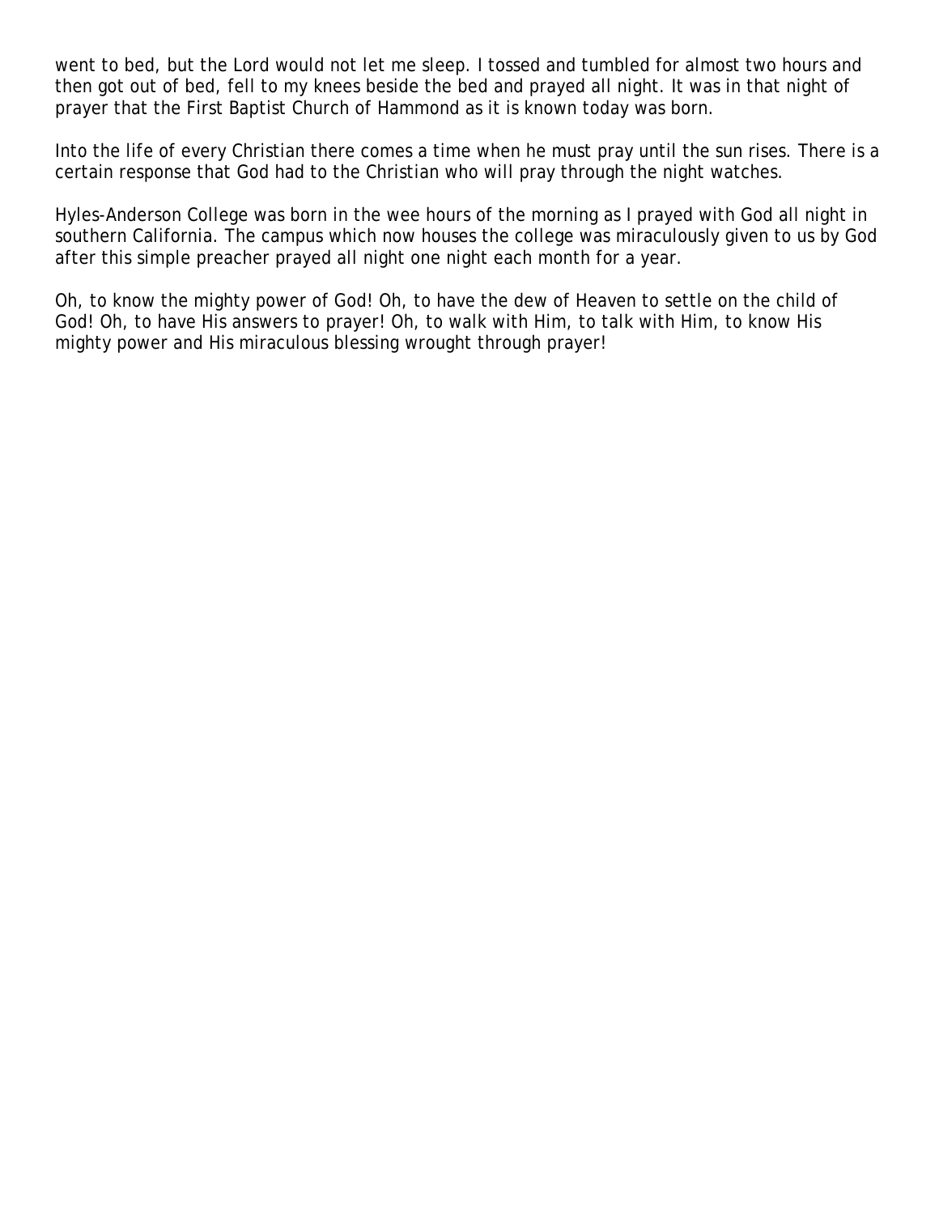went to bed, but the Lord would not let me sleep. I tossed and tumbled for almost two hours and then got out of bed, fell to my knees beside the bed and prayed all night. It was in that night of prayer that the First Baptist Church of Hammond as it is known today was born.

Into the life of every Christian there comes a time when he must pray until the sun rises. There is a certain response that God had to the Christian who will pray through the night watches.

Hyles-Anderson College was born in the wee hours of the morning as I prayed with God all night in southern California. The campus which now houses the college was miraculously given to us by God after this simple preacher prayed all night one night each month for a year.

Oh, to know the mighty power of God! Oh, to have the dew of Heaven to settle on the child of God! Oh, to have His answers to prayer! Oh, to walk with Him, to talk with Him, to know His mighty power and His miraculous blessing wrought through prayer!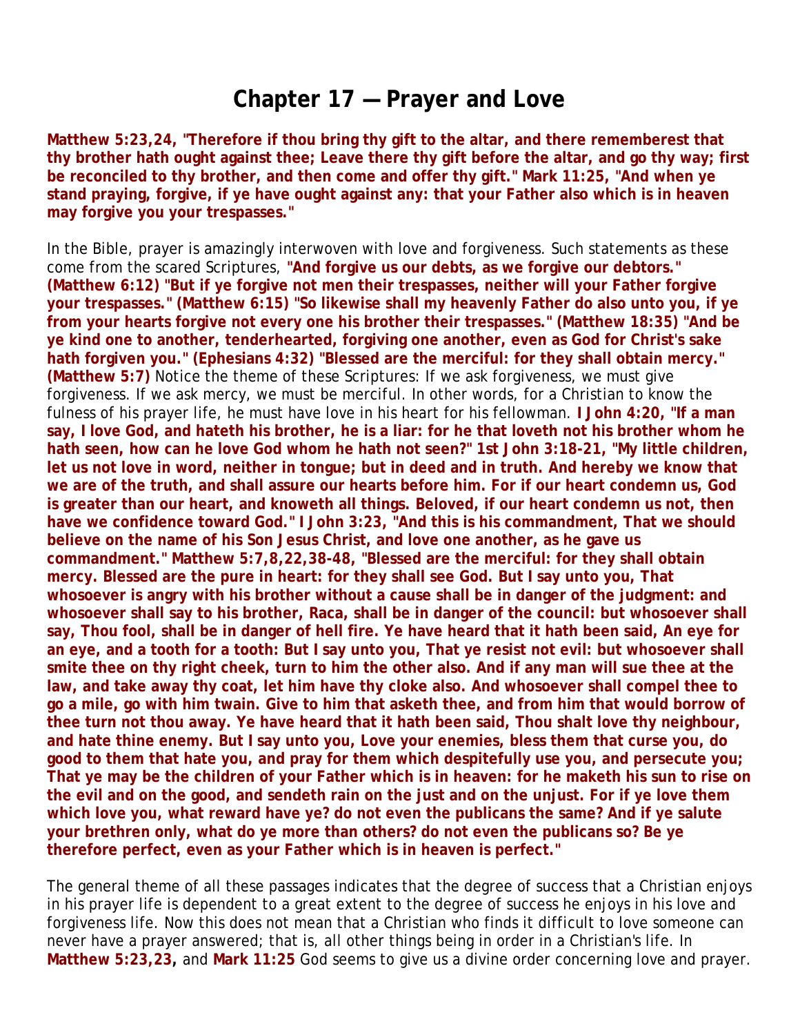# Chapter 17 — Prayer and Love

**Matthew 5:23,24, "Therefore if thou bring thy gift to the altar, and there rememberest that thy brother hath ought against thee; Leave there thy gift before the altar, and go thy way; first be reconciled to thy brother, and then come and offer thy gift." Mark 11:25, "And when ye stand praying, forgive, if ye have ought against any: that your Father also which is in heaven may forgive you your trespasses."**

In the Bible, prayer is amazingly interwoven with love and forgiveness. Such statements as these come from the scared Scriptures, **"And forgive us our debts, as we forgive our debtors." (Matthew 6:12) "But if ye forgive not men their trespasses, neither will your Father forgive your trespasses." (Matthew 6:15) "So likewise shall my heavenly Father do also unto you, if ye from your hearts forgive not every one his brother their trespasses." (Matthew 18:35) "And be ye kind one to another, tenderhearted, forgiving one another, even as God for Christ's sake hath forgiven you." (Ephesians 4:32) "Blessed are the merciful: for they shall obtain mercy." (Matthew 5:7)** Notice the theme of these Scriptures: If we ask forgiveness, we must give forgiveness. If we ask mercy, we must be merciful. In other words, for a Christian to know the fulness of his prayer life, he must have love in his heart for his fellowman. **I John 4:20, "If a man say, I love God, and hateth his brother, he is a liar: for he that loveth not his brother whom he hath seen, how can he love God whom he hath not seen?" 1st John 3:18-21, "My little children, let us not love in word, neither in tongue; but in deed and in truth. And hereby we know that we are of the truth, and shall assure our hearts before him. For if our heart condemn us, God is greater than our heart, and knoweth all things. Beloved, if our heart condemn us not, then have we confidence toward God." I John 3:23, "And this is his commandment, That we should believe on the name of his Son Jesus Christ, and love one another, as he gave us commandment." Matthew 5:7,8,22,38-48, "Blessed are the merciful: for they shall obtain mercy. Blessed are the pure in heart: for they shall see God. But I say unto you, That whosoever is angry with his brother without a cause shall be in danger of the judgment: and whosoever shall say to his brother, Raca, shall be in danger of the council: but whosoever shall say, Thou fool, shall be in danger of hell fire. Ye have heard that it hath been said, An eye for an eye, and a tooth for a tooth: But I say unto you, That ye resist not evil: but whosoever shall smite thee on thy right cheek, turn to him the other also. And if any man will sue thee at the law, and take away thy coat, let him have thy cloke also. And whosoever shall compel thee to go a mile, go with him twain. Give to him that asketh thee, and from him that would borrow of thee turn not thou away. Ye have heard that it hath been said, Thou shalt love thy neighbour, and hate thine enemy. But I say unto you, Love your enemies, bless them that curse you, do good to them that hate you, and pray for them which despitefully use you, and persecute you; That ye may be the children of your Father which is in heaven: for he maketh his sun to rise on the evil and on the good, and sendeth rain on the just and on the unjust. For if ye love them which love you, what reward have ye? do not even the publicans the same? And if ye salute your brethren only, what do ye more than others? do not even the publicans so? Be ye therefore perfect, even as your Father which is in heaven is perfect."**

The general theme of all these passages indicates that the degree of success that a Christian enjoys in his prayer life is dependent to a great extent to the degree of success he enjoys in his love and forgiveness life. Now this does not mean that a Christian who finds it difficult to love someone can never have a prayer answered; that is, all other things being in order in a Christian's life. In **Matthew 5:23,23,** and **Mark 11:25** God seems to give us a divine order concerning love and prayer.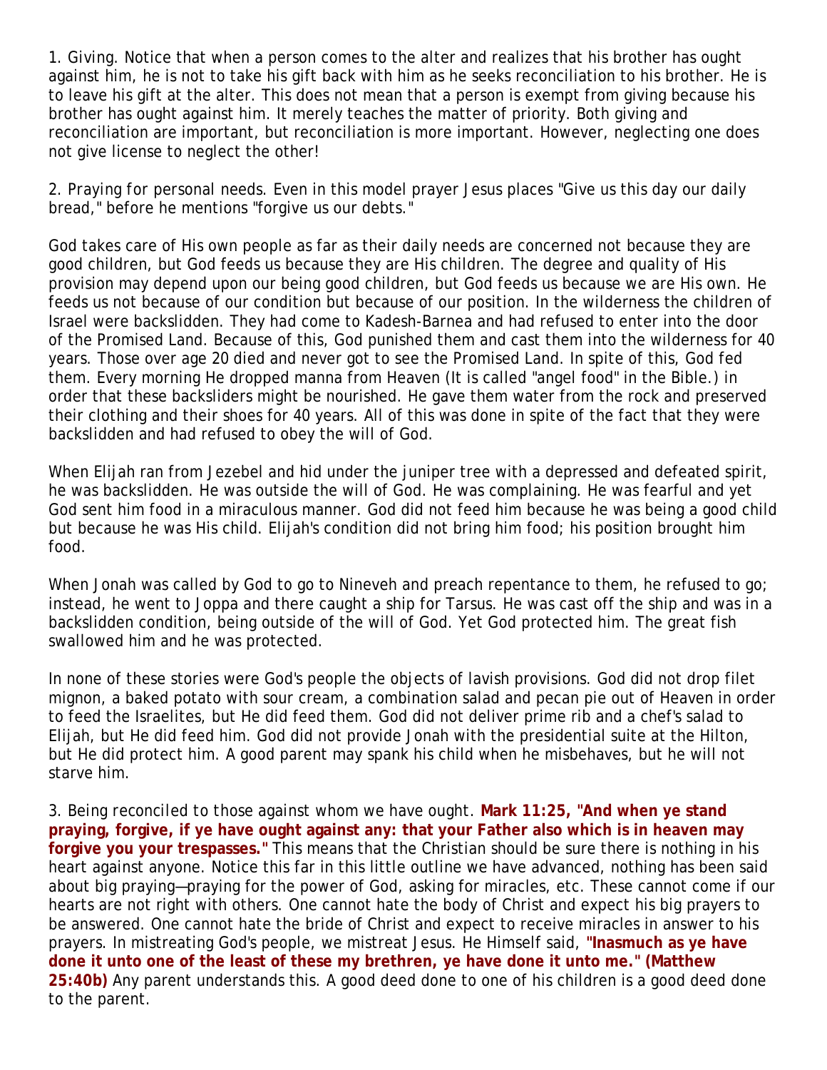1. *Giving.* Notice that when a person comes to the alter and realizes that his brother has ought against him, he is not to take his gift back with him as he seeks reconciliation to his brother. He is to leave his gift at the alter. This does not mean that a person is exempt from giving because his brother has ought against him. It merely teaches the matter of priority. Both giving and reconciliation are important, but reconciliation is more important. However, neglecting one does not give license to neglect the other!

2. *Praying for personal needs.* Even in this model prayer Jesus places "Give us this day our daily bread," before he mentions "forgive us our debts."

God takes care of His own people as far as their daily needs are concerned not because they are good children, but God feeds us because they are His children. The degree and quality of His provision may depend upon our being good children, but God feeds us because we are His own. He feeds us not because of our condition but because of our position. In the wilderness the children of Israel were backslidden. They had come to Kadesh-Barnea and had refused to enter into the door of the Promised Land. Because of this, God punished them and cast them into the wilderness for 40 years. Those over age 20 died and never got to see the Promised Land. In spite of this, God fed them. Every morning He dropped manna from Heaven (It is called "angel food" in the Bible.) in order that these backsliders might be nourished. He gave them water from the rock and preserved their clothing and their shoes for 40 years. All of this was done in spite of the fact that they were backslidden and had refused to obey the will of God.

When Elijah ran from Jezebel and hid under the juniper tree with a depressed and defeated spirit, he was backslidden. He was outside the will of God. He was complaining. He was fearful and yet God sent him food in a miraculous manner. God did not feed him because he was being a good child but because he was His child. Elijah's condition did not bring him food; his position brought him food.

When Jonah was called by God to go to Nineveh and preach repentance to them, he refused to go; instead, he went to Joppa and there caught a ship for Tarsus. He was cast off the ship and was in a backslidden condition, being outside of the will of God. Yet God protected him. The great fish swallowed him and he was protected.

In none of these stories were God's people the objects of lavish provisions. God did not drop filet mignon, a baked potato with sour cream, a combination salad and pecan pie out of Heaven in order to feed the Israelites, but He did feed them. God did not deliver prime rib and a chef's salad to Elijah, but He did feed him. God did not provide Jonah with the presidential suite at the Hilton, but He did protect him. A good parent may spank his child when he misbehaves, but he will not starve him.

3. *Being reconciled to those against whom we have ought.* **Mark 11:25, "And when ye stand praying, forgive, if ye have ought against any: that your Father also which is in heaven may forgive you your trespasses."** This means that the Christian should be sure there is nothing in his heart against anyone. Notice this far in this little outline we have advanced, nothing has been said about big praying—praying for the power of God, asking for miracles, etc. These cannot come if our hearts are not right with others. One cannot hate the body of Christ and expect his big prayers to be answered. One cannot hate the bride of Christ and expect to receive miracles in answer to his prayers. In mistreating God's people, we mistreat Jesus. He Himself said, **"Inasmuch as ye have done it unto one of the least of these my brethren, ye have done it unto me." (Matthew 25:40b)** Any parent understands this. A good deed done to one of his children is a good deed done to the parent.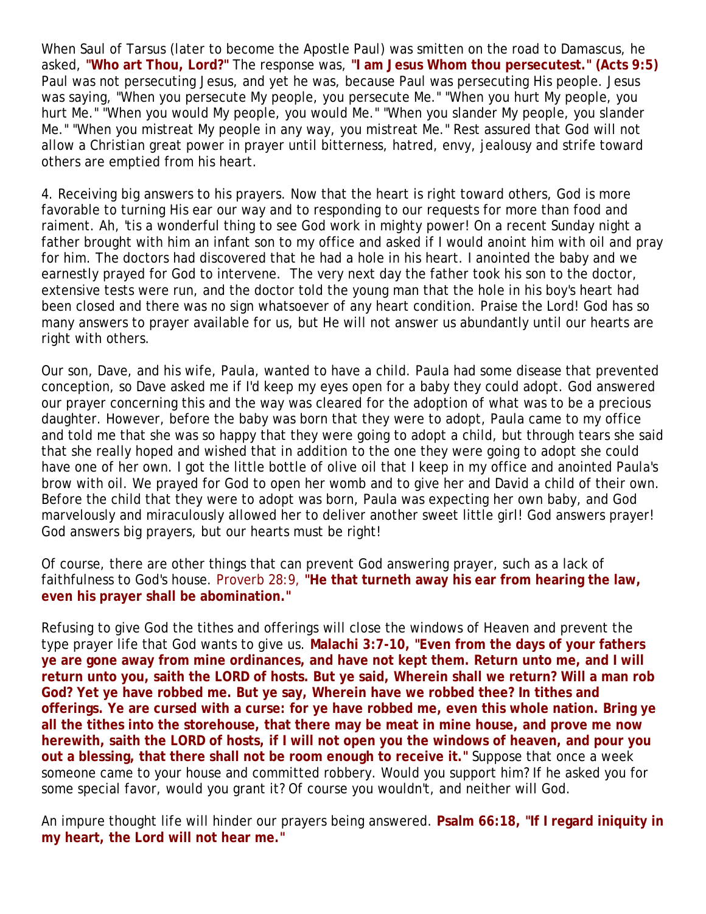When Saul of Tarsus (later to become the Apostle Paul) was smitten on the road to Damascus, he asked, **"Who art Thou, Lord?"** The response was, **"I am Jesus Whom thou persecutest." (Acts 9:5)** Paul was not persecuting Jesus, and yet he was, because Paul was persecuting His people. Jesus was saying, "When you persecute My people, you persecute Me." "When you hurt My people, you hurt Me." "When you would My people, you would Me." "When you slander My people, you slander Me." "When you mistreat My people in any way, you mistreat Me." Rest assured that God will not allow a Christian great power in prayer until bitterness, hatred, envy, jealousy and strife toward others are emptied from his heart.

4. Receiving big answers to his prayers. Now that the heart is right toward others, God is more favorable to turning His ear our way and to responding to our requests for more than food and raiment. Ah, 'tis a wonderful thing to see God work in mighty power! On a recent Sunday night a father brought with him an infant son to my office and asked if I would anoint him with oil and pray for him. The doctors had discovered that he had a hole in his heart. I anointed the baby and we earnestly prayed for God to intervene. The very next day the father took his son to the doctor, extensive tests were run, and the doctor told the young man that the hole in his boy's heart had been closed and there was no sign whatsoever of any heart condition. Praise the Lord! God has so many answers to prayer available for us, but He will not answer us abundantly until our hearts are right with others.

Our son, Dave, and his wife, Paula, wanted to have a child. Paula had some disease that prevented conception, so Dave asked me if I'd keep my eyes open for a baby they could adopt. God answered our prayer concerning this and the way was cleared for the adoption of what was to be a precious daughter. However, before the baby was born that they were to adopt, Paula came to my office and told me that she was so happy that they were going to adopt a child, but through tears she said that she really hoped and wished that in addition to the one they were going to adopt she could have one of her own. I got the little bottle of olive oil that I keep in my office and anointed Paula's brow with oil. We prayed for God to open her womb and to give her and David a child of their own. Before the child that they were to adopt was born, Paula was expecting her own baby, and God marvelously and miraculously allowed her to deliver another sweet little girl! God answers prayer! God answers big prayers, but our hearts must be right!

Of course, there are other things that can prevent God answering prayer, such as a lack of faithfulness to God's house. Proverb 28:9, **"He that turneth away his ear from hearing the law, even his prayer shall be abomination."**

Refusing to give God the tithes and offerings will close the windows of Heaven and prevent the type prayer life that God wants to give us. **Malachi 3:7-10, "Even from the days of your fathers ye are gone away from mine ordinances, and have not kept them. Return unto me, and I will return unto you, saith the LORD of hosts. But ye said, Wherein shall we return? Will a man rob God? Yet ye have robbed me. But ye say, Wherein have we robbed thee? In tithes and offerings. Ye are cursed with a curse: for ye have robbed me, even this whole nation. Bring ye all the tithes into the storehouse, that there may be meat in mine house, and prove me now herewith, saith the LORD of hosts, if I will not open you the windows of heaven, and pour you out a blessing, that there shall not be room enough to receive it."** Suppose that once a week someone came to your house and committed robbery. Would you support him? If he asked you for some special favor, would you grant it? Of course you wouldn't, and neither will God.

An impure thought life will hinder our prayers being answered. **Psalm 66:18, "If I regard iniquity in my heart, the Lord will not hear me."**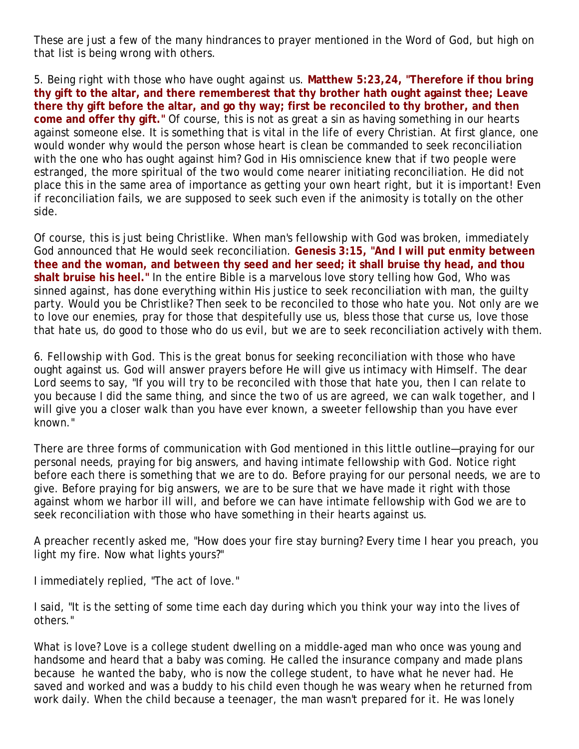These are just a few of the many hindrances to prayer mentioned in the Word of God, but high on that list is being wrong with others.

5. Being right with those who have ought against us. **Matthew 5:23,24, "Therefore if thou bring thy gift to the altar, and there rememberest that thy brother hath ought against thee; Leave there thy gift before the altar, and go thy way; first be reconciled to thy brother, and then come and offer thy gift."** Of course, this is not as great a sin as having something in our hearts against someone else. It is something that is vital in the life of every Christian. At first glance, one would wonder why would the person whose heart is clean be commanded to seek reconciliation with the one who has ought against him? God in His omniscience knew that if two people were estranged, the more spiritual of the two would come nearer initiating reconciliation. He did not place this in the same area of importance as getting your own heart right, but it is important! Even if reconciliation fails, we are supposed to seek such even if the animosity is totally on the other side.

Of course, this is just being Christlike. When man's fellowship with God was broken, immediately God announced that He would seek reconciliation. **Genesis 3:15, "And I will put enmity between thee and the woman, and between thy seed and her seed; it shall bruise thy head, and thou shalt bruise his heel."** In the entire Bible is a marvelous love story telling how God, Who was sinned against, has done everything within His justice to seek reconciliation with man, the guilty party. Would you be Christlike? Then seek to be reconciled to those who hate you. Not only are we to love our enemies, pray for those that despitefully use us, bless those that curse us, love those that hate us, do good to those who do us evil, but we are to seek reconciliation actively with them.

6. Fellowship with God. This is the great bonus for seeking reconciliation with those who have ought against us. God will answer prayers before He will give us intimacy with Himself. The dear Lord seems to say, "If you will try to be reconciled with those that hate you, then I can relate to you because I did the same thing, and since the two of us are agreed, we can walk together, and I will give you a closer walk than you have ever known, a sweeter fellowship than you have ever known."

There are three forms of communication with God mentioned in this little outline—praying for our personal needs, praying for big answers, and having intimate fellowship with God. Notice right before each there is something that we are to do. Before praying for our personal needs, we are to give. Before praying for big answers, we are to be sure that we have made it right with those against whom we harbor ill will, and before we can have intimate fellowship with God we are to seek reconciliation with those who have something in their hearts against us.

A preacher recently asked me, "How does your fire stay burning? Every time I hear you preach, you light my fire. Now what lights yours?"

I immediately replied, "The act of love."

I said, "It is the setting of some time each day during which you think your way into the lives of others."

What is love? Love is a college student dwelling on a middle-aged man who once was young and handsome and heard that a baby was coming. He called the insurance company and made plans because he wanted the baby, who is now the college student, to have what he never had. He saved and worked and was a buddy to his child even though he was weary when he returned from work daily. When the child because a teenager, the man wasn't prepared for it. He was lonely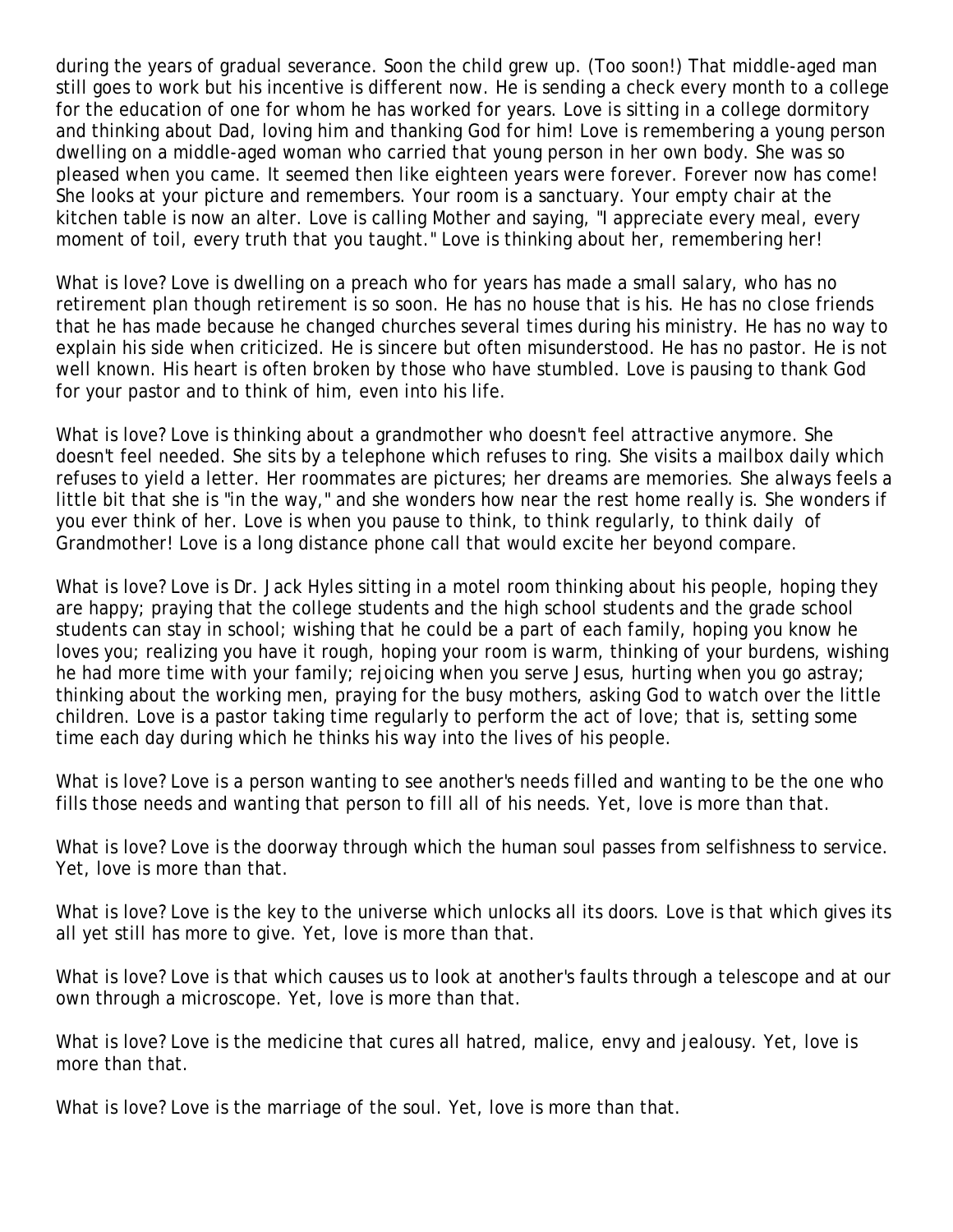during the years of gradual severance. Soon the child grew up. (Too soon!) That middle-aged man still goes to work but his incentive is different now. He is sending a check every month to a college for the education of one for whom he has worked for years. Love is sitting in a college dormitory and thinking about Dad, loving him and thanking God for him! Love is remembering a young person dwelling on a middle-aged woman who carried that young person in her own body. She was so pleased when you came. It seemed then like eighteen years were forever. Forever now has come! She looks at your picture and remembers. Your room is a sanctuary. Your empty chair at the kitchen table is now an alter. Love is calling Mother and saying, "I appreciate every meal, every moment of toil, every truth that you taught." Love is thinking about her, remembering her!

What is love? Love is dwelling on a preach who for years has made a small salary, who has no retirement plan though retirement is so soon. He has no house that is his. He has no close friends that he has made because he changed churches several times during his ministry. He has no way to explain his side when criticized. He is sincere but often misunderstood. He has no pastor. He is not well known. His heart is often broken by those who have stumbled. Love is pausing to thank God for your pastor and to think of him, even into his life.

What is love? Love is thinking about a grandmother who doesn't feel attractive anymore. She doesn't feel needed. She sits by a telephone which refuses to ring. She visits a mailbox daily which refuses to yield a letter. Her roommates are pictures; her dreams are memories. She always feels a little bit that she is "in the way," and she wonders how near the rest home really is. She wonders if you ever think of her. Love is when you pause to think, to think regularly, to think daily of Grandmother! Love is a long distance phone call that would excite her beyond compare.

What is love? Love is Dr. Jack Hyles sitting in a motel room thinking about his people, hoping they are happy; praying that the college students and the high school students and the grade school students can stay in school; wishing that he could be a part of each family, hoping you know he loves you; realizing you have it rough, hoping your room is warm, thinking of your burdens, wishing he had more time with your family; rejoicing when you serve Jesus, hurting when you go astray; thinking about the working men, praying for the busy mothers, asking God to watch over the little children. Love is a pastor taking time regularly to perform the act of love; that is, setting some time each day during which he thinks his way into the lives of his people.

What is love? Love is a person wanting to see another's needs filled and wanting to be the one who fills those needs and wanting that person to fill all of his needs. Yet, love is more than that.

What is love? Love is the doorway through which the human soul passes from selfishness to service. Yet, love is more than that.

What is love? Love is the key to the universe which unlocks all its doors. Love is that which gives its all yet still has more to give. Yet, love is more than that.

What is love? Love is that which causes us to look at another's faults through a telescope and at our own through a microscope. Yet, love is more than that.

What is love? Love is the medicine that cures all hatred, malice, envy and jealousy. Yet, love is more than that.

What is love? Love is the marriage of the soul. Yet, love is more than that.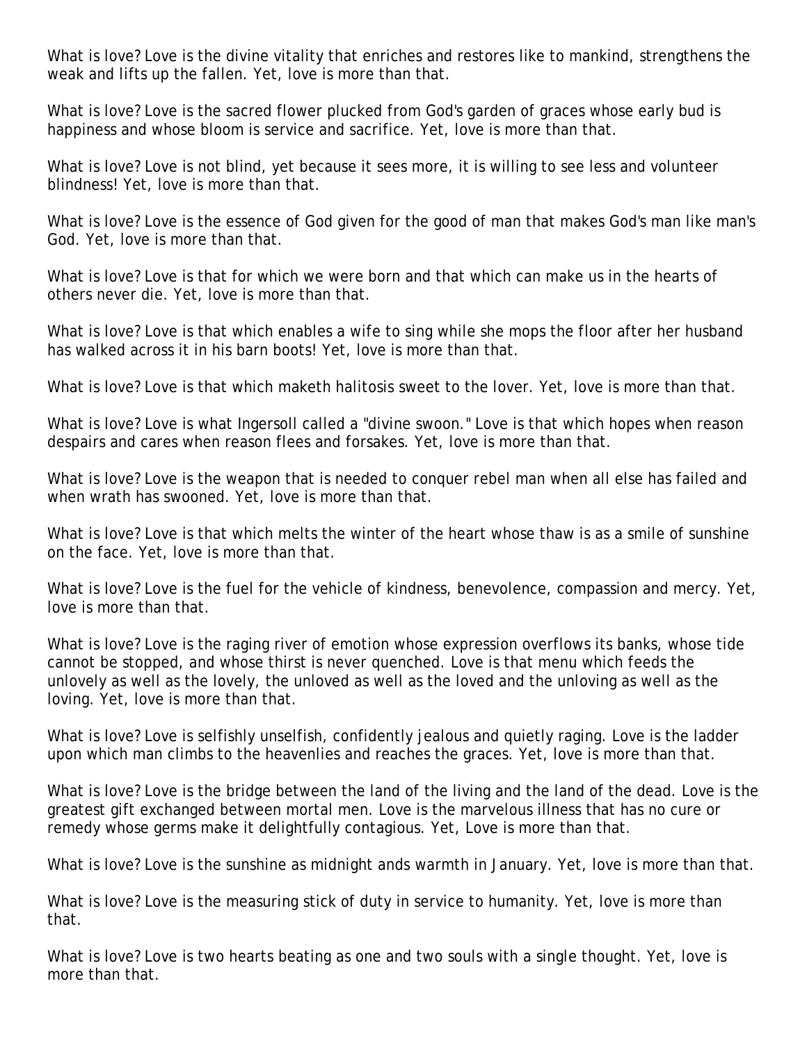What is love? Love is the divine vitality that enriches and restores like to mankind, strengthens the weak and lifts up the fallen. Yet, love is more than that.

What is love? Love is the sacred flower plucked from God's garden of graces whose early bud is happiness and whose bloom is service and sacrifice. Yet, love is more than that.

What is love? Love is not blind, yet because it sees more, it is willing to see less and volunteer blindness! Yet, love is more than that.

What is love? Love is the essence of God given for the good of man that makes God's man like man's God. Yet, love is more than that.

What is love? Love is that for which we were born and that which can make us in the hearts of others never die. Yet, love is more than that.

What is love? Love is that which enables a wife to sing while she mops the floor after her husband has walked across it in his barn boots! Yet, love is more than that.

What is love? Love is that which maketh halitosis sweet to the lover. Yet, love is more than that.

What is love? Love is what Ingersoll called a "divine swoon." Love is that which hopes when reason despairs and cares when reason flees and forsakes. Yet, love is more than that.

What is love? Love is the weapon that is needed to conquer rebel man when all else has failed and when wrath has swooned. Yet, love is more than that.

What is love? Love is that which melts the winter of the heart whose thaw is as a smile of sunshine on the face. Yet, love is more than that.

What is love? Love is the fuel for the vehicle of kindness, benevolence, compassion and mercy. Yet, love is more than that.

What is love? Love is the raging river of emotion whose expression overflows its banks, whose tide cannot be stopped, and whose thirst is never quenched. Love is that menu which feeds the unlovely as well as the lovely, the unloved as well as the loved and the unloving as well as the loving. Yet, love is more than that.

What is love? Love is selfishly unselfish, confidently jealous and quietly raging. Love is the ladder upon which man climbs to the heavenlies and reaches the graces. Yet, love is more than that.

What is love? Love is the bridge between the land of the living and the land of the dead. Love is the greatest gift exchanged between mortal men. Love is the marvelous illness that has no cure or remedy whose germs make it delightfully contagious. Yet, Love is more than that.

What is love? Love is the sunshine as midnight ands warmth in January. Yet, love is more than that.

What is love? Love is the measuring stick of duty in service to humanity. Yet, love is more than that.

What is love? Love is two hearts beating as one and two souls with a single thought. Yet, love is more than that.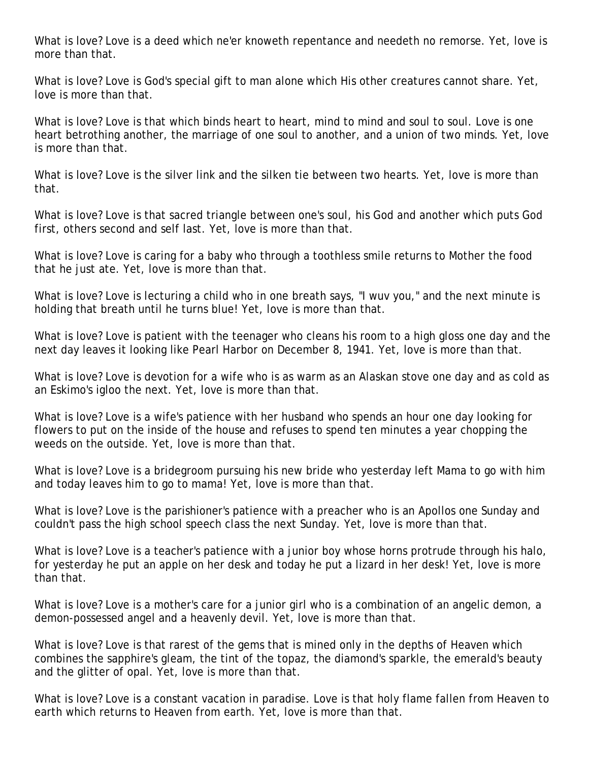What is love? Love is a deed which ne'er knoweth repentance and needeth no remorse. Yet, love is more than that.

What is love? Love is God's special gift to man alone which His other creatures cannot share. Yet, love is more than that.

What is love? Love is that which binds heart to heart, mind to mind and soul to soul. Love is one heart betrothing another, the marriage of one soul to another, and a union of two minds. Yet, love is more than that.

What is love? Love is the silver link and the silken tie between two hearts. Yet, love is more than that.

What is love? Love is that sacred triangle between one's soul, his God and another which puts God first, others second and self last. Yet, love is more than that.

What is love? Love is caring for a baby who through a toothless smile returns to Mother the food that he just ate. Yet, love is more than that.

What is love? Love is lecturing a child who in one breath says, "I wuv you," and the next minute is holding that breath until he turns blue! Yet, love is more than that.

What is love? Love is patient with the teenager who cleans his room to a high gloss one day and the next day leaves it looking like Pearl Harbor on December 8, 1941. Yet, love is more than that.

What is love? Love is devotion for a wife who is as warm as an Alaskan stove one day and as cold as an Eskimo's igloo the next. Yet, love is more than that.

What is love? Love is a wife's patience with her husband who spends an hour one day looking for flowers to put on the inside of the house and refuses to spend ten minutes a year chopping the weeds on the outside. Yet, love is more than that.

What is love? Love is a bridegroom pursuing his new bride who yesterday left Mama to go with him and today leaves him to go to mama! Yet, love is more than that.

What is love? Love is the parishioner's patience with a preacher who is an Apollos one Sunday and couldn't pass the high school speech class the next Sunday. Yet, love is more than that.

What is love? Love is a teacher's patience with a junior boy whose horns protrude through his halo, for yesterday he put an apple on her desk and today he put a lizard in her desk! Yet, love is more than that.

What is love? Love is a mother's care for a junior girl who is a combination of an angelic demon, a demon-possessed angel and a heavenly devil. Yet, love is more than that.

What is love? Love is that rarest of the gems that is mined only in the depths of Heaven which combines the sapphire's gleam, the tint of the topaz, the diamond's sparkle, the emerald's beauty and the glitter of opal. Yet, love is more than that.

What is love? Love is a constant vacation in paradise. Love is that holy flame fallen from Heaven to earth which returns to Heaven from earth. Yet, love is more than that.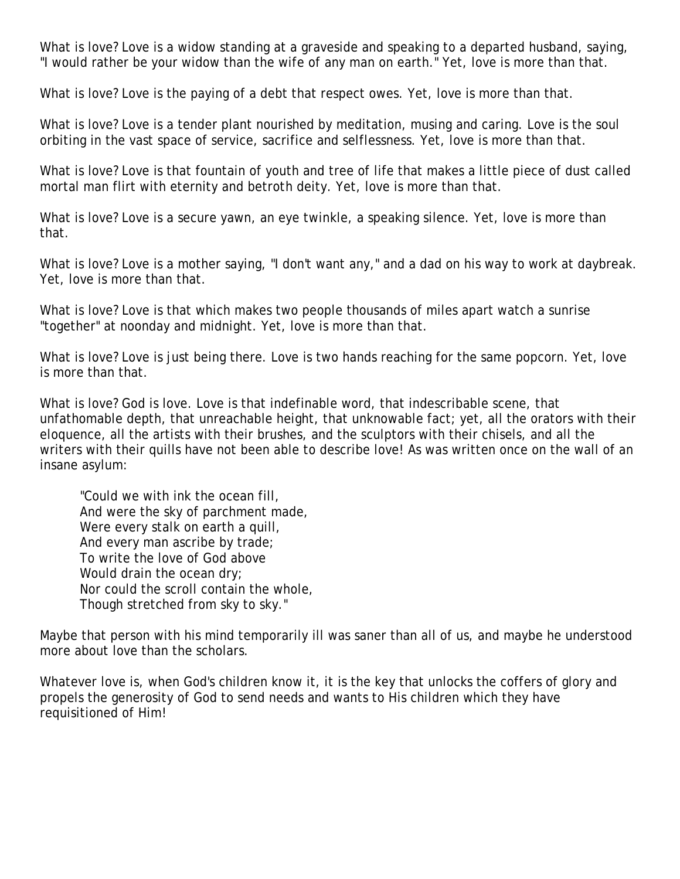What is love? Love is a widow standing at a graveside and speaking to a departed husband, saying, "I would rather be your widow than the wife of any man on earth." Yet, love is more than that.

What is love? Love is the paying of a debt that respect owes. Yet, love is more than that.

What is love? Love is a tender plant nourished by meditation, musing and caring. Love is the soul orbiting in the vast space of service, sacrifice and selflessness. Yet, love is more than that.

What is love? Love is that fountain of youth and tree of life that makes a little piece of dust called mortal man flirt with eternity and betroth deity. Yet, love is more than that.

What is love? Love is a secure yawn, an eye twinkle, a speaking silence. Yet, love is more than that.

What is love? Love is a mother saying, "I don't want any," and a dad on his way to work at daybreak. Yet, love is more than that.

What is love? Love is that which makes two people thousands of miles apart watch a sunrise "together" at noonday and midnight. Yet, love is more than that.

What is love? Love is just being there. Love is two hands reaching for the same popcorn. Yet, love is more than that.

What is love? God is love. Love is that indefinable word, that indescribable scene, that unfathomable depth, that unreachable height, that unknowable fact; yet, all the orators with their eloquence, all the artists with their brushes, and the sculptors with their chisels, and all the writers with their quills have not been able to describe love! As was written once on the wall of an insane asylum:

> "Could we with ink the ocean fill,
> And were the sky of parchment made,
> Were every stalk on earth a quill,
> And every man ascribe by trade;
> To write the love of God above
> Would drain the ocean dry;
> Nor could the scroll contain the whole,
> Though stretched from sky to sky."

Maybe that person with his mind temporarily ill was saner than all of us, and maybe he understood more about love than the scholars.

Whatever love is, when God's children know it, it is the key that unlocks the coffers of glory and propels the generosity of God to send needs and wants to His children which they have requisitioned of Him!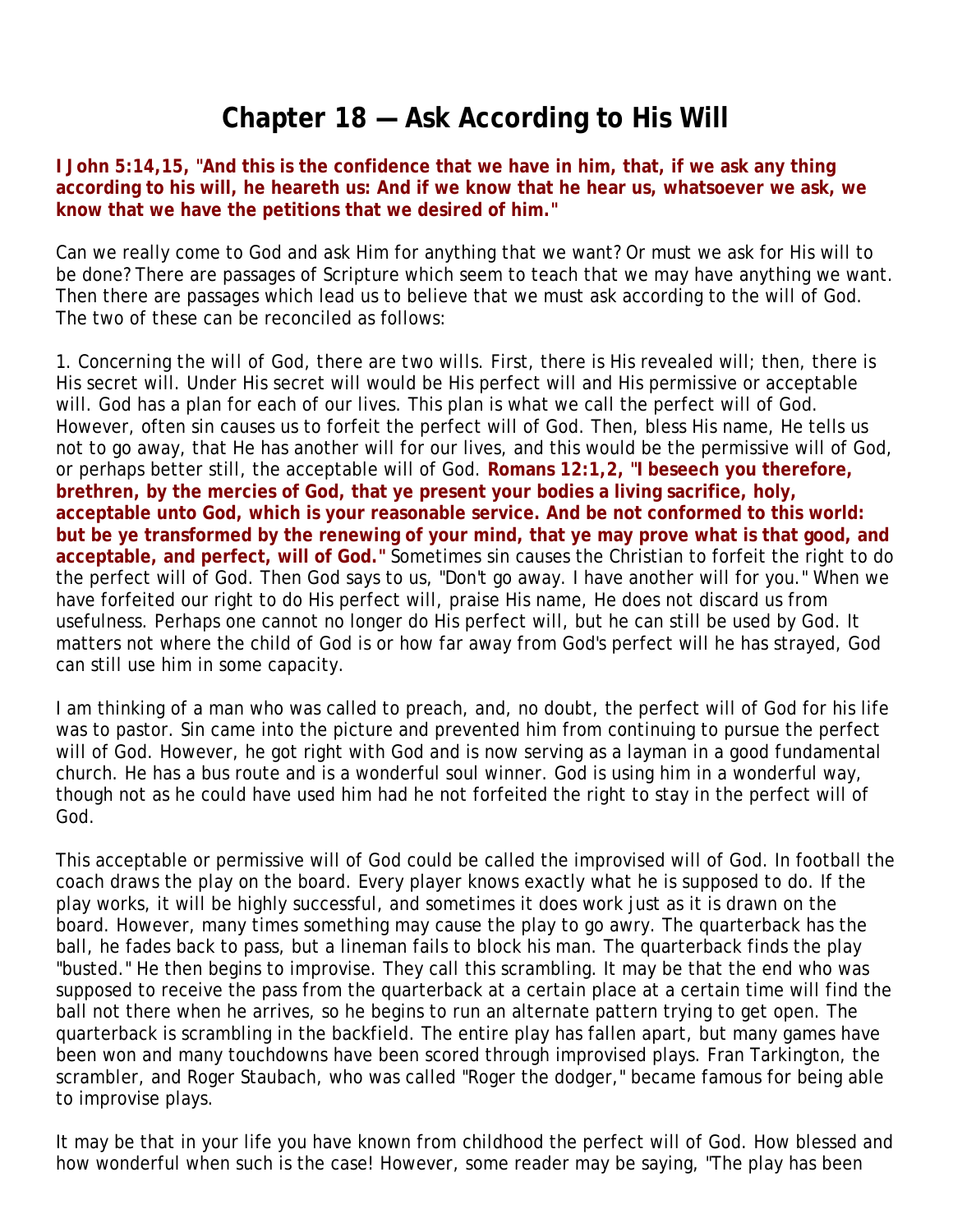# Chapter 18 — Ask According to His Will

**I John 5:14,15, "And this is the confidence that we have in him, that, if we ask any thing according to his will, he heareth us: And if we know that he hear us, whatsoever we ask, we know that we have the petitions that we desired of him."**

Can we really come to God and ask Him for anything that we want? Or must we ask for His will to be done? There are passages of Scripture which seem to teach that we may have anything we want. Then there are passages which lead us to believe that we must ask according to the will of God. The two of these can be reconciled as follows:

1. Concerning the will of God, there are two wills. First, there is His revealed will; then, there is His secret will. Under His secret will would be His perfect will and His permissive or acceptable will. God has a plan for each of our lives. This plan is what we call the perfect will of God. However, often sin causes us to forfeit the perfect will of God. Then, bless His name, He tells us not to go away, that He has another will for our lives, and this would be the permissive will of God, or perhaps better still, the acceptable will of God. **Romans 12:1,2, "I beseech you therefore, brethren, by the mercies of God, that ye present your bodies a living sacrifice, holy, acceptable unto God, which is your reasonable service. And be not conformed to this world: but be ye transformed by the renewing of your mind, that ye may prove what is that good, and acceptable, and perfect, will of God."** Sometimes sin causes the Christian to forfeit the right to do the perfect will of God. Then God says to us, "Don't go away. I have another will for you." When we have forfeited our right to do His perfect will, praise His name, He does not discard us from usefulness. Perhaps one cannot no longer do His perfect will, but he can still be used by God. It matters not where the child of God is or how far away from God's perfect will he has strayed, God can still use him in some capacity.

I am thinking of a man who was called to preach, and, no doubt, the perfect will of God for his life was to pastor. Sin came into the picture and prevented him from continuing to pursue the perfect will of God. However, he got right with God and is now serving as a layman in a good fundamental church. He has a bus route and is a wonderful soul winner. God is using him in a wonderful way, though not as he could have used him had he not forfeited the right to stay in the perfect will of God.

This acceptable or permissive will of God could be called the improvised will of God. In football the coach draws the play on the board. Every player knows exactly what he is supposed to do. If the play works, it will be highly successful, and sometimes it does work just as it is drawn on the board. However, many times something may cause the play to go awry. The quarterback has the ball, he fades back to pass, but a lineman fails to block his man. The quarterback finds the play "busted." He then begins to improvise. They call this scrambling. It may be that the end who was supposed to receive the pass from the quarterback at a certain place at a certain time will find the ball not there when he arrives, so he begins to run an alternate pattern trying to get open. The quarterback is scrambling in the backfield. The entire play has fallen apart, but many games have been won and many touchdowns have been scored through improvised plays. Fran Tarkington, the scrambler, and Roger Staubach, who was called "Roger the dodger," became famous for being able to improvise plays.

It may be that in your life you have known from childhood the perfect will of God. How blessed and how wonderful when such is the case! However, some reader may be saying, "The play has been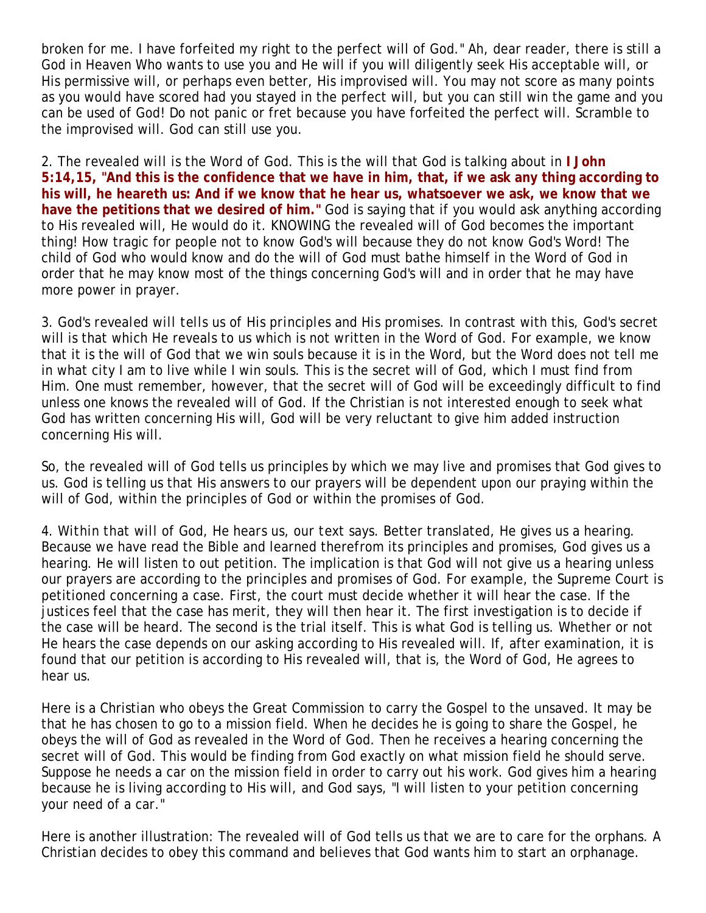broken for me. I have forfeited my right to the perfect will of God." Ah, dear reader, there is still a God in Heaven Who wants to use you and He will if you will diligently seek His acceptable will, or His permissive will, or perhaps even better, His improvised will. You may not score as many points as you would have scored had you stayed in the perfect will, but you can still win the game and you can be used of God! Do not panic or fret because you have forfeited the perfect will. Scramble to the improvised will. God can still use you.

2. The revealed will is the Word of God. This is the will that God is talking about in **I John 5:14,15, "And this is the confidence that we have in him, that, if we ask any thing according to his will, he heareth us: And if we know that he hear us, whatsoever we ask, we know that we have the petitions that we desired of him."** God is saying that if you would ask anything according to His revealed will, He would do it. KNOWING the revealed will of God becomes the important thing! How tragic for people not to know God's will because they do not know God's Word! The child of God who would know and do the will of God must bathe himself in the Word of God in order that he may know most of the things concerning God's will and in order that he may have more power in prayer.

3. God's revealed will tells us of His principles and His promises. In contrast with this, God's secret will is that which He reveals to us which is not written in the Word of God. For example, we know that it is the will of God that we win souls because it is in the Word, but the Word does not tell me in what city I am to live while I win souls. This is the secret will of God, which I must find from Him. One must remember, however, that the secret will of God will be exceedingly difficult to find unless one knows the revealed will of God. If the Christian is not interested enough to seek what God has written concerning His will, God will be very reluctant to give him added instruction concerning His will.

So, the revealed will of God tells us principles by which we may live and promises that God gives to us. God is telling us that His answers to our prayers will be dependent upon our praying within the will of God, within the principles of God or within the promises of God.

4. Within that will of God, He hears us, our text says. Better translated, He gives us a hearing. Because we have read the Bible and learned therefrom its principles and promises, God gives us a hearing. He will listen to out petition. The implication is that God will not give us a hearing unless our prayers are according to the principles and promises of God. For example, the Supreme Court is petitioned concerning a case. First, the court must decide whether it will hear the case. If the justices feel that the case has merit, they will then hear it. The first investigation is to decide if the case will be heard. The second is the trial itself. This is what God is telling us. Whether or not He hears the case depends on our asking according to His revealed will. If, after examination, it is found that our petition is according to His revealed will, that is, the Word of God, He agrees to hear us.

Here is a Christian who obeys the Great Commission to carry the Gospel to the unsaved. It may be that he has chosen to go to a mission field. When he decides he is going to share the Gospel, he obeys the will of God as revealed in the Word of God. Then he receives a hearing concerning the secret will of God. This would be finding from God exactly on what mission field he should serve. Suppose he needs a car on the mission field in order to carry out his work. God gives him a hearing because he is living according to His will, and God says, "I will listen to your petition concerning your need of a car."

Here is another illustration: The revealed will of God tells us that we are to care for the orphans. A Christian decides to obey this command and believes that God wants him to start an orphanage.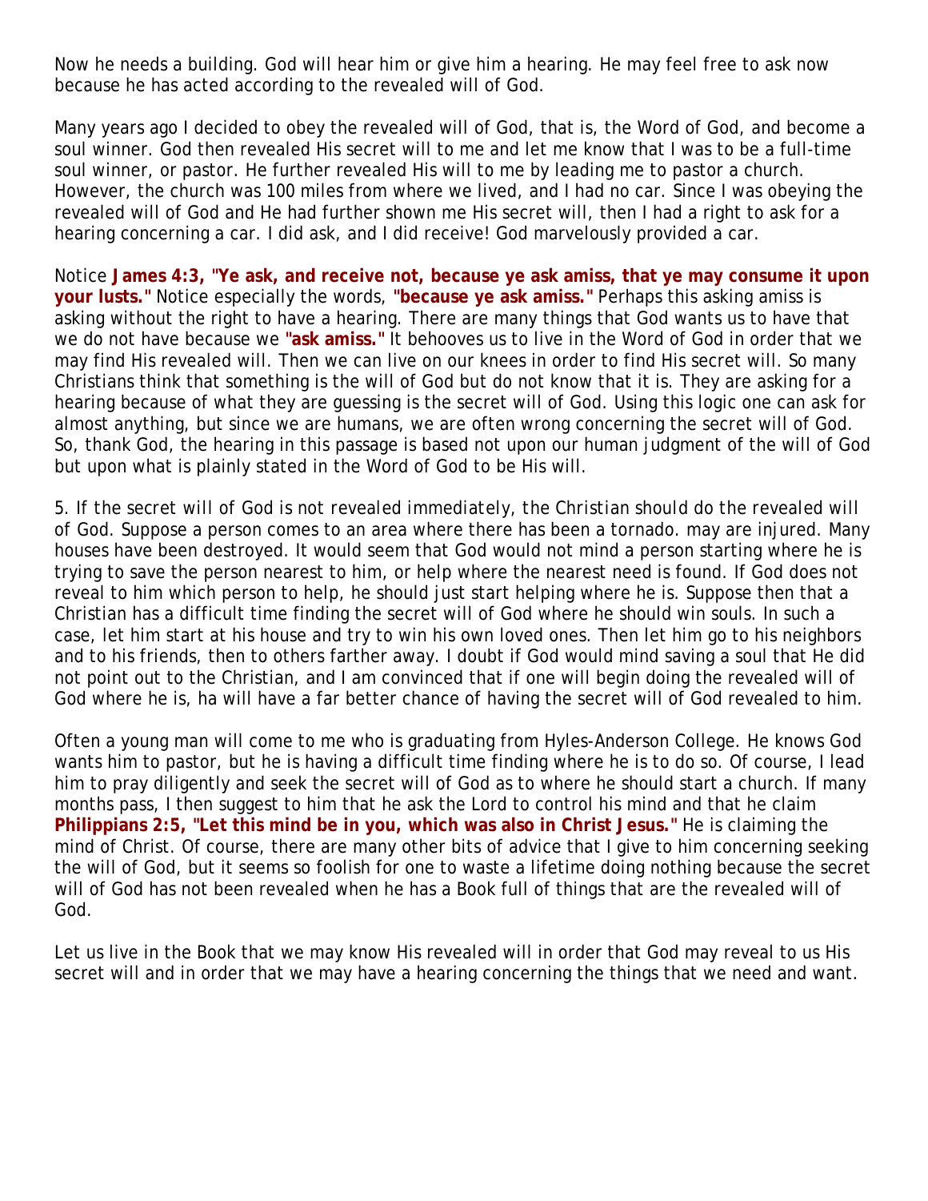Now he needs a building. God will hear him or give him a hearing. He may feel free to ask now because he has acted according to the revealed will of God.

Many years ago I decided to obey the revealed will of God, that is, the Word of God, and become a soul winner. God then revealed His secret will to me and let me know that I was to be a full-time soul winner, or pastor. He further revealed His will to me by leading me to pastor a church. However, the church was 100 miles from where we lived, and I had no car. Since I was obeying the revealed will of God and He had further shown me His secret will, then I had a right to ask for a hearing concerning a car. I did ask, and I did receive! God marvelously provided a car.

Notice **James 4:3, "Ye ask, and receive not, because ye ask amiss, that ye may consume it upon your lusts."** Notice especially the words, **"because ye ask amiss."** Perhaps this asking amiss is asking without the right to have a hearing. There are many things that God wants us to have that we do not have because we **"ask amiss."** It behooves us to live in the Word of God in order that we may find His revealed will. Then we can live on our knees in order to find His secret will. So many Christians think that something is the will of God but do not know that it is. They are asking for a hearing because of what they are guessing is the secret will of God. Using this logic one can ask for almost anything, but since we are humans, we are often wrong concerning the secret will of God. So, thank God, the hearing in this passage is based not upon our human judgment of the will of God but upon what is plainly stated in the Word of God to be His will.

5. *If the secret will of God is not revealed immediately, the Christian should do the revealed will of God.* Suppose a person comes to an area where there has been a tornado. may are injured. Many houses have been destroyed. It would seem that God would not mind a person starting where he is trying to save the person nearest to him, or help where the nearest need is found. If God does not reveal to him which person to help, he should just start helping where he is. Suppose then that a Christian has a difficult time finding the secret will of God where he should win souls. In such a case, let him start at his house and try to win his own loved ones. Then let him go to his neighbors and to his friends, then to others farther away. I doubt if God would mind saving a soul that He did not point out to the Christian, and I am convinced that if one will begin doing the revealed will of God where he is, ha will have a far better chance of having the secret will of God revealed to him.

Often a young man will come to me who is graduating from Hyles-Anderson College. He knows God wants him to pastor, but he is having a difficult time finding where he is to do so. Of course, I lead him to pray diligently and seek the secret will of God as to where he should start a church. If many months pass, I then suggest to him that he ask the Lord to control his mind and that he claim **Philippians 2:5, "Let this mind be in you, which was also in Christ Jesus."** He is claiming the mind of Christ. Of course, there are many other bits of advice that I give to him concerning seeking the will of God, but it seems so foolish for one to waste a lifetime doing nothing because the secret will of God has not been revealed when he has a Book full of things that are the revealed will of God.

Let us live in the Book that we may know His revealed will in order that God may reveal to us His secret will and in order that we may have a hearing concerning the things that we need and want.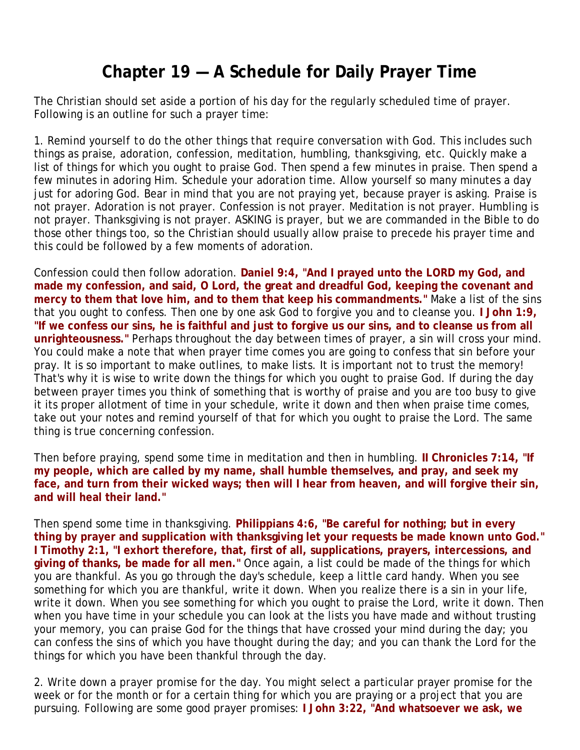# Chapter 19 — A Schedule for Daily Prayer Time

The Christian should set aside a portion of his day for the regularly scheduled time of prayer. Following is an outline for such a prayer time:

1. *Remind yourself to do the other things that require conversation with God.* This includes such things as praise, adoration, confession, meditation, humbling, thanksgiving, etc. Quickly make a list of things for which you ought to praise God. Then spend a few minutes in praise. Then spend a few minutes in adoring Him. Schedule your adoration time. Allow yourself so many minutes a day just for adoring God. Bear in mind that you are not praying yet, because prayer is asking. Praise is not prayer. Adoration is not prayer. Confession is not prayer. Meditation is not prayer. Humbling is not prayer. Thanksgiving is not prayer. ASKING is prayer, but we are commanded in the Bible to do those other things too, so the Christian should usually allow praise to precede his prayer time and this could be followed by a few moments of adoration.

Confession could then follow adoration. **Daniel 9:4, "And I prayed unto the LORD my God, and made my confession, and said, O Lord, the great and dreadful God, keeping the covenant and mercy to them that love him, and to them that keep his commandments."** Make a list of the sins that you ought to confess. Then one by one ask God to forgive you and to cleanse you. **I John 1:9, "If we confess our sins, he is faithful and just to forgive us our sins, and to cleanse us from all unrighteousness."** Perhaps throughout the day between times of prayer, a sin will cross your mind. You could make a note that when prayer time comes you are going to confess that sin before your pray. It is so important to make outlines, to make lists. It is important not to trust the memory! That's why it is wise to write down the things for which you ought to praise God. If during the day between prayer times you think of something that is worthy of praise and you are too busy to give it its proper allotment of time in your schedule, write it down and then when praise time comes, take out your notes and remind yourself of that for which you ought to praise the Lord. The same thing is true concerning confession.

Then before praying, spend some time in meditation and then in humbling. **II Chronicles 7:14, "If my people, which are called by my name, shall humble themselves, and pray, and seek my face, and turn from their wicked ways; then will I hear from heaven, and will forgive their sin, and will heal their land."**

Then spend some time in thanksgiving. **Philippians 4:6, "Be careful for nothing; but in every thing by prayer and supplication with thanksgiving let your requests be made known unto God." I Timothy 2:1, "I exhort therefore, that, first of all, supplications, prayers, intercessions, and giving of thanks, be made for all men."** Once again, a list could be made of the things for which you are thankful. As you go through the day's schedule, keep a little card handy. When you see something for which you are thankful, write it down. When you realize there is a sin in your life, write it down. When you see something for which you ought to praise the Lord, write it down. Then when you have time in your schedule you can look at the lists you have made and without trusting your memory, you can praise God for the things that have crossed your mind during the day; you can confess the sins of which you have thought during the day; and you can thank the Lord for the things for which you have been thankful through the day.

2. *Write down a prayer promise for the day.* You might select a particular prayer promise for the week or for the month or for a certain thing for which you are praying or a project that you are pursuing. Following are some good prayer promises: **I John 3:22, "And whatsoever we ask, we**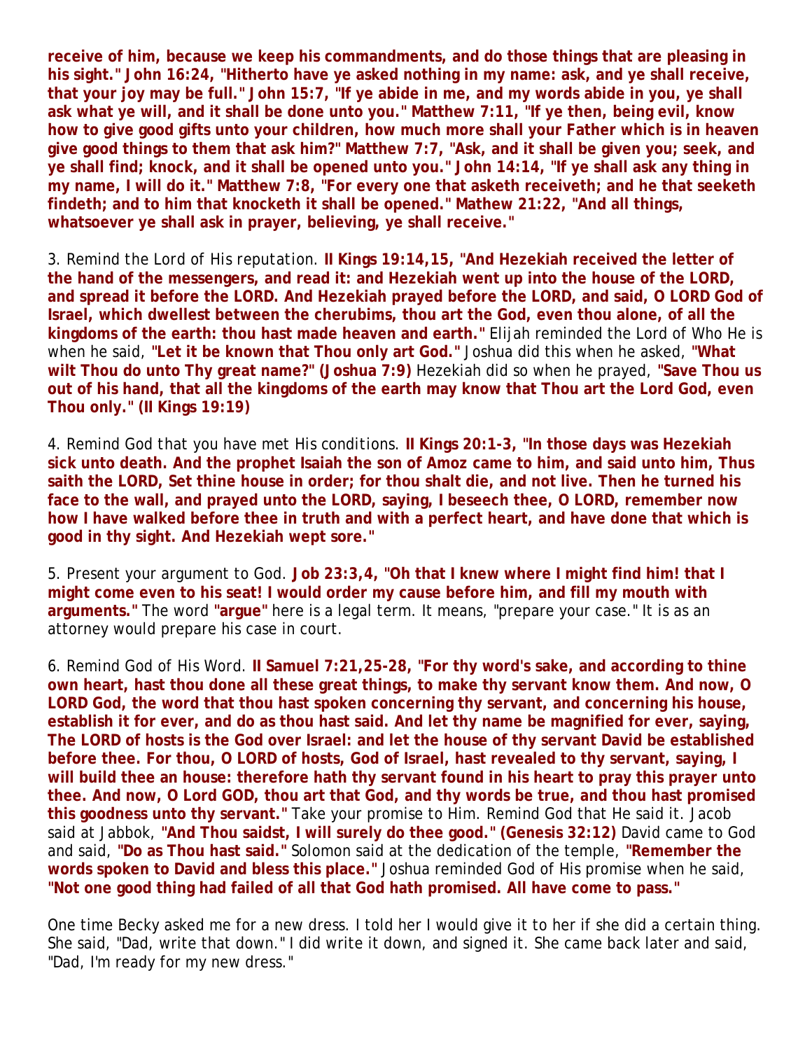**receive of him, because we keep his commandments, and do those things that are pleasing in his sight." John 16:24, "Hitherto have ye asked nothing in my name: ask, and ye shall receive, that your joy may be full." John 15:7, "If ye abide in me, and my words abide in you, ye shall ask what ye will, and it shall be done unto you." Matthew 7:11, "If ye then, being evil, know how to give good gifts unto your children, how much more shall your Father which is in heaven give good things to them that ask him?" Matthew 7:7, "Ask, and it shall be given you; seek, and ye shall find; knock, and it shall be opened unto you." John 14:14, "If ye shall ask any thing in my name, I will do it." Matthew 7:8, "For every one that asketh receiveth; and he that seeketh findeth; and to him that knocketh it shall be opened." Mathew 21:22, "And all things, whatsoever ye shall ask in prayer, believing, ye shall receive."**

3. Remind the Lord of His reputation. **II Kings 19:14,15, "And Hezekiah received the letter of the hand of the messengers, and read it: and Hezekiah went up into the house of the LORD, and spread it before the LORD. And Hezekiah prayed before the LORD, and said, O LORD God of Israel, which dwellest between the cherubims, thou art the God, even thou alone, of all the kingdoms of the earth: thou hast made heaven and earth."** Elijah reminded the Lord of Who He is when he said, **"Let it be known that Thou only art God."** Joshua did this when he asked, **"What wilt Thou do unto Thy great name?" (Joshua 7:9)** Hezekiah did so when he prayed, **"Save Thou us out of his hand, that all the kingdoms of the earth may know that Thou art the Lord God, even Thou only." (II Kings 19:19)**

4. Remind God that you have met His conditions. **II Kings 20:1-3, "In those days was Hezekiah sick unto death. And the prophet Isaiah the son of Amoz came to him, and said unto him, Thus saith the LORD, Set thine house in order; for thou shalt die, and not live. Then he turned his face to the wall, and prayed unto the LORD, saying, I beseech thee, O LORD, remember now how I have walked before thee in truth and with a perfect heart, and have done that which is good in thy sight. And Hezekiah wept sore."**

5. Present your argument to God. **Job 23:3,4, "Oh that I knew where I might find him! that I might come even to his seat! I would order my cause before him, and fill my mouth with arguments."** The word **"argue"** here is a legal term. It means, "prepare your case." It is as an attorney would prepare his case in court.

6. Remind God of His Word. **II Samuel 7:21,25-28, "For thy word's sake, and according to thine own heart, hast thou done all these great things, to make thy servant know them. And now, O LORD God, the word that thou hast spoken concerning thy servant, and concerning his house, establish it for ever, and do as thou hast said. And let thy name be magnified for ever, saying, The LORD of hosts is the God over Israel: and let the house of thy servant David be established before thee. For thou, O LORD of hosts, God of Israel, hast revealed to thy servant, saying, I will build thee an house: therefore hath thy servant found in his heart to pray this prayer unto thee. And now, O Lord GOD, thou art that God, and thy words be true, and thou hast promised this goodness unto thy servant."** Take your promise to Him. Remind God that He said it. Jacob said at Jabbok, **"And Thou saidst, I will surely do thee good." (Genesis 32:12)** David came to God and said, **"Do as Thou hast said."** Solomon said at the dedication of the temple, **"Remember the words spoken to David and bless this place."** Joshua reminded God of His promise when he said, **"Not one good thing had failed of all that God hath promised. All have come to pass."**

One time Becky asked me for a new dress. I told her I would give it to her if she did a certain thing. She said, "Dad, write that down." I did write it down, and signed it. She came back later and said, "Dad, I'm ready for my new dress."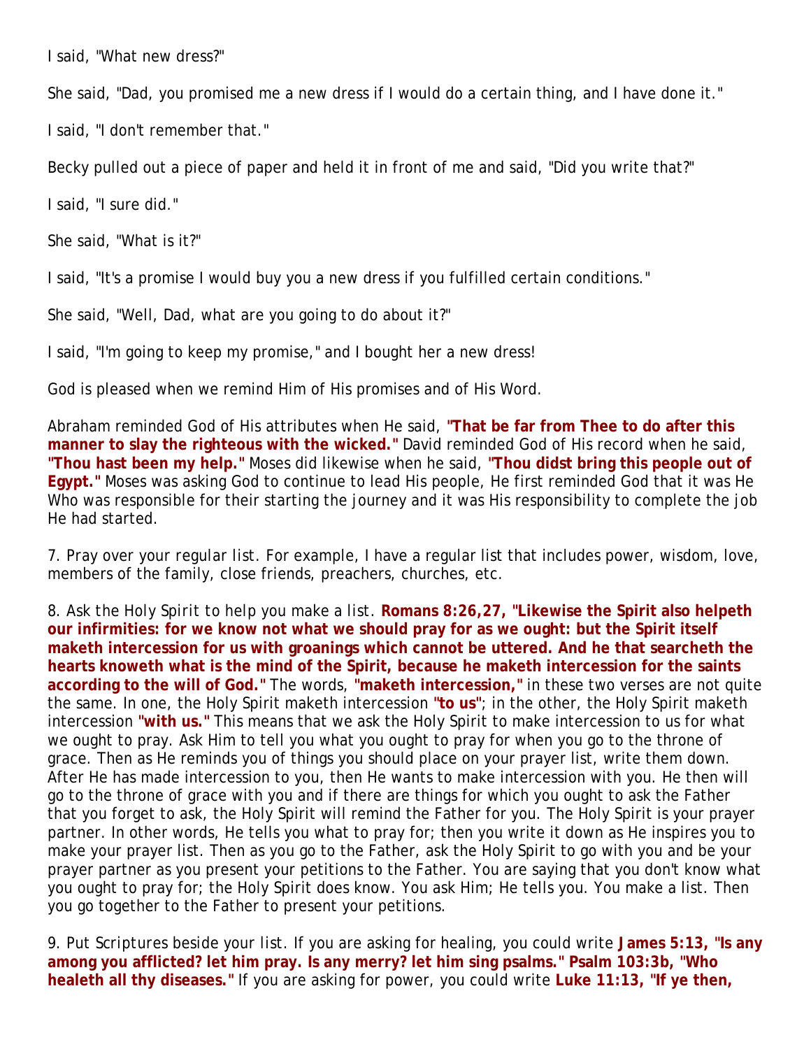I said, "What new dress?"

She said, "Dad, you promised me a new dress if I would do a certain thing, and I have done it."

I said, "I don't remember that."

Becky pulled out a piece of paper and held it in front of me and said, "Did you write that?"

I said, "I sure did."

She said, "What is it?"

I said, "It's a promise I would buy you a new dress if you fulfilled certain conditions."

She said, "Well, Dad, what are you going to do about it?"

I said, "I'm going to keep my promise," and I bought her a new dress!

God is pleased when we remind Him of His promises and of His Word.

Abraham reminded God of His attributes when He said, **"That be far from Thee to do after this manner to slay the righteous with the wicked."** David reminded God of His record when he said, **"Thou hast been my help."** Moses did likewise when he said, **"Thou didst bring this people out of Egypt."** Moses was asking God to continue to lead His people, He first reminded God that it was He Who was responsible for their starting the journey and it was His responsibility to complete the job He had started.

7. Pray over your regular list. For example, I have a regular list that includes power, wisdom, love, members of the family, close friends, preachers, churches, etc.

8. Ask the Holy Spirit to help you make a list. **Romans 8:26,27, "Likewise the Spirit also helpeth our infirmities: for we know not what we should pray for as we ought: but the Spirit itself maketh intercession for us with groanings which cannot be uttered. And he that searcheth the hearts knoweth what is the mind of the Spirit, because he maketh intercession for the saints according to the will of God."** The words, **"maketh intercession,"** in these two verses are not quite the same. In one, the Holy Spirit maketh intercession **"to us"**; in the other, the Holy Spirit maketh intercession **"with us."** This means that we ask the Holy Spirit to make intercession to us for what we ought to pray. Ask Him to tell you what you ought to pray for when you go to the throne of grace. Then as He reminds you of things you should place on your prayer list, write them down. After He has made intercession to you, then He wants to make intercession with you. He then will go to the throne of grace with you and if there are things for which you ought to ask the Father that you forget to ask, the Holy Spirit will remind the Father for you. The Holy Spirit is your prayer partner. In other words, He tells you what to pray for; then you write it down as He inspires you to make your prayer list. Then as you go to the Father, ask the Holy Spirit to go with you and be your prayer partner as you present your petitions to the Father. You are saying that you don't know what you ought to pray for; the Holy Spirit does know. You ask Him; He tells you. You make a list. Then you go together to the Father to present your petitions.

9. Put Scriptures beside your list. If you are asking for healing, you could write **James 5:13, "Is any among you afflicted? let him pray. Is any merry? let him sing psalms." Psalm 103:3b, "Who healeth all thy diseases."** If you are asking for power, you could write **Luke 11:13, "If ye then,**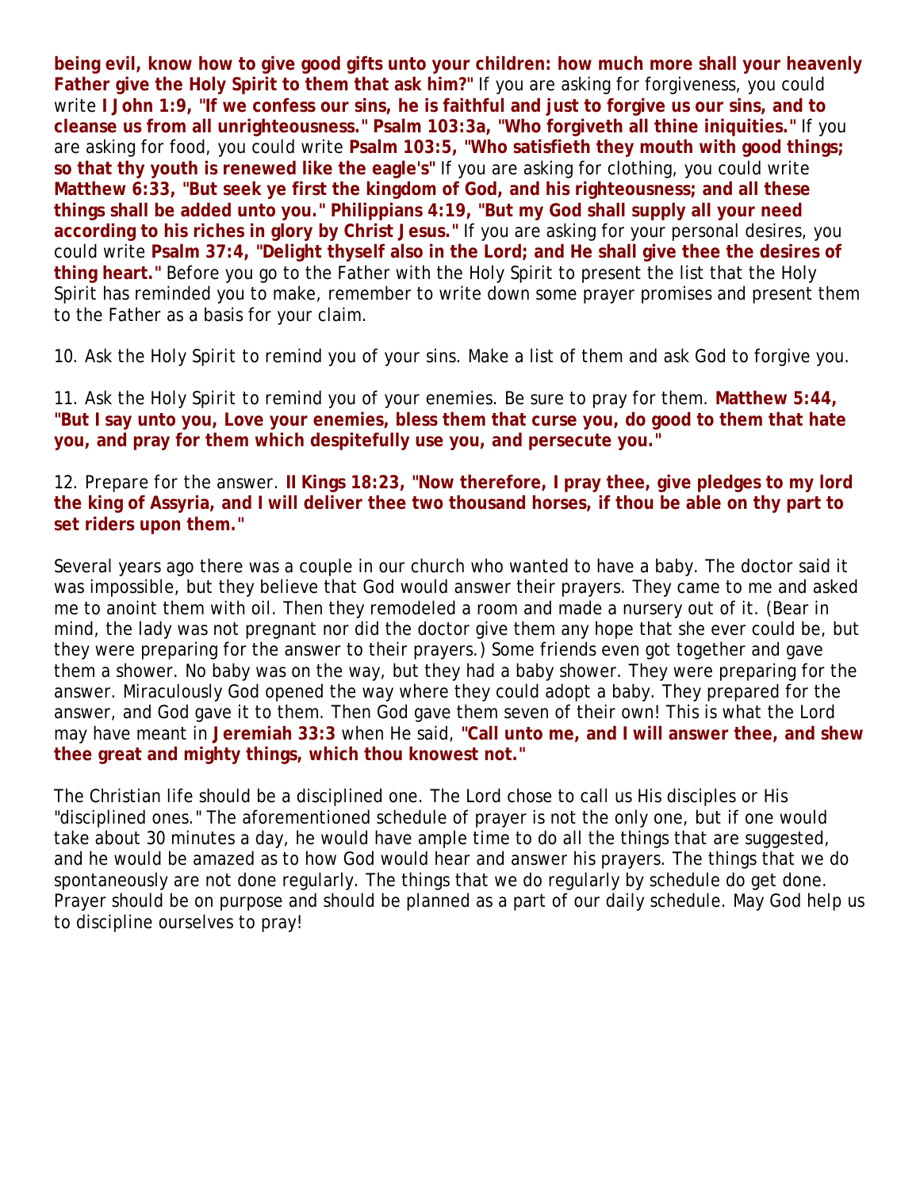**being evil, know how to give good gifts unto your children: how much more shall your heavenly Father give the Holy Spirit to them that ask him?"** If you are asking for forgiveness, you could write **I John 1:9, "If we confess our sins, he is faithful and just to forgive us our sins, and to cleanse us from all unrighteousness." Psalm 103:3a, "Who forgiveth all thine iniquities."** If you are asking for food, you could write **Psalm 103:5, "Who satisfieth they mouth with good things; so that thy youth is renewed like the eagle's"** If you are asking for clothing, you could write **Matthew 6:33, "But seek ye first the kingdom of God, and his righteousness; and all these things shall be added unto you." Philippians 4:19, "But my God shall supply all your need according to his riches in glory by Christ Jesus."** If you are asking for your personal desires, you could write **Psalm 37:4, "Delight thyself also in the Lord; and He shall give thee the desires of thing heart."** Before you go to the Father with the Holy Spirit to present the list that the Holy Spirit has reminded you to make, remember to write down some prayer promises and present them to the Father as a basis for your claim.

10. Ask the Holy Spirit to remind you of your sins. Make a list of them and ask God to forgive you.

11. Ask the Holy Spirit to remind you of your enemies. Be sure to pray for them. **Matthew 5:44, "But I say unto you, Love your enemies, bless them that curse you, do good to them that hate you, and pray for them which despitefully use you, and persecute you."**

12. Prepare for the answer. **II Kings 18:23, "Now therefore, I pray thee, give pledges to my lord the king of Assyria, and I will deliver thee two thousand horses, if thou be able on thy part to set riders upon them."**

Several years ago there was a couple in our church who wanted to have a baby. The doctor said it was impossible, but they believe that God would answer their prayers. They came to me and asked me to anoint them with oil. Then they remodeled a room and made a nursery out of it. (Bear in mind, the lady was not pregnant nor did the doctor give them any hope that she ever could be, but they were preparing for the answer to their prayers.) Some friends even got together and gave them a shower. No baby was on the way, but they had a baby shower. They were preparing for the answer. Miraculously God opened the way where they could adopt a baby. They prepared for the answer, and God gave it to them. Then God gave them seven of their own! This is what the Lord may have meant in **Jeremiah 33:3** when He said, **"Call unto me, and I will answer thee, and shew thee great and mighty things, which thou knowest not."**

The Christian life should be a disciplined one. The Lord chose to call us His disciples or His "disciplined ones." The aforementioned schedule of prayer is not the only one, but if one would take about 30 minutes a day, he would have ample time to do all the things that are suggested, and he would be amazed as to how God would hear and answer his prayers. The things that we do spontaneously are not done regularly. The things that we do regularly by schedule do get done. Prayer should be on purpose and should be planned as a part of our daily schedule. May God help us to discipline ourselves to pray!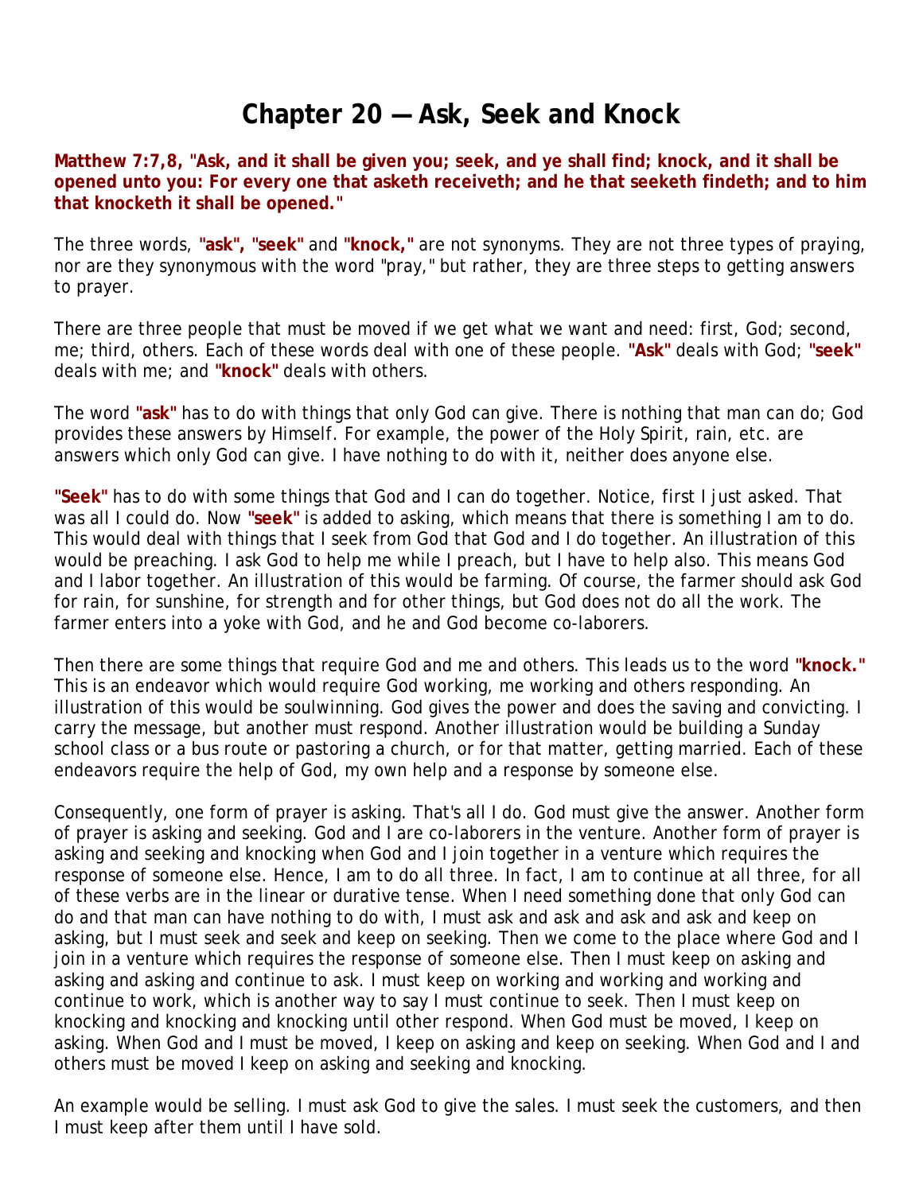# Chapter 20 — Ask, Seek and Knock

**Matthew 7:7,8, "Ask, and it shall be given you; seek, and ye shall find; knock, and it shall be opened unto you: For every one that asketh receiveth; and he that seeketh findeth; and to him that knocketh it shall be opened."**

The three words, **"ask", "seek"** and **"knock,"** are not synonyms. They are not three types of praying, nor are they synonymous with the word "pray," but rather, they are three steps to getting answers to prayer.

There are three people that must be moved if we get what we want and need: first, God; second, me; third, others. Each of these words deal with one of these people. **"Ask"** deals with God; **"seek"** deals with me; and **"knock"** deals with others.

The word **"ask"** has to do with things that only God can give. There is nothing that man can do; God provides these answers by Himself. For example, the power of the Holy Spirit, rain, etc. are answers which only God can give. I have nothing to do with it, neither does anyone else.

**"Seek"** has to do with some things that God and I can do together. Notice, first I just asked. That was all I could do. Now **"seek"** is added to asking, which means that there is something I am to do. This would deal with things that I seek from God that God and I do together. An illustration of this would be preaching. I ask God to help me while I preach, but I have to help also. This means God and I labor together. An illustration of this would be farming. Of course, the farmer should ask God for rain, for sunshine, for strength and for other things, but God does not do all the work. The farmer enters into a yoke with God, and he and God become co-laborers.

Then there are some things that require God and me and others. This leads us to the word **"knock."** This is an endeavor which would require God working, me working and others responding. An illustration of this would be soulwinning. God gives the power and does the saving and convicting. I carry the message, but another must respond. Another illustration would be building a Sunday school class or a bus route or pastoring a church, or for that matter, getting married. Each of these endeavors require the help of God, my own help and a response by someone else.

Consequently, one form of prayer is asking. That's all I do. God must give the answer. Another form of prayer is asking and seeking. God and I are co-laborers in the venture. Another form of prayer is asking and seeking and knocking when God and I join together in a venture which requires the response of someone else. Hence, I am to do all three. In fact, I am to continue at all three, for all of these verbs are in the linear or durative tense. When I need something done that only God can do and that man can have nothing to do with, I must ask and ask and ask and ask and keep on asking, but I must seek and seek and keep on seeking. Then we come to the place where God and I join in a venture which requires the response of someone else. Then I must keep on asking and asking and asking and continue to ask. I must keep on working and working and working and continue to work, which is another way to say I must continue to seek. Then I must keep on knocking and knocking and knocking until other respond. When God must be moved, I keep on asking. When God and I must be moved, I keep on asking and keep on seeking. When God and I and others must be moved I keep on asking and seeking and knocking.

An example would be selling. I must ask God to give the sales. I must seek the customers, and then I must keep after them until I have sold.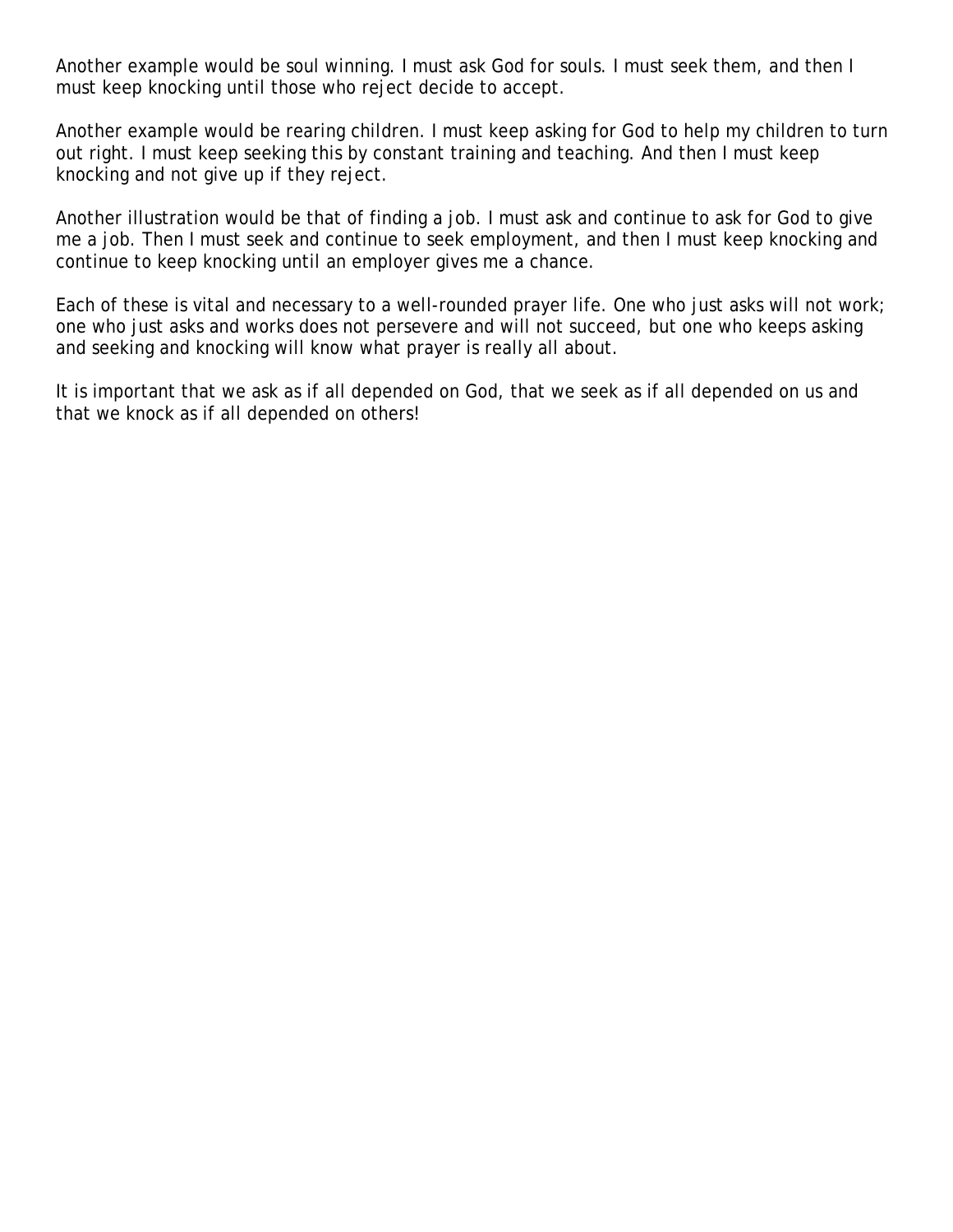Another example would be soul winning. I must ask God for souls. I must seek them, and then I must keep knocking until those who reject decide to accept.

Another example would be rearing children. I must keep asking for God to help my children to turn out right. I must keep seeking this by constant training and teaching. And then I must keep knocking and not give up if they reject.

Another illustration would be that of finding a job. I must ask and continue to ask for God to give me a job. Then I must seek and continue to seek employment, and then I must keep knocking and continue to keep knocking until an employer gives me a chance.

Each of these is vital and necessary to a well-rounded prayer life. One who just asks will not work; one who just asks and works does not persevere and will not succeed, but one who keeps asking and seeking and knocking will know what prayer is really all about.

It is important that we ask as if all depended on God, that we seek as if all depended on us and that we knock as if all depended on others!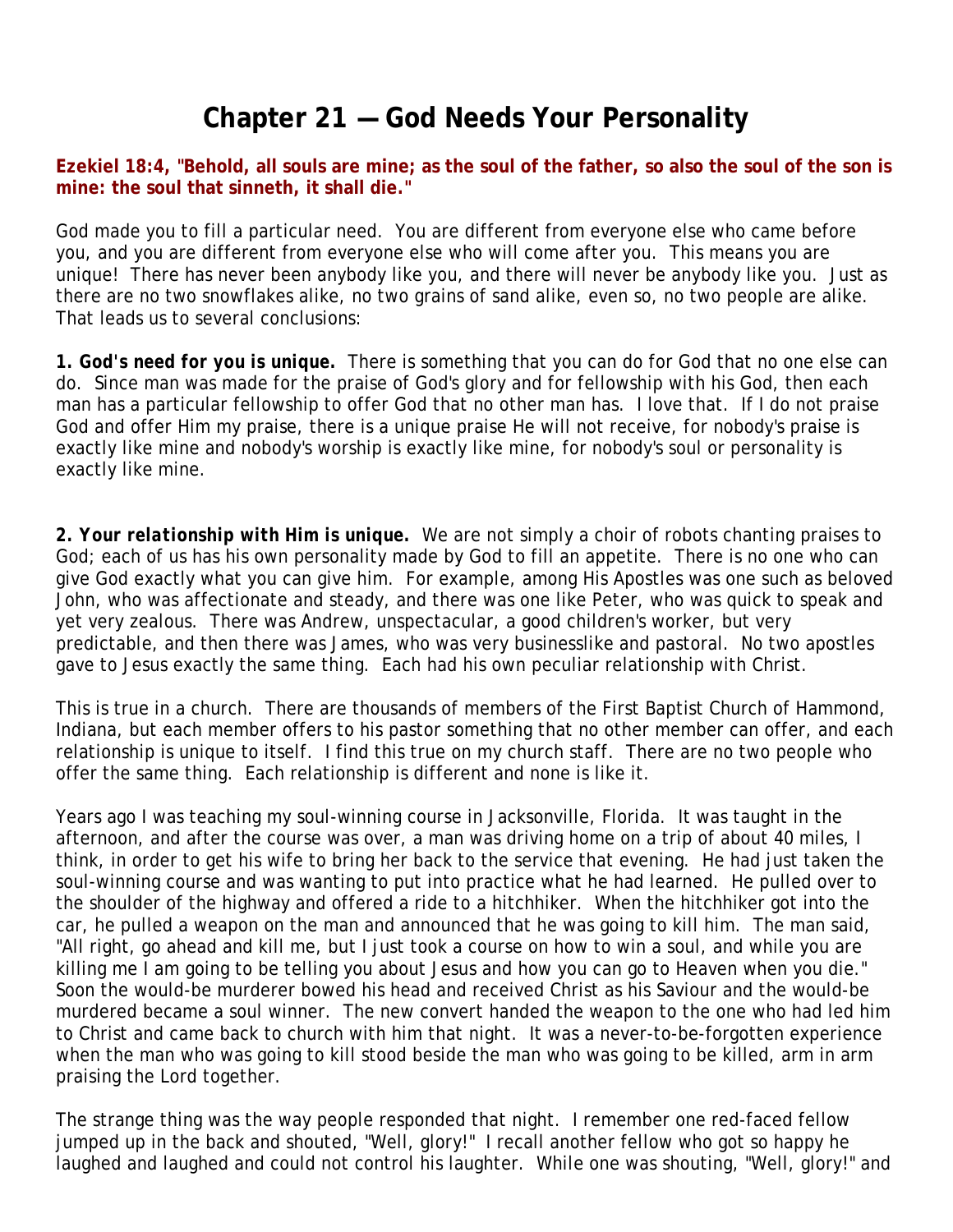# Chapter 21 — God Needs Your Personality

**Ezekiel 18:4, "Behold, all souls are mine; as the soul of the father, so also the soul of the son is mine: the soul that sinneth, it shall die."**

God made you to fill a particular need. You are different from everyone else who came before you, and you are different from everyone else who will come after you. This means you are unique! There has never been anybody like you, and there will never be anybody like you. Just as there are no two snowflakes alike, no two grains of sand alike, even so, no two people are alike. That leads us to several conclusions:

**1. God's need for you is unique.** There is something that you can do for God that no one else can do. Since man was made for the praise of God's glory and for fellowship with his God, then each man has a particular fellowship to offer God that no other man has. I love that. If I do not praise God and offer Him my praise, there is a unique praise He will not receive, for nobody's praise is exactly like mine and nobody's worship is exactly like mine, for nobody's soul or personality is exactly like mine.

***2. Your relationship with Him is unique.*** We are not simply a choir of robots chanting praises to God; each of us has his own personality made by God to fill an appetite. There is no one who can give God exactly what you can give him. For example, among His Apostles was one such as beloved John, who was affectionate and steady, and there was one like Peter, who was quick to speak and yet very zealous. There was Andrew, unspectacular, a good children's worker, but very predictable, and then there was James, who was very businesslike and pastoral. No two apostles gave to Jesus exactly the same thing. Each had his own peculiar relationship with Christ.

This is true in a church. There are thousands of members of the First Baptist Church of Hammond, Indiana, but each member offers to his pastor something that no other member can offer, and each relationship is unique to itself. I find this true on my church staff. There are no two people who offer the same thing. Each relationship is different and none is like it.

Years ago I was teaching my soul-winning course in Jacksonville, Florida. It was taught in the afternoon, and after the course was over, a man was driving home on a trip of about 40 miles, I think, in order to get his wife to bring her back to the service that evening. He had just taken the soul-winning course and was wanting to put into practice what he had learned. He pulled over to the shoulder of the highway and offered a ride to a hitchhiker. When the hitchhiker got into the car, he pulled a weapon on the man and announced that he was going to kill him. The man said, "All right, go ahead and kill me, but I just took a course on how to win a soul, and while you are killing me I am going to be telling you about Jesus and how you can go to Heaven when you die." Soon the would-be murderer bowed his head and received Christ as his Saviour and the would-be murdered became a soul winner. The new convert handed the weapon to the one who had led him to Christ and came back to church with him that night. It was a never-to-be-forgotten experience when the man who was going to kill stood beside the man who was going to be killed, arm in arm praising the Lord together.

The strange thing was the way people responded that night. I remember one red-faced fellow jumped up in the back and shouted, "Well, glory!" I recall another fellow who got so happy he laughed and laughed and could not control his laughter. While one was shouting, "Well, glory!" and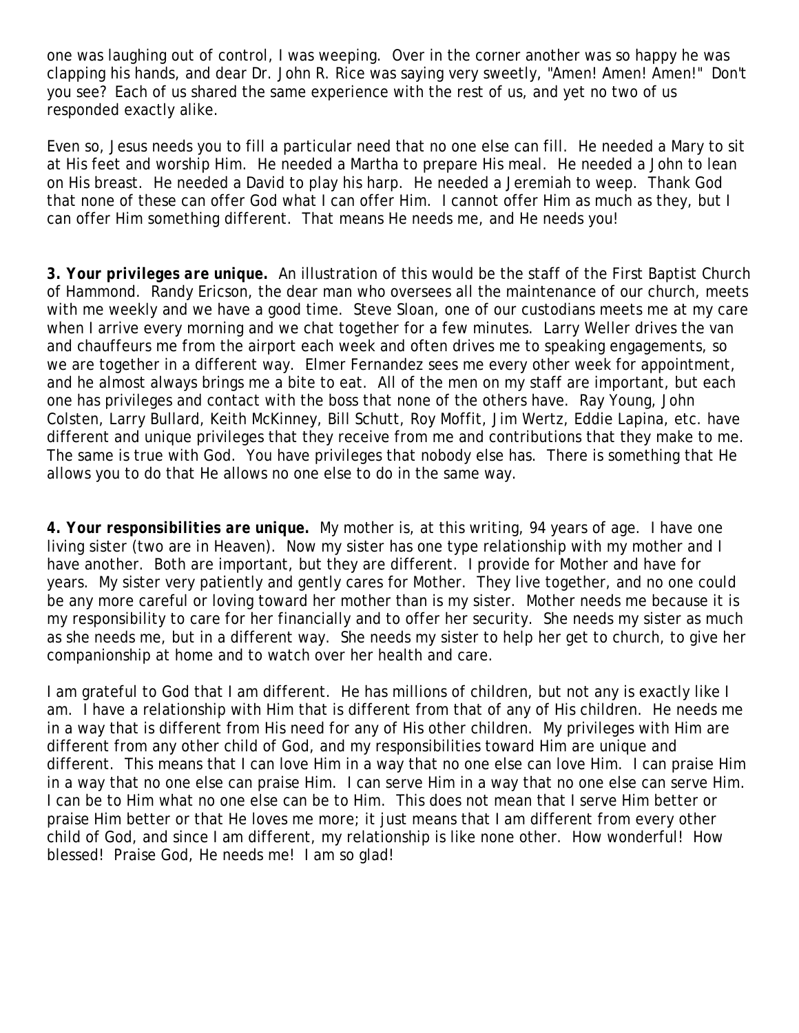one was laughing out of control, I was weeping. Over in the corner another was so happy he was clapping his hands, and dear Dr. John R. Rice was saying very sweetly, "Amen! Amen! Amen!" Don't you see? Each of us shared the same experience with the rest of us, and yet no two of us responded exactly alike.

Even so, Jesus needs you to fill a particular need that no one else can fill. He needed a Mary to sit at His feet and worship Him. He needed a Martha to prepare His meal. He needed a John to lean on His breast. He needed a David to play his harp. He needed a Jeremiah to weep. Thank God that none of these can offer God what I can offer Him. I cannot offer Him as much as they, but I can offer Him something different. That means He needs me, and He needs you!

***3. Your privileges are unique.*** An illustration of this would be the staff of the First Baptist Church of Hammond. Randy Ericson, the dear man who oversees all the maintenance of our church, meets with me weekly and we have a good time. Steve Sloan, one of our custodians meets me at my care when I arrive every morning and we chat together for a few minutes. Larry Weller drives the van and chauffeurs me from the airport each week and often drives me to speaking engagements, so we are together in a different way. Elmer Fernandez sees me every other week for appointment, and he almost always brings me a bite to eat. All of the men on my staff are important, but each one has privileges and contact with the boss that none of the others have. Ray Young, John Colsten, Larry Bullard, Keith McKinney, Bill Schutt, Roy Moffit, Jim Wertz, Eddie Lapina, etc. have different and unique privileges that they receive from me and contributions that they make to me. The same is true with God. You have privileges that nobody else has. There is something that He allows you to do that He allows no one else to do in the same way.

***4. Your responsibilities are unique.*** My mother is, at this writing, 94 years of age. I have one living sister (two are in Heaven). Now my sister has one type relationship with my mother and I have another. Both are important, but they are different. I provide for Mother and have for years. My sister very patiently and gently cares for Mother. They live together, and no one could be any more careful or loving toward her mother than is my sister. Mother needs me because it is my responsibility to care for her financially and to offer her security. She needs my sister as much as she needs me, but in a different way. She needs my sister to help her get to church, to give her companionship at home and to watch over her health and care.

I am grateful to God that I am different. He has millions of children, but not any is exactly like I am. I have a relationship with Him that is different from that of any of His children. He needs me in a way that is different from His need for any of His other children. My privileges with Him are different from any other child of God, and my responsibilities toward Him are unique and different. This means that I can love Him in a way that no one else can love Him. I can praise Him in a way that no one else can praise Him. I can serve Him in a way that no one else can serve Him. I can be to Him what no one else can be to Him. This does not mean that I serve Him better or praise Him better or that He loves me more; it just means that I am different from every other child of God, and since I am different, my relationship is like none other. How wonderful! How blessed! Praise God, He needs me! I am so glad!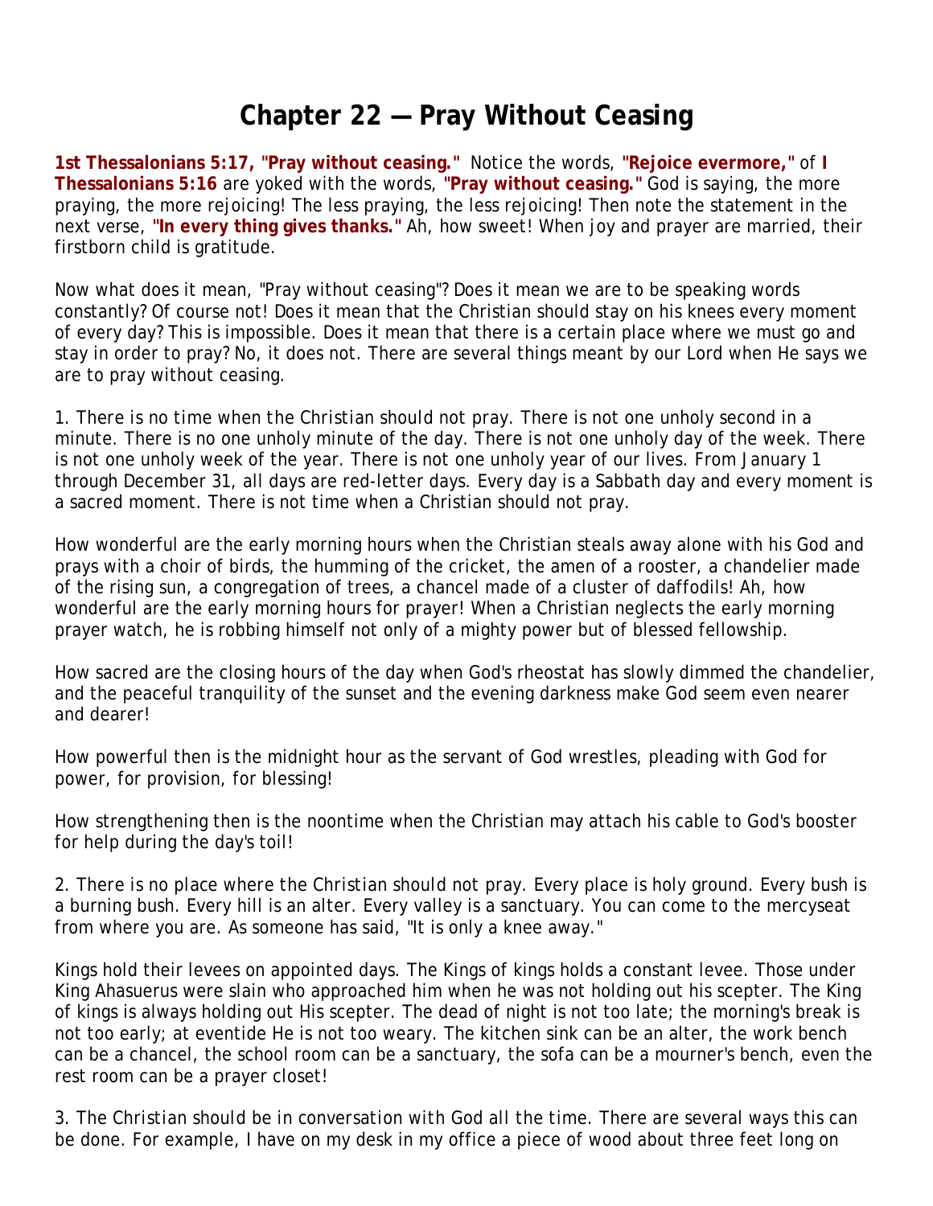# Chapter 22 — Pray Without Ceasing

**1st Thessalonians 5:17, "Pray without ceasing."** Notice the words, **"Rejoice evermore,"** of **I Thessalonians 5:16** are yoked with the words, **"Pray without ceasing."** God is saying, the more praying, the more rejoicing! The less praying, the less rejoicing! Then note the statement in the next verse, **"In every thing gives thanks."** Ah, how sweet! When joy and prayer are married, their firstborn child is gratitude.

Now what does it mean, "Pray without ceasing"? Does it mean we are to be speaking words constantly? Of course not! Does it mean that the Christian should stay on his knees every moment of every day? This is impossible. Does it mean that there is a certain place where we must go and stay in order to pray? No, it does not. There are several things meant by our Lord when He says we are to pray without ceasing.

1. *There is no time when the Christian should not pray.* There is not one unholy second in a minute. There is no one unholy minute of the day. There is not one unholy day of the week. There is not one unholy week of the year. There is not one unholy year of our lives. From January 1 through December 31, all days are red-letter days. Every day is a Sabbath day and every moment is a sacred moment. There is not time when a Christian should not pray.

How wonderful are the early morning hours when the Christian steals away alone with his God and prays with a choir of birds, the humming of the cricket, the amen of a rooster, a chandelier made of the rising sun, a congregation of trees, a chancel made of a cluster of daffodils! Ah, how wonderful are the early morning hours for prayer! When a Christian neglects the early morning prayer watch, he is robbing himself not only of a mighty power but of blessed fellowship.

How sacred are the closing hours of the day when God's rheostat has slowly dimmed the chandelier, and the peaceful tranquility of the sunset and the evening darkness make God seem even nearer and dearer!

How powerful then is the midnight hour as the servant of God wrestles, pleading with God for power, for provision, for blessing!

How strengthening then is the noontime when the Christian may attach his cable to God's booster for help during the day's toil!

2. *There is no place where the Christian should not pray.* Every place is holy ground. Every bush is a burning bush. Every hill is an alter. Every valley is a sanctuary. You can come to the mercyseat from where you are. As someone has said, "It is only a knee away."

Kings hold their levees on appointed days. The Kings of kings holds a constant levee. Those under King Ahasuerus were slain who approached him when he was not holding out his scepter. The King of kings is always holding out His scepter. The dead of night is not too late; the morning's break is not too early; at eventide He is not too weary. The kitchen sink can be an alter, the work bench can be a chancel, the school room can be a sanctuary, the sofa can be a mourner's bench, even the rest room can be a prayer closet!

3. *The Christian should be in conversation with God all the time.* There are several ways this can be done. For example, I have on my desk in my office a piece of wood about three feet long on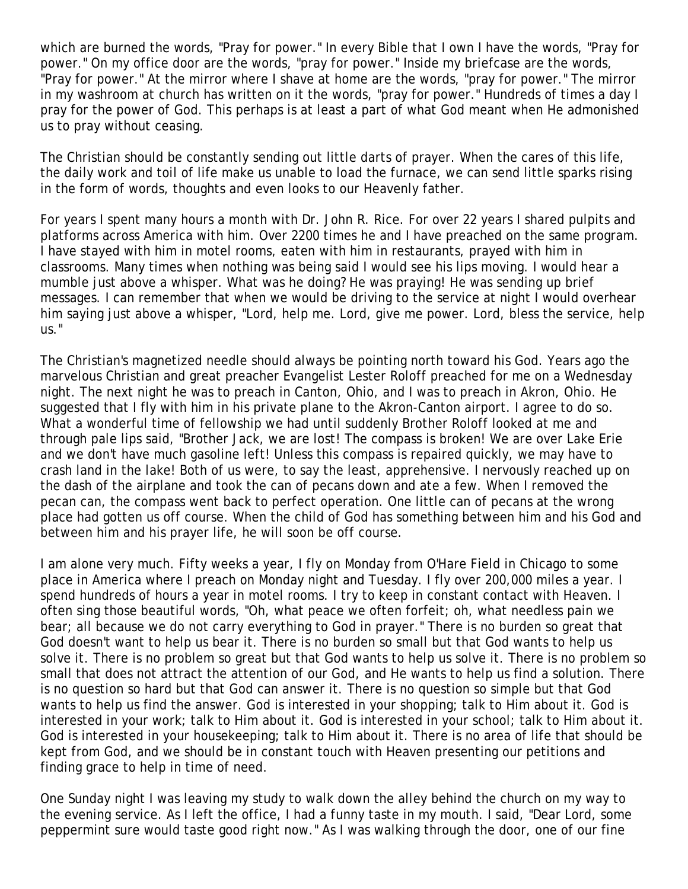which are burned the words, "Pray for power." In every Bible that I own I have the words, "Pray for power." On my office door are the words, "pray for power." Inside my briefcase are the words, "Pray for power." At the mirror where I shave at home are the words, "pray for power." The mirror in my washroom at church has written on it the words, "pray for power." Hundreds of times a day I pray for the power of God. This perhaps is at least a part of what God meant when He admonished us to pray without ceasing.

The Christian should be constantly sending out little darts of prayer. When the cares of this life, the daily work and toil of life make us unable to load the furnace, we can send little sparks rising in the form of words, thoughts and even looks to our Heavenly father.

For years I spent many hours a month with Dr. John R. Rice. For over 22 years I shared pulpits and platforms across America with him. Over 2200 times he and I have preached on the same program. I have stayed with him in motel rooms, eaten with him in restaurants, prayed with him in classrooms. Many times when nothing was being said I would see his lips moving. I would hear a mumble just above a whisper. What was he doing? He was praying! He was sending up brief messages. I can remember that when we would be driving to the service at night I would overhear him saying just above a whisper, "Lord, help me. Lord, give me power. Lord, bless the service, help us."

The Christian's magnetized needle should always be pointing north toward his God. Years ago the marvelous Christian and great preacher Evangelist Lester Roloff preached for me on a Wednesday night. The next night he was to preach in Canton, Ohio, and I was to preach in Akron, Ohio. He suggested that I fly with him in his private plane to the Akron-Canton airport. I agree to do so. What a wonderful time of fellowship we had until suddenly Brother Roloff looked at me and through pale lips said, "Brother Jack, we are lost! The compass is broken! We are over Lake Erie and we don't have much gasoline left! Unless this compass is repaired quickly, we may have to crash land in the lake! Both of us were, to say the least, apprehensive. I nervously reached up on the dash of the airplane and took the can of pecans down and ate a few. When I removed the pecan can, the compass went back to perfect operation. One little can of pecans at the wrong place had gotten us off course. When the child of God has something between him and his God and between him and his prayer life, he will soon be off course.

I am alone very much. Fifty weeks a year, I fly on Monday from O'Hare Field in Chicago to some place in America where I preach on Monday night and Tuesday. I fly over 200,000 miles a year. I spend hundreds of hours a year in motel rooms. I try to keep in constant contact with Heaven. I often sing those beautiful words, "Oh, what peace we often forfeit; oh, what needless pain we bear; all because we do not carry everything to God in prayer." There is no burden so great that God doesn't want to help us bear it. There is no burden so small but that God wants to help us solve it. There is no problem so great but that God wants to help us solve it. There is no problem so small that does not attract the attention of our God, and He wants to help us find a solution. There is no question so hard but that God can answer it. There is no question so simple but that God wants to help us find the answer. God is interested in your shopping; talk to Him about it. God is interested in your work; talk to Him about it. God is interested in your school; talk to Him about it. God is interested in your housekeeping; talk to Him about it. There is no area of life that should be kept from God, and we should be in constant touch with Heaven presenting our petitions and finding grace to help in time of need.

One Sunday night I was leaving my study to walk down the alley behind the church on my way to the evening service. As I left the office, I had a funny taste in my mouth. I said, "Dear Lord, some peppermint sure would taste good right now." As I was walking through the door, one of our fine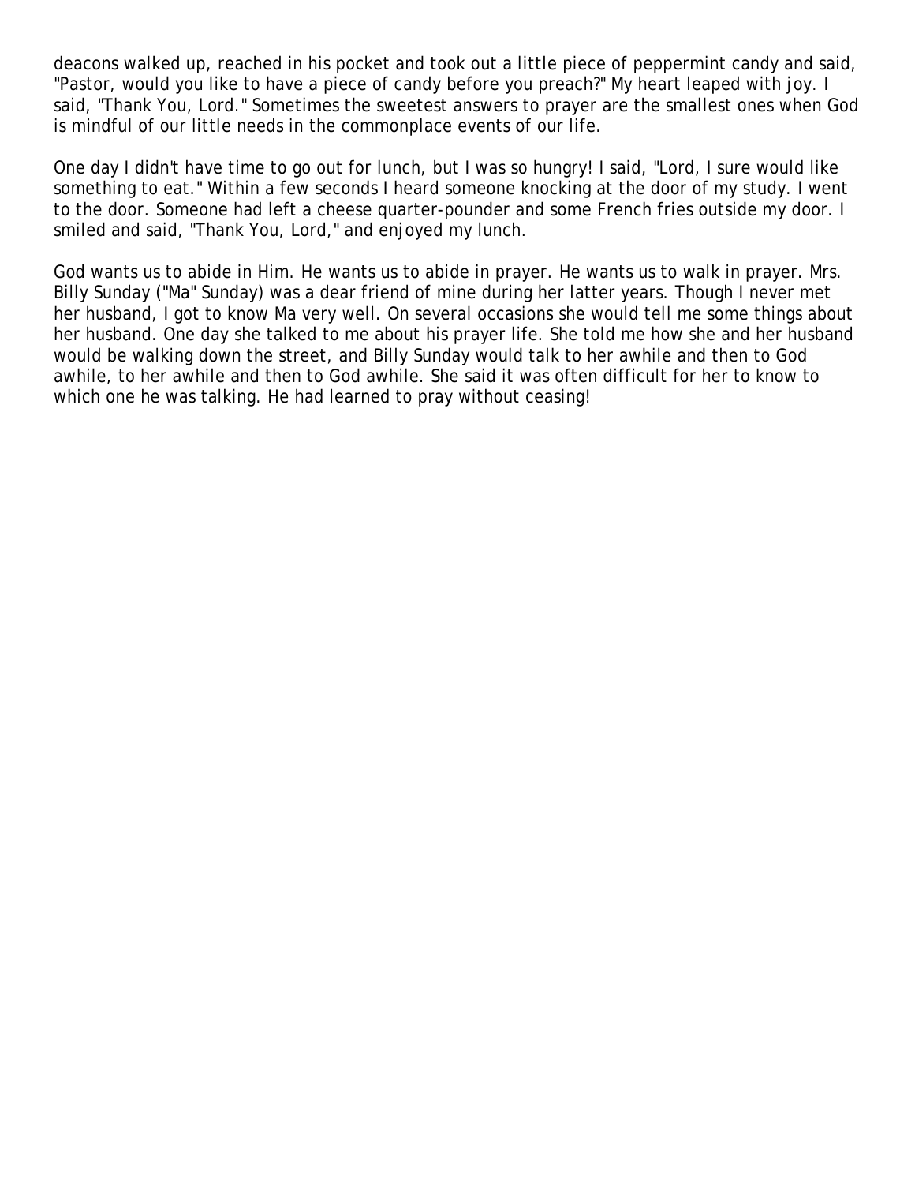deacons walked up, reached in his pocket and took out a little piece of peppermint candy and said, "Pastor, would you like to have a piece of candy before you preach?" My heart leaped with joy. I said, "Thank You, Lord." Sometimes the sweetest answers to prayer are the smallest ones when God is mindful of our little needs in the commonplace events of our life.

One day I didn't have time to go out for lunch, but I was so hungry! I said, "Lord, I sure would like something to eat." Within a few seconds I heard someone knocking at the door of my study. I went to the door. Someone had left a cheese quarter-pounder and some French fries outside my door. I smiled and said, "Thank You, Lord," and enjoyed my lunch.

God wants us to abide in Him. He wants us to abide in prayer. He wants us to walk in prayer. Mrs. Billy Sunday ("Ma" Sunday) was a dear friend of mine during her latter years. Though I never met her husband, I got to know Ma very well. On several occasions she would tell me some things about her husband. One day she talked to me about his prayer life. She told me how she and her husband would be walking down the street, and Billy Sunday would talk to her awhile and then to God awhile, to her awhile and then to God awhile. She said it was often difficult for her to know to which one he was talking. He had learned to pray without ceasing!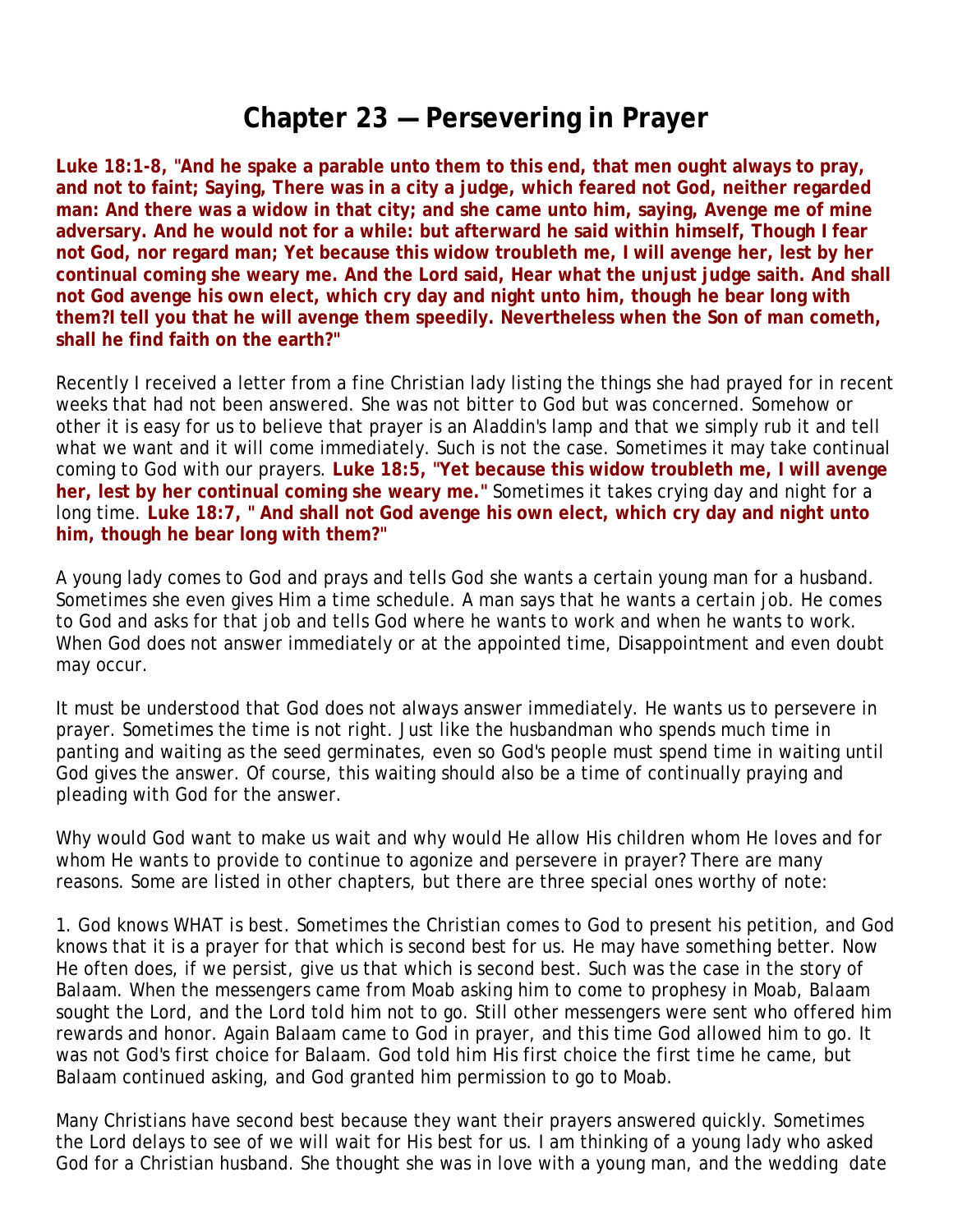# Chapter 23 — Persevering in Prayer

**Luke 18:1-8, "And he spake a parable unto them to this end, that men ought always to pray, and not to faint; Saying, There was in a city a judge, which feared not God, neither regarded man: And there was a widow in that city; and she came unto him, saying, Avenge me of mine adversary. And he would not for a while: but afterward he said within himself, Though I fear not God, nor regard man; Yet because this widow troubleth me, I will avenge her, lest by her continual coming she weary me. And the Lord said, Hear what the unjust judge saith. And shall not God avenge his own elect, which cry day and night unto him, though he bear long with them?I tell you that he will avenge them speedily. Nevertheless when the Son of man cometh, shall he find faith on the earth?"**

Recently I received a letter from a fine Christian lady listing the things she had prayed for in recent weeks that had not been answered. She was not bitter to God but was concerned. Somehow or other it is easy for us to believe that prayer is an Aladdin's lamp and that we simply rub it and tell what we want and it will come immediately. Such is not the case. Sometimes it may take continual coming to God with our prayers. **Luke 18:5, "Yet because this widow troubleth me, I will avenge her, lest by her continual coming she weary me."** Sometimes it takes crying day and night for a long time. **Luke 18:7, " And shall not God avenge his own elect, which cry day and night unto him, though he bear long with them?"**

A young lady comes to God and prays and tells God she wants a certain young man for a husband. Sometimes she even gives Him a time schedule. A man says that he wants a certain job. He comes to God and asks for that job and tells God where he wants to work and when he wants to work. When God does not answer immediately or at the appointed time, Disappointment and even doubt may occur.

It must be understood that God does not always answer immediately. He wants us to persevere in prayer. Sometimes the time is not right. Just like the husbandman who spends much time in panting and waiting as the seed germinates, even so God's people must spend time in waiting until God gives the answer. Of course, this waiting should also be a time of continually praying and pleading with God for the answer.

Why would God want to make us wait and why would He allow His children whom He loves and for whom He wants to provide to continue to agonize and persevere in prayer? There are many reasons. Some are listed in other chapters, but there are three special ones worthy of note:

1. God knows WHAT is best. Sometimes the Christian comes to God to present his petition, and God knows that it is a prayer for that which is second best for us. He may have something better. Now He often does, if we persist, give us that which is second best. Such was the case in the story of Balaam. When the messengers came from Moab asking him to come to prophesy in Moab, Balaam sought the Lord, and the Lord told him not to go. Still other messengers were sent who offered him rewards and honor. Again Balaam came to God in prayer, and this time God allowed him to go. It was not God's first choice for Balaam. God told him His first choice the first time he came, but Balaam continued asking, and God granted him permission to go to Moab.

Many Christians have second best because they want their prayers answered quickly. Sometimes the Lord delays to see of we will wait for His best for us. I am thinking of a young lady who asked God for a Christian husband. She thought she was in love with a young man, and the wedding date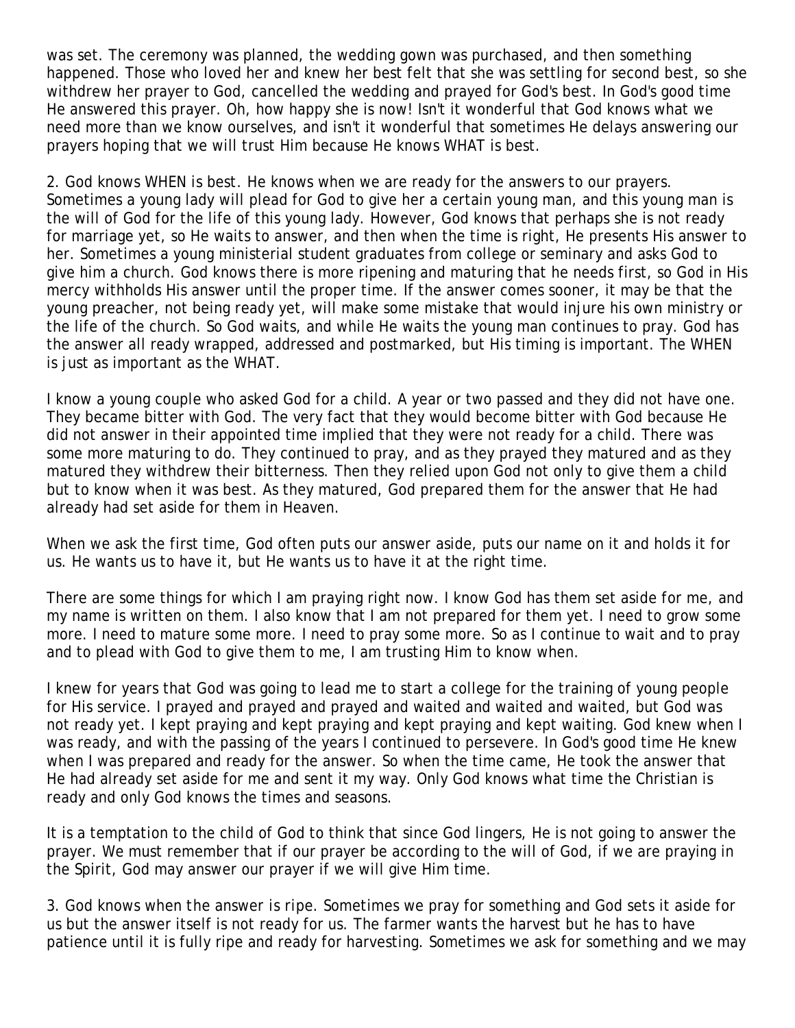was set. The ceremony was planned, the wedding gown was purchased, and then something happened. Those who loved her and knew her best felt that she was settling for second best, so she withdrew her prayer to God, cancelled the wedding and prayed for God's best. In God's good time He answered this prayer. Oh, how happy she is now! Isn't it wonderful that God knows what we need more than we know ourselves, and isn't it wonderful that sometimes He delays answering our prayers hoping that we will trust Him because He knows WHAT is best.

2. God knows WHEN is best. He knows when we are ready for the answers to our prayers. Sometimes a young lady will plead for God to give her a certain young man, and this young man is the will of God for the life of this young lady. However, God knows that perhaps she is not ready for marriage yet, so He waits to answer, and then when the time is right, He presents His answer to her. Sometimes a young ministerial student graduates from college or seminary and asks God to give him a church. God knows there is more ripening and maturing that he needs first, so God in His mercy withholds His answer until the proper time. If the answer comes sooner, it may be that the young preacher, not being ready yet, will make some mistake that would injure his own ministry or the life of the church. So God waits, and while He waits the young man continues to pray. God has the answer all ready wrapped, addressed and postmarked, but His timing is important. The WHEN is just as important as the WHAT.

I know a young couple who asked God for a child. A year or two passed and they did not have one. They became bitter with God. The very fact that they would become bitter with God because He did not answer in their appointed time implied that they were not ready for a child. There was some more maturing to do. They continued to pray, and as they prayed they matured and as they matured they withdrew their bitterness. Then they relied upon God not only to give them a child but to know when it was best. As they matured, God prepared them for the answer that He had already had set aside for them in Heaven.

When we ask the first time, God often puts our answer aside, puts our name on it and holds it for us. He wants us to have it, but He wants us to have it at the right time.

There are some things for which I am praying right now. I know God has them set aside for me, and my name is written on them. I also know that I am not prepared for them yet. I need to grow some more. I need to mature some more. I need to pray some more. So as I continue to wait and to pray and to plead with God to give them to me, I am trusting Him to know when.

I knew for years that God was going to lead me to start a college for the training of young people for His service. I prayed and prayed and prayed and waited and waited and waited, but God was not ready yet. I kept praying and kept praying and kept praying and kept waiting. God knew when I was ready, and with the passing of the years I continued to persevere. In God's good time He knew when I was prepared and ready for the answer. So when the time came, He took the answer that He had already set aside for me and sent it my way. Only God knows what time the Christian is ready and only God knows the times and seasons.

It is a temptation to the child of God to think that since God lingers, He is not going to answer the prayer. We must remember that if our prayer be according to the will of God, if we are praying in the Spirit, God may answer our prayer if we will give Him time.

3. God knows when the answer is ripe. Sometimes we pray for something and God sets it aside for us but the answer itself is not ready for us. The farmer wants the harvest but he has to have patience until it is fully ripe and ready for harvesting. Sometimes we ask for something and we may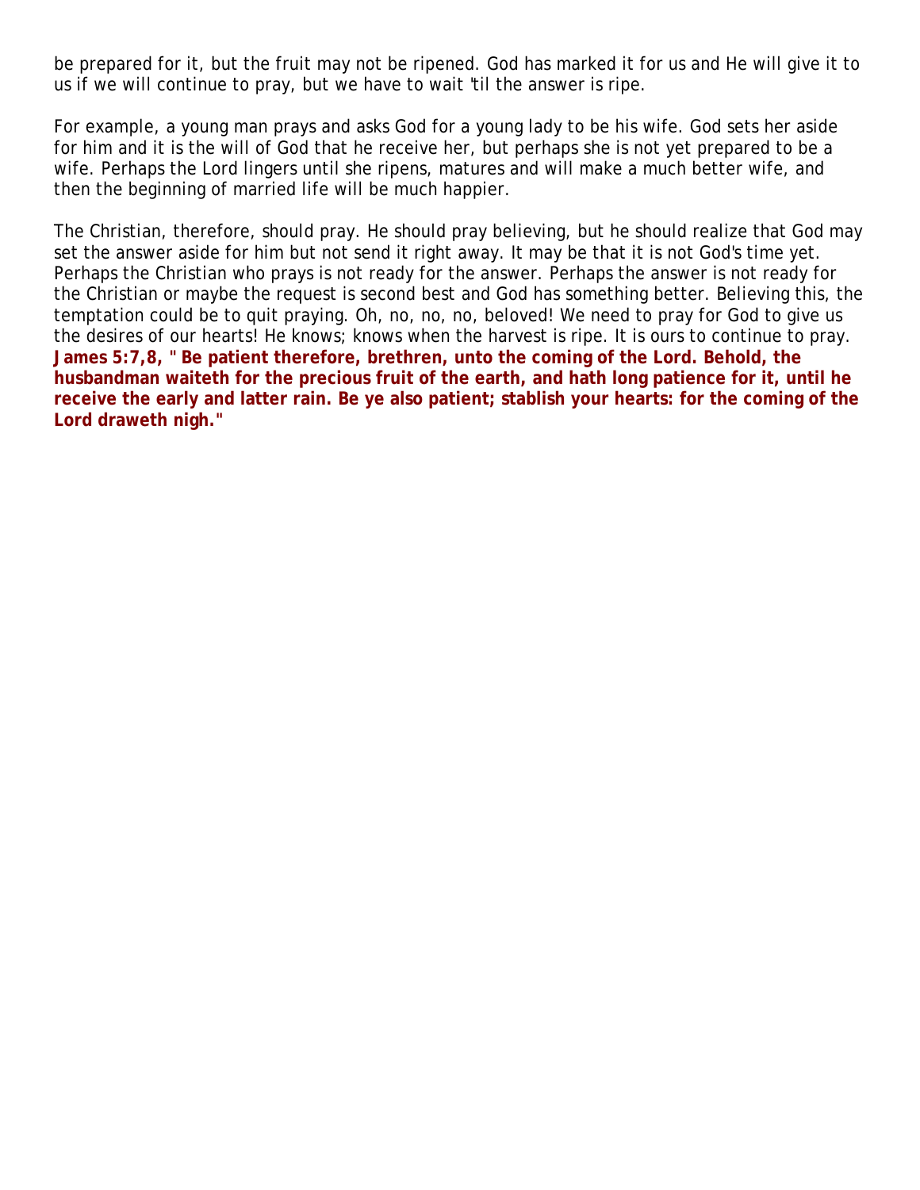be prepared for it, but the fruit may not be ripened. God has marked it for us and He will give it to us if we will continue to pray, but we have to wait 'til the answer is ripe.

For example, a young man prays and asks God for a young lady to be his wife. God sets her aside for him and it is the will of God that he receive her, but perhaps she is not yet prepared to be a wife. Perhaps the Lord lingers until she ripens, matures and will make a much better wife, and then the beginning of married life will be much happier.

The Christian, therefore, should pray. He should pray believing, but he should realize that God may set the answer aside for him but not send it right away. It may be that it is not God's time yet. Perhaps the Christian who prays is not ready for the answer. Perhaps the answer is not ready for the Christian or maybe the request is second best and God has something better. Believing this, the temptation could be to quit praying. Oh, no, no, no, beloved! We need to pray for God to give us the desires of our hearts! He knows; knows when the harvest is ripe. It is ours to continue to pray. **James 5:7,8, " Be patient therefore, brethren, unto the coming of the Lord. Behold, the husbandman waiteth for the precious fruit of the earth, and hath long patience for it, until he receive the early and latter rain. Be ye also patient; stablish your hearts: for the coming of the Lord draweth nigh."**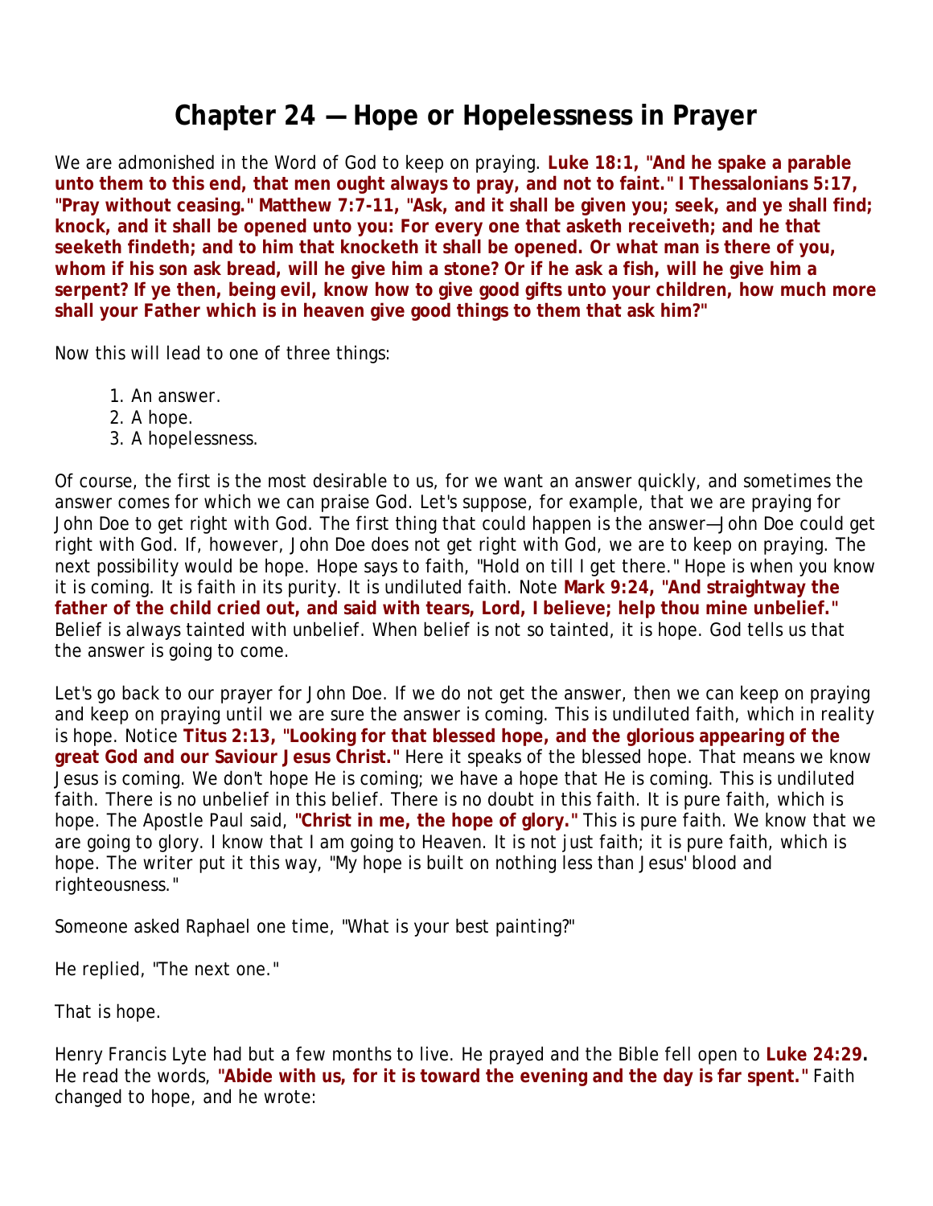# Chapter 24 — Hope or Hopelessness in Prayer

We are admonished in the Word of God to keep on praying. **Luke 18:1, "And he spake a parable unto them to this end, that men ought always to pray, and not to faint." I Thessalonians 5:17, "Pray without ceasing." Matthew 7:7-11, "Ask, and it shall be given you; seek, and ye shall find; knock, and it shall be opened unto you: For every one that asketh receiveth; and he that seeketh findeth; and to him that knocketh it shall be opened. Or what man is there of you, whom if his son ask bread, will he give him a stone? Or if he ask a fish, will he give him a serpent? If ye then, being evil, know how to give good gifts unto your children, how much more shall your Father which is in heaven give good things to them that ask him?"**

Now this will lead to one of three things:

1. An answer.
2. A hope.
3. A hopelessness.

Of course, the first is the most desirable to us, for we want an answer quickly, and sometimes the answer comes for which we can praise God. Let's suppose, for example, that we are praying for John Doe to get right with God. The first thing that could happen is the answer—John Doe could get right with God. If, however, John Doe does not get right with God, we are to keep on praying. The next possibility would be hope. Hope says to faith, "Hold on till I get there." Hope is when you know it is coming. It is faith in its purity. It is undiluted faith. Note **Mark 9:24, "And straightway the father of the child cried out, and said with tears, Lord, I believe; help thou mine unbelief."** Belief is always tainted with unbelief. When belief is not so tainted, it is hope. God tells us that the answer is going to come.

Let's go back to our prayer for John Doe. If we do not get the answer, then we can keep on praying and keep on praying until we are sure the answer is coming. This is undiluted faith, which in reality is hope. Notice **Titus 2:13, "Looking for that blessed hope, and the glorious appearing of the great God and our Saviour Jesus Christ."** Here it speaks of the blessed hope. That means we know Jesus is coming. We don't hope He is coming; we have a hope that He is coming. This is undiluted faith. There is no unbelief in this belief. There is no doubt in this faith. It is pure faith, which is hope. The Apostle Paul said, **"Christ in me, the hope of glory."** This is pure faith. We know that we are going to glory. I know that I am going to Heaven. It is not just faith; it is pure faith, which is hope. The writer put it this way, "My hope is built on nothing less than Jesus' blood and righteousness."

Someone asked Raphael one time, "What is your best painting?"

He replied, "The next one."

That is hope.

Henry Francis Lyte had but a few months to live. He prayed and the Bible fell open to **Luke 24:29.** He read the words, **"Abide with us, for it is toward the evening and the day is far spent."** Faith changed to hope, and he wrote: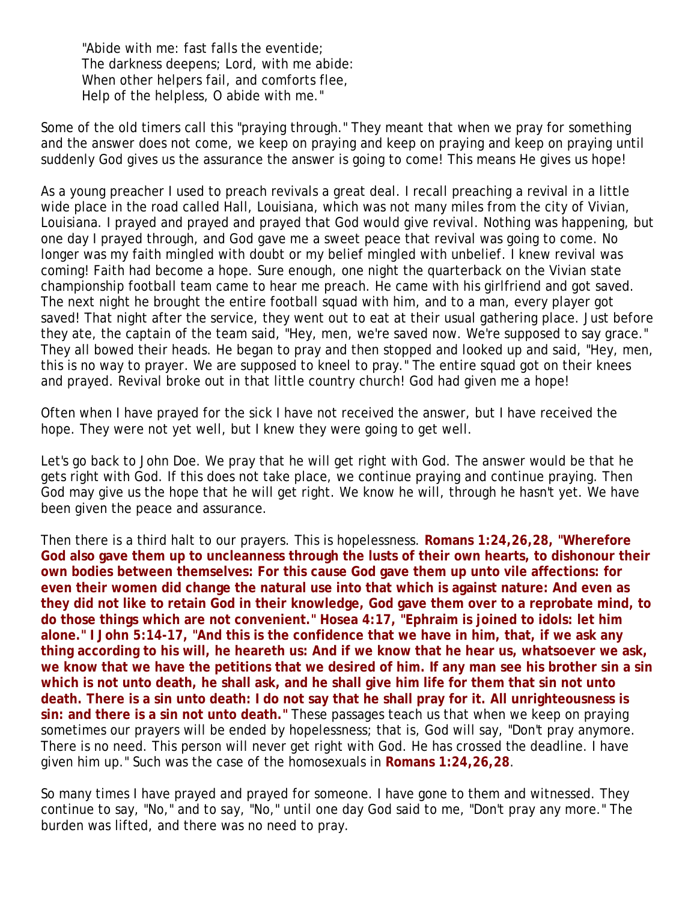"Abide with me: fast falls the eventide;
The darkness deepens; Lord, with me abide:
When other helpers fail, and comforts flee,
Help of the helpless, O abide with me."

Some of the old timers call this "praying through." They meant that when we pray for something and the answer does not come, we keep on praying and keep on praying and keep on praying until suddenly God gives us the assurance the answer is going to come! This means He gives us hope!

As a young preacher I used to preach revivals a great deal. I recall preaching a revival in a little wide place in the road called Hall, Louisiana, which was not many miles from the city of Vivian, Louisiana. I prayed and prayed and prayed that God would give revival. Nothing was happening, but one day I prayed through, and God gave me a sweet peace that revival was going to come. No longer was my faith mingled with doubt or my belief mingled with unbelief. I knew revival was coming! Faith had become a hope. Sure enough, one night the quarterback on the Vivian state championship football team came to hear me preach. He came with his girlfriend and got saved. The next night he brought the entire football squad with him, and to a man, every player got saved! That night after the service, they went out to eat at their usual gathering place. Just before they ate, the captain of the team said, "Hey, men, we're saved now. We're supposed to say grace." They all bowed their heads. He began to pray and then stopped and looked up and said, "Hey, men, this is no way to prayer. We are supposed to kneel to pray." The entire squad got on their knees and prayed. Revival broke out in that little country church! God had given me a hope!

Often when I have prayed for the sick I have not received the answer, but I have received the hope. They were not yet well, but I knew they were going to get well.

Let's go back to John Doe. We pray that he will get right with God. The answer would be that he gets right with God. If this does not take place, we continue praying and continue praying. Then God may give us the hope that he will get right. We know he will, through he hasn't yet. We have been given the peace and assurance.

Then there is a third halt to our prayers. This is hopelessness. **Romans 1:24,26,28, "Wherefore God also gave them up to uncleanness through the lusts of their own hearts, to dishonour their own bodies between themselves: For this cause God gave them up unto vile affections: for even their women did change the natural use into that which is against nature: And even as they did not like to retain God in their knowledge, God gave them over to a reprobate mind, to do those things which are not convenient." Hosea 4:17, "Ephraim is joined to idols: let him alone." I John 5:14-17, "And this is the confidence that we have in him, that, if we ask any thing according to his will, he heareth us: And if we know that he hear us, whatsoever we ask, we know that we have the petitions that we desired of him. If any man see his brother sin a sin which is not unto death, he shall ask, and he shall give him life for them that sin not unto death. There is a sin unto death: I do not say that he shall pray for it. All unrighteousness is sin: and there is a sin not unto death."** These passages teach us that when we keep on praying sometimes our prayers will be ended by hopelessness; that is, God will say, "Don't pray anymore. There is no need. This person will never get right with God. He has crossed the deadline. I have given him up." Such was the case of the homosexuals in **Romans 1:24,26,28**.

So many times I have prayed and prayed for someone. I have gone to them and witnessed. They continue to say, "No," and to say, "No," until one day God said to me, "Don't pray any more." The burden was lifted, and there was no need to pray.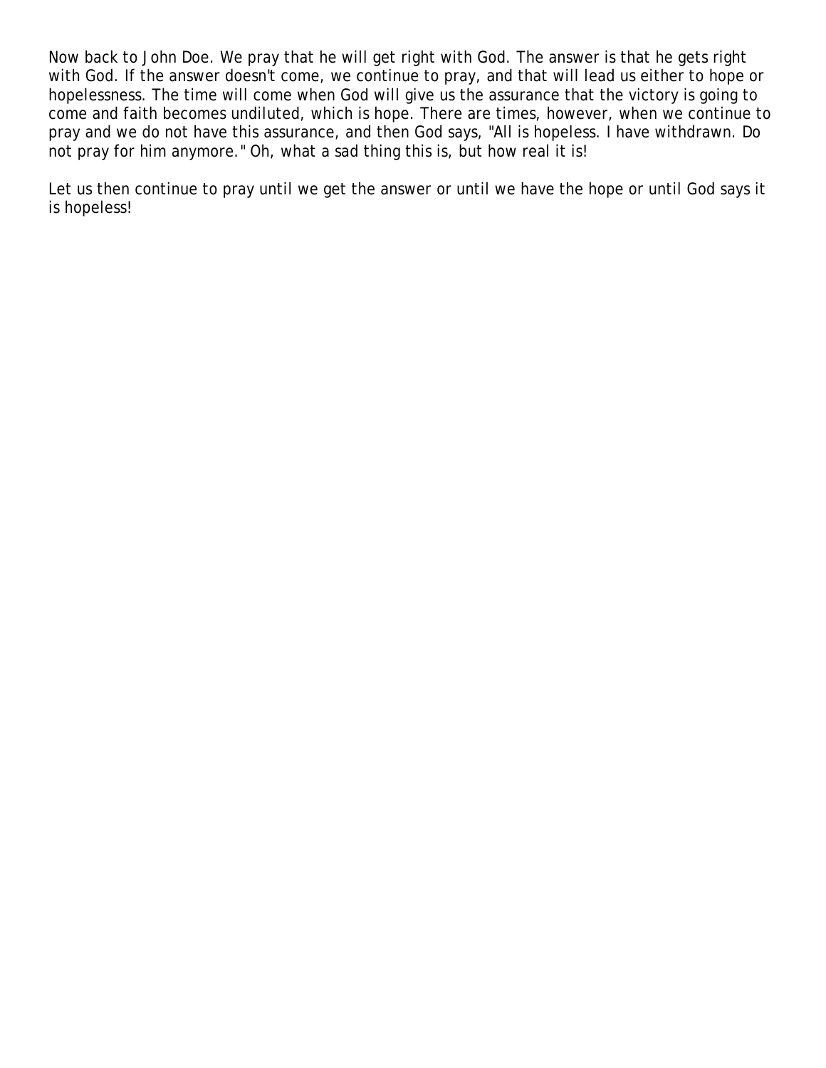Now back to John Doe. We pray that he will get right with God. The answer is that he gets right with God. If the answer doesn't come, we continue to pray, and that will lead us either to hope or hopelessness. The time will come when God will give us the assurance that the victory is going to come and faith becomes undiluted, which is hope. There are times, however, when we continue to pray and we do not have this assurance, and then God says, "All is hopeless. I have withdrawn. Do not pray for him anymore." Oh, what a sad thing this is, but how real it is!

Let us then continue to pray until we get the answer or until we have the hope or until God says it is hopeless!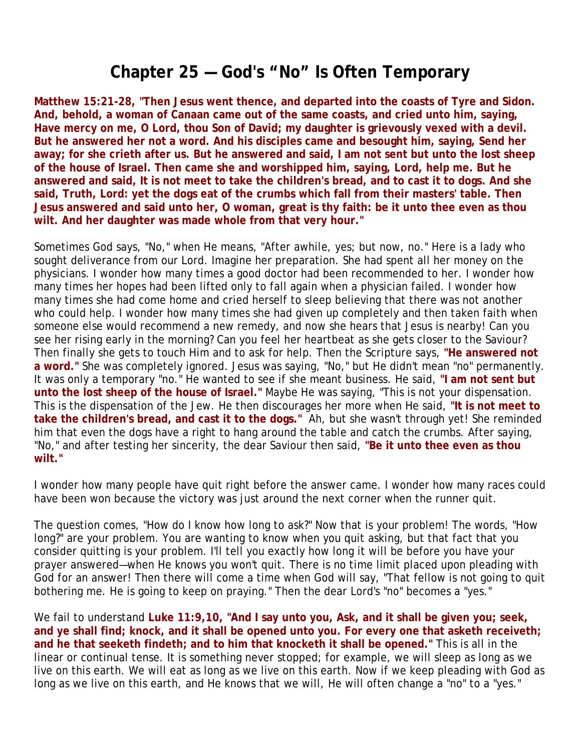# Chapter 25 — God's "No" Is Often Temporary

**Matthew 15:21-28, "Then Jesus went thence, and departed into the coasts of Tyre and Sidon. And, behold, a woman of Canaan came out of the same coasts, and cried unto him, saying, Have mercy on me, O Lord, thou Son of David; my daughter is grievously vexed with a devil. But he answered her not a word. And his disciples came and besought him, saying, Send her away; for she crieth after us. But he answered and said, I am not sent but unto the lost sheep of the house of Israel. Then came she and worshipped him, saying, Lord, help me. But he answered and said, It is not meet to take the children's bread, and to cast it to dogs. And she said, Truth, Lord: yet the dogs eat of the crumbs which fall from their masters' table. Then Jesus answered and said unto her, O woman, great is thy faith: be it unto thee even as thou wilt. And her daughter was made whole from that very hour."**

Sometimes God says, "No," when He means, "After awhile, yes; but now, no." Here is a lady who sought deliverance from our Lord. Imagine her preparation. She had spent all her money on the physicians. I wonder how many times a good doctor had been recommended to her. I wonder how many times her hopes had been lifted only to fall again when a physician failed. I wonder how many times she had come home and cried herself to sleep believing that there was not another who could help. I wonder how many times she had given up completely and then taken faith when someone else would recommend a new remedy, and now she hears that Jesus is nearby! Can you see her rising early in the morning? Can you feel her heartbeat as she gets closer to the Saviour? Then finally she gets to touch Him and to ask for help. Then the Scripture says, **"He answered not a word."** She was completely ignored. Jesus was saying, "No," but He didn't mean "no" permanently. It was only a temporary "no." He wanted to see if she meant business. He said, **"I am not sent but unto the lost sheep of the house of Israel."** Maybe He was saying, "This is not your dispensation. This is the dispensation of the Jew. He then discourages her more when He said, **"It is not meet to take the children's bread, and cast it to the dogs."** Ah, but she wasn't through yet! She reminded him that even the dogs have a right to hang around the table and catch the crumbs. After saying, "No," and after testing her sincerity, the dear Saviour then said, **"Be it unto thee even as thou wilt."**

I wonder how many people have quit right before the answer came. I wonder how many races could have been won because the victory was just around the next corner when the runner quit.

The question comes, "How do I know how long to ask?" Now that is your problem! The words, "How long?" are your problem. You are wanting to know when you quit asking, but that fact that you consider quitting is your problem. I'll tell you exactly how long it will be before you have your prayer answered—when He knows you won't quit. There is no time limit placed upon pleading with God for an answer! Then there will come a time when God will say, "That fellow is not going to quit bothering me. He is going to keep on praying." Then the dear Lord's "no" becomes a "yes."

We fail to understand **Luke 11:9,10, "And I say unto you, Ask, and it shall be given you; seek, and ye shall find; knock, and it shall be opened unto you. For every one that asketh receiveth; and he that seeketh findeth; and to him that knocketh it shall be opened."** This is all in the linear or continual tense. It is something never stopped; for example, we will sleep as long as we live on this earth. We will eat as long as we live on this earth. Now if we keep pleading with God as long as we live on this earth, and He knows that we will, He will often change a "no" to a "yes."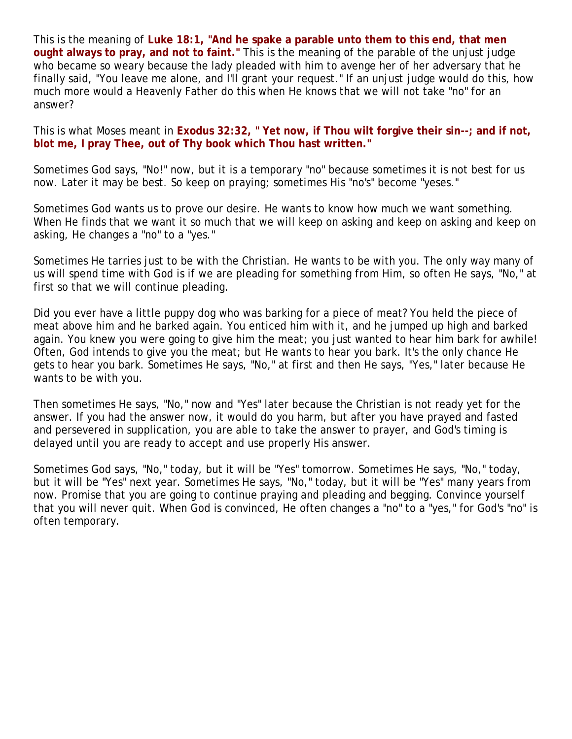This is the meaning of **Luke 18:1, "And he spake a parable unto them to this end, that men ought always to pray, and not to faint."** This is the meaning of the parable of the unjust judge who became so weary because the lady pleaded with him to avenge her of her adversary that he finally said, "You leave me alone, and I'll grant your request." If an unjust judge would do this, how much more would a Heavenly Father do this when He knows that we will not take "no" for an answer?

This is what Moses meant in **Exodus 32:32, " Yet now, if Thou wilt forgive their sin--; and if not, blot me, I pray Thee, out of Thy book which Thou hast written."**

Sometimes God says, "No!" now, but it is a temporary "no" because sometimes it is not best for us now. Later it may be best. So keep on praying; sometimes His "no's" become "yeses."

Sometimes God wants us to prove our desire. He wants to know how much we want something. When He finds that we want it so much that we will keep on asking and keep on asking and keep on asking, He changes a "no" to a "yes."

Sometimes He tarries just to be with the Christian. He wants to be with you. The only way many of us will spend time with God is if we are pleading for something from Him, so often He says, "No," at first so that we will continue pleading.

Did you ever have a little puppy dog who was barking for a piece of meat? You held the piece of meat above him and he barked again. You enticed him with it, and he jumped up high and barked again. You knew you were going to give him the meat; you just wanted to hear him bark for awhile! Often, God intends to give you the meat; but He wants to hear you bark. It's the only chance He gets to hear you bark. Sometimes He says, "No," at first and then He says, "Yes," later because He wants to be with you.

Then sometimes He says, "No," now and "Yes" later because the Christian is not ready yet for the answer. If you had the answer now, it would do you harm, but after you have prayed and fasted and persevered in supplication, you are able to take the answer to prayer, and God's timing is delayed until you are ready to accept and use properly His answer.

Sometimes God says, "No," today, but it will be "Yes" tomorrow. Sometimes He says, "No," today, but it will be "Yes" next year. Sometimes He says, "No," today, but it will be "Yes" many years from now. Promise that you are going to continue praying and pleading and begging. Convince yourself that you will never quit. When God is convinced, He often changes a "no" to a "yes," for God's "no" is often temporary.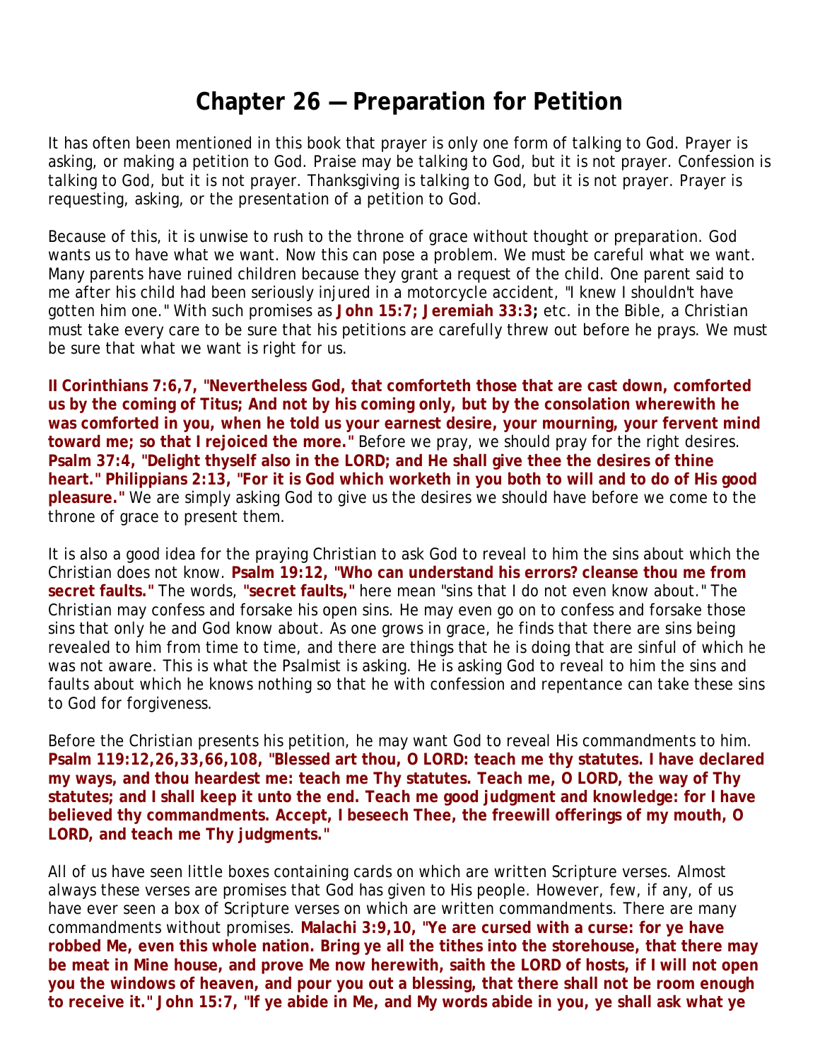# Chapter 26 — Preparation for Petition

It has often been mentioned in this book that prayer is only one form of talking to God. Prayer is asking, or making a petition to God. Praise may be talking to God, but it is not prayer. Confession is talking to God, but it is not prayer. Thanksgiving is talking to God, but it is not prayer. Prayer is requesting, asking, or the presentation of a petition to God.

Because of this, it is unwise to rush to the throne of grace without thought or preparation. God wants us to have what we want. Now this can pose a problem. We must be careful what we want. Many parents have ruined children because they grant a request of the child. One parent said to me after his child had been seriously injured in a motorcycle accident, "I knew I shouldn't have gotten him one." With such promises as **John 15:7; Jeremiah 33:3;** etc. in the Bible, a Christian must take every care to be sure that his petitions are carefully threw out before he prays. We must be sure that what we want is right for us.

**II Corinthians 7:6,7, "Nevertheless God, that comforteth those that are cast down, comforted us by the coming of Titus; And not by his coming only, but by the consolation wherewith he was comforted in you, when he told us your earnest desire, your mourning, your fervent mind toward me; so that I rejoiced the more."** Before we pray, we should pray for the right desires. **Psalm 37:4, "Delight thyself also in the LORD; and He shall give thee the desires of thine heart." Philippians 2:13, "For it is God which worketh in you both to will and to do of His good pleasure."** We are simply asking God to give us the desires we should have before we come to the throne of grace to present them.

It is also a good idea for the praying Christian to ask God to reveal to him the sins about which the Christian does not know. **Psalm 19:12, "Who can understand his errors? cleanse thou me from secret faults."** The words, **"secret faults,"** here mean "sins that I do not even know about." The Christian may confess and forsake his open sins. He may even go on to confess and forsake those sins that only he and God know about. As one grows in grace, he finds that there are sins being revealed to him from time to time, and there are things that he is doing that are sinful of which he was not aware. This is what the Psalmist is asking. He is asking God to reveal to him the sins and faults about which he knows nothing so that he with confession and repentance can take these sins to God for forgiveness.

Before the Christian presents his petition, he may want God to reveal His commandments to him. **Psalm 119:12,26,33,66,108, "Blessed art thou, O LORD: teach me thy statutes. I have declared my ways, and thou heardest me: teach me Thy statutes. Teach me, O LORD, the way of Thy statutes; and I shall keep it unto the end. Teach me good judgment and knowledge: for I have believed thy commandments. Accept, I beseech Thee, the freewill offerings of my mouth, O LORD, and teach me Thy judgments."**

All of us have seen little boxes containing cards on which are written Scripture verses. Almost always these verses are promises that God has given to His people. However, few, if any, of us have ever seen a box of Scripture verses on which are written commandments. There are many commandments without promises. **Malachi 3:9,10, "Ye are cursed with a curse: for ye have robbed Me, even this whole nation. Bring ye all the tithes into the storehouse, that there may be meat in Mine house, and prove Me now herewith, saith the LORD of hosts, if I will not open you the windows of heaven, and pour you out a blessing, that there shall not be room enough to receive it." John 15:7, "If ye abide in Me, and My words abide in you, ye shall ask what ye**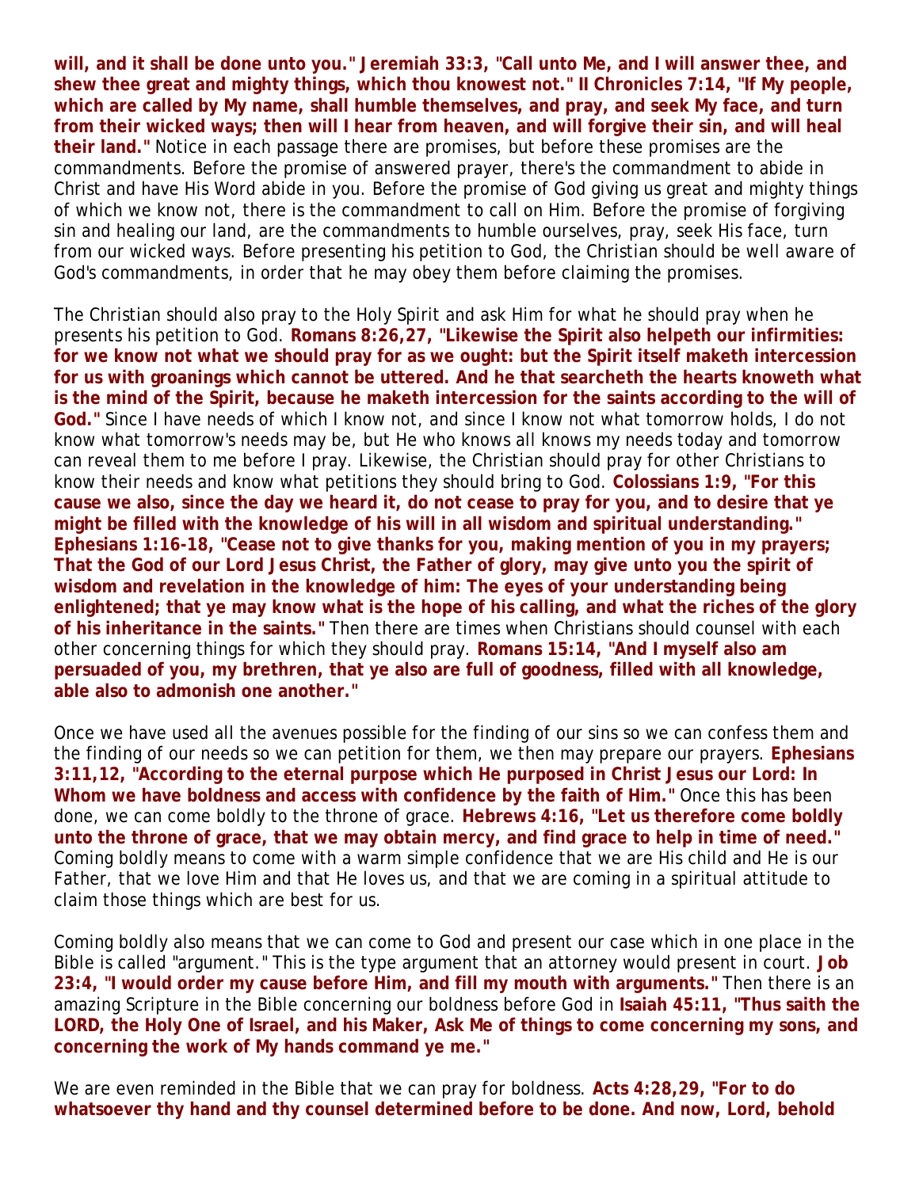**will, and it shall be done unto you." Jeremiah 33:3, "Call unto Me, and I will answer thee, and shew thee great and mighty things, which thou knowest not." II Chronicles 7:14, "If My people, which are called by My name, shall humble themselves, and pray, and seek My face, and turn from their wicked ways; then will I hear from heaven, and will forgive their sin, and will heal their land."** Notice in each passage there are promises, but before these promises are the commandments. Before the promise of answered prayer, there's the commandment to abide in Christ and have His Word abide in you. Before the promise of God giving us great and mighty things of which we know not, there is the commandment to call on Him. Before the promise of forgiving sin and healing our land, are the commandments to humble ourselves, pray, seek His face, turn from our wicked ways. Before presenting his petition to God, the Christian should be well aware of God's commandments, in order that he may obey them before claiming the promises.

The Christian should also pray to the Holy Spirit and ask Him for what he should pray when he presents his petition to God. **Romans 8:26,27, "Likewise the Spirit also helpeth our infirmities: for we know not what we should pray for as we ought: but the Spirit itself maketh intercession for us with groanings which cannot be uttered. And he that searcheth the hearts knoweth what is the mind of the Spirit, because he maketh intercession for the saints according to the will of God."** Since I have needs of which I know not, and since I know not what tomorrow holds, I do not know what tomorrow's needs may be, but He who knows all knows my needs today and tomorrow can reveal them to me before I pray. Likewise, the Christian should pray for other Christians to know their needs and know what petitions they should bring to God. **Colossians 1:9, "For this cause we also, since the day we heard it, do not cease to pray for you, and to desire that ye might be filled with the knowledge of his will in all wisdom and spiritual understanding." Ephesians 1:16-18, "Cease not to give thanks for you, making mention of you in my prayers; That the God of our Lord Jesus Christ, the Father of glory, may give unto you the spirit of wisdom and revelation in the knowledge of him: The eyes of your understanding being enlightened; that ye may know what is the hope of his calling, and what the riches of the glory of his inheritance in the saints."** Then there are times when Christians should counsel with each other concerning things for which they should pray. **Romans 15:14, "And I myself also am persuaded of you, my brethren, that ye also are full of goodness, filled with all knowledge, able also to admonish one another."**

Once we have used all the avenues possible for the finding of our sins so we can confess them and the finding of our needs so we can petition for them, we then may prepare our prayers. **Ephesians 3:11,12, "According to the eternal purpose which He purposed in Christ Jesus our Lord: In Whom we have boldness and access with confidence by the faith of Him."** Once this has been done, we can come boldly to the throne of grace. **Hebrews 4:16, "Let us therefore come boldly unto the throne of grace, that we may obtain mercy, and find grace to help in time of need."** Coming boldly means to come with a warm simple confidence that we are His child and He is our Father, that we love Him and that He loves us, and that we are coming in a spiritual attitude to claim those things which are best for us.

Coming boldly also means that we can come to God and present our case which in one place in the Bible is called "argument." This is the type argument that an attorney would present in court. **Job 23:4, "I would order my cause before Him, and fill my mouth with arguments."** Then there is an amazing Scripture in the Bible concerning our boldness before God in **Isaiah 45:11, "Thus saith the LORD, the Holy One of Israel, and his Maker, Ask Me of things to come concerning my sons, and concerning the work of My hands command ye me."**

We are even reminded in the Bible that we can pray for boldness. **Acts 4:28,29, "For to do whatsoever thy hand and thy counsel determined before to be done. And now, Lord, behold**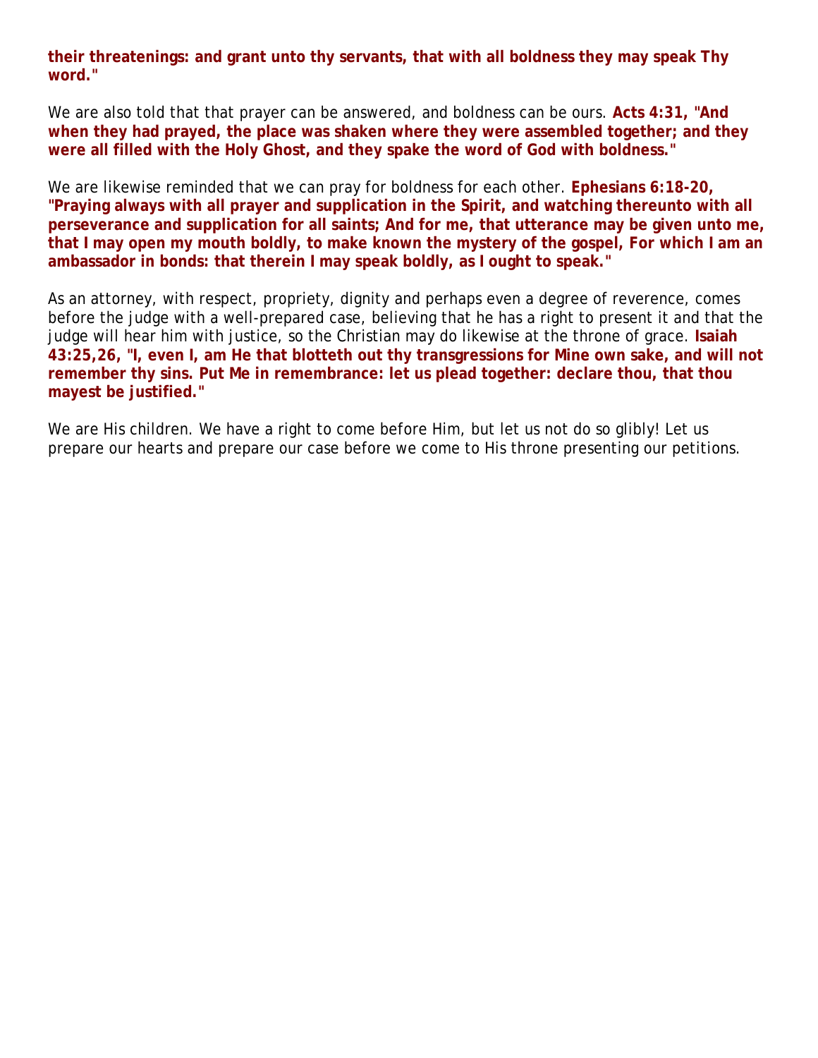**their threatenings: and grant unto thy servants, that with all boldness they may speak Thy word."**

We are also told that that prayer can be answered, and boldness can be ours. **Acts 4:31, "And when they had prayed, the place was shaken where they were assembled together; and they were all filled with the Holy Ghost, and they spake the word of God with boldness."**

We are likewise reminded that we can pray for boldness for each other. **Ephesians 6:18-20, "Praying always with all prayer and supplication in the Spirit, and watching thereunto with all perseverance and supplication for all saints; And for me, that utterance may be given unto me, that I may open my mouth boldly, to make known the mystery of the gospel, For which I am an ambassador in bonds: that therein I may speak boldly, as I ought to speak."**

As an attorney, with respect, propriety, dignity and perhaps even a degree of reverence, comes before the judge with a well-prepared case, believing that he has a right to present it and that the judge will hear him with justice, so the Christian may do likewise at the throne of grace. **Isaiah 43:25,26, "I, even I, am He that blotteth out thy transgressions for Mine own sake, and will not remember thy sins. Put Me in remembrance: let us plead together: declare thou, that thou mayest be justified."**

We are His children. We have a right to come before Him, but let us not do so glibly! Let us prepare our hearts and prepare our case before we come to His throne presenting our petitions.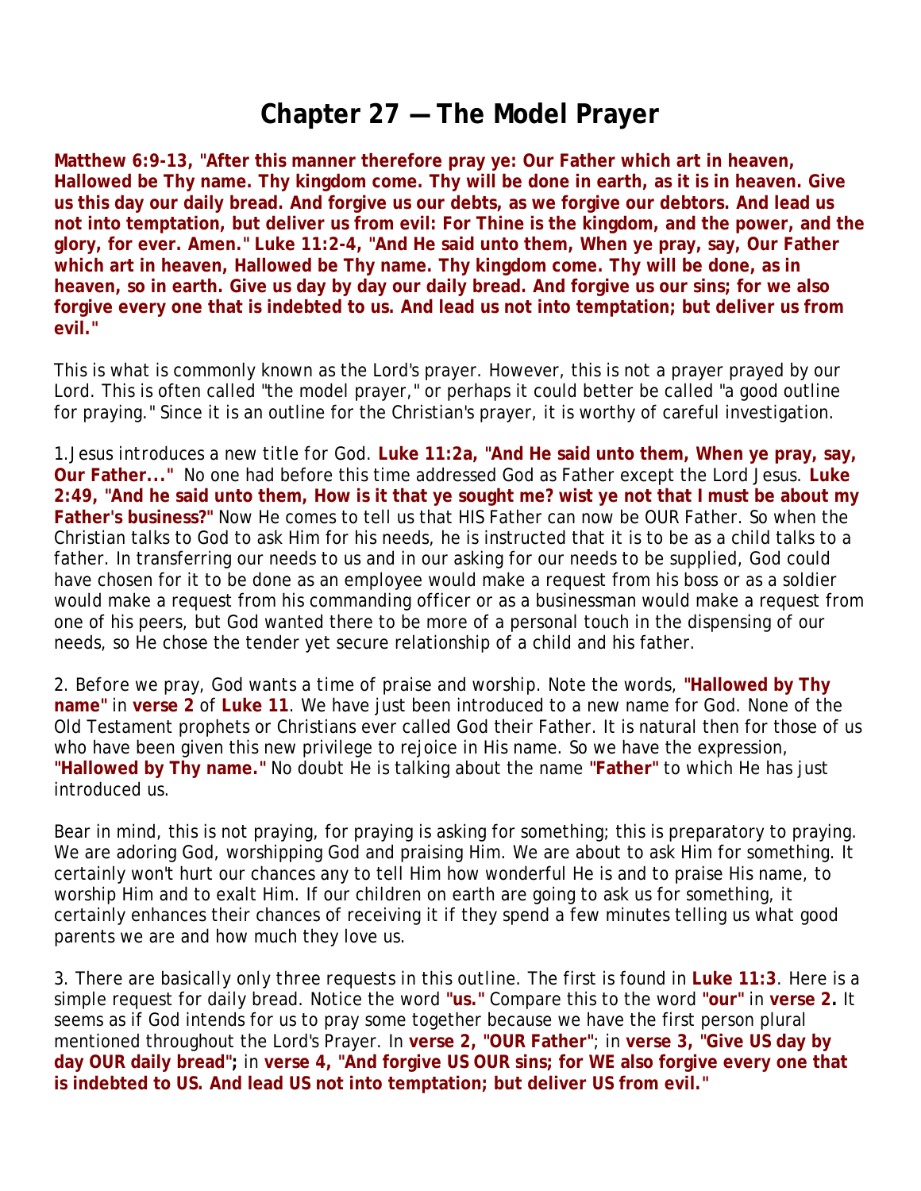# Chapter 27 — The Model Prayer

**Matthew 6:9-13, "After this manner therefore pray ye: Our Father which art in heaven, Hallowed be Thy name. Thy kingdom come. Thy will be done in earth, as it is in heaven. Give us this day our daily bread. And forgive us our debts, as we forgive our debtors. And lead us not into temptation, but deliver us from evil: For Thine is the kingdom, and the power, and the glory, for ever. Amen." Luke 11:2-4, "And He said unto them, When ye pray, say, Our Father which art in heaven, Hallowed be Thy name. Thy kingdom come. Thy will be done, as in heaven, so in earth. Give us day by day our daily bread. And forgive us our sins; for we also forgive every one that is indebted to us. And lead us not into temptation; but deliver us from evil."**

This is what is commonly known as the Lord's prayer. However, this is not a prayer prayed by our Lord. This is often called "the model prayer," or perhaps it could better be called "a good outline for praying." Since it is an outline for the Christian's prayer, it is worthy of careful investigation.

1.*Jesus introduces a new title for God.* **Luke 11:2a, "And He said unto them, When ye pray, say, Our Father..."** No one had before this time addressed God as Father except the Lord Jesus. **Luke 2:49, "And he said unto them, How is it that ye sought me? wist ye not that I must be about my Father's business?"** Now He comes to tell us that HIS Father can now be OUR Father. So when the Christian talks to God to ask Him for his needs, he is instructed that it is to be as a child talks to a father. In transferring our needs to us and in our asking for our needs to be supplied, God could have chosen for it to be done as an employee would make a request from his boss or as a soldier would make a request from his commanding officer or as a businessman would make a request from one of his peers, but God wanted there to be more of a personal touch in the dispensing of our needs, so He chose the tender yet secure relationship of a child and his father.

2. *Before we pray, God wants a time of praise and worship.* Note the words, **"Hallowed by Thy name"** in **verse 2** of **Luke 11**. We have just been introduced to a new name for God. None of the Old Testament prophets or Christians ever called God their Father. It is natural then for those of us who have been given this new privilege to rejoice in His name. So we have the expression, **"Hallowed by Thy name."** No doubt He is talking about the name **"Father"** to which He has just introduced us.

Bear in mind, this is not praying, for praying is asking for something; this is preparatory to praying. We are adoring God, worshipping God and praising Him. We are about to ask Him for something. It certainly won't hurt our chances any to tell Him how wonderful He is and to praise His name, to worship Him and to exalt Him. If our children on earth are going to ask us for something, it certainly enhances their chances of receiving it if they spend a few minutes telling us what good parents we are and how much they love us.

3. *There are basically only three requests in this outline.* The first is found in **Luke 11:3**. Here is a simple request for daily bread. Notice the word **"us."** Compare this to the word **"our"** in **verse 2.** It seems as if God intends for us to pray some together because we have the first person plural mentioned throughout the Lord's Prayer. In **verse 2, "OUR Father"**; in **verse 3, "Give US day by day OUR daily bread";** in **verse 4, "And forgive US OUR sins; for WE also forgive every one that is indebted to US. And lead US not into temptation; but deliver US from evil."**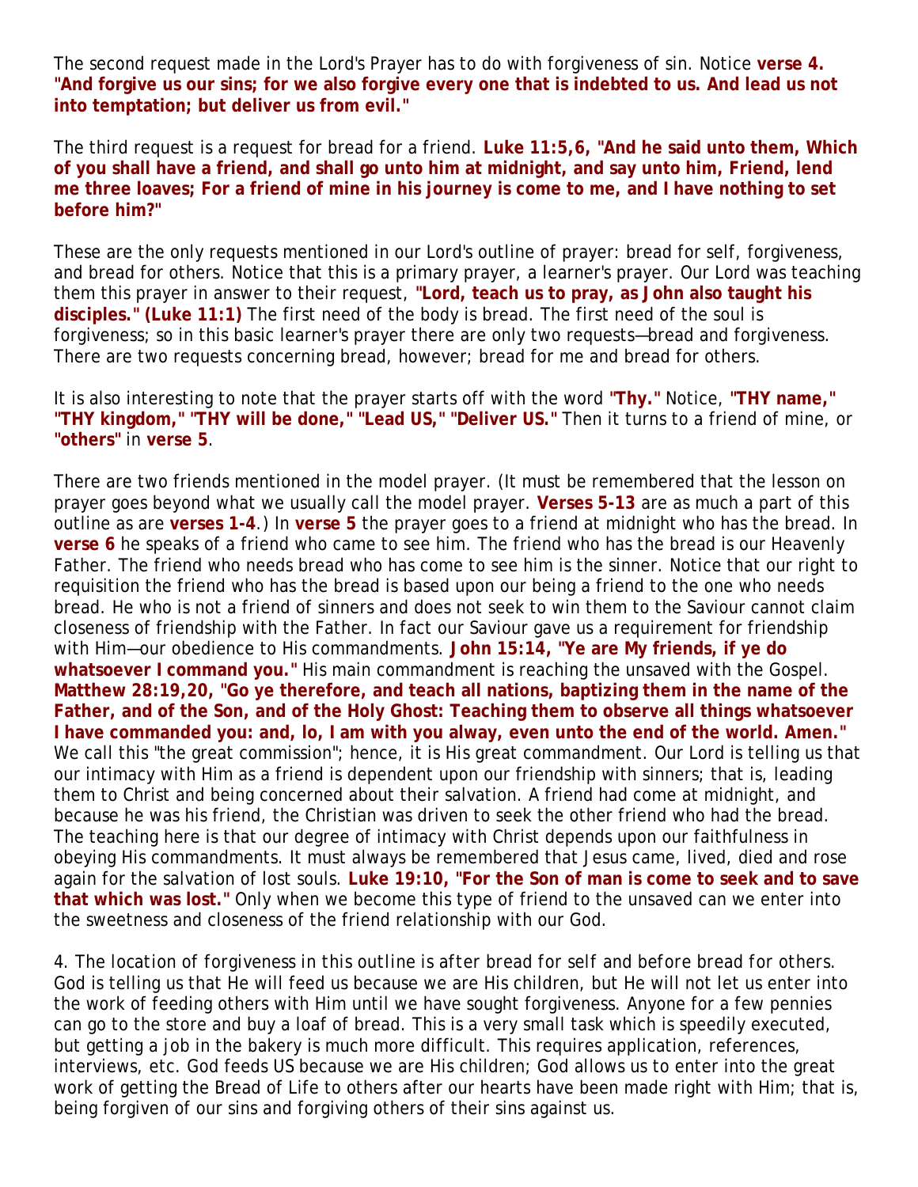The second request made in the Lord's Prayer has to do with forgiveness of sin. Notice **verse 4. "And forgive us our sins; for we also forgive every one that is indebted to us. And lead us not into temptation; but deliver us from evil."**

The third request is a request for bread for a friend. **Luke 11:5,6, "And he said unto them, Which of you shall have a friend, and shall go unto him at midnight, and say unto him, Friend, lend me three loaves; For a friend of mine in his journey is come to me, and I have nothing to set before him?"**

These are the only requests mentioned in our Lord's outline of prayer: bread for self, forgiveness, and bread for others. Notice that this is a primary prayer, a learner's prayer. Our Lord was teaching them this prayer in answer to their request, **"Lord, teach us to pray, as John also taught his disciples." (Luke 11:1)** The first need of the body is bread. The first need of the soul is forgiveness; so in this basic learner's prayer there are only two requests—bread and forgiveness. There are two requests concerning bread, however; bread for me and bread for others.

It is also interesting to note that the prayer starts off with the word **"Thy."** Notice, **"THY name," "THY kingdom," "THY will be done," "Lead US," "Deliver US."** Then it turns to a friend of mine, or **"others"** in **verse 5**.

There are two friends mentioned in the model prayer. (It must be remembered that the lesson on prayer goes beyond what we usually call the model prayer. **Verses 5-13** are as much a part of this outline as are **verses 1-4**.) In **verse 5** the prayer goes to a friend at midnight who has the bread. In **verse 6** he speaks of a friend who came to see him. The friend who has the bread is our Heavenly Father. The friend who needs bread who has come to see him is the sinner. Notice that our right to requisition the friend who has the bread is based upon our being a friend to the one who needs bread. He who is not a friend of sinners and does not seek to win them to the Saviour cannot claim closeness of friendship with the Father. In fact our Saviour gave us a requirement for friendship with Him—our obedience to His commandments. **John 15:14, "Ye are My friends, if ye do whatsoever I command you."** His main commandment is reaching the unsaved with the Gospel. **Matthew 28:19,20, "Go ye therefore, and teach all nations, baptizing them in the name of the Father, and of the Son, and of the Holy Ghost: Teaching them to observe all things whatsoever I have commanded you: and, lo, I am with you alway, even unto the end of the world. Amen."** We call this "the great commission"; hence, it is His great commandment. Our Lord is telling us that our intimacy with Him as a friend is dependent upon our friendship with sinners; that is, leading them to Christ and being concerned about their salvation. A friend had come at midnight, and because he was his friend, the Christian was driven to seek the other friend who had the bread. The teaching here is that our degree of intimacy with Christ depends upon our faithfulness in obeying His commandments. It must always be remembered that Jesus came, lived, died and rose again for the salvation of lost souls. **Luke 19:10, "For the Son of man is come to seek and to save that which was lost."** Only when we become this type of friend to the unsaved can we enter into the sweetness and closeness of the friend relationship with our God.

4. *The location of forgiveness in this outline is after bread for self and before bread for others.* God is telling us that He will feed us because we are His children, but He will not let us enter into the work of feeding others with Him until we have sought forgiveness. Anyone for a few pennies can go to the store and buy a loaf of bread. This is a very small task which is speedily executed, but getting a job in the bakery is much more difficult. This requires application, references, interviews, etc. God feeds US because we are His children; God allows us to enter into the great work of getting the Bread of Life to others after our hearts have been made right with Him; that is, being forgiven of our sins and forgiving others of their sins against us.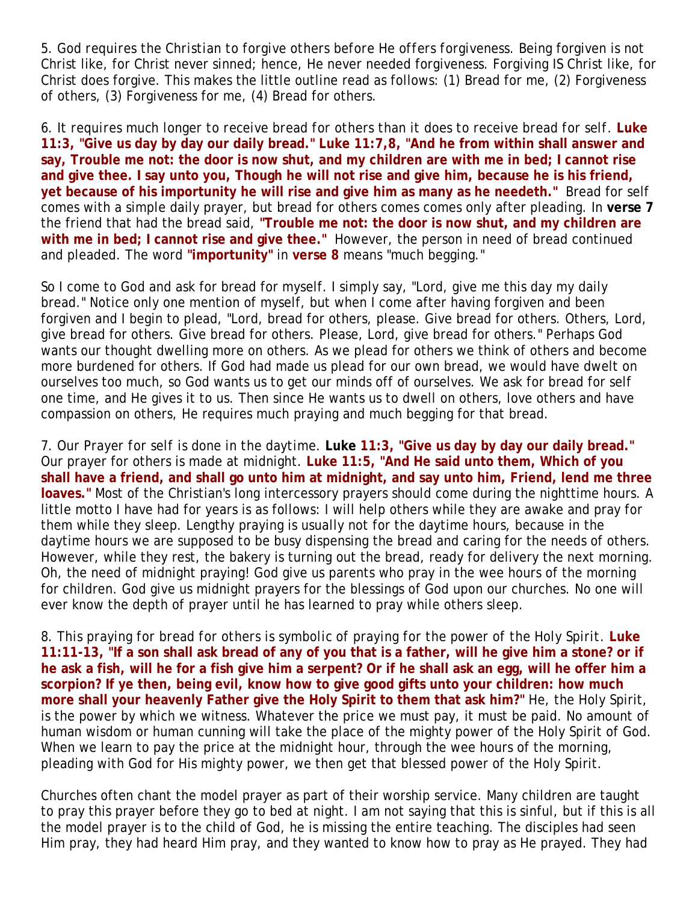5. God requires the Christian to forgive others before He offers forgiveness. Being forgiven is not Christ like, for Christ never sinned; hence, He never needed forgiveness. Forgiving IS Christ like, for Christ does forgive. This makes the little outline read as follows: (1) Bread for me, (2) Forgiveness of others, (3) Forgiveness for me, (4) Bread for others.

6. It requires much longer to receive bread for others than it does to receive bread for self. **Luke 11:3, "Give us day by day our daily bread." Luke 11:7,8, "And he from within shall answer and say, Trouble me not: the door is now shut, and my children are with me in bed; I cannot rise and give thee. I say unto you, Though he will not rise and give him, because he is his friend, yet because of his importunity he will rise and give him as many as he needeth."** Bread for self comes with a simple daily prayer, but bread for others comes comes only after pleading. In **verse 7** the friend that had the bread said, **"Trouble me not: the door is now shut, and my children are with me in bed; I cannot rise and give thee."** However, the person in need of bread continued and pleaded. The word **"importunity"** in **verse 8** means "much begging."

So I come to God and ask for bread for myself. I simply say, "Lord, give me this day my daily bread." Notice only one mention of myself, but when I come after having forgiven and been forgiven and I begin to plead, "Lord, bread for others, please. Give bread for others. Others, Lord, give bread for others. Give bread for others. Please, Lord, give bread for others." Perhaps God wants our thought dwelling more on others. As we plead for others we think of others and become more burdened for others. If God had made us plead for our own bread, we would have dwelt on ourselves too much, so God wants us to get our minds off of ourselves. We ask for bread for self one time, and He gives it to us. Then since He wants us to dwell on others, love others and have compassion on others, He requires much praying and much begging for that bread.

7. Our Prayer for self is done in the daytime. **Luke 11:3, "Give us day by day our daily bread."** Our prayer for others is made at midnight. **Luke 11:5, "And He said unto them, Which of you shall have a friend, and shall go unto him at midnight, and say unto him, Friend, lend me three loaves."** Most of the Christian's long intercessory prayers should come during the nighttime hours. A little motto I have had for years is as follows: I will help others while they are awake and pray for them while they sleep. Lengthy praying is usually not for the daytime hours, because in the daytime hours we are supposed to be busy dispensing the bread and caring for the needs of others. However, while they rest, the bakery is turning out the bread, ready for delivery the next morning. Oh, the need of midnight praying! God give us parents who pray in the wee hours of the morning for children. God give us midnight prayers for the blessings of God upon our churches. No one will ever know the depth of prayer until he has learned to pray while others sleep.

8. This praying for bread for others is symbolic of praying for the power of the Holy Spirit. **Luke 11:11-13, "If a son shall ask bread of any of you that is a father, will he give him a stone? or if he ask a fish, will he for a fish give him a serpent? Or if he shall ask an egg, will he offer him a scorpion? If ye then, being evil, know how to give good gifts unto your children: how much more shall your heavenly Father give the Holy Spirit to them that ask him?"** He, the Holy Spirit, is the power by which we witness. Whatever the price we must pay, it must be paid. No amount of human wisdom or human cunning will take the place of the mighty power of the Holy Spirit of God. When we learn to pay the price at the midnight hour, through the wee hours of the morning, pleading with God for His mighty power, we then get that blessed power of the Holy Spirit.

Churches often chant the model prayer as part of their worship service. Many children are taught to pray this prayer before they go to bed at night. I am not saying that this is sinful, but if this is all the model prayer is to the child of God, he is missing the entire teaching. The disciples had seen Him pray, they had heard Him pray, and they wanted to know how to pray as He prayed. They had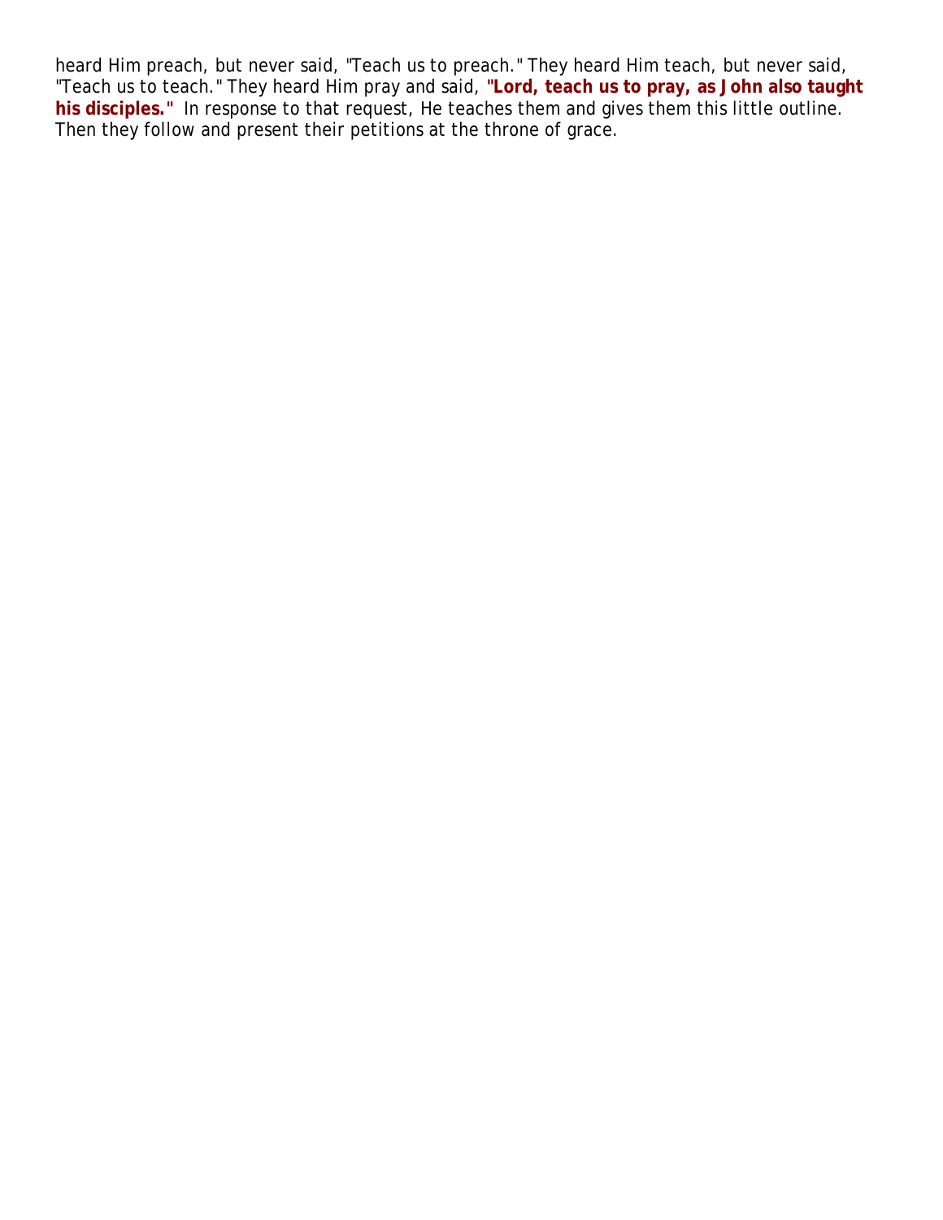heard Him preach, but never said, "Teach us to preach." They heard Him teach, but never said, "Teach us to teach." They heard Him pray and said, **"Lord, teach us to pray, as John also taught his disciples."** In response to that request, He teaches them and gives them this little outline. Then they follow and present their petitions at the throne of grace.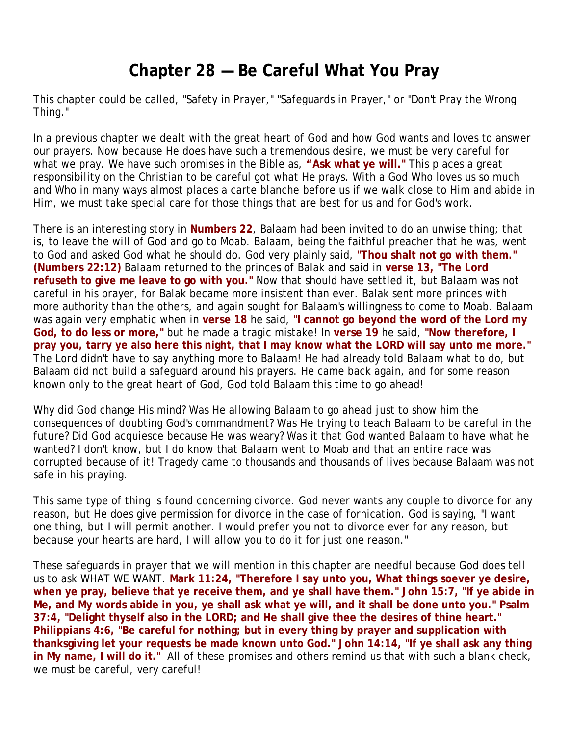# Chapter 28 — Be Careful What You Pray

This chapter could be called, "Safety in Prayer," "Safeguards in Prayer," or "Don't Pray the Wrong Thing."

In a previous chapter we dealt with the great heart of God and how God wants and loves to answer our prayers. Now because He does have such a tremendous desire, we must be very careful for what we pray. We have such promises in the Bible as, **"Ask what ye will."** This places a great responsibility on the Christian to be careful got what He prays. With a God Who loves us so much and Who in many ways almost places a carte blanche before us if we walk close to Him and abide in Him, we must take special care for those things that are best for us and for God's work.

There is an interesting story in **Numbers 22**, Balaam had been invited to do an unwise thing; that is, to leave the will of God and go to Moab. Balaam, being the faithful preacher that he was, went to God and asked God what he should do. God very plainly said, **"Thou shalt not go with them." (Numbers 22:12)** Balaam returned to the princes of Balak and said in **verse 13, "The Lord refuseth to give me leave to go with you."** Now that should have settled it, but Balaam was not careful in his prayer, for Balak became more insistent than ever. Balak sent more princes with more authority than the others, and again sought for Balaam's willingness to come to Moab. Balaam was again very emphatic when in **verse 18** he said, **"I cannot go beyond the word of the Lord my God, to do less or more,"** but he made a tragic mistake! In **verse 19** he said, **"Now therefore, I pray you, tarry ye also here this night, that I may know what the LORD will say unto me more."** The Lord didn't have to say anything more to Balaam! He had already told Balaam what to do, but Balaam did not build a safeguard around his prayers. He came back again, and for some reason known only to the great heart of God, God told Balaam this time to go ahead!

Why did God change His mind? Was He allowing Balaam to go ahead just to show him the consequences of doubting God's commandment? Was He trying to teach Balaam to be careful in the future? Did God acquiesce because He was weary? Was it that God wanted Balaam to have what he wanted? I don't know, but I do know that Balaam went to Moab and that an entire race was corrupted because of it! Tragedy came to thousands and thousands of lives because Balaam was not safe in his praying.

This same type of thing is found concerning divorce. God never wants any couple to divorce for any reason, but He does give permission for divorce in the case of fornication. God is saying, "I want one thing, but I will permit another. I would prefer you not to divorce ever for any reason, but because your hearts are hard, I will allow you to do it for just one reason."

These safeguards in prayer that we will mention in this chapter are needful because God does tell us to ask WHAT WE WANT. **Mark 11:24, "Therefore I say unto you, What things soever ye desire, when ye pray, believe that ye receive them, and ye shall have them." John 15:7, "If ye abide in Me, and My words abide in you, ye shall ask what ye will, and it shall be done unto you." Psalm 37:4, "Delight thyself also in the LORD; and He shall give thee the desires of thine heart." Philippians 4:6, "Be careful for nothing; but in every thing by prayer and supplication with thanksgiving let your requests be made known unto God." John 14:14, "If ye shall ask any thing in My name, I will do it."** All of these promises and others remind us that with such a blank check, we must be careful, very careful!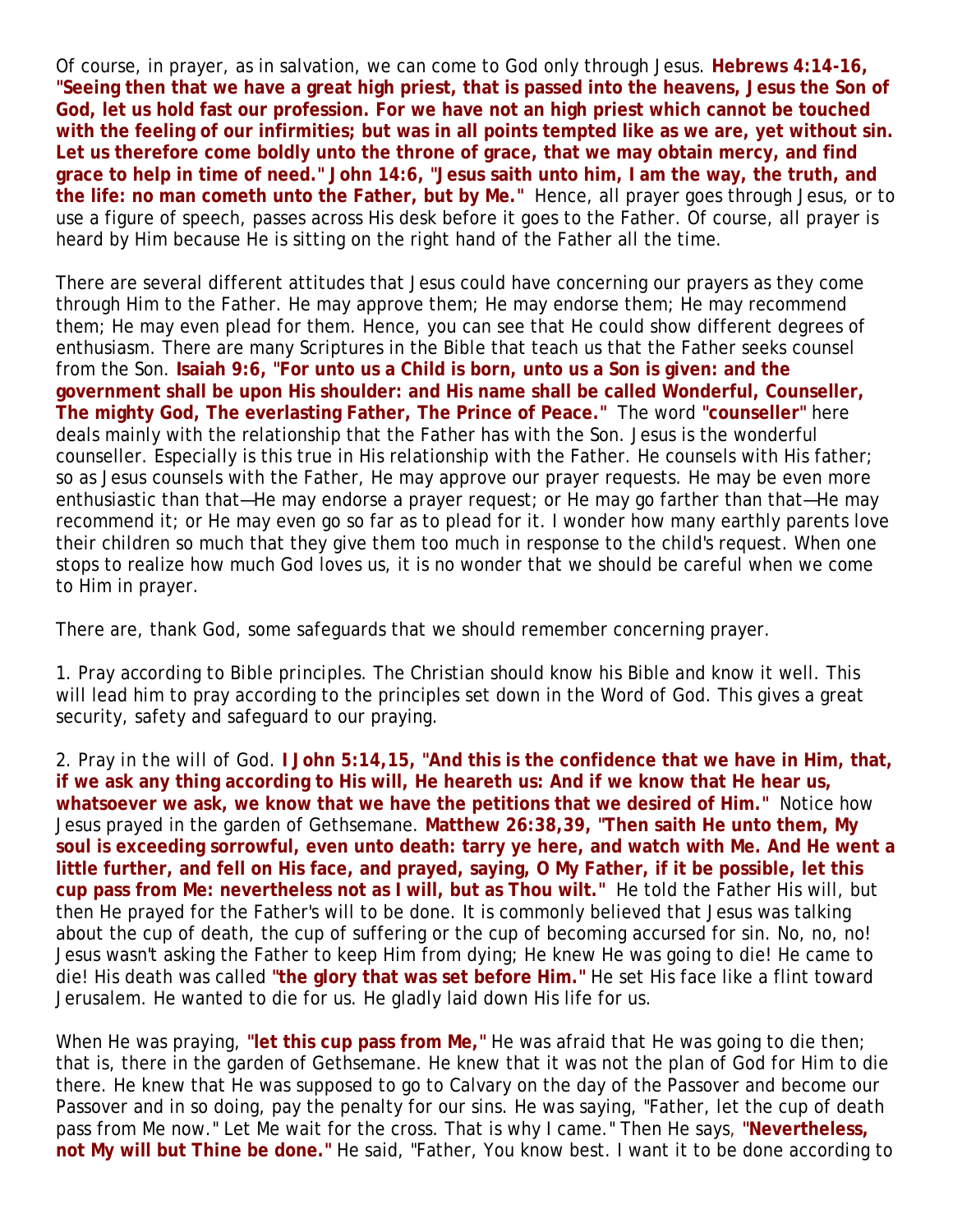Of course, in prayer, as in salvation, we can come to God only through Jesus. **Hebrews 4:14-16, "Seeing then that we have a great high priest, that is passed into the heavens, Jesus the Son of God, let us hold fast our profession. For we have not an high priest which cannot be touched with the feeling of our infirmities; but was in all points tempted like as we are, yet without sin. Let us therefore come boldly unto the throne of grace, that we may obtain mercy, and find grace to help in time of need." John 14:6, "Jesus saith unto him, I am the way, the truth, and the life: no man cometh unto the Father, but by Me."** Hence, all prayer goes through Jesus, or to use a figure of speech, passes across His desk before it goes to the Father. Of course, all prayer is heard by Him because He is sitting on the right hand of the Father all the time.

There are several different attitudes that Jesus could have concerning our prayers as they come through Him to the Father. He may approve them; He may endorse them; He may recommend them; He may even plead for them. Hence, you can see that He could show different degrees of enthusiasm. There are many Scriptures in the Bible that teach us that the Father seeks counsel from the Son. **Isaiah 9:6, "For unto us a Child is born, unto us a Son is given: and the government shall be upon His shoulder: and His name shall be called Wonderful, Counseller, The mighty God, The everlasting Father, The Prince of Peace."** The word **"counseller"** here deals mainly with the relationship that the Father has with the Son. Jesus is the wonderful counseller. Especially is this true in His relationship with the Father. He counsels with His father; so as Jesus counsels with the Father, He may approve our prayer requests. He may be even more enthusiastic than that—He may endorse a prayer request; or He may go farther than that—He may recommend it; or He may even go so far as to plead for it. I wonder how many earthly parents love their children so much that they give them too much in response to the child's request. When one stops to realize how much God loves us, it is no wonder that we should be careful when we come to Him in prayer.

There are, thank God, some safeguards that we should remember concerning prayer.

1. *Pray according to Bible principles.* The Christian should know his Bible and know it well. This will lead him to pray according to the principles set down in the Word of God. This gives a great security, safety and safeguard to our praying.

2. *Pray in the will of God.* **I John 5:14,15, "And this is the confidence that we have in Him, that, if we ask any thing according to His will, He heareth us: And if we know that He hear us, whatsoever we ask, we know that we have the petitions that we desired of Him."** Notice how Jesus prayed in the garden of Gethsemane. **Matthew 26:38,39, "Then saith He unto them, My soul is exceeding sorrowful, even unto death: tarry ye here, and watch with Me. And He went a little further, and fell on His face, and prayed, saying, O My Father, if it be possible, let this cup pass from Me: nevertheless not as I will, but as Thou wilt."** He told the Father His will, but then He prayed for the Father's will to be done. It is commonly believed that Jesus was talking about the cup of death, the cup of suffering or the cup of becoming accursed for sin. No, no, no! Jesus wasn't asking the Father to keep Him from dying; He knew He was going to die! He came to die! His death was called **"the glory that was set before Him."** He set His face like a flint toward Jerusalem. He wanted to die for us. He gladly laid down His life for us.

When He was praying, **"let this cup pass from Me,"** He was afraid that He was going to die then; that is, there in the garden of Gethsemane. He knew that it was not the plan of God for Him to die there. He knew that He was supposed to go to Calvary on the day of the Passover and become our Passover and in so doing, pay the penalty for our sins. He was saying, "Father, let the cup of death pass from Me now." Let Me wait for the cross. That is why I came." Then He says, **"Nevertheless, not My will but Thine be done."** He said, "Father, You know best. I want it to be done according to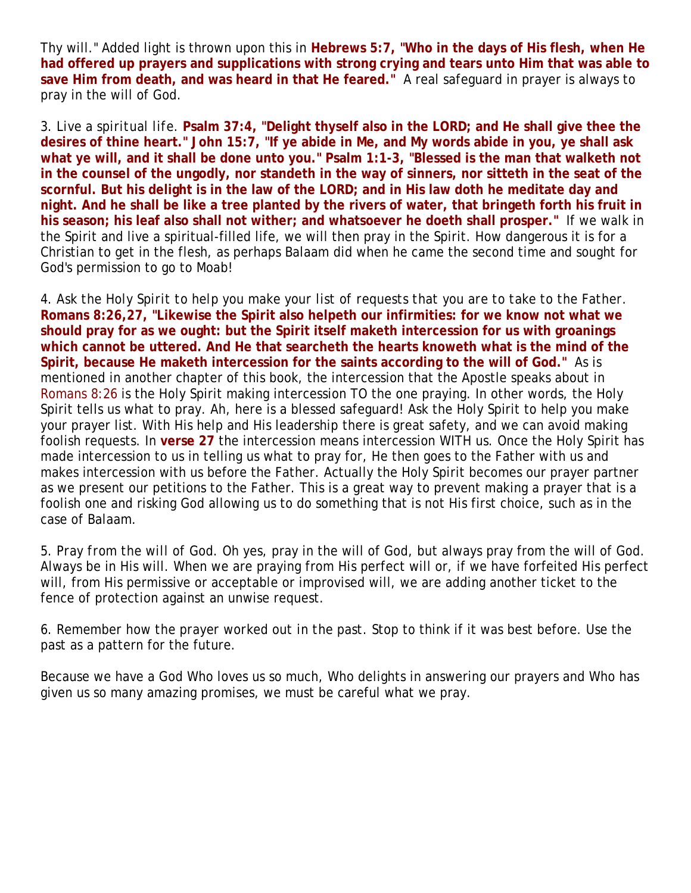Thy will." Added light is thrown upon this in **Hebrews 5:7, "Who in the days of His flesh, when He had offered up prayers and supplications with strong crying and tears unto Him that was able to save Him from death, and was heard in that He feared."** A real safeguard in prayer is always to pray in the will of God.

3. *Live a spiritual life.* **Psalm 37:4, "Delight thyself also in the LORD; and He shall give thee the desires of thine heart." John 15:7, "If ye abide in Me, and My words abide in you, ye shall ask what ye will, and it shall be done unto you." Psalm 1:1-3, "Blessed is the man that walketh not in the counsel of the ungodly, nor standeth in the way of sinners, nor sitteth in the seat of the scornful. But his delight is in the law of the LORD; and in His law doth he meditate day and night. And he shall be like a tree planted by the rivers of water, that bringeth forth his fruit in his season; his leaf also shall not wither; and whatsoever he doeth shall prosper."** If we walk in the Spirit and live a spiritual-filled life, we will then pray in the Spirit. How dangerous it is for a Christian to get in the flesh, as perhaps Balaam did when he came the second time and sought for God's permission to go to Moab!

4. *Ask the Holy Spirit to help you make your list of requests that you are to take to the Father.* **Romans 8:26,27, "Likewise the Spirit also helpeth our infirmities: for we know not what we should pray for as we ought: but the Spirit itself maketh intercession for us with groanings which cannot be uttered. And He that searcheth the hearts knoweth what is the mind of the Spirit, because He maketh intercession for the saints according to the will of God."** As is mentioned in another chapter of this book, the intercession that the Apostle speaks about in Romans 8:26 is the Holy Spirit making intercession TO the one praying. In other words, the Holy Spirit tells us what to pray. Ah, here is a blessed safeguard! Ask the Holy Spirit to help you make your prayer list. With His help and His leadership there is great safety, and we can avoid making foolish requests. In **verse 27** the intercession means intercession WITH us. Once the Holy Spirit has made intercession to us in telling us what to pray for, He then goes to the Father with us and makes intercession with us before the Father. Actually the Holy Spirit becomes our prayer partner as we present our petitions to the Father. This is a great way to prevent making a prayer that is a foolish one and risking God allowing us to do something that is not His first choice, such as in the case of Balaam.

5. *Pray from the will of God.* Oh yes, pray in the will of God, but always pray from the will of God. Always be in His will. When we are praying from His perfect will or, if we have forfeited His perfect will, from His permissive or acceptable or improvised will, we are adding another ticket to the fence of protection against an unwise request.

6. *Remember how the prayer worked out in the past.* Stop to think if it was best before. Use the past as a pattern for the future.

Because we have a God Who loves us so much, Who delights in answering our prayers and Who has given us so many amazing promises, we must be careful what we pray.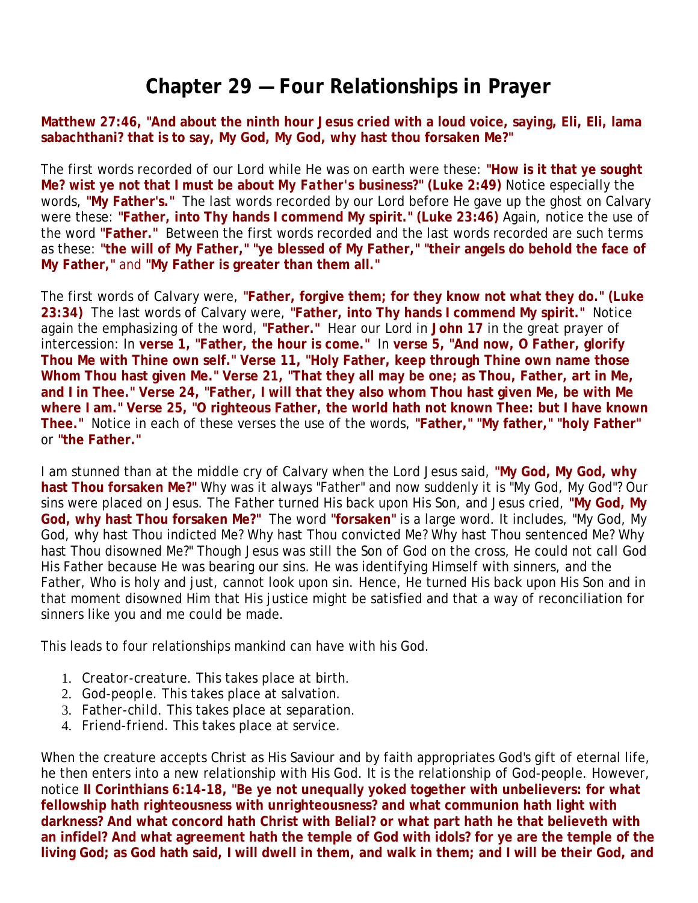# Chapter 29 — Four Relationships in Prayer

**Matthew 27:46, "And about the ninth hour Jesus cried with a loud voice, saying, Eli, Eli, lama sabachthani? that is to say, My God, My God, why hast thou forsaken Me?"**

The first words recorded of our Lord while He was on earth were these: **"How is it that ye sought Me? wist ye not that I must be about My *Father's* business?" (Luke 2:49)** Notice especially the words, **"My Father's."** The last words recorded by our Lord before He gave up the ghost on Calvary were these: **"Father, into Thy hands I commend My spirit." (Luke 23:46)** Again, notice the use of the word **"Father."** Between the first words recorded and the last words recorded are such terms as these: **"the will of My Father," "ye blessed of My Father," "their angels do behold the face of My Father,"** and **"My Father is greater than them all."**

The first words of Calvary were, **"Father, forgive them; for they know not what they do." (Luke 23:34)** The last words of Calvary were, **"Father, into Thy hands I commend My spirit."** Notice again the emphasizing of the word, **"Father."** Hear our Lord in **John 17** in the great prayer of intercession: In **verse 1, "Father, the hour is come."** In **verse 5, "And now, O Father, glorify Thou Me with Thine own self." Verse 11, "Holy Father, keep through Thine own name those Whom Thou hast given Me." Verse 21, "That they all may be one; as Thou, Father, art in Me, and I in Thee." Verse 24, "Father, I will that they also whom Thou hast given Me, be with Me where I am." Verse 25, "O righteous Father, the world hath not known Thee: but I have known Thee."** Notice in each of these verses the use of the words, **"Father," "My father," "holy Father"** or **"the Father."**

I am stunned than at the middle cry of Calvary when the Lord Jesus said, **"My God, My God, why hast Thou forsaken Me?"** Why was it always "Father" and now suddenly it is "My God, My God"? Our sins were placed on Jesus. The Father turned His back upon His Son, and Jesus cried, **"My God, My God, why hast Thou forsaken Me?"** The word **"forsaken"** is a large word. It includes, "My God, My God, why hast Thou indicted Me? Why hast Thou convicted Me? Why hast Thou sentenced Me? Why hast Thou disowned Me?" Though Jesus was still the Son of God on the cross, He could not call God His Father because He was bearing our sins. He was identifying Himself with sinners, and the Father, Who is holy and just, cannot look upon sin. Hence, He turned His back upon His Son and in that moment disowned Him that His justice might be satisfied and that a way of reconciliation for sinners like you and me could be made.

This leads to four relationships mankind can have with his God.

1. Creator-creature. This takes place at birth.
2. God-people. This takes place at salvation.
3. Father-child. This takes place at separation.
4. Friend-friend. This takes place at service.

When the creature accepts Christ as His Saviour and by faith appropriates God's gift of eternal life, he then enters into a new relationship with His God. It is the relationship of God-people. However, notice **II Corinthians 6:14-18, "Be ye not unequally yoked together with unbelievers: for what fellowship hath righteousness with unrighteousness? and what communion hath light with darkness? And what concord hath Christ with Belial? or what part hath he that believeth with an infidel? And what agreement hath the temple of God with idols? for ye are the temple of the living God; as God hath said, I will dwell in them, and walk in them; and I will be their God, and**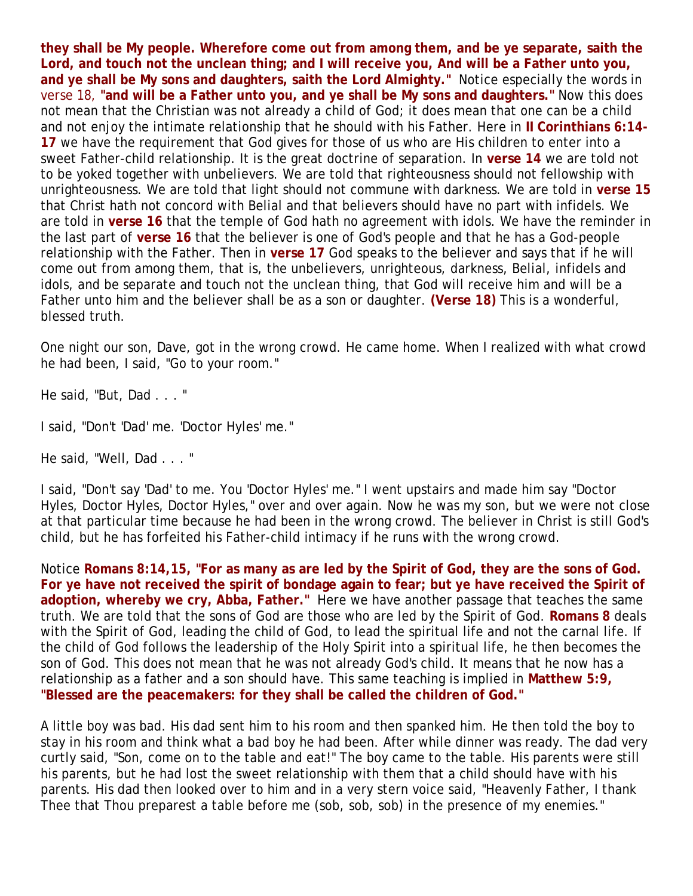**they shall be My people. Wherefore come out from among them, and be ye separate, saith the Lord, and touch not the unclean thing; and I will receive you, And will be a Father unto you, and ye shall be My sons and daughters, saith the Lord Almighty."** Notice especially the words in verse 18, **"and will be a Father unto you, and ye shall be My sons and daughters."** Now this does not mean that the Christian was not already a child of God; it does mean that one can be a child and not enjoy the intimate relationship that he should with his Father. Here in **II Corinthians 6:14-17** we have the requirement that God gives for those of us who are His children to enter into a sweet Father-child relationship. It is the great doctrine of separation. In **verse 14** we are told not to be yoked together with unbelievers. We are told that righteousness should not fellowship with unrighteousness. We are told that light should not commune with darkness. We are told in **verse 15** that Christ hath not concord with Belial and that believers should have no part with infidels. We are told in **verse 16** that the temple of God hath no agreement with idols. We have the reminder in the last part of **verse 16** that the believer is one of God's people and that he has a God-people relationship with the Father. Then in **verse 17** God speaks to the believer and says that if he will come out from among them, that is, the unbelievers, unrighteous, darkness, Belial, infidels and idols, and be separate and touch not the unclean thing, that God will receive him and will be a Father unto him and the believer shall be as a son or daughter. **(Verse 18)** This is a wonderful, blessed truth.

One night our son, Dave, got in the wrong crowd. He came home. When I realized with what crowd he had been, I said, "Go to your room."

He said, "But, Dad . . . "

I said, "Don't 'Dad' me. 'Doctor Hyles' me."

He said, "Well, Dad . . . "

I said, "Don't say 'Dad' to me. You 'Doctor Hyles' me." I went upstairs and made him say "Doctor Hyles, Doctor Hyles, Doctor Hyles," over and over again. Now he was my son, but we were not close at that particular time because he had been in the wrong crowd. The believer in Christ is still God's child, but he has forfeited his Father-child intimacy if he runs with the wrong crowd.

Notice **Romans 8:14,15, "For as many as are led by the Spirit of God, they are the sons of God. For ye have not received the spirit of bondage again to fear; but ye have received the Spirit of adoption, whereby we cry, Abba, Father."** Here we have another passage that teaches the same truth. We are told that the sons of God are those who are led by the Spirit of God. **Romans 8** deals with the Spirit of God, leading the child of God, to lead the spiritual life and not the carnal life. If the child of God follows the leadership of the Holy Spirit into a spiritual life, he then becomes the son of God. This does not mean that he was not already God's child. It means that he now has a relationship as a father and a son should have. This same teaching is implied in **Matthew 5:9, "Blessed are the peacemakers: for they shall be called the children of God."**

A little boy was bad. His dad sent him to his room and then spanked him. He then told the boy to stay in his room and think what a bad boy he had been. After while dinner was ready. The dad very curtly said, "Son, come on to the table and eat!" The boy came to the table. His parents were still his parents, but he had lost the sweet relationship with them that a child should have with his parents. His dad then looked over to him and in a very stern voice said, "Heavenly Father, I thank Thee that Thou preparest a table before me (sob, sob, sob) in the presence of my enemies."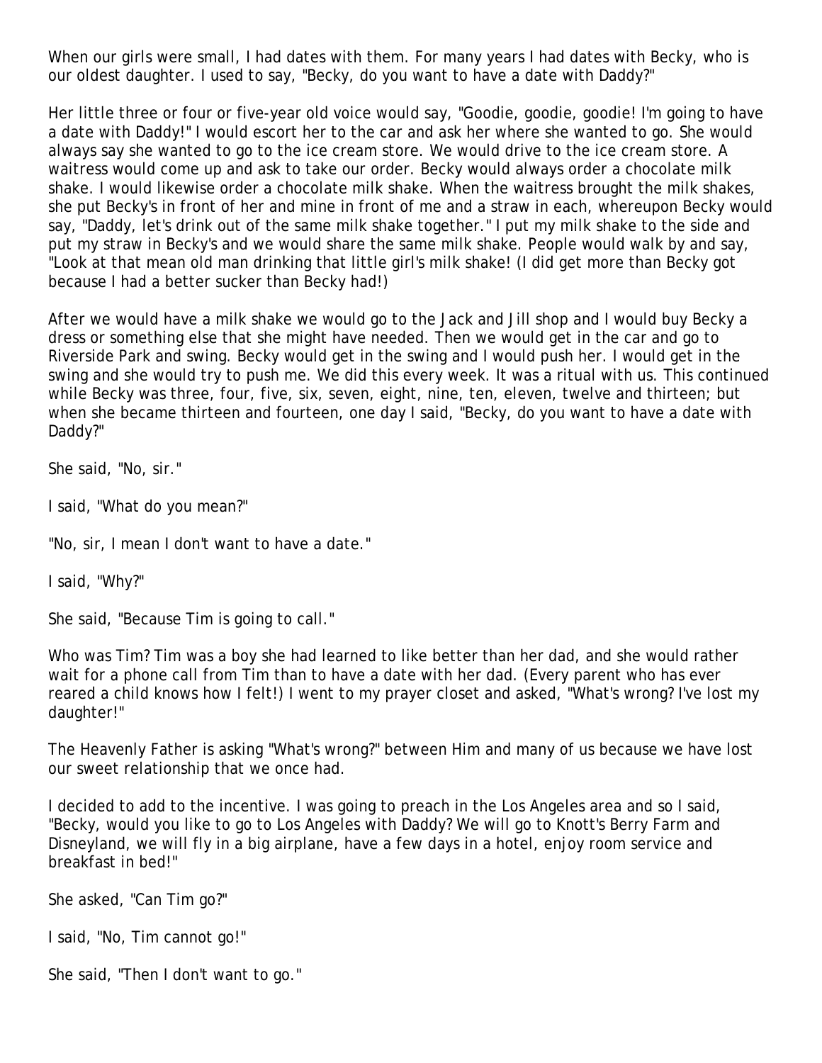When our girls were small, I had dates with them. For many years I had dates with Becky, who is our oldest daughter. I used to say, "Becky, do you want to have a date with Daddy?"

Her little three or four or five-year old voice would say, "Goodie, goodie, goodie! I'm going to have a date with Daddy!" I would escort her to the car and ask her where she wanted to go. She would always say she wanted to go to the ice cream store. We would drive to the ice cream store. A waitress would come up and ask to take our order. Becky would always order a chocolate milk shake. I would likewise order a chocolate milk shake. When the waitress brought the milk shakes, she put Becky's in front of her and mine in front of me and a straw in each, whereupon Becky would say, "Daddy, let's drink out of the same milk shake together." I put my milk shake to the side and put my straw in Becky's and we would share the same milk shake. People would walk by and say, "Look at that mean old man drinking that little girl's milk shake! (I did get more than Becky got because I had a better sucker than Becky had!)

After we would have a milk shake we would go to the Jack and Jill shop and I would buy Becky a dress or something else that she might have needed. Then we would get in the car and go to Riverside Park and swing. Becky would get in the swing and I would push her. I would get in the swing and she would try to push me. We did this every week. It was a ritual with us. This continued while Becky was three, four, five, six, seven, eight, nine, ten, eleven, twelve and thirteen; but when she became thirteen and fourteen, one day I said, "Becky, do you want to have a date with Daddy?"

She said, "No, sir."

I said, "What do you mean?"

"No, sir, I mean I don't want to have a date."

I said, "Why?"

She said, "Because Tim is going to call."

Who was Tim? Tim was a boy she had learned to like better than her dad, and she would rather wait for a phone call from Tim than to have a date with her dad. (Every parent who has ever reared a child knows how I felt!) I went to my prayer closet and asked, "What's wrong? I've lost my daughter!"

The Heavenly Father is asking "What's wrong?" between Him and many of us because we have lost our sweet relationship that we once had.

I decided to add to the incentive. I was going to preach in the Los Angeles area and so I said, "Becky, would you like to go to Los Angeles with Daddy? We will go to Knott's Berry Farm and Disneyland, we will fly in a big airplane, have a few days in a hotel, enjoy room service and breakfast in bed!"

She asked, "Can Tim go?"

I said, "No, Tim cannot go!"

She said, "Then I don't want to go."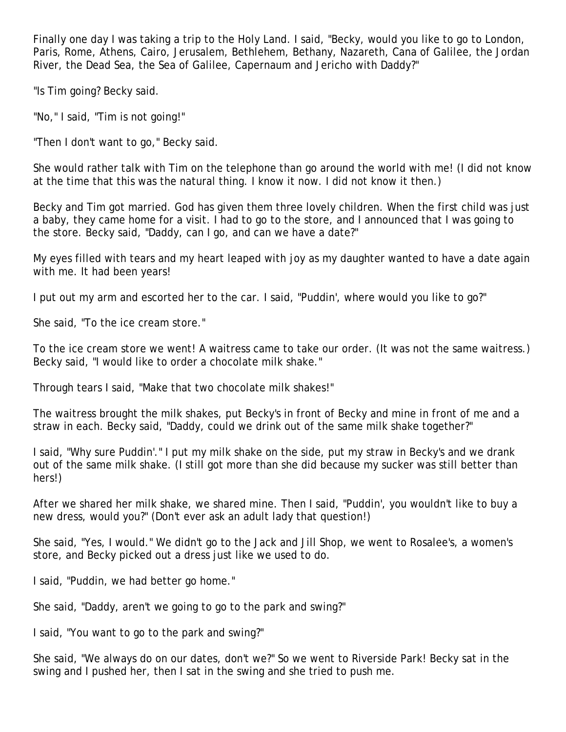Finally one day I was taking a trip to the Holy Land. I said, "Becky, would you like to go to London, Paris, Rome, Athens, Cairo, Jerusalem, Bethlehem, Bethany, Nazareth, Cana of Galilee, the Jordan River, the Dead Sea, the Sea of Galilee, Capernaum and Jericho with Daddy?"

"Is Tim going? Becky said.

"No," I said, "Tim is not going!"

"Then I don't want to go," Becky said.

She would rather talk with Tim on the telephone than go around the world with me! (I did not know at the time that this was the natural thing. I know it now. I did not know it then.)

Becky and Tim got married. God has given them three lovely children. When the first child was just a baby, they came home for a visit. I had to go to the store, and I announced that I was going to the store. Becky said, "Daddy, can I go, and can we have a date?"

My eyes filled with tears and my heart leaped with joy as my daughter wanted to have a date again with me. It had been years!

I put out my arm and escorted her to the car. I said, "Puddin', where would you like to go?"

She said, "To the ice cream store."

To the ice cream store we went! A waitress came to take our order. (It was not the same waitress.) Becky said, "I would like to order a chocolate milk shake."

Through tears I said, "Make that two chocolate milk shakes!"

The waitress brought the milk shakes, put Becky's in front of Becky and mine in front of me and a straw in each. Becky said, "Daddy, could we drink out of the same milk shake together?"

I said, "Why sure Puddin'." I put my milk shake on the side, put my straw in Becky's and we drank out of the same milk shake. (I still got more than she did because my sucker was still better than hers!)

After we shared her milk shake, we shared mine. Then I said, "Puddin', you wouldn't like to buy a new dress, would you?" (Don't ever ask an adult lady that question!)

She said, "Yes, I would." We didn't go to the Jack and Jill Shop, we went to Rosalee's, a women's store, and Becky picked out a dress just like we used to do.

I said, "Puddin, we had better go home."

She said, "Daddy, aren't we going to go to the park and swing?"

I said, "You want to go to the park and swing?"

She said, "We always do on our dates, don't we?" So we went to Riverside Park! Becky sat in the swing and I pushed her, then I sat in the swing and she tried to push me.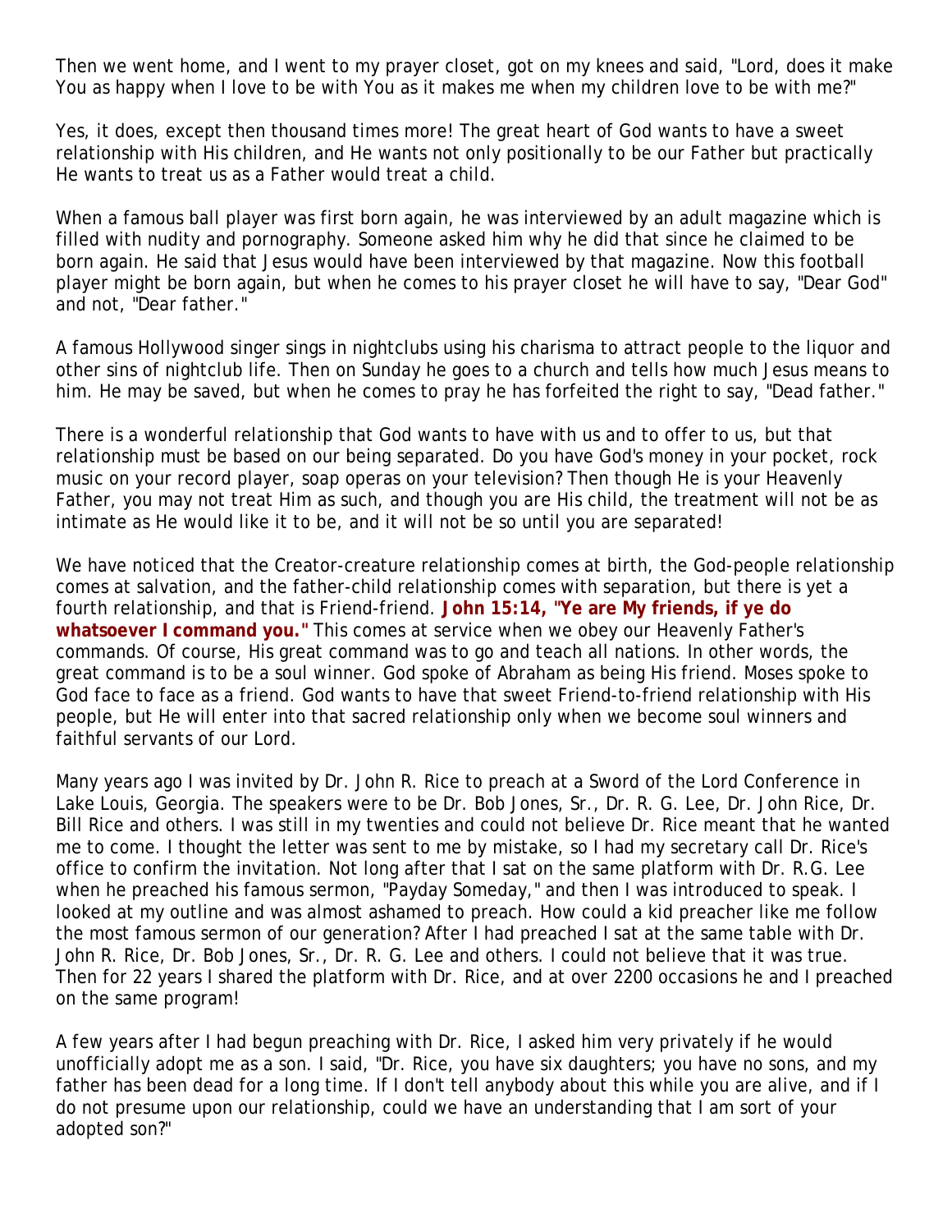Then we went home, and I went to my prayer closet, got on my knees and said, "Lord, does it make You as happy when I love to be with You as it makes me when my children love to be with me?"

Yes, it does, except then thousand times more! The great heart of God wants to have a sweet relationship with His children, and He wants not only positionally to be our Father but practically He wants to treat us as a Father would treat a child.

When a famous ball player was first born again, he was interviewed by an adult magazine which is filled with nudity and pornography. Someone asked him why he did that since he claimed to be born again. He said that Jesus would have been interviewed by that magazine. Now this football player might be born again, but when he comes to his prayer closet he will have to say, "Dear God" and not, "Dear father."

A famous Hollywood singer sings in nightclubs using his charisma to attract people to the liquor and other sins of nightclub life. Then on Sunday he goes to a church and tells how much Jesus means to him. He may be saved, but when he comes to pray he has forfeited the right to say, "Dead father."

There is a wonderful relationship that God wants to have with us and to offer to us, but that relationship must be based on our being separated. Do you have God's money in your pocket, rock music on your record player, soap operas on your television? Then though He is your Heavenly Father, you may not treat Him as such, and though you are His child, the treatment will not be as intimate as He would like it to be, and it will not be so until you are separated!

We have noticed that the Creator-creature relationship comes at birth, the God-people relationship comes at salvation, and the father-child relationship comes with separation, but there is yet a fourth relationship, and that is Friend-friend. **John 15:14, "Ye are My friends, if ye do whatsoever I command you."** This comes at service when we obey our Heavenly Father's commands. Of course, His great command was to go and teach all nations. In other words, the great command is to be a soul winner. God spoke of Abraham as being His friend. Moses spoke to God face to face as a friend. God wants to have that sweet Friend-to-friend relationship with His people, but He will enter into that sacred relationship only when we become soul winners and faithful servants of our Lord.

Many years ago I was invited by Dr. John R. Rice to preach at a Sword of the Lord Conference in Lake Louis, Georgia. The speakers were to be Dr. Bob Jones, Sr., Dr. R. G. Lee, Dr. John Rice, Dr. Bill Rice and others. I was still in my twenties and could not believe Dr. Rice meant that he wanted me to come. I thought the letter was sent to me by mistake, so I had my secretary call Dr. Rice's office to confirm the invitation. Not long after that I sat on the same platform with Dr. R.G. Lee when he preached his famous sermon, "Payday Someday," and then I was introduced to speak. I looked at my outline and was almost ashamed to preach. How could a kid preacher like me follow the most famous sermon of our generation? After I had preached I sat at the same table with Dr. John R. Rice, Dr. Bob Jones, Sr., Dr. R. G. Lee and others. I could not believe that it was true. Then for 22 years I shared the platform with Dr. Rice, and at over 2200 occasions he and I preached on the same program!

A few years after I had begun preaching with Dr. Rice, I asked him very privately if he would unofficially adopt me as a son. I said, "Dr. Rice, you have six daughters; you have no sons, and my father has been dead for a long time. If I don't tell anybody about this while you are alive, and if I do not presume upon our relationship, could we have an understanding that I am sort of your adopted son?"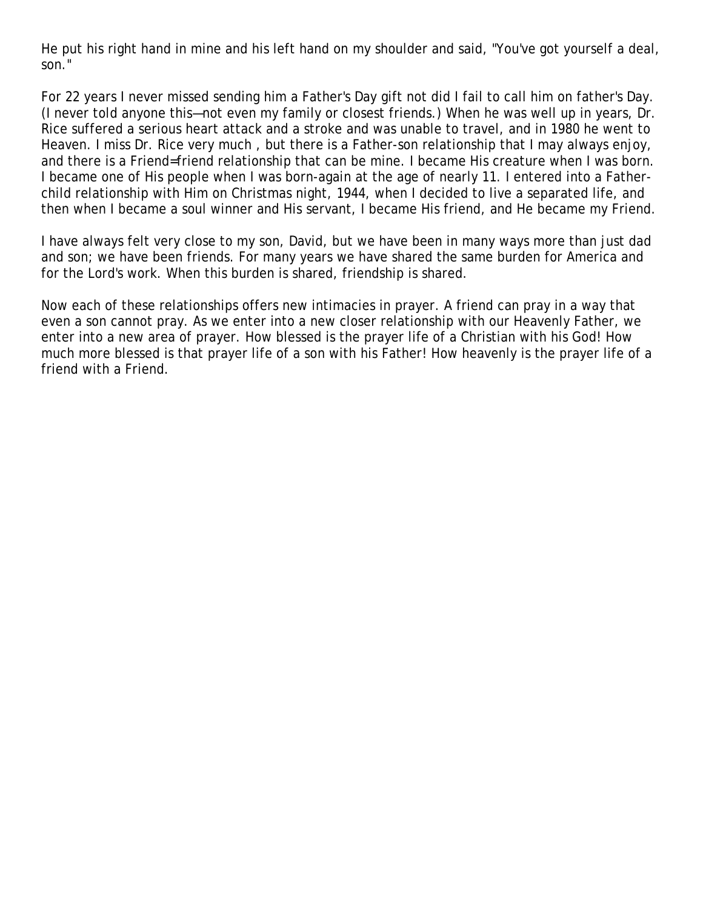He put his right hand in mine and his left hand on my shoulder and said, "You've got yourself a deal, son."

For 22 years I never missed sending him a Father's Day gift not did I fail to call him on father's Day. (I never told anyone this—not even my family or closest friends.) When he was well up in years, Dr. Rice suffered a serious heart attack and a stroke and was unable to travel, and in 1980 he went to Heaven. I miss Dr. Rice very much , but there is a Father-son relationship that I may always enjoy, and there is a Friend=friend relationship that can be mine. I became His creature when I was born. I became one of His people when I was born-again at the age of nearly 11. I entered into a Father-child relationship with Him on Christmas night, 1944, when I decided to live a separated life, and then when I became a soul winner and His servant, I became His friend, and He became my Friend.

I have always felt very close to my son, David, but we have been in many ways more than just dad and son; we have been friends. For many years we have shared the same burden for America and for the Lord's work. When this burden is shared, friendship is shared.

Now each of these relationships offers new intimacies in prayer. A friend can pray in a way that even a son cannot pray. As we enter into a new closer relationship with our Heavenly Father, we enter into a new area of prayer. How blessed is the prayer life of a Christian with his God! How much more blessed is that prayer life of a son with his Father! How heavenly is the prayer life of a friend with a Friend.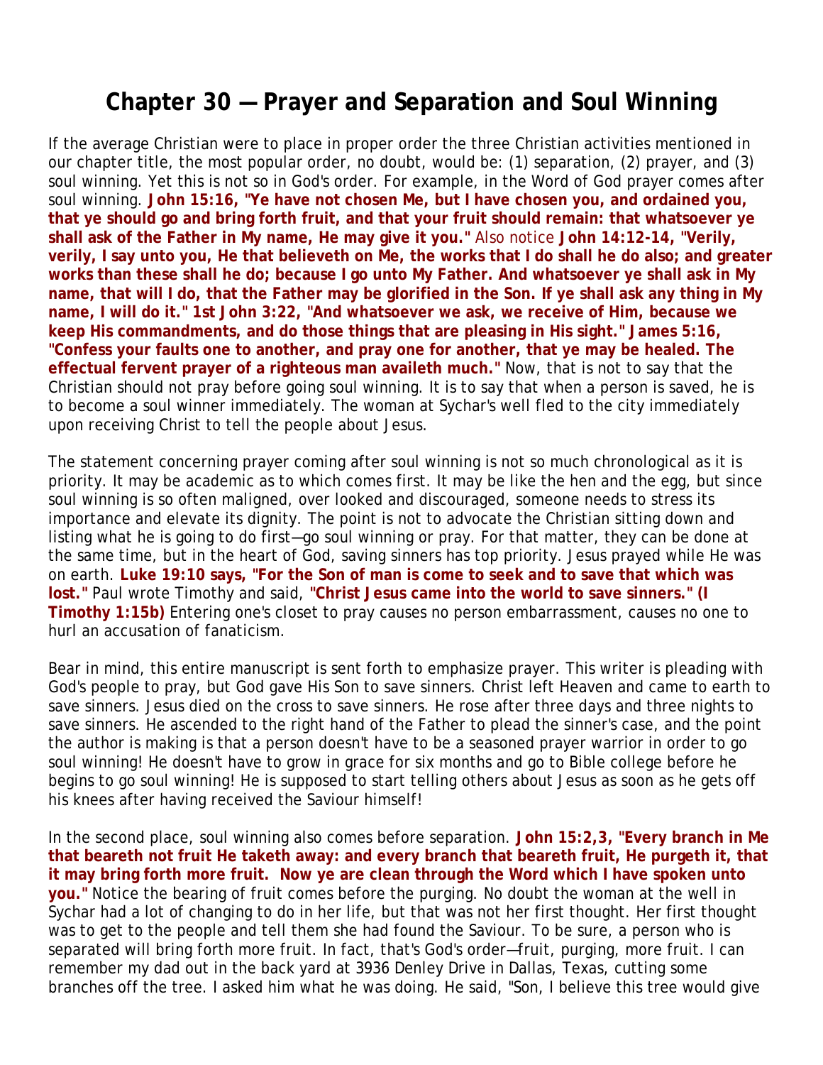# Chapter 30 — Prayer and Separation and Soul Winning

If the average Christian were to place in proper order the three Christian activities mentioned in our chapter title, the most popular order, no doubt, would be: (1) separation, (2) prayer, and (3) soul winning. Yet this is not so in God's order. For example, in the Word of God prayer comes after soul winning. **John 15:16, "Ye have not chosen Me, but I have chosen you, and ordained you, that ye should go and bring forth fruit, and that your fruit should remain: that whatsoever ye shall ask of the Father in My name, He may give it you."** Also notice **John 14:12-14, "Verily, verily, I say unto you, He that believeth on Me, the works that I do shall he do also; and greater works than these shall he do; because I go unto My Father. And whatsoever ye shall ask in My name, that will I do, that the Father may be glorified in the Son. If ye shall ask any thing in My name, I will do it." 1st John 3:22, "And whatsoever we ask, we receive of Him, because we keep His commandments, and do those things that are pleasing in His sight." James 5:16, "Confess your faults one to another, and pray one for another, that ye may be healed. The effectual fervent prayer of a righteous man availeth much."** Now, that is not to say that the Christian should not pray before going soul winning. It is to say that when a person is saved, he is to become a soul winner immediately. The woman at Sychar's well fled to the city immediately upon receiving Christ to tell the people about Jesus.

The statement concerning prayer coming after soul winning is not so much chronological as it is priority. It may be academic as to which comes first. It may be like the hen and the egg, but since soul winning is so often maligned, over looked and discouraged, someone needs to stress its importance and elevate its dignity. The point is not to advocate the Christian sitting down and listing what he is going to do first—go soul winning or pray. For that matter, they can be done at the same time, but in the heart of God, saving sinners has top priority. Jesus prayed while He was on earth. **Luke 19:10 says, "For the Son of man is come to seek and to save that which was lost."** Paul wrote Timothy and said, **"Christ Jesus came into the world to save sinners." (I Timothy 1:15b)** Entering one's closet to pray causes no person embarrassment, causes no one to hurl an accusation of fanaticism.

Bear in mind, this entire manuscript is sent forth to emphasize prayer. This writer is pleading with God's people to pray, but God gave His Son to save sinners. Christ left Heaven and came to earth to save sinners. Jesus died on the cross to save sinners. He rose after three days and three nights to save sinners. He ascended to the right hand of the Father to plead the sinner's case, and the point the author is making is that a person doesn't have to be a seasoned prayer warrior in order to go soul winning! He doesn't have to grow in grace for six months and go to Bible college before he begins to go soul winning! He is supposed to start telling others about Jesus as soon as he gets off his knees after having received the Saviour himself!

In the second place, soul winning also comes before separation. **John 15:2,3, "Every branch in Me that beareth not fruit He taketh away: and every branch that beareth fruit, He purgeth it, that it may bring forth more fruit. Now ye are clean through the Word which I have spoken unto you."** Notice the bearing of fruit comes before the purging. No doubt the woman at the well in Sychar had a lot of changing to do in her life, but that was not her first thought. Her first thought was to get to the people and tell them she had found the Saviour. To be sure, a person who is separated will bring forth more fruit. In fact, that's God's order—fruit, purging, more fruit. I can remember my dad out in the back yard at 3936 Denley Drive in Dallas, Texas, cutting some branches off the tree. I asked him what he was doing. He said, "Son, I believe this tree would give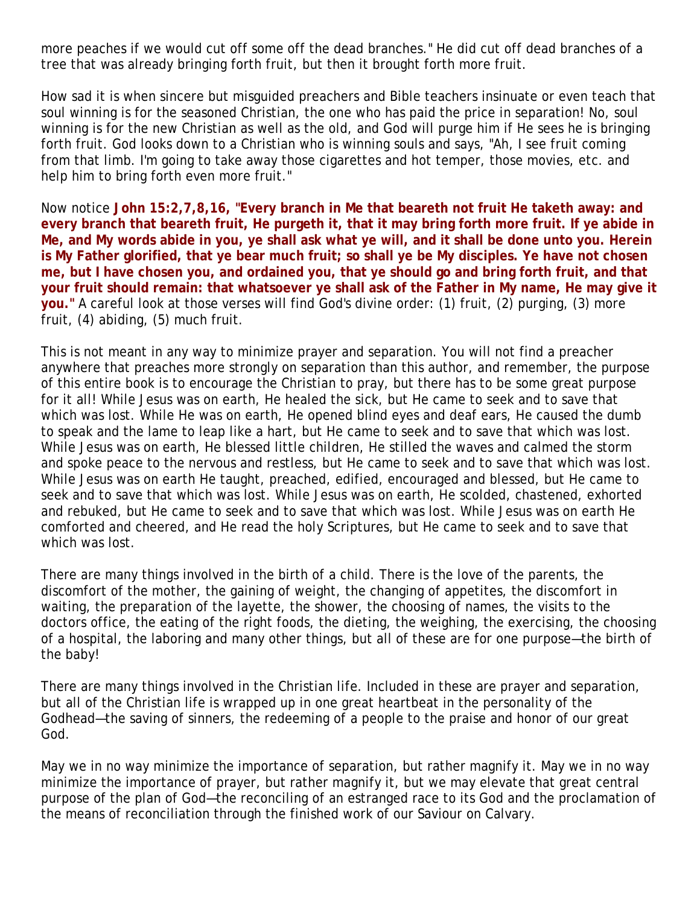more peaches if we would cut off some off the dead branches." He did cut off dead branches of a tree that was already bringing forth fruit, but then it brought forth more fruit.

How sad it is when sincere but misguided preachers and Bible teachers insinuate or even teach that soul winning is for the seasoned Christian, the one who has paid the price in separation! No, soul winning is for the new Christian as well as the old, and God will purge him if He sees he is bringing forth fruit. God looks down to a Christian who is winning souls and says, "Ah, I see fruit coming from that limb. I'm going to take away those cigarettes and hot temper, those movies, etc. and help him to bring forth even more fruit."

Now notice **John 15:2,7,8,16, "Every branch in Me that beareth not fruit He taketh away: and every branch that beareth fruit, He purgeth it, that it may bring forth more fruit. If ye abide in Me, and My words abide in you, ye shall ask what ye will, and it shall be done unto you. Herein is My Father glorified, that ye bear much fruit; so shall ye be My disciples. Ye have not chosen me, but I have chosen you, and ordained you, that ye should go and bring forth fruit, and that your fruit should remain: that whatsoever ye shall ask of the Father in My name, He may give it you."** A careful look at those verses will find God's divine order: (1) fruit, (2) purging, (3) more fruit, (4) abiding, (5) much fruit.

This is not meant in any way to minimize prayer and separation. You will not find a preacher anywhere that preaches more strongly on separation than this author, and remember, the purpose of this entire book is to encourage the Christian to pray, but there has to be some great purpose for it all! While Jesus was on earth, He healed the sick, but He came to seek and to save that which was lost. While He was on earth, He opened blind eyes and deaf ears, He caused the dumb to speak and the lame to leap like a hart, but He came to seek and to save that which was lost. While Jesus was on earth, He blessed little children, He stilled the waves and calmed the storm and spoke peace to the nervous and restless, but He came to seek and to save that which was lost. While Jesus was on earth He taught, preached, edified, encouraged and blessed, but He came to seek and to save that which was lost. While Jesus was on earth, He scolded, chastened, exhorted and rebuked, but He came to seek and to save that which was lost. While Jesus was on earth He comforted and cheered, and He read the holy Scriptures, but He came to seek and to save that which was lost.

There are many things involved in the birth of a child. There is the love of the parents, the discomfort of the mother, the gaining of weight, the changing of appetites, the discomfort in waiting, the preparation of the layette, the shower, the choosing of names, the visits to the doctors office, the eating of the right foods, the dieting, the weighing, the exercising, the choosing of a hospital, the laboring and many other things, but all of these are for one purpose—the birth of the baby!

There are many things involved in the Christian life. Included in these are prayer and separation, but all of the Christian life is wrapped up in one great heartbeat in the personality of the Godhead—the saving of sinners, the redeeming of a people to the praise and honor of our great God.

May we in no way minimize the importance of separation, but rather magnify it. May we in no way minimize the importance of prayer, but rather magnify it, but we may elevate that great central purpose of the plan of God—the reconciling of an estranged race to its God and the proclamation of the means of reconciliation through the finished work of our Saviour on Calvary.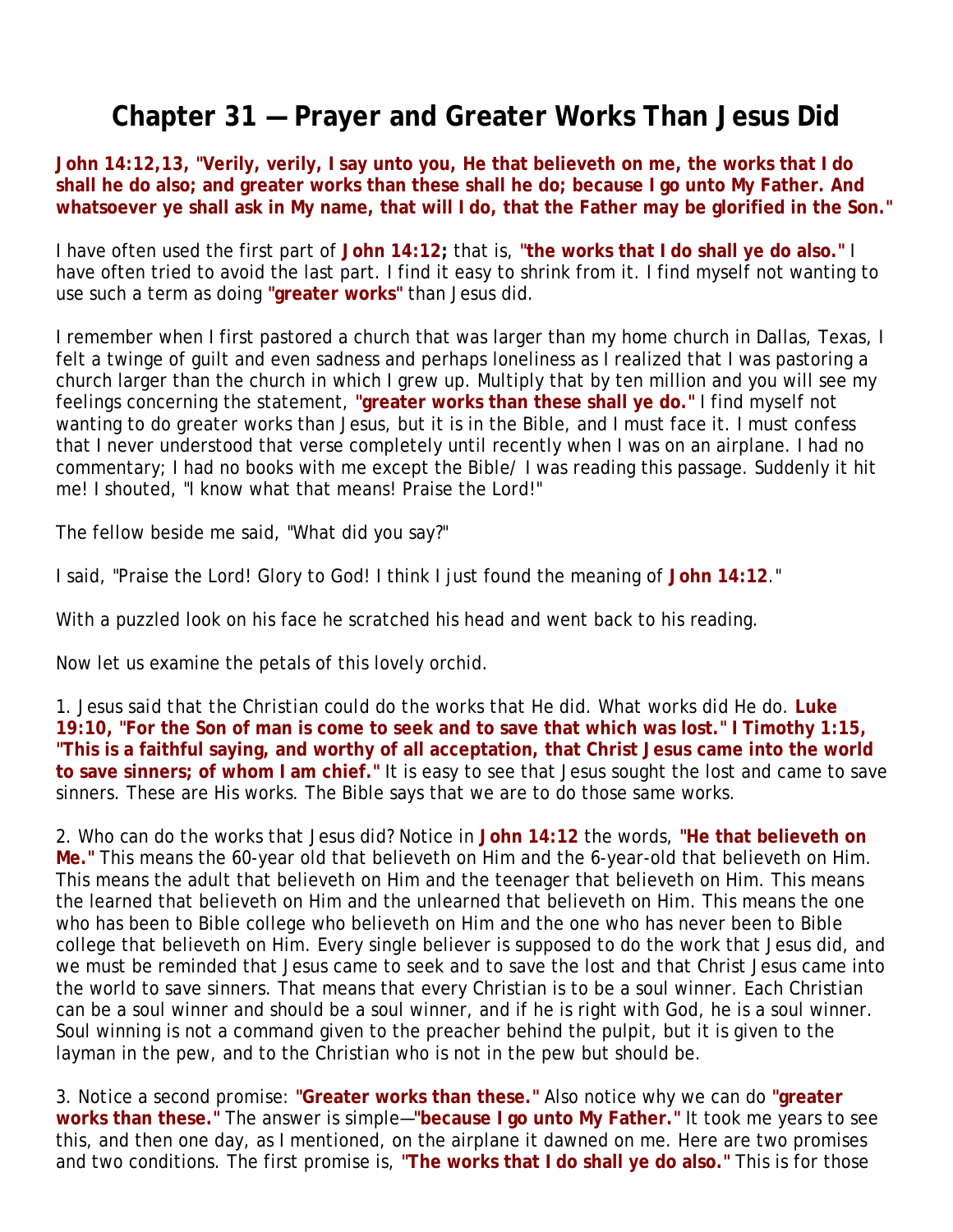# Chapter 31 — Prayer and Greater Works Than Jesus Did

**John 14:12,13, "Verily, verily, I say unto you, He that believeth on me, the works that I do shall he do also; and greater works than these shall he do; because I go unto My Father. And whatsoever ye shall ask in My name, that will I do, that the Father may be glorified in the Son."**

I have often used the first part of **John 14:12;** that is, **"the works that I do shall ye do also."** I have often tried to avoid the last part. I find it easy to shrink from it. I find myself not wanting to use such a term as doing **"greater works"** than Jesus did.

I remember when I first pastored a church that was larger than my home church in Dallas, Texas, I felt a twinge of guilt and even sadness and perhaps loneliness as I realized that I was pastoring a church larger than the church in which I grew up. Multiply that by ten million and you will see my feelings concerning the statement, **"greater works than these shall ye do."** I find myself not wanting to do greater works than Jesus, but it is in the Bible, and I must face it. I must confess that I never understood that verse completely until recently when I was on an airplane. I had no commentary; I had no books with me except the Bible/ I was reading this passage. Suddenly it hit me! I shouted, "I know what that means! Praise the Lord!"

The fellow beside me said, "What did you say?"

I said, "Praise the Lord! Glory to God! I think I just found the meaning of **John 14:12**."

With a puzzled look on his face he scratched his head and went back to his reading.

Now let us examine the petals of this lovely orchid.

1. *Jesus said that the Christian could do the works that He did.* What works did He do. **Luke 19:10, "For the Son of man is come to seek and to save that which was lost." I Timothy 1:15, "This is a faithful saying, and worthy of all acceptation, that Christ Jesus came into the world to save sinners; of whom I am chief."** It is easy to see that Jesus sought the lost and came to save sinners. These are His works. The Bible says that we are to do those same works.

2. *Who can do the works that Jesus did?* Notice in **John 14:12** the words, **"He that believeth on Me."** This means the 60-year old that believeth on Him and the 6-year-old that believeth on Him. This means the adult that believeth on Him and the teenager that believeth on Him. This means the learned that believeth on Him and the unlearned that believeth on Him. This means the one who has been to Bible college who believeth on Him and the one who has never been to Bible college that believeth on Him. Every single believer is supposed to do the work that Jesus did, and we must be reminded that Jesus came to seek and to save the lost and that Christ Jesus came into the world to save sinners. That means that every Christian is to be a soul winner. Each Christian can be a soul winner and should be a soul winner, and if he is right with God, he is a soul winner. Soul winning is not a command given to the preacher behind the pulpit, but it is given to the layman in the pew, and to the Christian who is not in the pew but should be.

3. *Notice a second promise:* **"Greater works than these."** Also notice why we can do **"greater works than these."** The answer is simple—**"because I go unto My Father."** It took me years to see this, and then one day, as I mentioned, on the airplane it dawned on me. Here are two promises and two conditions. The first promise is, **"The works that I do shall ye do also."** This is for those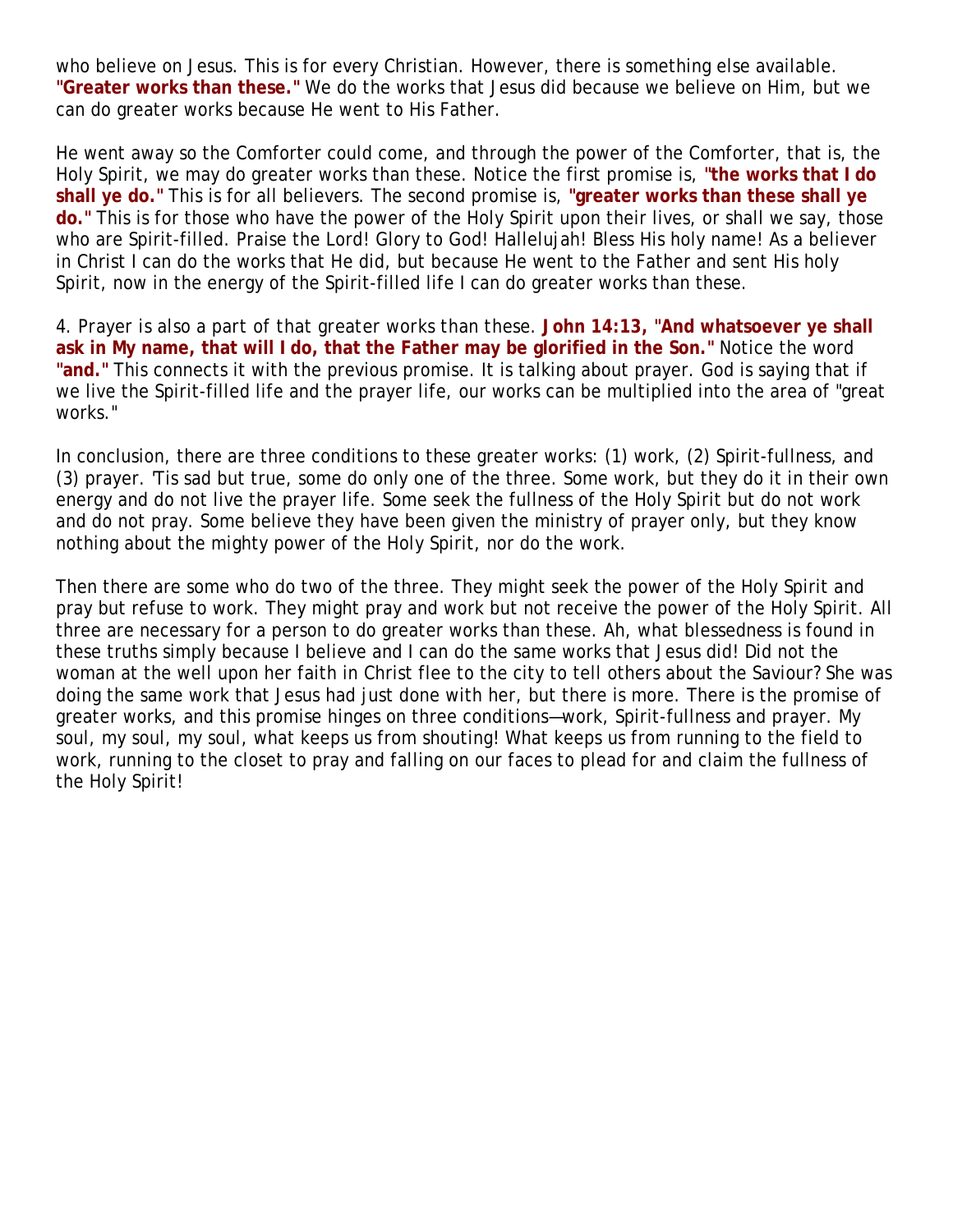who believe on Jesus. This is for every Christian. However, there is something else available. **"Greater works than these."** We do the works that Jesus did because we believe on Him, but we can do greater works because He went to His Father.

He went away so the Comforter could come, and through the power of the Comforter, that is, the Holy Spirit, we may do greater works than these. Notice the first promise is, **"the works that I do shall ye do."** This is for all believers. The second promise is, **"greater works than these shall ye do."** This is for those who have the power of the Holy Spirit upon their lives, or shall we say, those who are Spirit-filled. Praise the Lord! Glory to God! Hallelujah! Bless His holy name! As a believer in Christ I can do the works that He did, but because He went to the Father and sent His holy Spirit, now in the energy of the Spirit-filled life I can do greater works than these.

4. Prayer is also a part of that greater works than these. **John 14:13, "And whatsoever ye shall ask in My name, that will I do, that the Father may be glorified in the Son."** Notice the word **"and."** This connects it with the previous promise. It is talking about prayer. God is saying that if we live the Spirit-filled life and the prayer life, our works can be multiplied into the area of "great works."

In conclusion, there are three conditions to these greater works: (1) work, (2) Spirit-fullness, and (3) prayer. 'Tis sad but true, some do only one of the three. Some work, but they do it in their own energy and do not live the prayer life. Some seek the fullness of the Holy Spirit but do not work and do not pray. Some believe they have been given the ministry of prayer only, but they know nothing about the mighty power of the Holy Spirit, nor do the work.

Then there are some who do two of the three. They might seek the power of the Holy Spirit and pray but refuse to work. They might pray and work but not receive the power of the Holy Spirit. All three are necessary for a person to do greater works than these. Ah, what blessedness is found in these truths simply because I believe and I can do the same works that Jesus did! Did not the woman at the well upon her faith in Christ flee to the city to tell others about the Saviour? She was doing the same work that Jesus had just done with her, but there is more. There is the promise of greater works, and this promise hinges on three conditions—work, Spirit-fullness and prayer. My soul, my soul, my soul, what keeps us from shouting! What keeps us from running to the field to work, running to the closet to pray and falling on our faces to plead for and claim the fullness of the Holy Spirit!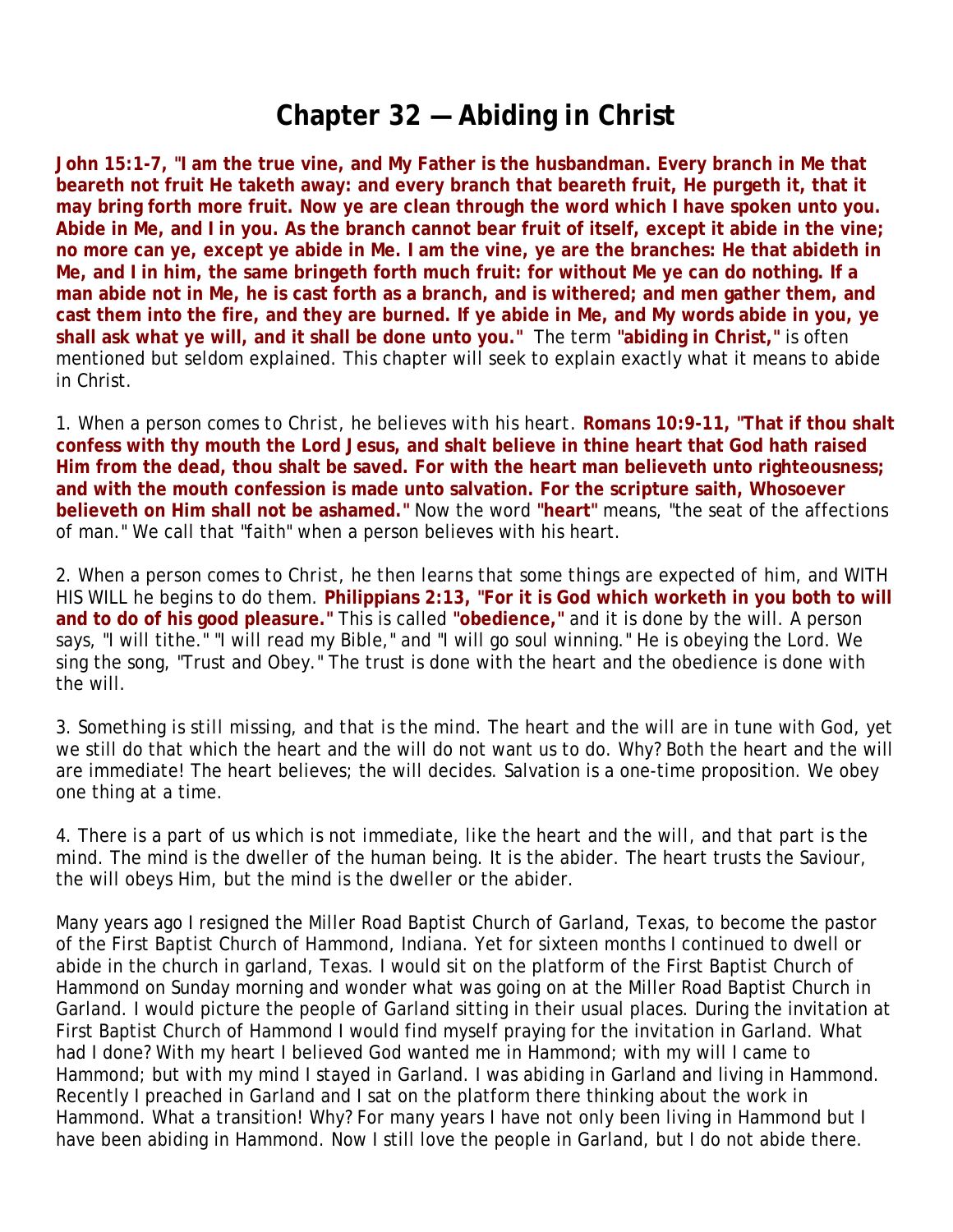# Chapter 32 — Abiding in Christ

**John 15:1-7, "I am the true vine, and My Father is the husbandman. Every branch in Me that beareth not fruit He taketh away: and every branch that beareth fruit, He purgeth it, that it may bring forth more fruit. Now ye are clean through the word which I have spoken unto you. Abide in Me, and I in you. As the branch cannot bear fruit of itself, except it abide in the vine; no more can ye, except ye abide in Me. I am the vine, ye are the branches: He that abideth in Me, and I in him, the same bringeth forth much fruit: for without Me ye can do nothing. If a man abide not in Me, he is cast forth as a branch, and is withered; and men gather them, and cast them into the fire, and they are burned. If ye abide in Me, and My words abide in you, ye shall ask what ye will, and it shall be done unto you."** The term **"abiding in Christ,"** is often mentioned but seldom explained. This chapter will seek to explain exactly what it means to abide in Christ.

1. When a person comes to Christ, he believes with his heart. **Romans 10:9-11, "That if thou shalt confess with thy mouth the Lord Jesus, and shalt believe in thine heart that God hath raised Him from the dead, thou shalt be saved. For with the heart man believeth unto righteousness; and with the mouth confession is made unto salvation. For the scripture saith, Whosoever believeth on Him shall not be ashamed."** Now the word **"heart"** means, "the seat of the affections of man." We call that "faith" when a person believes with his heart.

2. When a person comes to Christ, he then learns that some things are expected of him, and WITH HIS WILL he begins to do them. **Philippians 2:13, "For it is God which worketh in you both to will and to do of his good pleasure."** This is called **"obedience,"** and it is done by the will. A person says, "I will tithe." "I will read my Bible," and "I will go soul winning." He is obeying the Lord. We sing the song, "Trust and Obey." The trust is done with the heart and the obedience is done with the will.

3. Something is still missing, and that is the mind. The heart and the will are in tune with God, yet we still do that which the heart and the will do not want us to do. Why? Both the heart and the will are immediate! The heart believes; the will decides. Salvation is a one-time proposition. We obey one thing at a time.

4. There is a part of us which is not immediate, like the heart and the will, and that part is the mind. The mind is the dweller of the human being. It is the abider. The heart trusts the Saviour, the will obeys Him, but the mind is the dweller or the abider.

Many years ago I resigned the Miller Road Baptist Church of Garland, Texas, to become the pastor of the First Baptist Church of Hammond, Indiana. Yet for sixteen months I continued to dwell or abide in the church in garland, Texas. I would sit on the platform of the First Baptist Church of Hammond on Sunday morning and wonder what was going on at the Miller Road Baptist Church in Garland. I would picture the people of Garland sitting in their usual places. During the invitation at First Baptist Church of Hammond I would find myself praying for the invitation in Garland. What had I done? With my heart I believed God wanted me in Hammond; with my will I came to Hammond; but with my mind I stayed in Garland. I was abiding in Garland and living in Hammond. Recently I preached in Garland and I sat on the platform there thinking about the work in Hammond. What a transition! Why? For many years I have not only been living in Hammond but I have been abiding in Hammond. Now I still love the people in Garland, but I do not abide there.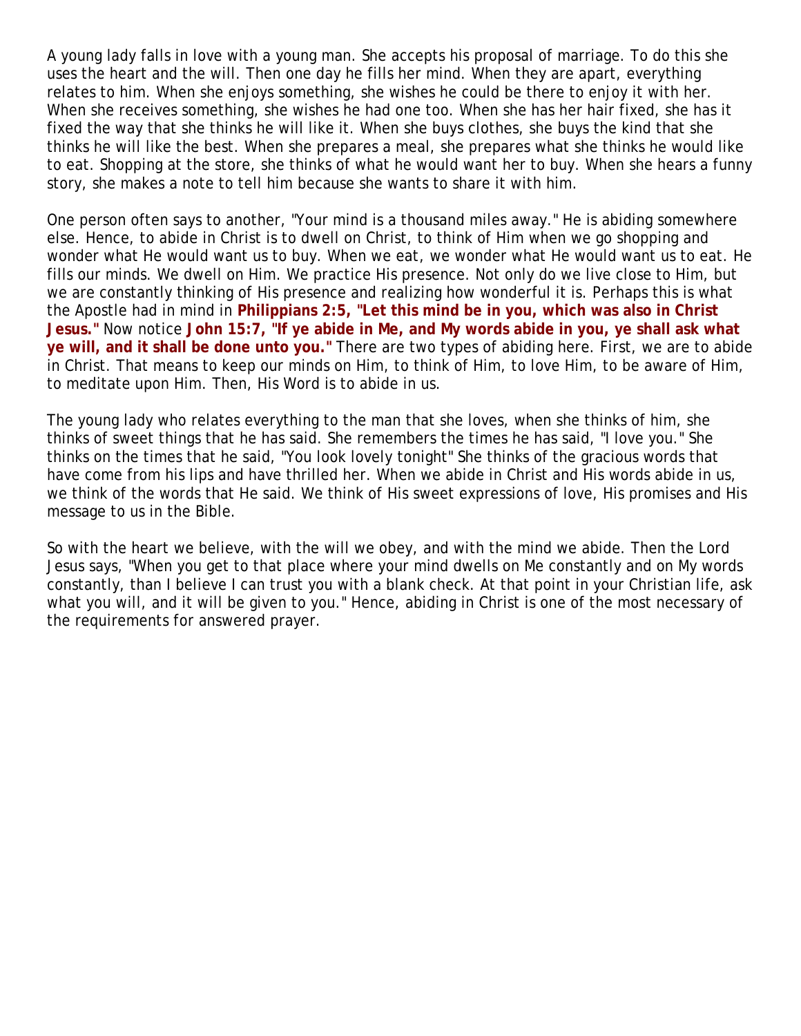A young lady falls in love with a young man. She accepts his proposal of marriage. To do this she uses the heart and the will. Then one day he fills her mind. When they are apart, everything relates to him. When she enjoys something, she wishes he could be there to enjoy it with her. When she receives something, she wishes he had one too. When she has her hair fixed, she has it fixed the way that she thinks he will like it. When she buys clothes, she buys the kind that she thinks he will like the best. When she prepares a meal, she prepares what she thinks he would like to eat. Shopping at the store, she thinks of what he would want her to buy. When she hears a funny story, she makes a note to tell him because she wants to share it with him.

One person often says to another, "Your mind is a thousand miles away." He is abiding somewhere else. Hence, to abide in Christ is to dwell on Christ, to think of Him when we go shopping and wonder what He would want us to buy. When we eat, we wonder what He would want us to eat. He fills our minds. We dwell on Him. We practice His presence. Not only do we live close to Him, but we are constantly thinking of His presence and realizing how wonderful it is. Perhaps this is what the Apostle had in mind in **Philippians 2:5, "Let this mind be in you, which was also in Christ Jesus."** Now notice **John 15:7, "If ye abide in Me, and My words abide in you, ye shall ask what ye will, and it shall be done unto you."** There are two types of abiding here. First, we are to abide in Christ. That means to keep our minds on Him, to think of Him, to love Him, to be aware of Him, to meditate upon Him. Then, His Word is to abide in us.

The young lady who relates everything to the man that she loves, when she thinks of him, she thinks of sweet things that he has said. She remembers the times he has said, "I love you." She thinks on the times that he said, "You look lovely tonight" She thinks of the gracious words that have come from his lips and have thrilled her. When we abide in Christ and His words abide in us, we think of the words that He said. We think of His sweet expressions of love, His promises and His message to us in the Bible.

So with the heart we believe, with the will we obey, and with the mind we abide. Then the Lord Jesus says, "When you get to that place where your mind dwells on Me constantly and on My words constantly, than I believe I can trust you with a blank check. At that point in your Christian life, ask what you will, and it will be given to you." Hence, abiding in Christ is one of the most necessary of the requirements for answered prayer.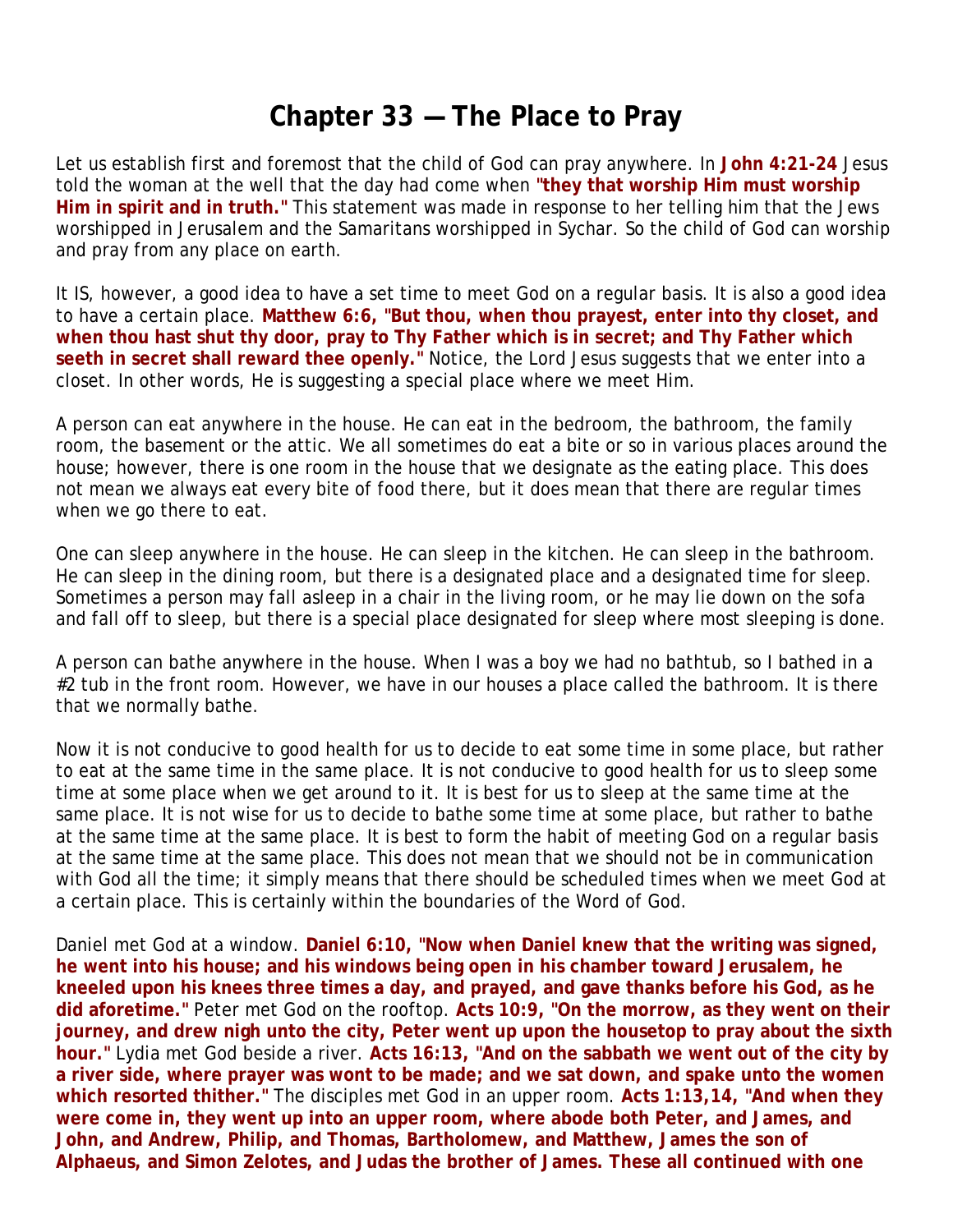# Chapter 33 — The Place to Pray

Let us establish first and foremost that the child of God can pray anywhere. In **John 4:21-24** Jesus told the woman at the well that the day had come when **"they that worship Him must worship Him in spirit and in truth."** This statement was made in response to her telling him that the Jews worshipped in Jerusalem and the Samaritans worshipped in Sychar. So the child of God can worship and pray from any place on earth.

It IS, however, a good idea to have a set time to meet God on a regular basis. It is also a good idea to have a certain place. **Matthew 6:6, "But thou, when thou prayest, enter into thy closet, and when thou hast shut thy door, pray to Thy Father which is in secret; and Thy Father which seeth in secret shall reward thee openly."** Notice, the Lord Jesus suggests that we enter into a closet. In other words, He is suggesting a special place where we meet Him.

A person can eat anywhere in the house. He can eat in the bedroom, the bathroom, the family room, the basement or the attic. We all sometimes do eat a bite or so in various places around the house; however, there is one room in the house that we designate as the eating place. This does not mean we always eat every bite of food there, but it does mean that there are regular times when we go there to eat.

One can sleep anywhere in the house. He can sleep in the kitchen. He can sleep in the bathroom. He can sleep in the dining room, but there is a designated place and a designated time for sleep. Sometimes a person may fall asleep in a chair in the living room, or he may lie down on the sofa and fall off to sleep, but there is a special place designated for sleep where most sleeping is done.

A person can bathe anywhere in the house. When I was a boy we had no bathtub, so I bathed in a #2 tub in the front room. However, we have in our houses a place called the bathroom. It is there that we normally bathe.

Now it is not conducive to good health for us to decide to eat some time in some place, but rather to eat at the same time in the same place. It is not conducive to good health for us to sleep some time at some place when we get around to it. It is best for us to sleep at the same time at the same place. It is not wise for us to decide to bathe some time at some place, but rather to bathe at the same time at the same place. It is best to form the habit of meeting God on a regular basis at the same time at the same place. This does not mean that we should not be in communication with God all the time; it simply means that there should be scheduled times when we meet God at a certain place. This is certainly within the boundaries of the Word of God.

Daniel met God at a window. **Daniel 6:10, "Now when Daniel knew that the writing was signed, he went into his house; and his windows being open in his chamber toward Jerusalem, he kneeled upon his knees three times a day, and prayed, and gave thanks before his God, as he did aforetime."** Peter met God on the rooftop. **Acts 10:9, "On the morrow, as they went on their journey, and drew nigh unto the city, Peter went up upon the housetop to pray about the sixth hour."** Lydia met God beside a river. **Acts 16:13, "And on the sabbath we went out of the city by a river side, where prayer was wont to be made; and we sat down, and spake unto the women which resorted thither."** The disciples met God in an upper room. **Acts 1:13,14, "And when they were come in, they went up into an upper room, where abode both Peter, and James, and John, and Andrew, Philip, and Thomas, Bartholomew, and Matthew, James the son of Alphaeus, and Simon Zelotes, and Judas the brother of James. These all continued with one**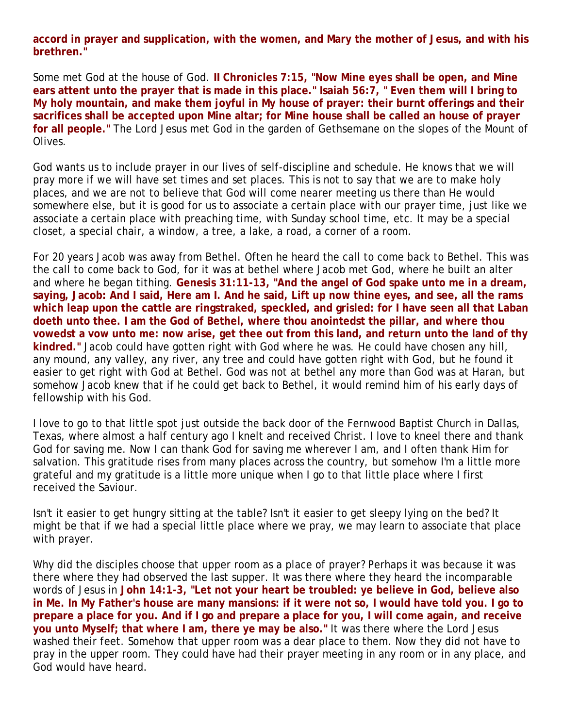**accord in prayer and supplication, with the women, and Mary the mother of Jesus, and with his brethren."**

Some met God at the house of God. **II Chronicles 7:15, "Now Mine eyes shall be open, and Mine ears attent unto the prayer that is made in this place." Isaiah 56:7, " Even them will I bring to My holy mountain, and make them joyful in My house of prayer: their burnt offerings and their sacrifices shall be accepted upon Mine altar; for Mine house shall be called an house of prayer for all people."** The Lord Jesus met God in the garden of Gethsemane on the slopes of the Mount of Olives.

God wants us to include prayer in our lives of self-discipline and schedule. He knows that we will pray more if we will have set times and set places. This is not to say that we are to make holy places, and we are not to believe that God will come nearer meeting us there than He would somewhere else, but it is good for us to associate a certain place with our prayer time, just like we associate a certain place with preaching time, with Sunday school time, etc. It may be a special closet, a special chair, a window, a tree, a lake, a road, a corner of a room.

For 20 years Jacob was away from Bethel. Often he heard the call to come back to Bethel. This was the call to come back to God, for it was at bethel where Jacob met God, where he built an alter and where he began tithing. **Genesis 31:11-13, "And the angel of God spake unto me in a dream, saying, Jacob: And I said, Here am I. And he said, Lift up now thine eyes, and see, all the rams which leap upon the cattle are ringstraked, speckled, and grisled: for I have seen all that Laban doeth unto thee. I am the God of Bethel, where thou anointedst the pillar, and where thou vowedst a vow unto me: now arise, get thee out from this land, and return unto the land of thy kindred."** Jacob could have gotten right with God where he was. He could have chosen any hill, any mound, any valley, any river, any tree and could have gotten right with God, but he found it easier to get right with God at Bethel. God was not at bethel any more than God was at Haran, but somehow Jacob knew that if he could get back to Bethel, it would remind him of his early days of fellowship with his God.

I love to go to that little spot just outside the back door of the Fernwood Baptist Church in Dallas, Texas, where almost a half century ago I knelt and received Christ. I love to kneel there and thank God for saving me. Now I can thank God for saving me wherever I am, and I often thank Him for salvation. This gratitude rises from many places across the country, but somehow I'm a little more grateful and my gratitude is a little more unique when I go to that little place where I first received the Saviour.

Isn't it easier to get hungry sitting at the table? Isn't it easier to get sleepy lying on the bed? It might be that if we had a special little place where we pray, we may learn to associate that place with prayer.

Why did the disciples choose that upper room as a place of prayer? Perhaps it was because it was there where they had observed the last supper. It was there where they heard the incomparable words of Jesus in **John 14:1-3, "Let not your heart be troubled: ye believe in God, believe also in Me. In My Father's house are many mansions: if it were not so, I would have told you. I go to prepare a place for you. And if I go and prepare a place for you, I will come again, and receive you unto Myself; that where I am, there ye may be also."** It was there where the Lord Jesus washed their feet. Somehow that upper room was a dear place to them. Now they did not have to pray in the upper room. They could have had their prayer meeting in any room or in any place, and God would have heard.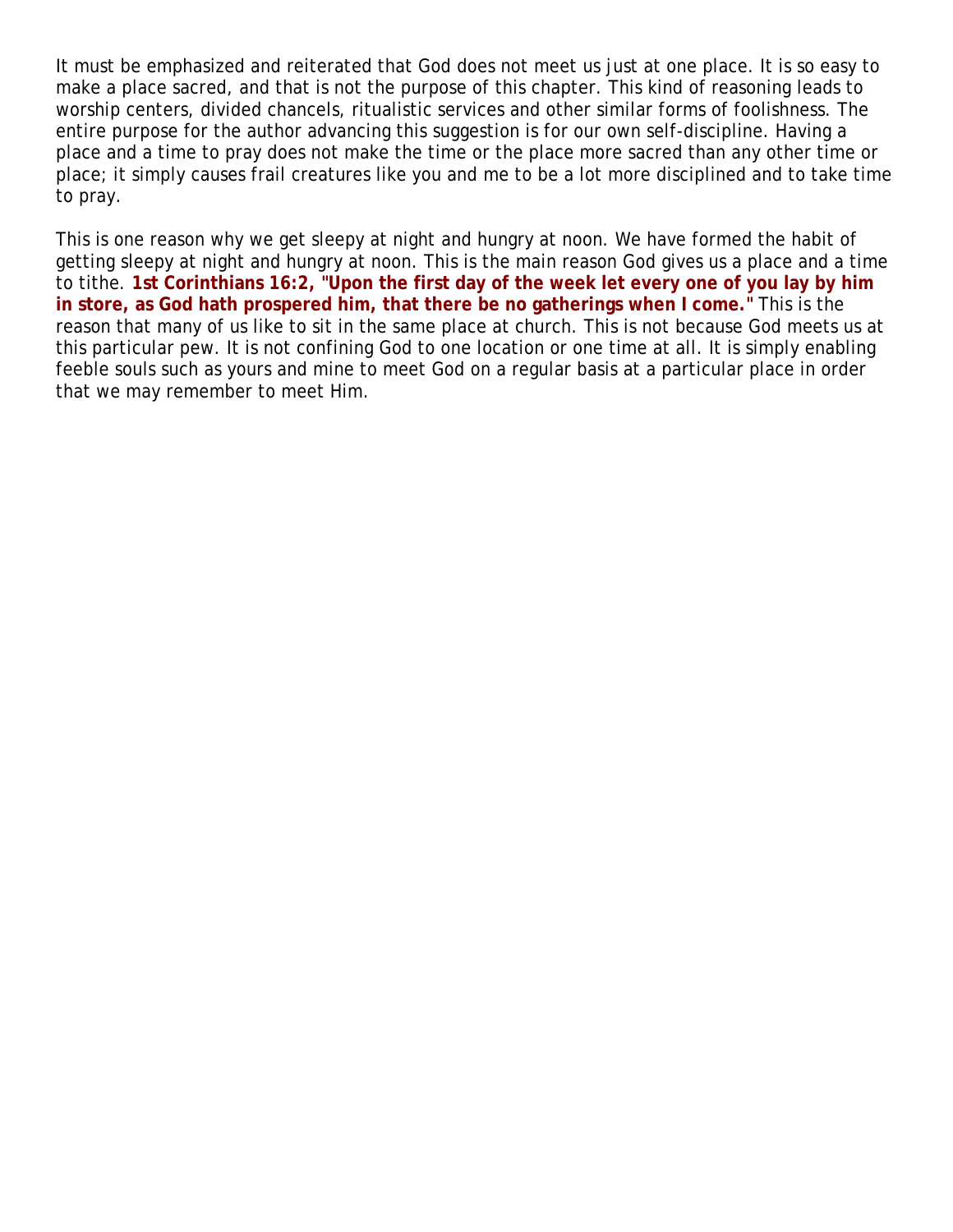It must be emphasized and reiterated that God does not meet us just at one place. It is so easy to make a place sacred, and that is not the purpose of this chapter. This kind of reasoning leads to worship centers, divided chancels, ritualistic services and other similar forms of foolishness. The entire purpose for the author advancing this suggestion is for our own self-discipline. Having a place and a time to pray does not make the time or the place more sacred than any other time or place; it simply causes frail creatures like you and me to be a lot more disciplined and to take time to pray.

This is one reason why we get sleepy at night and hungry at noon. We have formed the habit of getting sleepy at night and hungry at noon. This is the main reason God gives us a place and a time to tithe. **1st Corinthians 16:2, "Upon the first day of the week let every one of you lay by him in store, as God hath prospered him, that there be no gatherings when I come."** This is the reason that many of us like to sit in the same place at church. This is not because God meets us at this particular pew. It is not confining God to one location or one time at all. It is simply enabling feeble souls such as yours and mine to meet God on a regular basis at a particular place in order that we may remember to meet Him.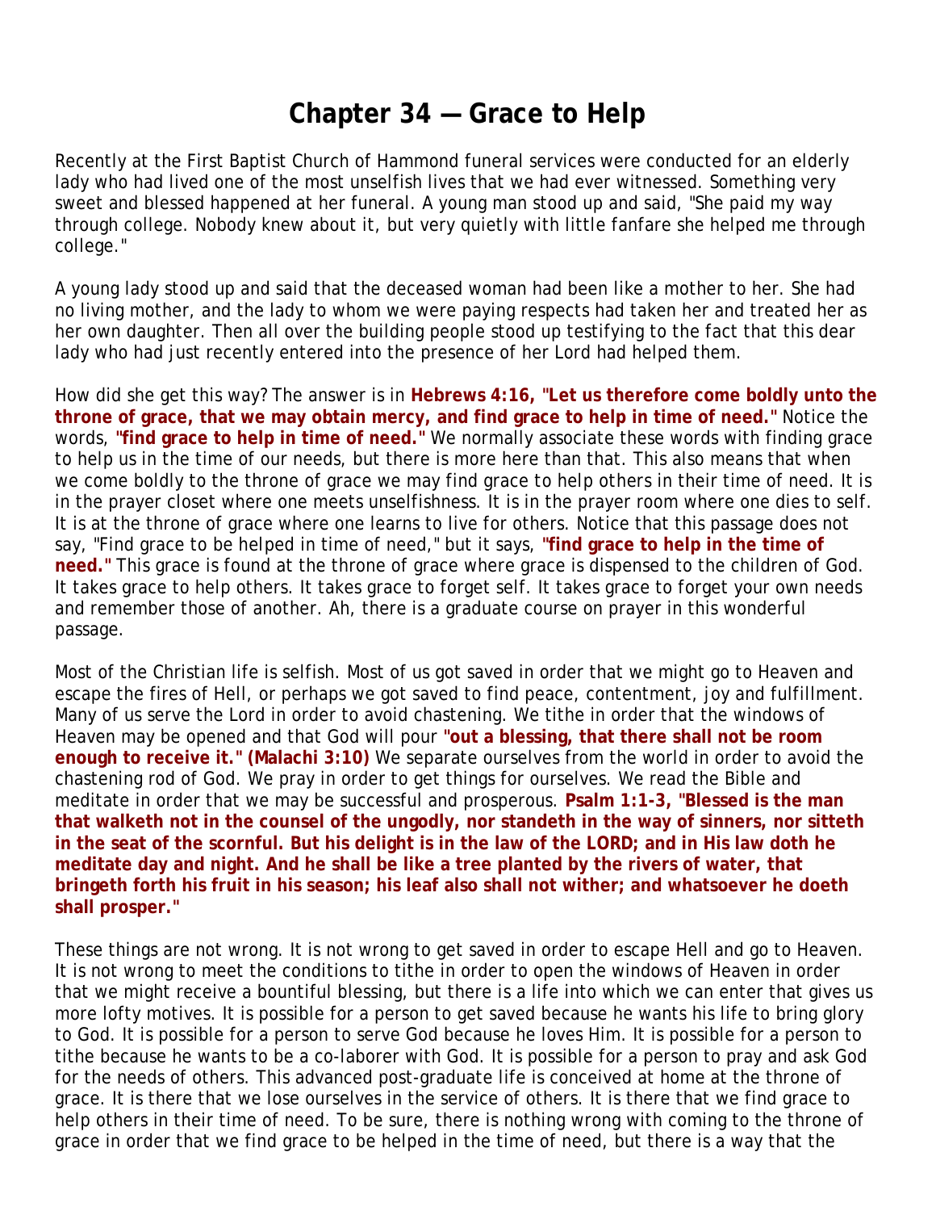# Chapter 34 — Grace to Help

Recently at the First Baptist Church of Hammond funeral services were conducted for an elderly lady who had lived one of the most unselfish lives that we had ever witnessed. Something very sweet and blessed happened at her funeral. A young man stood up and said, "She paid my way through college. Nobody knew about it, but very quietly with little fanfare she helped me through college."

A young lady stood up and said that the deceased woman had been like a mother to her. She had no living mother, and the lady to whom we were paying respects had taken her and treated her as her own daughter. Then all over the building people stood up testifying to the fact that this dear lady who had just recently entered into the presence of her Lord had helped them.

How did she get this way? The answer is in **Hebrews 4:16, "Let us therefore come boldly unto the throne of grace, that we may obtain mercy, and find grace to help in time of need."** Notice the words, **"find grace to help in time of need."** We normally associate these words with finding grace to help us in the time of our needs, but there is more here than that. This also means that when we come boldly to the throne of grace we may find grace to help others in their time of need. It is in the prayer closet where one meets unselfishness. It is in the prayer room where one dies to self. It is at the throne of grace where one learns to live for others. Notice that this passage does not say, "Find grace to be helped in time of need," but it says, **"find grace to help in the time of need."** This grace is found at the throne of grace where grace is dispensed to the children of God. It takes grace to help others. It takes grace to forget self. It takes grace to forget your own needs and remember those of another. Ah, there is a graduate course on prayer in this wonderful passage.

Most of the Christian life is selfish. Most of us got saved in order that we might go to Heaven and escape the fires of Hell, or perhaps we got saved to find peace, contentment, joy and fulfillment. Many of us serve the Lord in order to avoid chastening. We tithe in order that the windows of Heaven may be opened and that God will pour **"out a blessing, that there shall not be room enough to receive it." (Malachi 3:10)** We separate ourselves from the world in order to avoid the chastening rod of God. We pray in order to get things for ourselves. We read the Bible and meditate in order that we may be successful and prosperous. **Psalm 1:1-3, "Blessed is the man that walketh not in the counsel of the ungodly, nor standeth in the way of sinners, nor sitteth in the seat of the scornful. But his delight is in the law of the LORD; and in His law doth he meditate day and night. And he shall be like a tree planted by the rivers of water, that bringeth forth his fruit in his season; his leaf also shall not wither; and whatsoever he doeth shall prosper."**

These things are not wrong. It is not wrong to get saved in order to escape Hell and go to Heaven. It is not wrong to meet the conditions to tithe in order to open the windows of Heaven in order that we might receive a bountiful blessing, but there is a life into which we can enter that gives us more lofty motives. It is possible for a person to get saved because he wants his life to bring glory to God. It is possible for a person to serve God because he loves Him. It is possible for a person to tithe because he wants to be a co-laborer with God. It is possible for a person to pray and ask God for the needs of others. This advanced post-graduate life is conceived at home at the throne of grace. It is there that we lose ourselves in the service of others. It is there that we find grace to help others in their time of need. To be sure, there is nothing wrong with coming to the throne of grace in order that we find grace to be helped in the time of need, but there is a way that the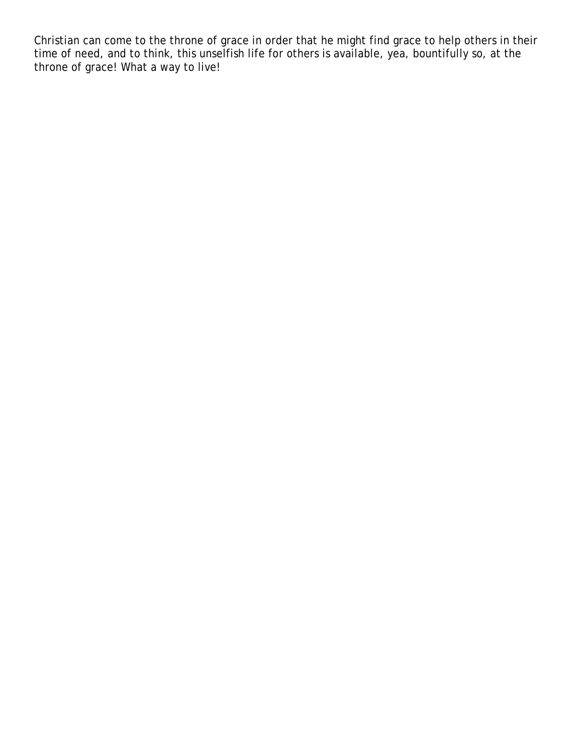Christian can come to the throne of grace in order that he might find grace to help others in their time of need, and to think, this unselfish life for others is available, yea, bountifully so, at the throne of grace! What a way to live!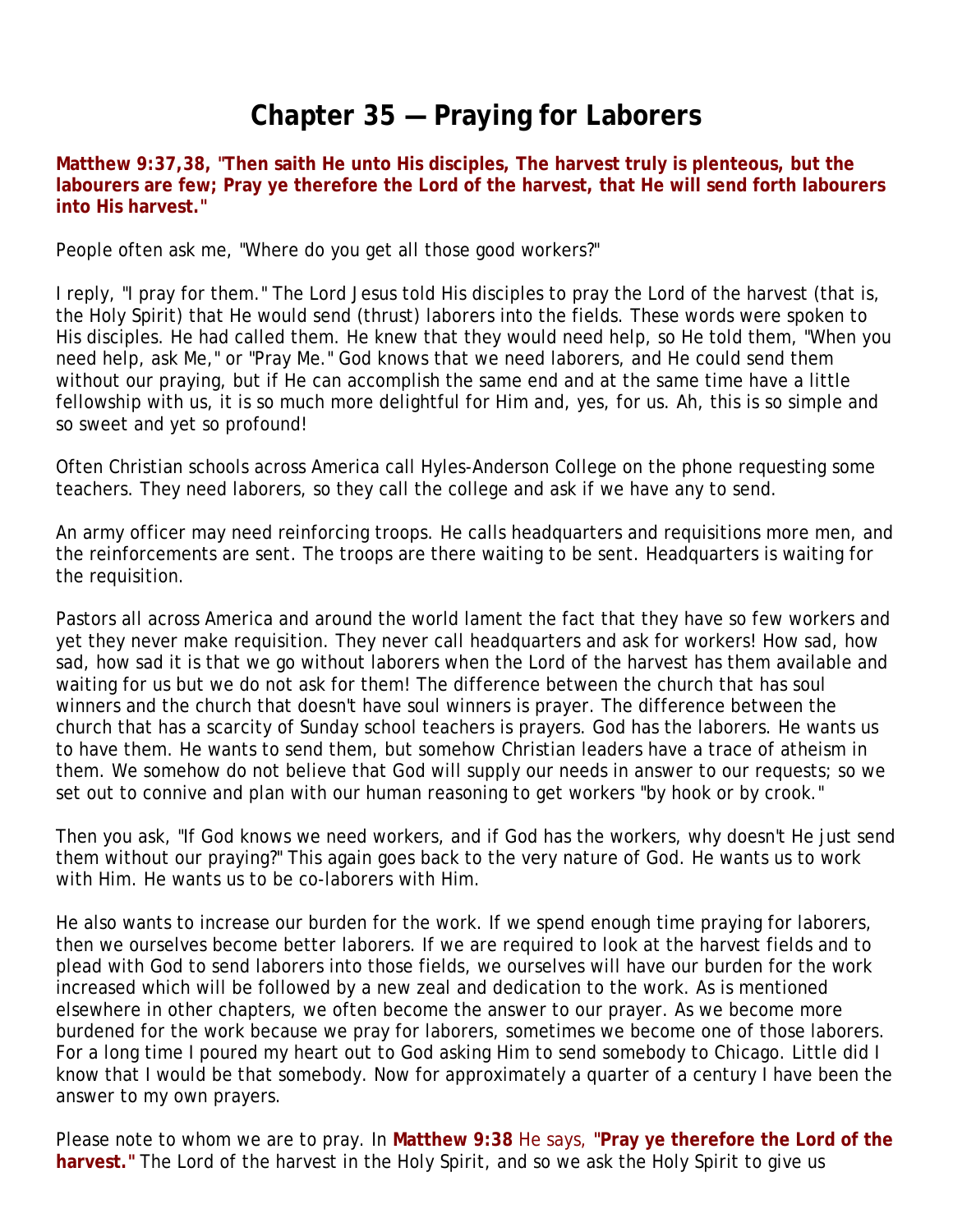# Chapter 35 — Praying for Laborers

**Matthew 9:37,38, "Then saith He unto His disciples, The harvest truly is plenteous, but the labourers are few; Pray ye therefore the Lord of the harvest, that He will send forth labourers into His harvest."**

People often ask me, "Where do you get all those good workers?"

I reply, "I pray for them." The Lord Jesus told His disciples to pray the Lord of the harvest (that is, the Holy Spirit) that He would send (thrust) laborers into the fields. These words were spoken to His disciples. He had called them. He knew that they would need help, so He told them, "When you need help, ask Me," or "Pray Me." God knows that we need laborers, and He could send them without our praying, but if He can accomplish the same end and at the same time have a little fellowship with us, it is so much more delightful for Him and, yes, for us. Ah, this is so simple and so sweet and yet so profound!

Often Christian schools across America call Hyles-Anderson College on the phone requesting some teachers. They need laborers, so they call the college and ask if we have any to send.

An army officer may need reinforcing troops. He calls headquarters and requisitions more men, and the reinforcements are sent. The troops are there waiting to be sent. Headquarters is waiting for the requisition.

Pastors all across America and around the world lament the fact that they have so few workers and yet they never make requisition. They never call headquarters and ask for workers! How sad, how sad, how sad it is that we go without laborers when the Lord of the harvest has them available and waiting for us but we do not ask for them! The difference between the church that has soul winners and the church that doesn't have soul winners is prayer. The difference between the church that has a scarcity of Sunday school teachers is prayers. God has the laborers. He wants us to have them. He wants to send them, but somehow Christian leaders have a trace of atheism in them. We somehow do not believe that God will supply our needs in answer to our requests; so we set out to connive and plan with our human reasoning to get workers "by hook or by crook."

Then you ask, "If God knows we need workers, and if God has the workers, why doesn't He just send them without our praying?" This again goes back to the very nature of God. He wants us to work with Him. He wants us to be co-laborers with Him.

He also wants to increase our burden for the work. If we spend enough time praying for laborers, then we ourselves become better laborers. If we are required to look at the harvest fields and to plead with God to send laborers into those fields, we ourselves will have our burden for the work increased which will be followed by a new zeal and dedication to the work. As is mentioned elsewhere in other chapters, we often become the answer to our prayer. As we become more burdened for the work because we pray for laborers, sometimes we become one of those laborers. For a long time I poured my heart out to God asking Him to send somebody to Chicago. Little did I know that I would be that somebody. Now for approximately a quarter of a century I have been the answer to my own prayers.

Please note to whom we are to pray. In **Matthew 9:38** He says, **"Pray ye therefore the Lord of the harvest."** The Lord of the harvest in the Holy Spirit, and so we ask the Holy Spirit to give us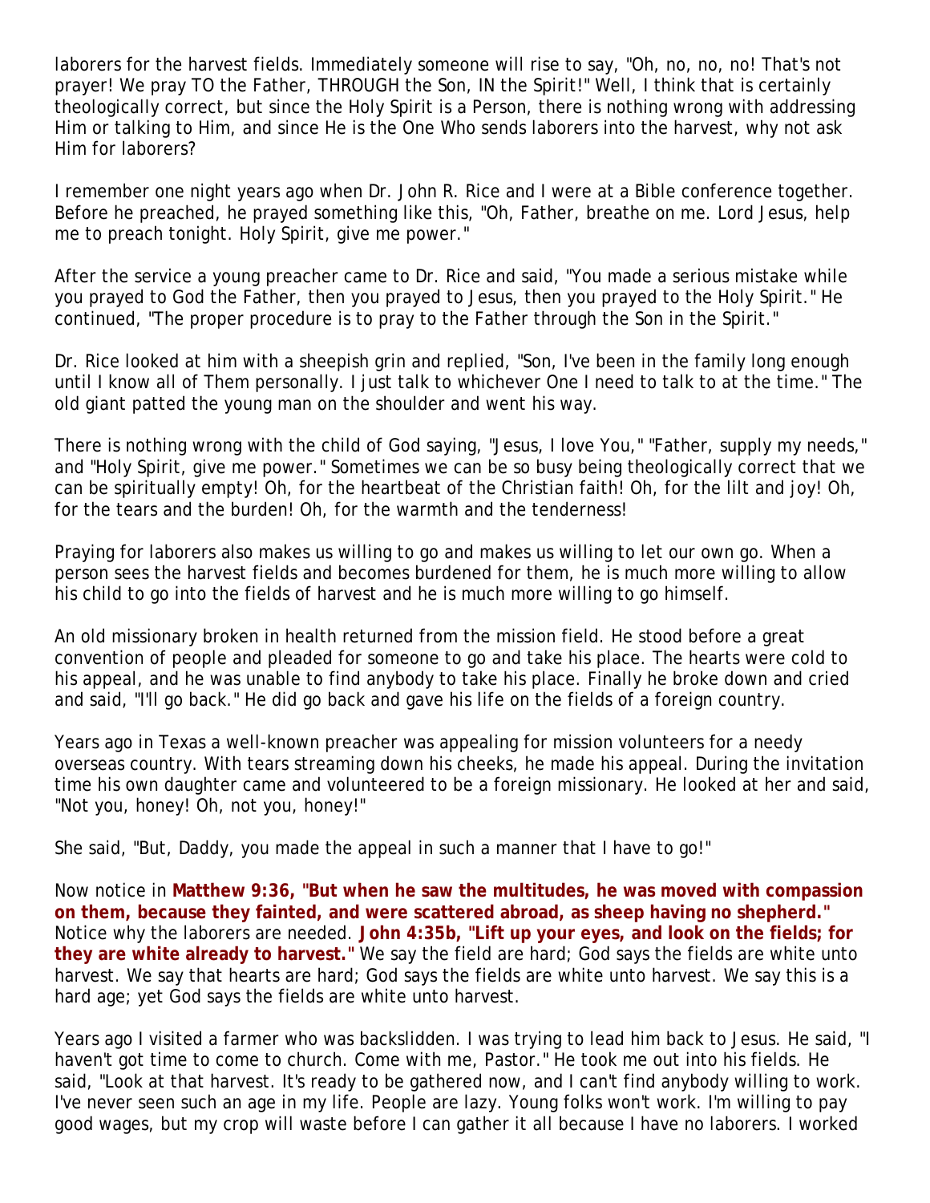laborers for the harvest fields. Immediately someone will rise to say, "Oh, no, no, no! That's not prayer! We pray TO the Father, THROUGH the Son, IN the Spirit!" Well, I think that is certainly theologically correct, but since the Holy Spirit is a Person, there is nothing wrong with addressing Him or talking to Him, and since He is the One Who sends laborers into the harvest, why not ask Him for laborers?

I remember one night years ago when Dr. John R. Rice and I were at a Bible conference together. Before he preached, he prayed something like this, "Oh, Father, breathe on me. Lord Jesus, help me to preach tonight. Holy Spirit, give me power."

After the service a young preacher came to Dr. Rice and said, "You made a serious mistake while you prayed to God the Father, then you prayed to Jesus, then you prayed to the Holy Spirit." He continued, "The proper procedure is to pray to the Father through the Son in the Spirit."

Dr. Rice looked at him with a sheepish grin and replied, "Son, I've been in the family long enough until I know all of Them personally. I just talk to whichever One I need to talk to at the time." The old giant patted the young man on the shoulder and went his way.

There is nothing wrong with the child of God saying, "Jesus, I love You," "Father, supply my needs," and "Holy Spirit, give me power." Sometimes we can be so busy being theologically correct that we can be spiritually empty! Oh, for the heartbeat of the Christian faith! Oh, for the lilt and joy! Oh, for the tears and the burden! Oh, for the warmth and the tenderness!

Praying for laborers also makes us willing to go and makes us willing to let our own go. When a person sees the harvest fields and becomes burdened for them, he is much more willing to allow his child to go into the fields of harvest and he is much more willing to go himself.

An old missionary broken in health returned from the mission field. He stood before a great convention of people and pleaded for someone to go and take his place. The hearts were cold to his appeal, and he was unable to find anybody to take his place. Finally he broke down and cried and said, "I'll go back." He did go back and gave his life on the fields of a foreign country.

Years ago in Texas a well-known preacher was appealing for mission volunteers for a needy overseas country. With tears streaming down his cheeks, he made his appeal. During the invitation time his own daughter came and volunteered to be a foreign missionary. He looked at her and said, "Not you, honey! Oh, not you, honey!"

She said, "But, Daddy, you made the appeal in such a manner that I have to go!"

Now notice in **Matthew 9:36, "But when he saw the multitudes, he was moved with compassion on them, because they fainted, and were scattered abroad, as sheep having no shepherd."** Notice why the laborers are needed. **John 4:35b, "Lift up your eyes, and look on the fields; for they are white already to harvest."** We say the field are hard; God says the fields are white unto harvest. We say that hearts are hard; God says the fields are white unto harvest. We say this is a hard age; yet God says the fields are white unto harvest.

Years ago I visited a farmer who was backslidden. I was trying to lead him back to Jesus. He said, "I haven't got time to come to church. Come with me, Pastor." He took me out into his fields. He said, "Look at that harvest. It's ready to be gathered now, and I can't find anybody willing to work. I've never seen such an age in my life. People are lazy. Young folks won't work. I'm willing to pay good wages, but my crop will waste before I can gather it all because I have no laborers. I worked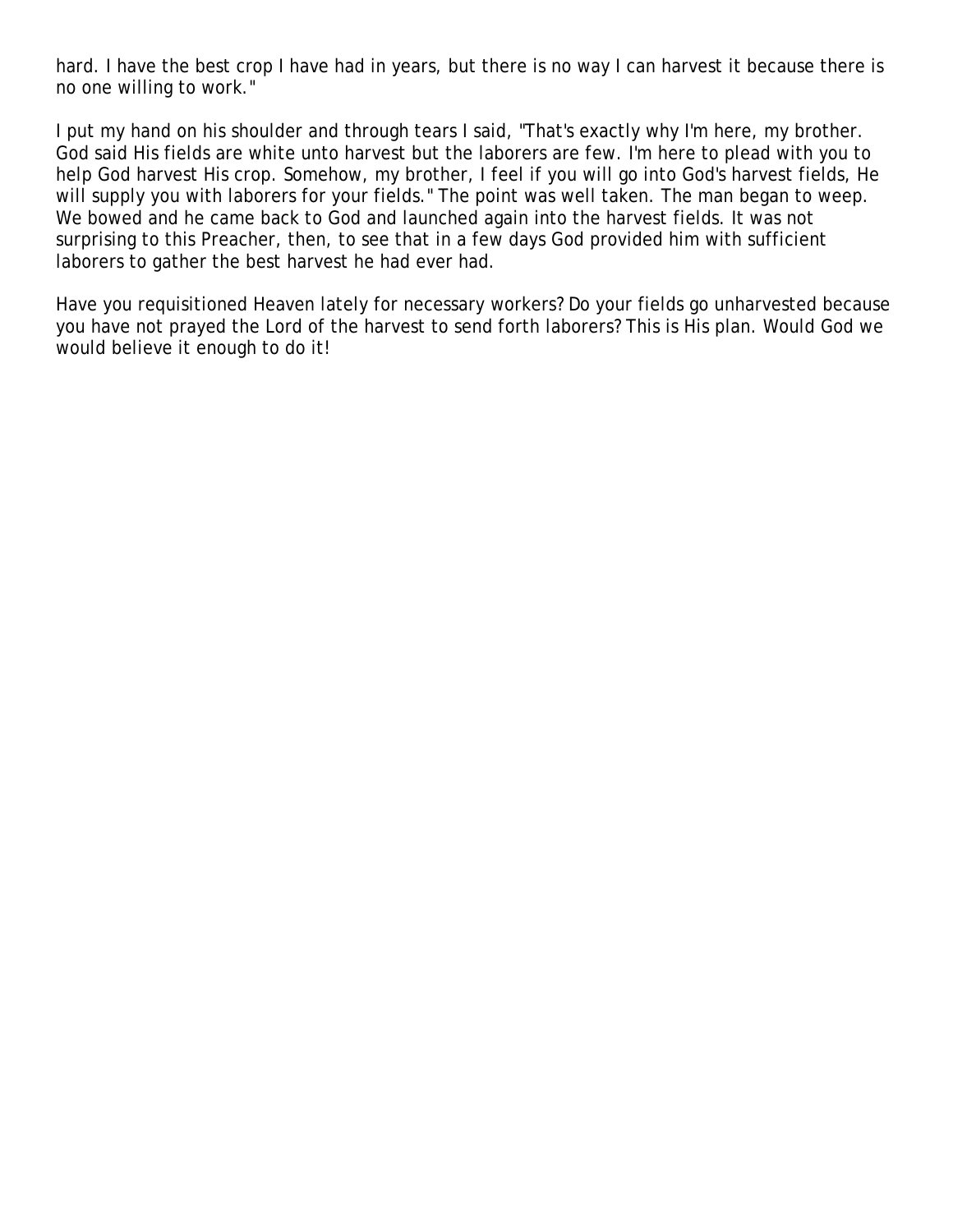hard. I have the best crop I have had in years, but there is no way I can harvest it because there is no one willing to work."

I put my hand on his shoulder and through tears I said, "That's exactly why I'm here, my brother. God said His fields are white unto harvest but the laborers are few. I'm here to plead with you to help God harvest His crop. Somehow, my brother, I feel if you will go into God's harvest fields, He will supply you with laborers for your fields." The point was well taken. The man began to weep. We bowed and he came back to God and launched again into the harvest fields. It was not surprising to this Preacher, then, to see that in a few days God provided him with sufficient laborers to gather the best harvest he had ever had.

Have you requisitioned Heaven lately for necessary workers? Do your fields go unharvested because you have not prayed the Lord of the harvest to send forth laborers? This is His plan. Would God we would believe it enough to do it!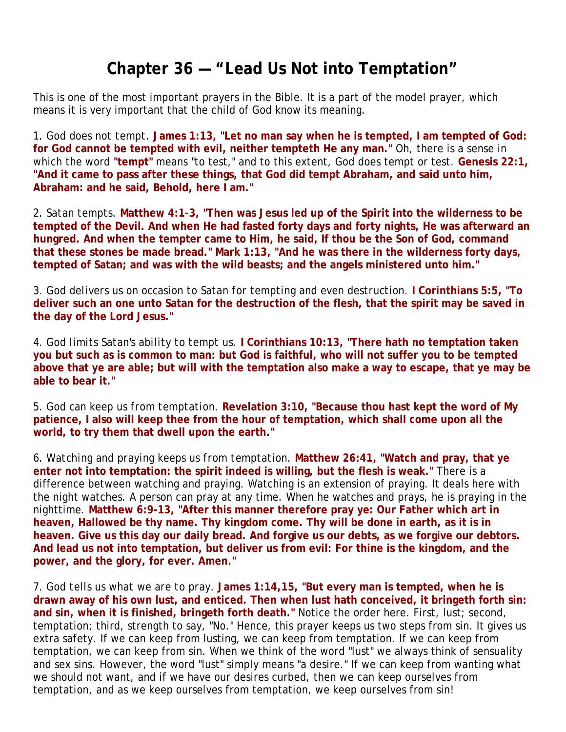# Chapter 36 — “Lead Us Not into Temptation”

This is one of the most important prayers in the Bible. It is a part of the model prayer, which means it is very important that the child of God know its meaning.

1. God does not tempt. **James 1:13, "Let no man say when he is tempted, I am tempted of God: for God cannot be tempted with evil, neither tempteth He any man."** Oh, there is a sense in which the word **"tempt"** means "to test," and to this extent, God does tempt or test. **Genesis 22:1, "And it came to pass after these things, that God did tempt Abraham, and said unto him, Abraham: and he said, Behold, here I am."**

2. Satan tempts. **Matthew 4:1-3, "Then was Jesus led up of the Spirit into the wilderness to be tempted of the Devil. And when He had fasted forty days and forty nights, He was afterward an hungred. And when the tempter came to Him, he said, If thou be the Son of God, command that these stones be made bread." Mark 1:13, "And he was there in the wilderness forty days, tempted of Satan; and was with the wild beasts; and the angels ministered unto him."**

3. God delivers us on occasion to Satan for tempting and even destruction. **I Corinthians 5:5, "To deliver such an one unto Satan for the destruction of the flesh, that the spirit may be saved in the day of the Lord Jesus."**

4. God limits Satan's ability to tempt us. **I Corinthians 10:13, "There hath no temptation taken you but such as is common to man: but God is faithful, who will not suffer you to be tempted above that ye are able; but will with the temptation also make a way to escape, that ye may be able to bear it."**

5. God can keep us from temptation. **Revelation 3:10, "Because thou hast kept the word of My patience, I also will keep thee from the hour of temptation, which shall come upon all the world, to try them that dwell upon the earth."**

6. Watching and praying keeps us from temptation. **Matthew 26:41, "Watch and pray, that ye enter not into temptation: the spirit indeed is willing, but the flesh is weak."** There is a difference between watching and praying. Watching is an extension of praying. It deals here with the night watches. A person can pray at any time. When he watches and prays, he is praying in the nighttime. **Matthew 6:9-13, "After this manner therefore pray ye: Our Father which art in heaven, Hallowed be thy name. Thy kingdom come. Thy will be done in earth, as it is in heaven. Give us this day our daily bread. And forgive us our debts, as we forgive our debtors. And lead us not into temptation, but deliver us from evil: For thine is the kingdom, and the power, and the glory, for ever. Amen."**

7. God tells us what we are to pray. **James 1:14,15, "But every man is tempted, when he is drawn away of his own lust, and enticed. Then when lust hath conceived, it bringeth forth sin: and sin, when it is finished, bringeth forth death."** Notice the order here. First, lust; second, temptation; third, strength to say, "No." Hence, this prayer keeps us two steps from sin. It gives us extra safety. If we can keep from lusting, we can keep from temptation. If we can keep from temptation, we can keep from sin. When we think of the word "lust" we always think of sensuality and sex sins. However, the word "lust" simply means "a desire." If we can keep from wanting what we should not want, and if we have our desires curbed, then we can keep ourselves from temptation, and as we keep ourselves from temptation, we keep ourselves from sin!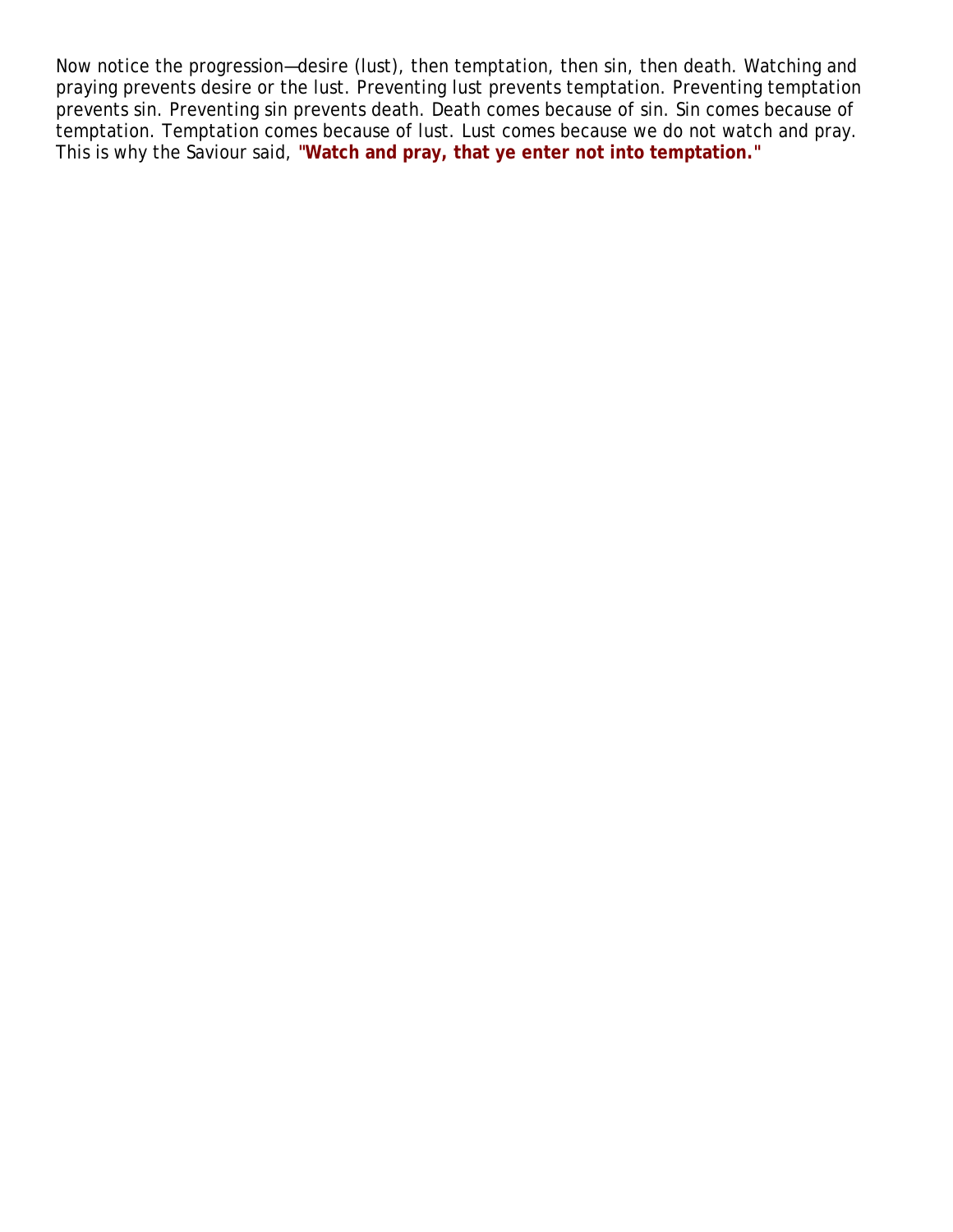Now notice the progression—desire (lust), then temptation, then sin, then death. Watching and praying prevents desire or the lust. Preventing lust prevents temptation. Preventing temptation prevents sin. Preventing sin prevents death. Death comes because of sin. Sin comes because of temptation. Temptation comes because of lust. Lust comes because we do not watch and pray. This is why the Saviour said, **"Watch and pray, that ye enter not into temptation."**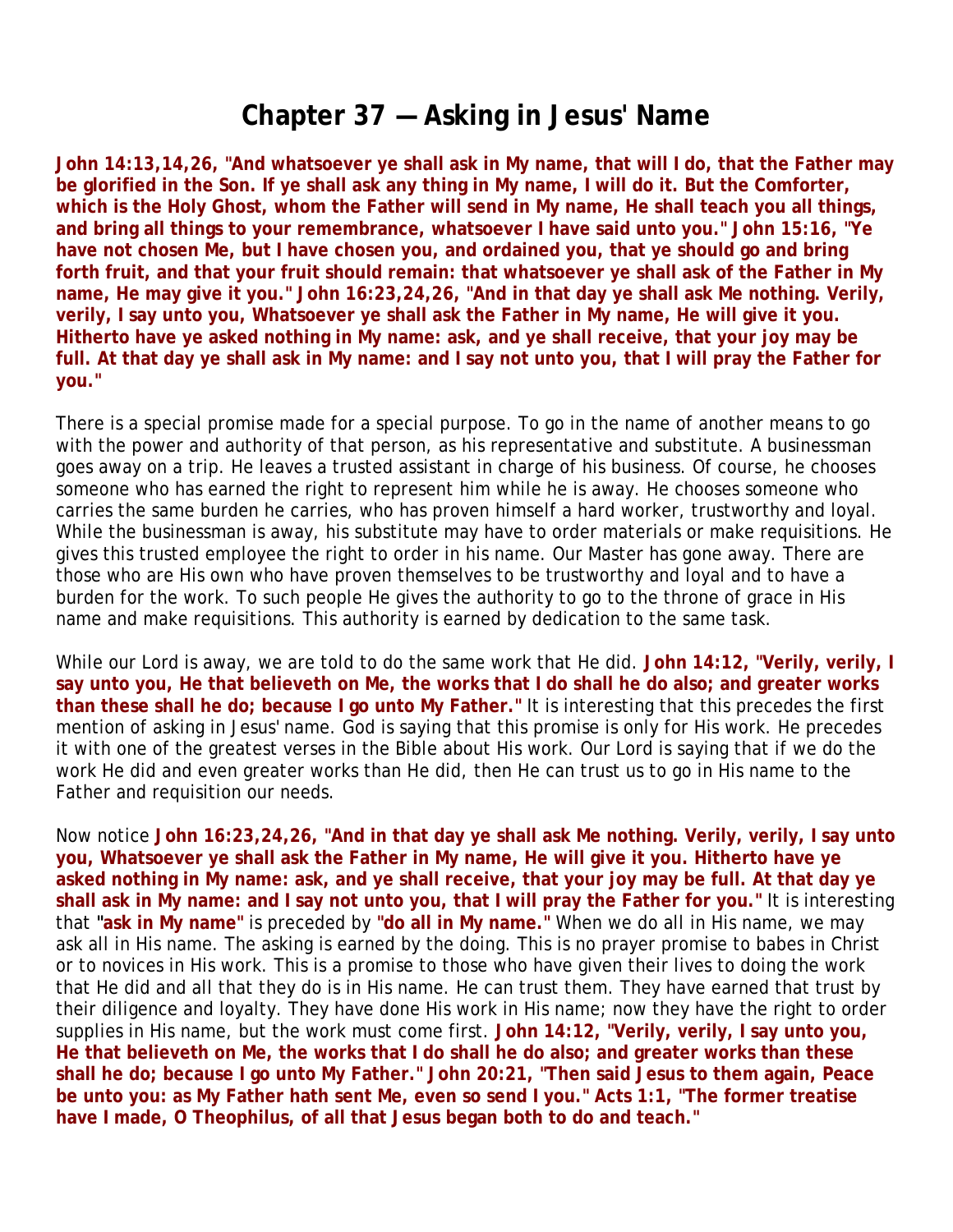# Chapter 37 — Asking in Jesus' Name

**John 14:13,14,26, "And whatsoever ye shall ask in My name, that will I do, that the Father may be glorified in the Son. If ye shall ask any thing in My name, I will do it. But the Comforter, which is the Holy Ghost, whom the Father will send in My name, He shall teach you all things, and bring all things to your remembrance, whatsoever I have said unto you." John 15:16, "Ye have not chosen Me, but I have chosen you, and ordained you, that ye should go and bring forth fruit, and that your fruit should remain: that whatsoever ye shall ask of the Father in My name, He may give it you." John 16:23,24,26, "And in that day ye shall ask Me nothing. Verily, verily, I say unto you, Whatsoever ye shall ask the Father in My name, He will give it you. Hitherto have ye asked nothing in My name: ask, and ye shall receive, that your joy may be full. At that day ye shall ask in My name: and I say not unto you, that I will pray the Father for you."**

There is a special promise made for a special purpose. To go in the name of another means to go with the power and authority of that person, as his representative and substitute. A businessman goes away on a trip. He leaves a trusted assistant in charge of his business. Of course, he chooses someone who has earned the right to represent him while he is away. He chooses someone who carries the same burden he carries, who has proven himself a hard worker, trustworthy and loyal. While the businessman is away, his substitute may have to order materials or make requisitions. He gives this trusted employee the right to order in his name. Our Master has gone away. There are those who are His own who have proven themselves to be trustworthy and loyal and to have a burden for the work. To such people He gives the authority to go to the throne of grace in His name and make requisitions. This authority is earned by dedication to the same task.

While our Lord is away, we are told to do the same work that He did. **John 14:12, "Verily, verily, I say unto you, He that believeth on Me, the works that I do shall he do also; and greater works than these shall he do; because I go unto My Father."** It is interesting that this precedes the first mention of asking in Jesus' name. God is saying that this promise is only for His work. He precedes it with one of the greatest verses in the Bible about His work. Our Lord is saying that if we do the work He did and even greater works than He did, then He can trust us to go in His name to the Father and requisition our needs.

Now notice **John 16:23,24,26, "And in that day ye shall ask Me nothing. Verily, verily, I say unto you, Whatsoever ye shall ask the Father in My name, He will give it you. Hitherto have ye asked nothing in My name: ask, and ye shall receive, that your joy may be full. At that day ye shall ask in My name: and I say not unto you, that I will pray the Father for you."** It is interesting that **"ask in My name"** is preceded by **"do all in My name."** When we do all in His name, we may ask all in His name. The asking is earned by the doing. This is no prayer promise to babes in Christ or to novices in His work. This is a promise to those who have given their lives to doing the work that He did and all that they do is in His name. He can trust them. They have earned that trust by their diligence and loyalty. They have done His work in His name; now they have the right to order supplies in His name, but the work must come first. **John 14:12, "Verily, verily, I say unto you, He that believeth on Me, the works that I do shall he do also; and greater works than these shall he do; because I go unto My Father." John 20:21, "Then said Jesus to them again, Peace be unto you: as My Father hath sent Me, even so send I you." Acts 1:1, "The former treatise have I made, O Theophilus, of all that Jesus began both to do and teach."**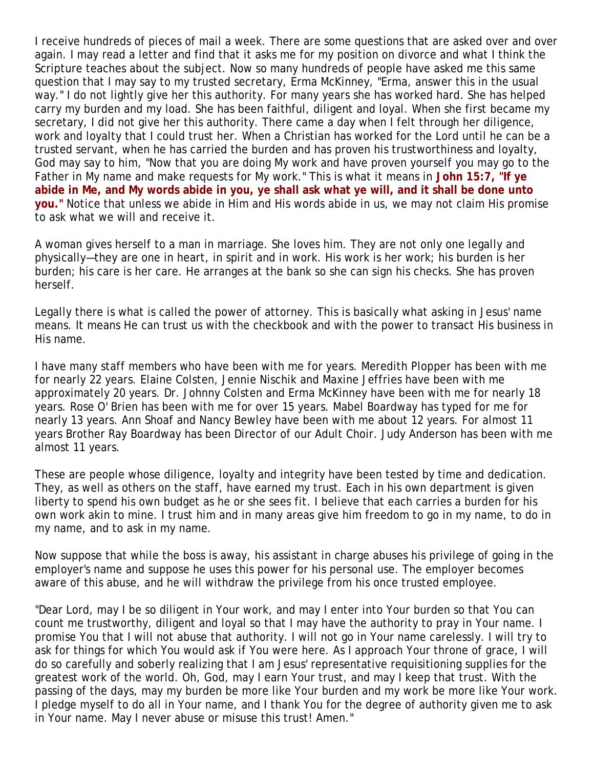I receive hundreds of pieces of mail a week. There are some questions that are asked over and over again. I may read a letter and find that it asks me for my position on divorce and what I think the Scripture teaches about the subject. Now so many hundreds of people have asked me this same question that I may say to my trusted secretary, Erma McKinney, "Erma, answer this in the usual way." I do not lightly give her this authority. For many years she has worked hard. She has helped carry my burden and my load. She has been faithful, diligent and loyal. When she first became my secretary, I did not give her this authority. There came a day when I felt through her diligence, work and loyalty that I could trust her. When a Christian has worked for the Lord until he can be a trusted servant, when he has carried the burden and has proven his trustworthiness and loyalty, God may say to him, "Now that you are doing My work and have proven yourself you may go to the Father in My name and make requests for My work." This is what it means in **John 15:7, "If ye abide in Me, and My words abide in you, ye shall ask what ye will, and it shall be done unto you."** Notice that unless we abide in Him and His words abide in us, we may not claim His promise to ask what we will and receive it.

A woman gives herself to a man in marriage. She loves him. They are not only one legally and physically—they are one in heart, in spirit and in work. His work is her work; his burden is her burden; his care is her care. He arranges at the bank so she can sign his checks. She has proven herself.

Legally there is what is called the power of attorney. This is basically what asking in Jesus' name means. It means He can trust us with the checkbook and with the power to transact His business in His name.

I have many staff members who have been with me for years. Meredith Plopper has been with me for nearly 22 years. Elaine Colsten, Jennie Nischik and Maxine Jeffries have been with me approximately 20 years. Dr. Johnny Colsten and Erma McKinney have been with me for nearly 18 years. Rose O' Brien has been with me for over 15 years. Mabel Boardway has typed for me for nearly 13 years. Ann Shoaf and Nancy Bewley have been with me about 12 years. For almost 11 years Brother Ray Boardway has been Director of our Adult Choir. Judy Anderson has been with me almost 11 years.

These are people whose diligence, loyalty and integrity have been tested by time and dedication. They, as well as others on the staff, have earned my trust. Each in his own department is given liberty to spend his own budget as he or she sees fit. I believe that each carries a burden for his own work akin to mine. I trust him and in many areas give him freedom to go in my name, to do in my name, and to ask in my name.

Now suppose that while the boss is away, his assistant in charge abuses his privilege of going in the employer's name and suppose he uses this power for his personal use. The employer becomes aware of this abuse, and he will withdraw the privilege from his once trusted employee.

"Dear Lord, may I be so diligent in Your work, and may I enter into Your burden so that You can count me trustworthy, diligent and loyal so that I may have the authority to pray in Your name. I promise You that I will not abuse that authority. I will not go in Your name carelessly. I will try to ask for things for which You would ask if You were here. As I approach Your throne of grace, I will do so carefully and soberly realizing that I am Jesus' representative requisitioning supplies for the greatest work of the world. Oh, God, may I earn Your trust, and may I keep that trust. With the passing of the days, may my burden be more like Your burden and my work be more like Your work. I pledge myself to do all in Your name, and I thank You for the degree of authority given me to ask in Your name. May I never abuse or misuse this trust! Amen."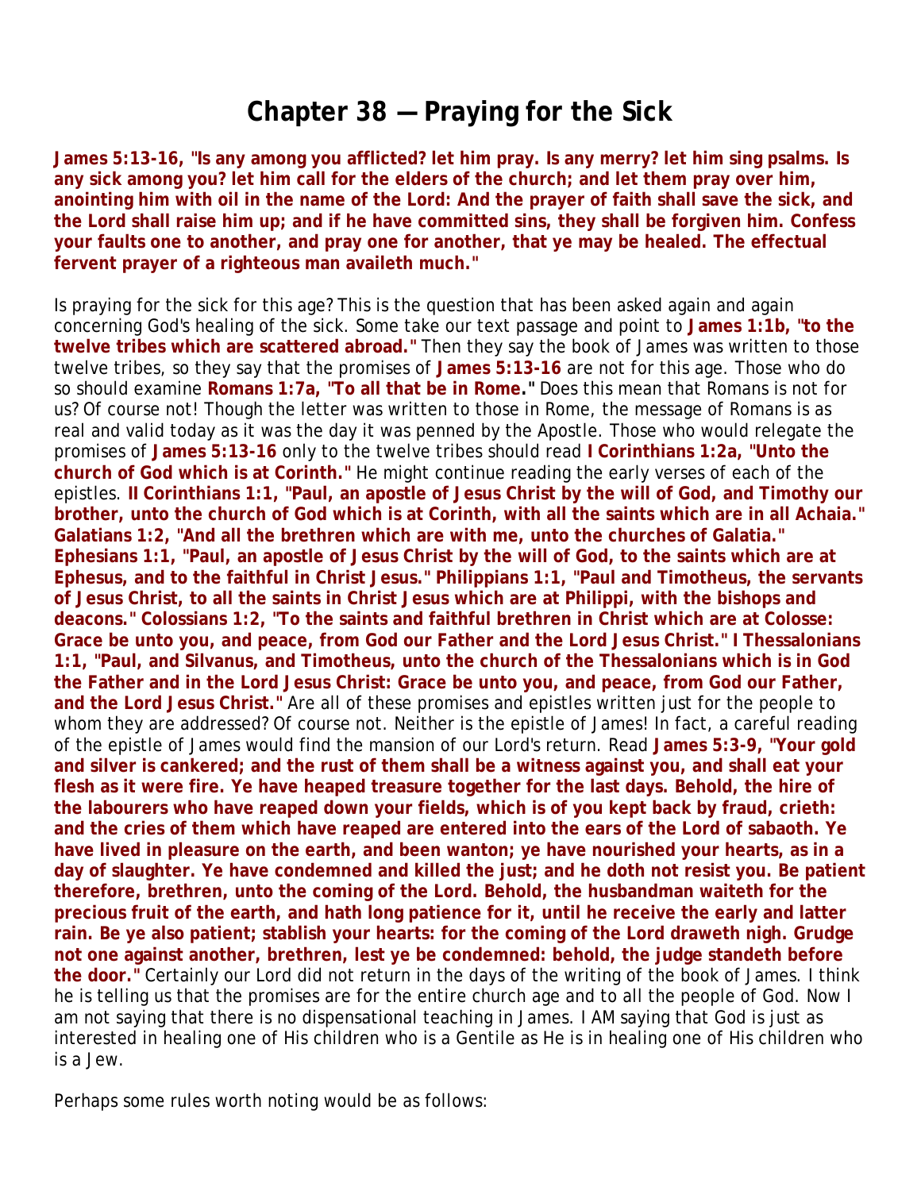# Chapter 38 — Praying for the Sick

**James 5:13-16, "Is any among you afflicted? let him pray. Is any merry? let him sing psalms. Is any sick among you? let him call for the elders of the church; and let them pray over him, anointing him with oil in the name of the Lord: And the prayer of faith shall save the sick, and the Lord shall raise him up; and if he have committed sins, they shall be forgiven him. Confess your faults one to another, and pray one for another, that ye may be healed. The effectual fervent prayer of a righteous man availeth much."**

Is praying for the sick for this age? This is the question that has been asked again and again concerning God's healing of the sick. Some take our text passage and point to **James 1:1b, "to the twelve tribes which are scattered abroad."** Then they say the book of James was written to those twelve tribes, so they say that the promises of **James 5:13-16** are not for this age. Those who do so should examine **Romans 1:7a, "To all that be in Rome."** Does this mean that Romans is not for us? Of course not! Though the letter was written to those in Rome, the message of Romans is as real and valid today as it was the day it was penned by the Apostle. Those who would relegate the promises of **James 5:13-16** only to the twelve tribes should read **I Corinthians 1:2a, "Unto the church of God which is at Corinth."** He might continue reading the early verses of each of the epistles. **II Corinthians 1:1, "Paul, an apostle of Jesus Christ by the will of God, and Timothy our brother, unto the church of God which is at Corinth, with all the saints which are in all Achaia." Galatians 1:2, "And all the brethren which are with me, unto the churches of Galatia." Ephesians 1:1, "Paul, an apostle of Jesus Christ by the will of God, to the saints which are at Ephesus, and to the faithful in Christ Jesus." Philippians 1:1, "Paul and Timotheus, the servants of Jesus Christ, to all the saints in Christ Jesus which are at Philippi, with the bishops and deacons." Colossians 1:2, "To the saints and faithful brethren in Christ which are at Colosse: Grace be unto you, and peace, from God our Father and the Lord Jesus Christ." I Thessalonians 1:1, "Paul, and Silvanus, and Timotheus, unto the church of the Thessalonians which is in God the Father and in the Lord Jesus Christ: Grace be unto you, and peace, from God our Father, and the Lord Jesus Christ."** Are all of these promises and epistles written just for the people to whom they are addressed? Of course not. Neither is the epistle of James! In fact, a careful reading of the epistle of James would find the mansion of our Lord's return. Read **James 5:3-9, "Your gold and silver is cankered; and the rust of them shall be a witness against you, and shall eat your flesh as it were fire. Ye have heaped treasure together for the last days. Behold, the hire of the labourers who have reaped down your fields, which is of you kept back by fraud, crieth: and the cries of them which have reaped are entered into the ears of the Lord of sabaoth. Ye have lived in pleasure on the earth, and been wanton; ye have nourished your hearts, as in a day of slaughter. Ye have condemned and killed the just; and he doth not resist you. Be patient therefore, brethren, unto the coming of the Lord. Behold, the husbandman waiteth for the precious fruit of the earth, and hath long patience for it, until he receive the early and latter rain. Be ye also patient; stablish your hearts: for the coming of the Lord draweth nigh. Grudge not one against another, brethren, lest ye be condemned: behold, the judge standeth before the door."** Certainly our Lord did not return in the days of the writing of the book of James. I think he is telling us that the promises are for the entire church age and to all the people of God. Now I am not saying that there is no dispensational teaching in James. I AM saying that God is just as interested in healing one of His children who is a Gentile as He is in healing one of His children who is a Jew.

Perhaps some rules worth noting would be as follows: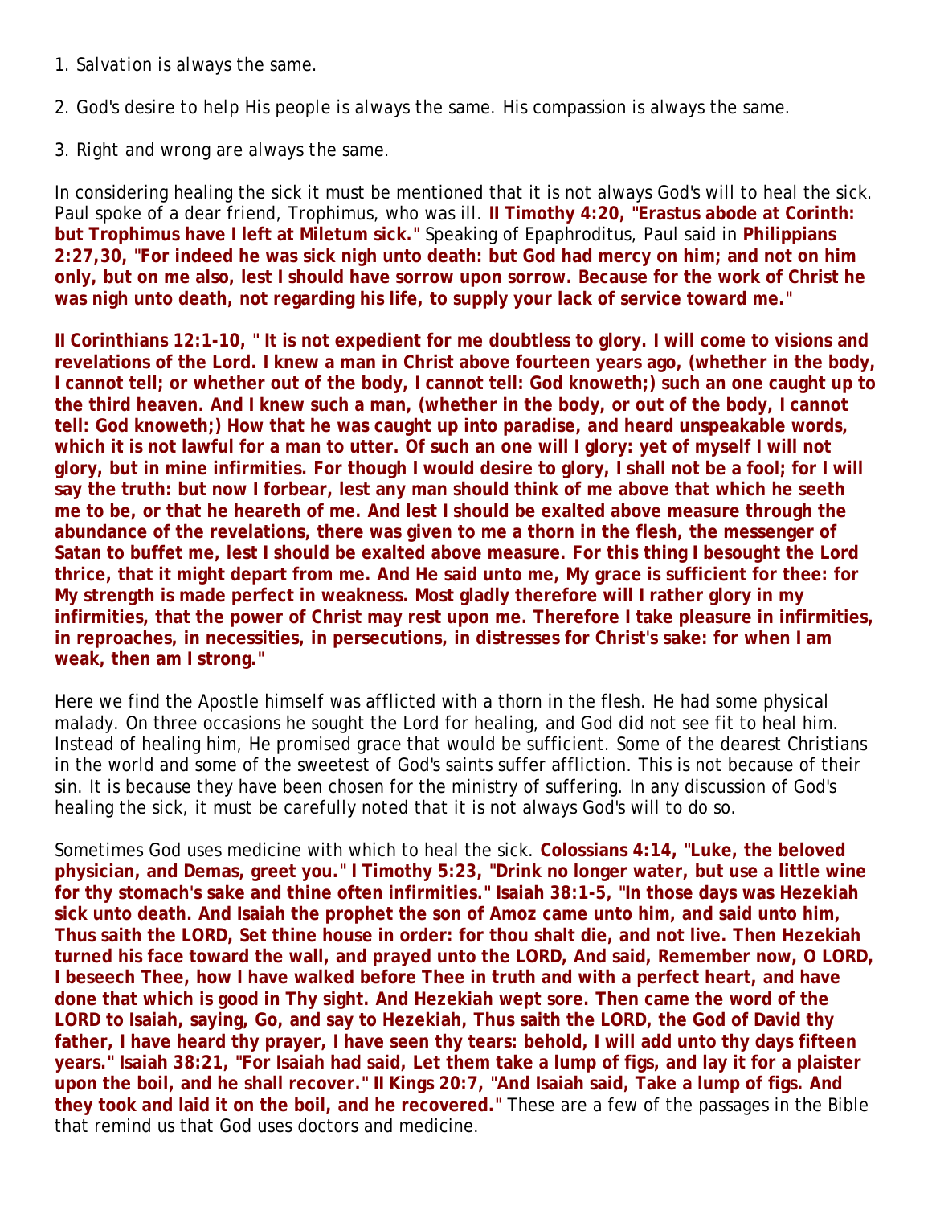1. Salvation is always the same.

2. God's desire to help His people is always the same. His compassion is always the same.

3. Right and wrong are always the same.

In considering healing the sick it must be mentioned that it is not always God's will to heal the sick. Paul spoke of a dear friend, Trophimus, who was ill. **II Timothy 4:20, "Erastus abode at Corinth: but Trophimus have I left at Miletum sick."** Speaking of Epaphroditus, Paul said in **Philippians 2:27,30, "For indeed he was sick nigh unto death: but God had mercy on him; and not on him only, but on me also, lest I should have sorrow upon sorrow. Because for the work of Christ he was nigh unto death, not regarding his life, to supply your lack of service toward me."**

**II Corinthians 12:1-10, " It is not expedient for me doubtless to glory. I will come to visions and revelations of the Lord. I knew a man in Christ above fourteen years ago, (whether in the body, I cannot tell; or whether out of the body, I cannot tell: God knoweth;) such an one caught up to the third heaven. And I knew such a man, (whether in the body, or out of the body, I cannot tell: God knoweth;) How that he was caught up into paradise, and heard unspeakable words, which it is not lawful for a man to utter. Of such an one will I glory: yet of myself I will not glory, but in mine infirmities. For though I would desire to glory, I shall not be a fool; for I will say the truth: but now I forbear, lest any man should think of me above that which he seeth me to be, or that he heareth of me. And lest I should be exalted above measure through the abundance of the revelations, there was given to me a thorn in the flesh, the messenger of Satan to buffet me, lest I should be exalted above measure. For this thing I besought the Lord thrice, that it might depart from me. And He said unto me, My grace is sufficient for thee: for My strength is made perfect in weakness. Most gladly therefore will I rather glory in my infirmities, that the power of Christ may rest upon me. Therefore I take pleasure in infirmities, in reproaches, in necessities, in persecutions, in distresses for Christ's sake: for when I am weak, then am I strong."**

Here we find the Apostle himself was afflicted with a thorn in the flesh. He had some physical malady. On three occasions he sought the Lord for healing, and God did not see fit to heal him. Instead of healing him, He promised grace that would be sufficient. Some of the dearest Christians in the world and some of the sweetest of God's saints suffer affliction. This is not because of their sin. It is because they have been chosen for the ministry of suffering. In any discussion of God's healing the sick, it must be carefully noted that it is not always God's will to do so.

Sometimes God uses medicine with which to heal the sick. **Colossians 4:14, "Luke, the beloved physician, and Demas, greet you." I Timothy 5:23, "Drink no longer water, but use a little wine for thy stomach's sake and thine often infirmities." Isaiah 38:1-5, "In those days was Hezekiah sick unto death. And Isaiah the prophet the son of Amoz came unto him, and said unto him, Thus saith the LORD, Set thine house in order: for thou shalt die, and not live. Then Hezekiah turned his face toward the wall, and prayed unto the LORD, And said, Remember now, O LORD, I beseech Thee, how I have walked before Thee in truth and with a perfect heart, and have done that which is good in Thy sight. And Hezekiah wept sore. Then came the word of the LORD to Isaiah, saying, Go, and say to Hezekiah, Thus saith the LORD, the God of David thy father, I have heard thy prayer, I have seen thy tears: behold, I will add unto thy days fifteen years." Isaiah 38:21, "For Isaiah had said, Let them take a lump of figs, and lay it for a plaister upon the boil, and he shall recover." II Kings 20:7, "And Isaiah said, Take a lump of figs. And they took and laid it on the boil, and he recovered."** These are a few of the passages in the Bible that remind us that God uses doctors and medicine.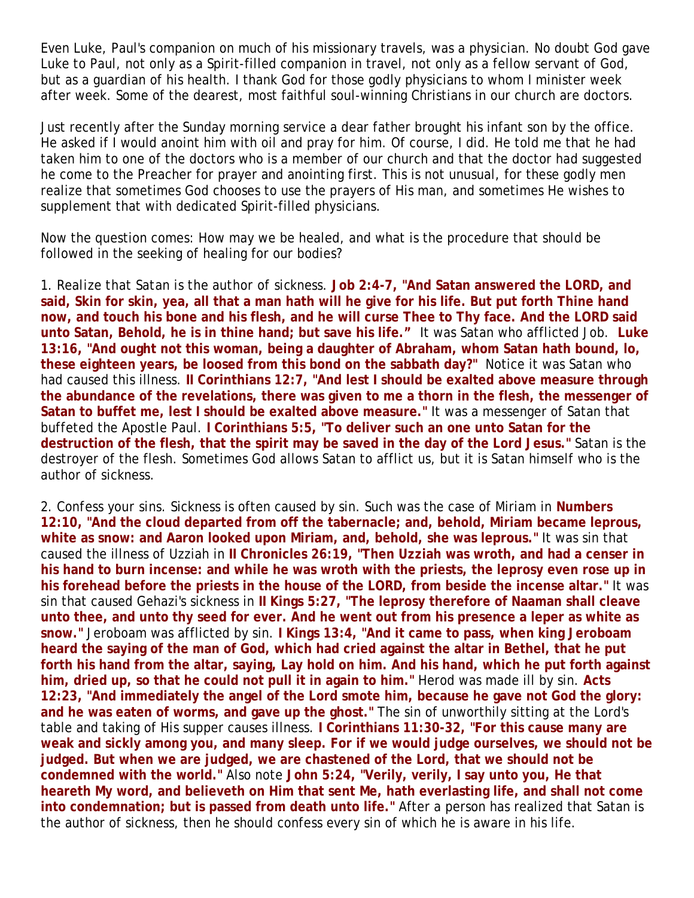Even Luke, Paul's companion on much of his missionary travels, was a physician. No doubt God gave Luke to Paul, not only as a Spirit-filled companion in travel, not only as a fellow servant of God, but as a guardian of his health. I thank God for those godly physicians to whom I minister week after week. Some of the dearest, most faithful soul-winning Christians in our church are doctors.

Just recently after the Sunday morning service a dear father brought his infant son by the office. He asked if I would anoint him with oil and pray for him. Of course, I did. He told me that he had taken him to one of the doctors who is a member of our church and that the doctor had suggested he come to the Preacher for prayer and anointing first. This is not unusual, for these godly men realize that sometimes God chooses to use the prayers of His man, and sometimes He wishes to supplement that with dedicated Spirit-filled physicians.

Now the question comes: How may we be healed, and what is the procedure that should be followed in the seeking of healing for our bodies?

1. Realize that Satan is the author of sickness. **Job 2:4-7, "And Satan answered the LORD, and said, Skin for skin, yea, all that a man hath will he give for his life. But put forth Thine hand now, and touch his bone and his flesh, and he will curse Thee to Thy face. And the LORD said unto Satan, Behold, he is in thine hand; but save his life."** It was Satan who afflicted Job. **Luke 13:16, "And ought not this woman, being a daughter of Abraham, whom Satan hath bound, lo, these eighteen years, be loosed from this bond on the sabbath day?"** Notice it was Satan who had caused this illness. **II Corinthians 12:7, "And lest I should be exalted above measure through the abundance of the revelations, there was given to me a thorn in the flesh, the messenger of Satan to buffet me, lest I should be exalted above measure."** It was a messenger of Satan that buffeted the Apostle Paul. **I Corinthians 5:5, "To deliver such an one unto Satan for the destruction of the flesh, that the spirit may be saved in the day of the Lord Jesus."** Satan is the destroyer of the flesh. Sometimes God allows Satan to afflict us, but it is Satan himself who is the author of sickness.

2. Confess your sins. Sickness is often caused by sin. Such was the case of Miriam in **Numbers 12:10, "And the cloud departed from off the tabernacle; and, behold, Miriam became leprous, white as snow: and Aaron looked upon Miriam, and, behold, she was leprous."** It was sin that caused the illness of Uzziah in **II Chronicles 26:19, "Then Uzziah was wroth, and had a censer in his hand to burn incense: and while he was wroth with the priests, the leprosy even rose up in his forehead before the priests in the house of the LORD, from beside the incense altar."** It was sin that caused Gehazi's sickness in **II Kings 5:27, "The leprosy therefore of Naaman shall cleave unto thee, and unto thy seed for ever. And he went out from his presence a leper as white as snow."** Jeroboam was afflicted by sin. **I Kings 13:4, "And it came to pass, when king Jeroboam heard the saying of the man of God, which had cried against the altar in Bethel, that he put forth his hand from the altar, saying, Lay hold on him. And his hand, which he put forth against him, dried up, so that he could not pull it in again to him."** Herod was made ill by sin. **Acts 12:23, "And immediately the angel of the Lord smote him, because he gave not God the glory: and he was eaten of worms, and gave up the ghost."** The sin of unworthily sitting at the Lord's table and taking of His supper causes illness. **I Corinthians 11:30-32, "For this cause many are weak and sickly among you, and many sleep. For if we would judge ourselves, we should not be judged. But when we are judged, we are chastened of the Lord, that we should not be condemned with the world."** Also note **John 5:24, "Verily, verily, I say unto you, He that heareth My word, and believeth on Him that sent Me, hath everlasting life, and shall not come into condemnation; but is passed from death unto life."** After a person has realized that Satan is the author of sickness, then he should confess every sin of which he is aware in his life.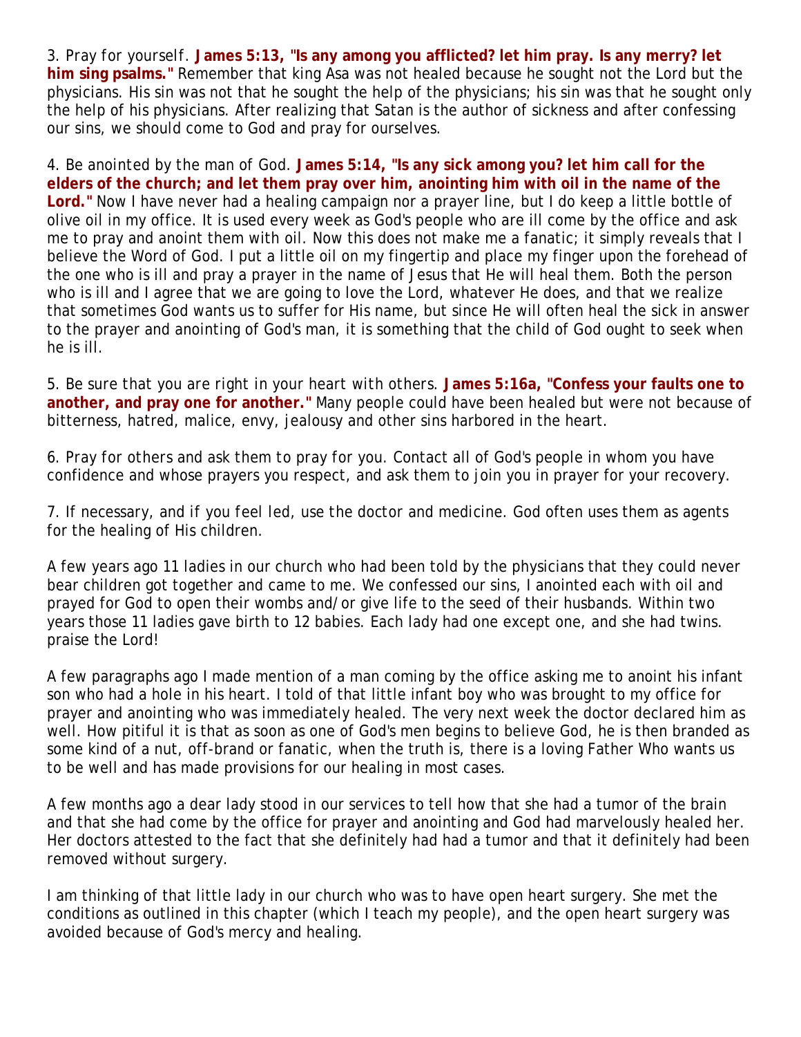3. *Pray for yourself.* **James 5:13, "Is any among you afflicted? let him pray. Is any merry? let him sing psalms."** Remember that king Asa was not healed because he sought not the Lord but the physicians. His sin was not that he sought the help of the physicians; his sin was that he sought only the help of his physicians. After realizing that Satan is the author of sickness and after confessing our sins, we should come to God and pray for ourselves.

4. *Be anointed by the man of God.* **James 5:14, "Is any sick among you? let him call for the elders of the church; and let them pray over him, anointing him with oil in the name of the Lord."** Now I have never had a healing campaign nor a prayer line, but I do keep a little bottle of olive oil in my office. It is used every week as God's people who are ill come by the office and ask me to pray and anoint them with oil. Now this does not make me a fanatic; it simply reveals that I believe the Word of God. I put a little oil on my fingertip and place my finger upon the forehead of the one who is ill and pray a prayer in the name of Jesus that He will heal them. Both the person who is ill and I agree that we are going to love the Lord, whatever He does, and that we realize that sometimes God wants us to suffer for His name, but since He will often heal the sick in answer to the prayer and anointing of God's man, it is something that the child of God ought to seek when he is ill.

5. *Be sure that you are right in your heart with others.* **James 5:16a, "Confess your faults one to another, and pray one for another."** Many people could have been healed but were not because of bitterness, hatred, malice, envy, jealousy and other sins harbored in the heart.

6. *Pray for others and ask them to pray for you.* Contact all of God's people in whom you have confidence and whose prayers you respect, and ask them to join you in prayer for your recovery.

7. *If necessary, and if you feel led, use the doctor and medicine.* God often uses them as agents for the healing of His children.

A few years ago 11 ladies in our church who had been told by the physicians that they could never bear children got together and came to me. We confessed our sins, I anointed each with oil and prayed for God to open their wombs and/or give life to the seed of their husbands. Within two years those 11 ladies gave birth to 12 babies. Each lady had one except one, and she had twins. praise the Lord!

A few paragraphs ago I made mention of a man coming by the office asking me to anoint his infant son who had a hole in his heart. I told of that little infant boy who was brought to my office for prayer and anointing who was immediately healed. The very next week the doctor declared him as well. How pitiful it is that as soon as one of God's men begins to believe God, he is then branded as some kind of a nut, off-brand or fanatic, when the truth is, there is a loving Father Who wants us to be well and has made provisions for our healing in most cases.

A few months ago a dear lady stood in our services to tell how that she had a tumor of the brain and that she had come by the office for prayer and anointing and God had marvelously healed her. Her doctors attested to the fact that she definitely had had a tumor and that it definitely had been removed without surgery.

I am thinking of that little lady in our church who was to have open heart surgery. She met the conditions as outlined in this chapter (which I teach my people), and the open heart surgery was avoided because of God's mercy and healing.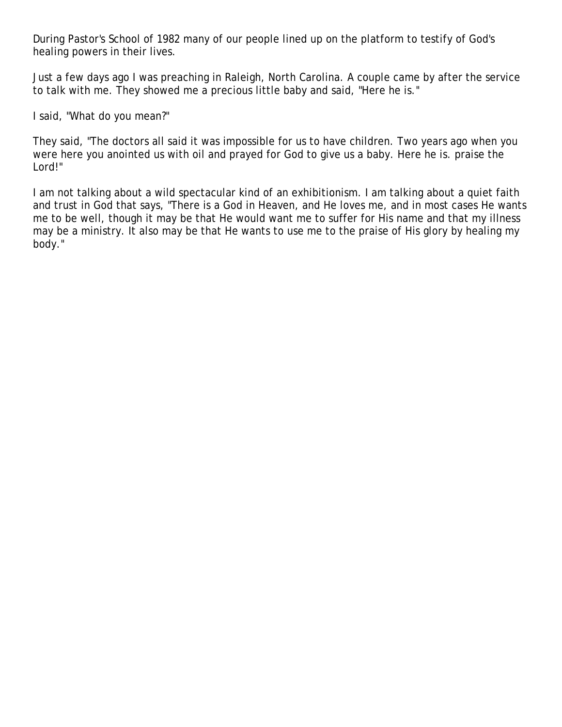During Pastor's School of 1982 many of our people lined up on the platform to testify of God's healing powers in their lives.

Just a few days ago I was preaching in Raleigh, North Carolina. A couple came by after the service to talk with me. They showed me a precious little baby and said, "Here he is."

I said, "What do you mean?"

They said, "The doctors all said it was impossible for us to have children. Two years ago when you were here you anointed us with oil and prayed for God to give us a baby. Here he is. praise the Lord!"

I am not talking about a wild spectacular kind of an exhibitionism. I am talking about a quiet faith and trust in God that says, "There is a God in Heaven, and He loves me, and in most cases He wants me to be well, though it may be that He would want me to suffer for His name and that my illness may be a ministry. It also may be that He wants to use me to the praise of His glory by healing my body."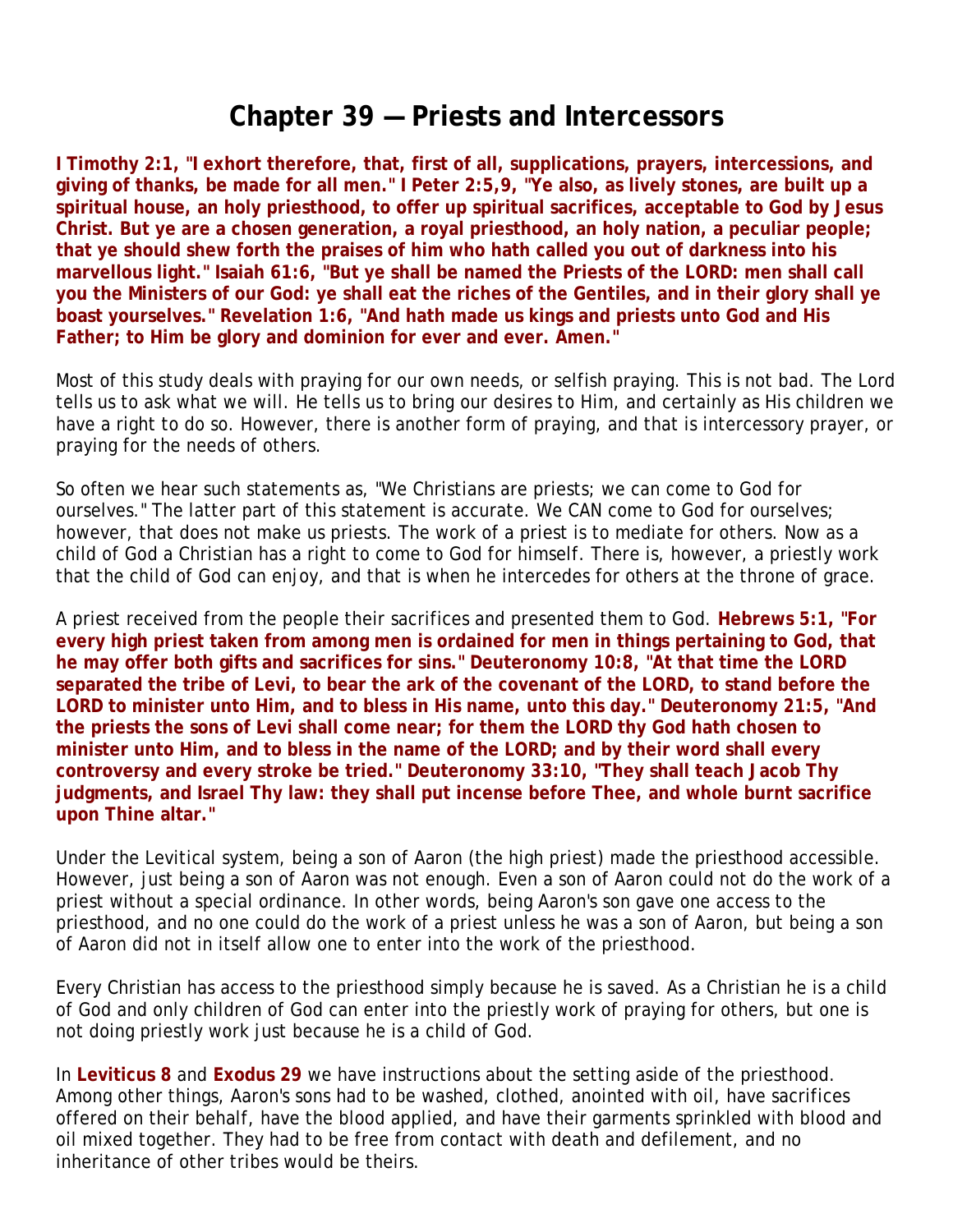# Chapter 39 — Priests and Intercessors

**I Timothy 2:1, "I exhort therefore, that, first of all, supplications, prayers, intercessions, and giving of thanks, be made for all men." I Peter 2:5,9, "Ye also, as lively stones, are built up a spiritual house, an holy priesthood, to offer up spiritual sacrifices, acceptable to God by Jesus Christ. But ye are a chosen generation, a royal priesthood, an holy nation, a peculiar people; that ye should shew forth the praises of him who hath called you out of darkness into his marvellous light." Isaiah 61:6, "But ye shall be named the Priests of the LORD: men shall call you the Ministers of our God: ye shall eat the riches of the Gentiles, and in their glory shall ye boast yourselves." Revelation 1:6, "And hath made us kings and priests unto God and His Father; to Him be glory and dominion for ever and ever. Amen."**

Most of this study deals with praying for our own needs, or selfish praying. This is not bad. The Lord tells us to ask what we will. He tells us to bring our desires to Him, and certainly as His children we have a right to do so. However, there is another form of praying, and that is intercessory prayer, or praying for the needs of others.

So often we hear such statements as, "We Christians are priests; we can come to God for ourselves." The latter part of this statement is accurate. We CAN come to God for ourselves; however, that does not make us priests. The work of a priest is to mediate for others. Now as a child of God a Christian has a right to come to God for himself. There is, however, a priestly work that the child of God can enjoy, and that is when he intercedes for others at the throne of grace.

A priest received from the people their sacrifices and presented them to God. **Hebrews 5:1, "For every high priest taken from among men is ordained for men in things pertaining to God, that he may offer both gifts and sacrifices for sins." Deuteronomy 10:8, "At that time the LORD separated the tribe of Levi, to bear the ark of the covenant of the LORD, to stand before the LORD to minister unto Him, and to bless in His name, unto this day." Deuteronomy 21:5, "And the priests the sons of Levi shall come near; for them the LORD thy God hath chosen to minister unto Him, and to bless in the name of the LORD; and by their word shall every controversy and every stroke be tried." Deuteronomy 33:10, "They shall teach Jacob Thy judgments, and Israel Thy law: they shall put incense before Thee, and whole burnt sacrifice upon Thine altar."**

Under the Levitical system, being a son of Aaron (the high priest) made the priesthood accessible. However, just being a son of Aaron was not enough. Even a son of Aaron could not do the work of a priest without a special ordinance. In other words, being Aaron's son gave one access to the priesthood, and no one could do the work of a priest unless he was a son of Aaron, but being a son of Aaron did not in itself allow one to enter into the work of the priesthood.

Every Christian has access to the priesthood simply because he is saved. As a Christian he is a child of God and only children of God can enter into the priestly work of praying for others, but one is not doing priestly work just because he is a child of God.

In **Leviticus 8** and **Exodus 29** we have instructions about the setting aside of the priesthood. Among other things, Aaron's sons had to be washed, clothed, anointed with oil, have sacrifices offered on their behalf, have the blood applied, and have their garments sprinkled with blood and oil mixed together. They had to be free from contact with death and defilement, and no inheritance of other tribes would be theirs.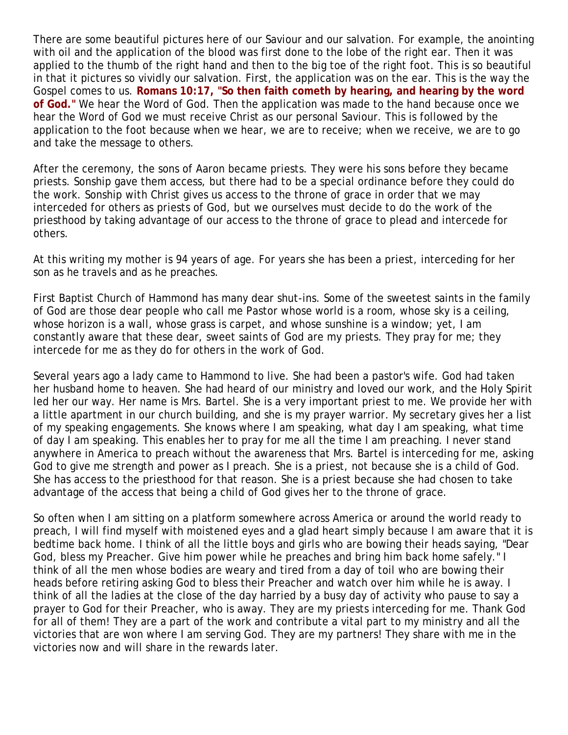There are some beautiful pictures here of our Saviour and our salvation. For example, the anointing with oil and the application of the blood was first done to the lobe of the right ear. Then it was applied to the thumb of the right hand and then to the big toe of the right foot. This is so beautiful in that it pictures so vividly our salvation. First, the application was on the ear. This is the way the Gospel comes to us. **Romans 10:17, "So then faith cometh by hearing, and hearing by the word of God."** We hear the Word of God. Then the application was made to the hand because once we hear the Word of God we must receive Christ as our personal Saviour. This is followed by the application to the foot because when we hear, we are to receive; when we receive, we are to go and take the message to others.

After the ceremony, the sons of Aaron became priests. They were his sons before they became priests. Sonship gave them access, but there had to be a special ordinance before they could do the work. Sonship with Christ gives us access to the throne of grace in order that we may interceded for others as priests of God, but we ourselves must decide to do the work of the priesthood by taking advantage of our access to the throne of grace to plead and intercede for others.

At this writing my mother is 94 years of age. For years she has been a priest, interceding for her son as he travels and as he preaches.

First Baptist Church of Hammond has many dear shut-ins. Some of the sweetest saints in the family of God are those dear people who call me Pastor whose world is a room, whose sky is a ceiling, whose horizon is a wall, whose grass is carpet, and whose sunshine is a window; yet, I am constantly aware that these dear, sweet saints of God are my priests. They pray for me; they intercede for me as they do for others in the work of God.

Several years ago a lady came to Hammond to live. She had been a pastor's wife. God had taken her husband home to heaven. She had heard of our ministry and loved our work, and the Holy Spirit led her our way. Her name is Mrs. Bartel. She is a very important priest to me. We provide her with a little apartment in our church building, and she is my prayer warrior. My secretary gives her a list of my speaking engagements. She knows where I am speaking, what day I am speaking, what time of day I am speaking. This enables her to pray for me all the time I am preaching. I never stand anywhere in America to preach without the awareness that Mrs. Bartel is interceding for me, asking God to give me strength and power as I preach. She is a priest, not because she is a child of God. She has access to the priesthood for that reason. She is a priest because she had chosen to take advantage of the access that being a child of God gives her to the throne of grace.

So often when I am sitting on a platform somewhere across America or around the world ready to preach, I will find myself with moistened eyes and a glad heart simply because I am aware that it is bedtime back home. I think of all the little boys and girls who are bowing their heads saying, "Dear God, bless my Preacher. Give him power while he preaches and bring him back home safely." I think of all the men whose bodies are weary and tired from a day of toil who are bowing their heads before retiring asking God to bless their Preacher and watch over him while he is away. I think of all the ladies at the close of the day harried by a busy day of activity who pause to say a prayer to God for their Preacher, who is away. They are my priests interceding for me. Thank God for all of them! They are a part of the work and contribute a vital part to my ministry and all the victories that are won where I am serving God. They are my partners! They share with me in the victories now and will share in the rewards later.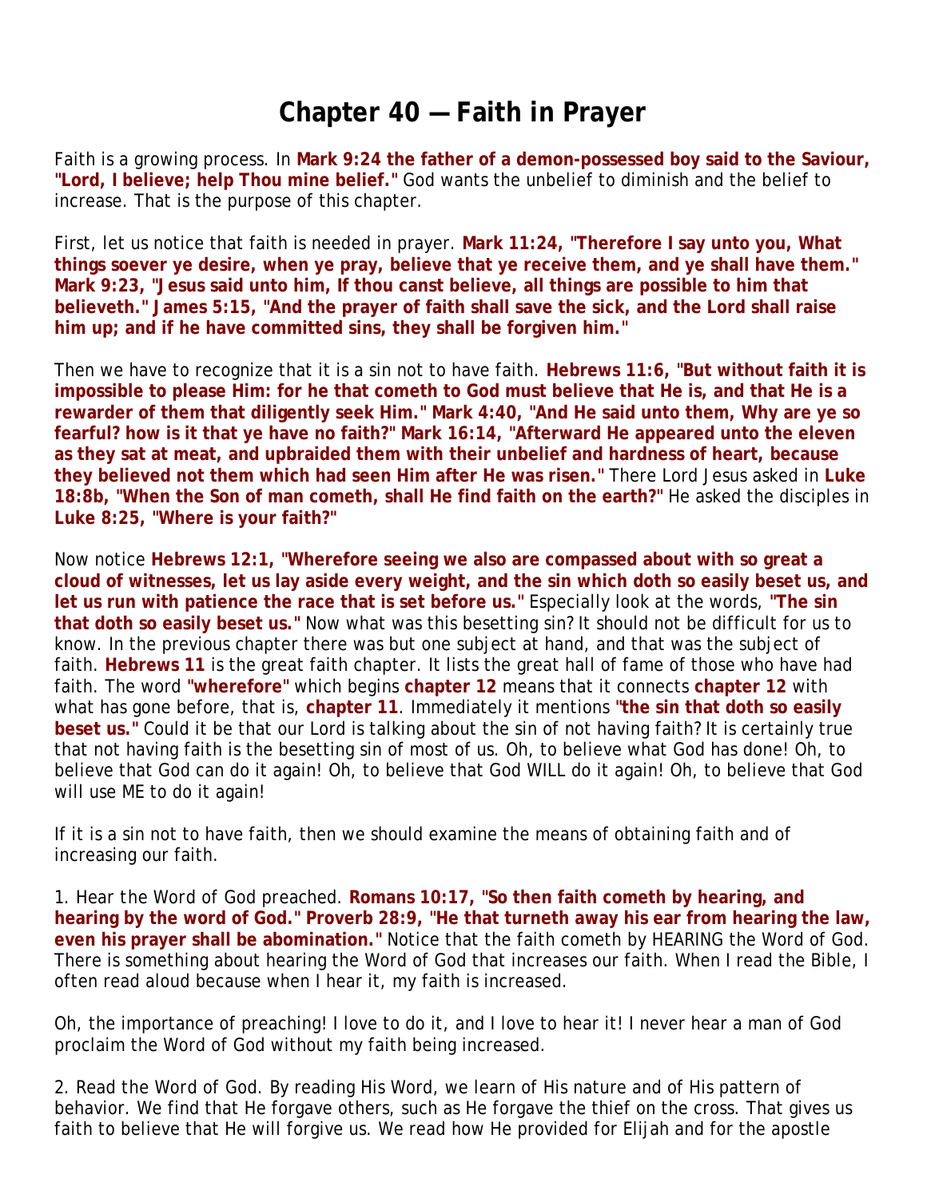# Chapter 40 — Faith in Prayer

Faith is a growing process. In **Mark 9:24 the father of a demon-possessed boy said to the Saviour, "Lord, I believe; help Thou mine belief."** God wants the unbelief to diminish and the belief to increase. That is the purpose of this chapter.

First, let us notice that faith is needed in prayer. **Mark 11:24, "Therefore I say unto you, What things soever ye desire, when ye pray, believe that ye receive them, and ye shall have them." Mark 9:23, "Jesus said unto him, If thou canst believe, all things are possible to him that believeth." James 5:15, "And the prayer of faith shall save the sick, and the Lord shall raise him up; and if he have committed sins, they shall be forgiven him."**

Then we have to recognize that it is a sin not to have faith. **Hebrews 11:6, "But without faith it is impossible to please Him: for he that cometh to God must believe that He is, and that He is a rewarder of them that diligently seek Him." Mark 4:40, "And He said unto them, Why are ye so fearful? how is it that ye have no faith?" Mark 16:14, "Afterward He appeared unto the eleven as they sat at meat, and upbraided them with their unbelief and hardness of heart, because they believed not them which had seen Him after He was risen."** There Lord Jesus asked in **Luke 18:8b, "When the Son of man cometh, shall He find faith on the earth?"** He asked the disciples in **Luke 8:25, "Where is your faith?"**

Now notice **Hebrews 12:1, "Wherefore seeing we also are compassed about with so great a cloud of witnesses, let us lay aside every weight, and the sin which doth so easily beset us, and let us run with patience the race that is set before us."** Especially look at the words, **"The sin that doth so easily beset us."** Now what was this besetting sin? It should not be difficult for us to know. In the previous chapter there was but one subject at hand, and that was the subject of faith. **Hebrews 11** is the great faith chapter. It lists the great hall of fame of those who have had faith. The word **"wherefore"** which begins **chapter 12** means that it connects **chapter 12** with what has gone before, that is, **chapter 11**. Immediately it mentions **"the sin that doth so easily beset us."** Could it be that our Lord is talking about the sin of not having faith? It is certainly true that not having faith is the besetting sin of most of us. Oh, to believe what God has done! Oh, to believe that God can do it again! Oh, to believe that God WILL do it again! Oh, to believe that God will use ME to do it again!

If it is a sin not to have faith, then we should examine the means of obtaining faith and of increasing our faith.

1. Hear the Word of God preached. **Romans 10:17, "So then faith cometh by hearing, and hearing by the word of God." Proverb 28:9, "He that turneth away his ear from hearing the law, even his prayer shall be abomination."** Notice that the faith cometh by HEARING the Word of God. There is something about hearing the Word of God that increases our faith. When I read the Bible, I often read aloud because when I hear it, my faith is increased.

Oh, the importance of preaching! I love to do it, and I love to hear it! I never hear a man of God proclaim the Word of God without my faith being increased.

2. Read the Word of God. By reading His Word, we learn of His nature and of His pattern of behavior. We find that He forgave others, such as He forgave the thief on the cross. That gives us faith to believe that He will forgive us. We read how He provided for Elijah and for the apostle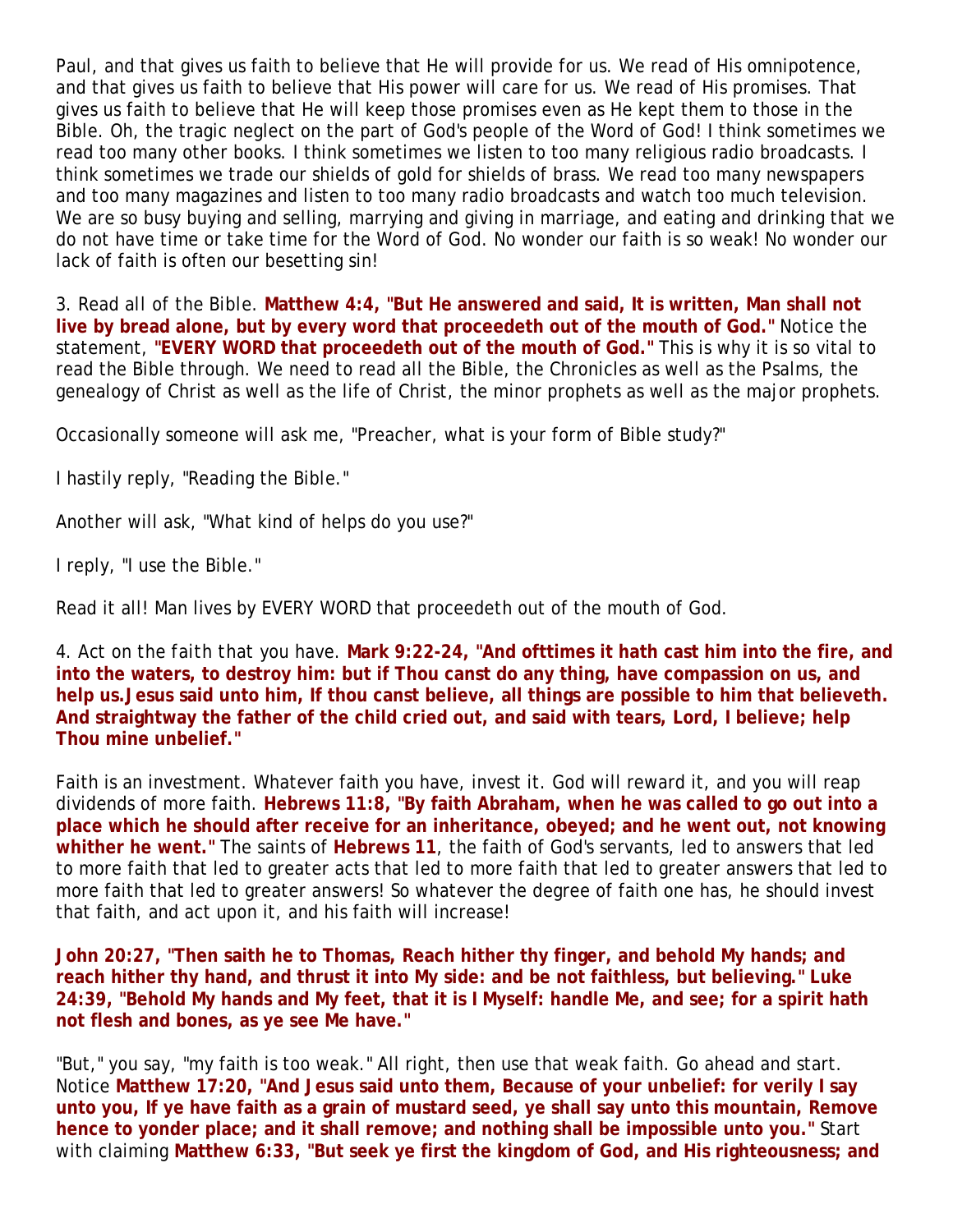Paul, and that gives us faith to believe that He will provide for us. We read of His omnipotence, and that gives us faith to believe that His power will care for us. We read of His promises. That gives us faith to believe that He will keep those promises even as He kept them to those in the Bible. Oh, the tragic neglect on the part of God's people of the Word of God! I think sometimes we read too many other books. I think sometimes we listen to too many religious radio broadcasts. I think sometimes we trade our shields of gold for shields of brass. We read too many newspapers and too many magazines and listen to too many radio broadcasts and watch too much television. We are so busy buying and selling, marrying and giving in marriage, and eating and drinking that we do not have time or take time for the Word of God. No wonder our faith is so weak! No wonder our lack of faith is often our besetting sin!

3. *Read all of the Bible.* **Matthew 4:4, "But He answered and said, It is written, Man shall not live by bread alone, but by every word that proceedeth out of the mouth of God."** Notice the statement, **"EVERY WORD that proceedeth out of the mouth of God."** This is why it is so vital to read the Bible through. We need to read all the Bible, the Chronicles as well as the Psalms, the genealogy of Christ as well as the life of Christ, the minor prophets as well as the major prophets.

Occasionally someone will ask me, "Preacher, what is your form of Bible study?"

I hastily reply, "Reading the Bible."

Another will ask, "What kind of helps do you use?"

I reply, "I use the Bible."

Read it all! Man lives by EVERY WORD that proceedeth out of the mouth of God.

4. *Act on the faith that you have.* **Mark 9:22-24, "And ofttimes it hath cast him into the fire, and into the waters, to destroy him: but if Thou canst do any thing, have compassion on us, and help us.Jesus said unto him, If thou canst believe, all things are possible to him that believeth. And straightway the father of the child cried out, and said with tears, Lord, I believe; help Thou mine unbelief."**

Faith is an investment. Whatever faith you have, invest it. God will reward it, and you will reap dividends of more faith. **Hebrews 11:8, "By faith Abraham, when he was called to go out into a place which he should after receive for an inheritance, obeyed; and he went out, not knowing whither he went."** The saints of **Hebrews 11**, the faith of God's servants, led to answers that led to more faith that led to greater acts that led to more faith that led to greater answers that led to more faith that led to greater answers! So whatever the degree of faith one has, he should invest that faith, and act upon it, and his faith will increase!

**John 20:27, "Then saith he to Thomas, Reach hither thy finger, and behold My hands; and reach hither thy hand, and thrust it into My side: and be not faithless, but believing." Luke 24:39, "Behold My hands and My feet, that it is I Myself: handle Me, and see; for a spirit hath not flesh and bones, as ye see Me have."**

"But," you say, "my faith is too weak." All right, then use that weak faith. Go ahead and start. Notice **Matthew 17:20, "And Jesus said unto them, Because of your unbelief: for verily I say unto you, If ye have faith as a grain of mustard seed, ye shall say unto this mountain, Remove hence to yonder place; and it shall remove; and nothing shall be impossible unto you."** Start with claiming **Matthew 6:33, "But seek ye first the kingdom of God, and His righteousness; and**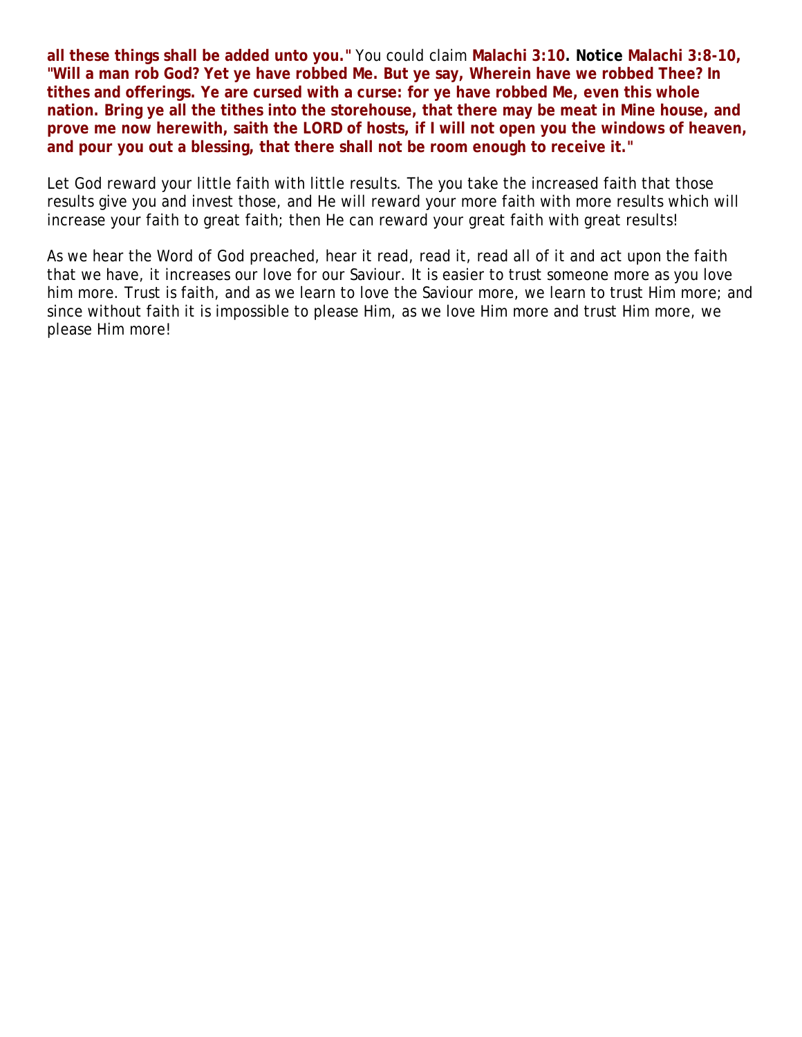**all these things shall be added unto you."** You could claim **Malachi 3:10. Notice Malachi 3:8-10, "Will a man rob God? Yet ye have robbed Me. But ye say, Wherein have we robbed Thee? In tithes and offerings. Ye are cursed with a curse: for ye have robbed Me, even this whole nation. Bring ye all the tithes into the storehouse, that there may be meat in Mine house, and prove me now herewith, saith the LORD of hosts, if I will not open you the windows of heaven, and pour you out a blessing, that there shall not be room enough to receive it."**

Let God reward your little faith with little results. The you take the increased faith that those results give you and invest those, and He will reward your more faith with more results which will increase your faith to great faith; then He can reward your great faith with great results!

As we hear the Word of God preached, hear it read, read it, read all of it and act upon the faith that we have, it increases our love for our Saviour. It is easier to trust someone more as you love him more. Trust is faith, and as we learn to love the Saviour more, we learn to trust Him more; and since without faith it is impossible to please Him, as we love Him more and trust Him more, we please Him more!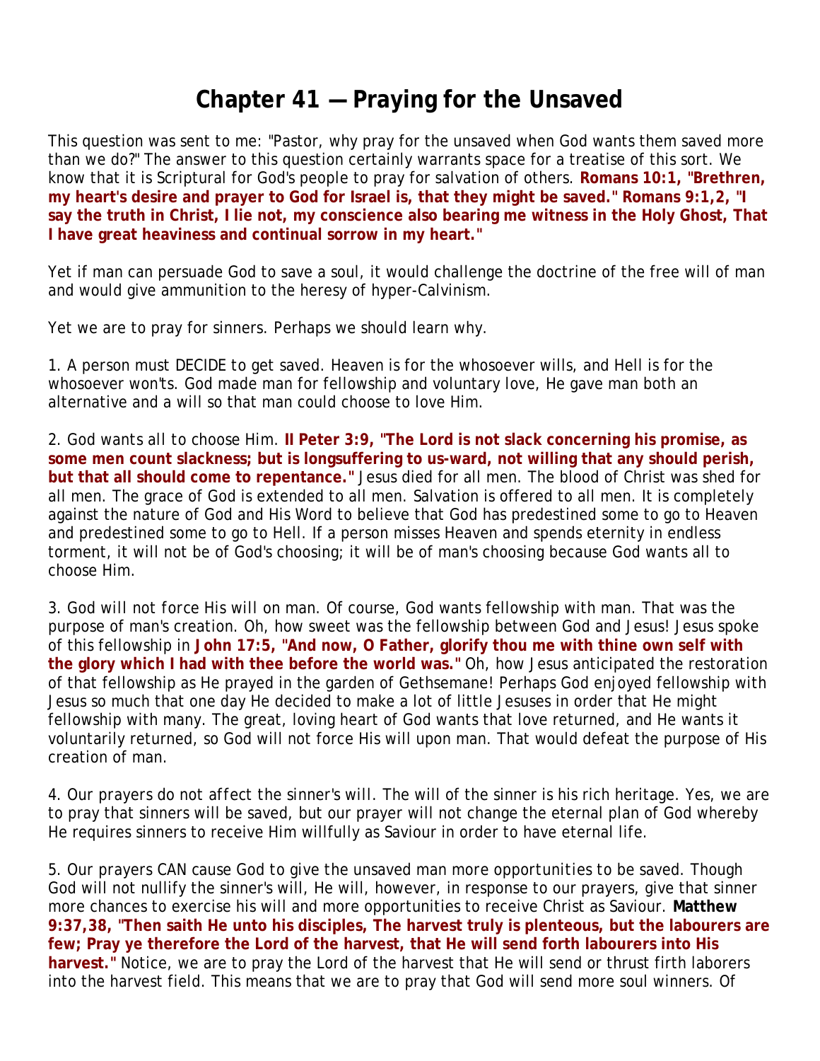# Chapter 41 — Praying for the Unsaved

This question was sent to me: "Pastor, why pray for the unsaved when God wants them saved more than we do?" The answer to this question certainly warrants space for a treatise of this sort. We know that it is Scriptural for God's people to pray for salvation of others. **Romans 10:1, "Brethren, my heart's desire and prayer to God for Israel is, that they might be saved." Romans 9:1,2, "I say the truth in Christ, I lie not, my conscience also bearing me witness in the Holy Ghost, That I have great heaviness and continual sorrow in my heart."**

Yet if man can persuade God to save a soul, it would challenge the doctrine of the free will of man and would give ammunition to the heresy of hyper-Calvinism.

Yet we are to pray for sinners. Perhaps we should learn why.

1. *A person must DECIDE to get saved.* Heaven is for the whosoever wills, and Hell is for the whosoever won'ts. God made man for fellowship and voluntary love, He gave man both an alternative and a will so that man could choose to love Him.

2. *God wants all to choose Him.* **II Peter 3:9, "The Lord is not slack concerning his promise, as some men count slackness; but is longsuffering to us-ward, not willing that any should perish, but that all should come to repentance."** Jesus died for all men. The blood of Christ was shed for all men. The grace of God is extended to all men. Salvation is offered to all men. It is completely against the nature of God and His Word to believe that God has predestined some to go to Heaven and predestined some to go to Hell. If a person misses Heaven and spends eternity in endless torment, it will not be of God's choosing; it will be of man's choosing because God wants all to choose Him.

3. *God will not force His will on man.* Of course, God wants fellowship with man. That was the purpose of man's creation. Oh, how sweet was the fellowship between God and Jesus! Jesus spoke of this fellowship in **John 17:5, "And now, O Father, glorify thou me with thine own self with the glory which I had with thee before the world was."** Oh, how Jesus anticipated the restoration of that fellowship as He prayed in the garden of Gethsemane! Perhaps God enjoyed fellowship with Jesus so much that one day He decided to make a lot of little Jesuses in order that He might fellowship with many. The great, loving heart of God wants that love returned, and He wants it voluntarily returned, so God will not force His will upon man. That would defeat the purpose of His creation of man.

4. *Our prayers do not affect the sinner's will.* The will of the sinner is his rich heritage. Yes, we are to pray that sinners will be saved, but our prayer will not change the eternal plan of God whereby He requires sinners to receive Him willfully as Saviour in order to have eternal life.

5. *Our prayers CAN cause God to give the unsaved man more opportunities to be saved.* Though God will not nullify the sinner's will, He will, however, in response to our prayers, give that sinner more chances to exercise his will and more opportunities to receive Christ as Saviour. **Matthew 9:37,38, "Then saith He unto his disciples, The harvest truly is plenteous, but the labourers are few; Pray ye therefore the Lord of the harvest, that He will send forth labourers into His harvest."** Notice, we are to pray the Lord of the harvest that He will send or thrust firth laborers into the harvest field. This means that we are to pray that God will send more soul winners. Of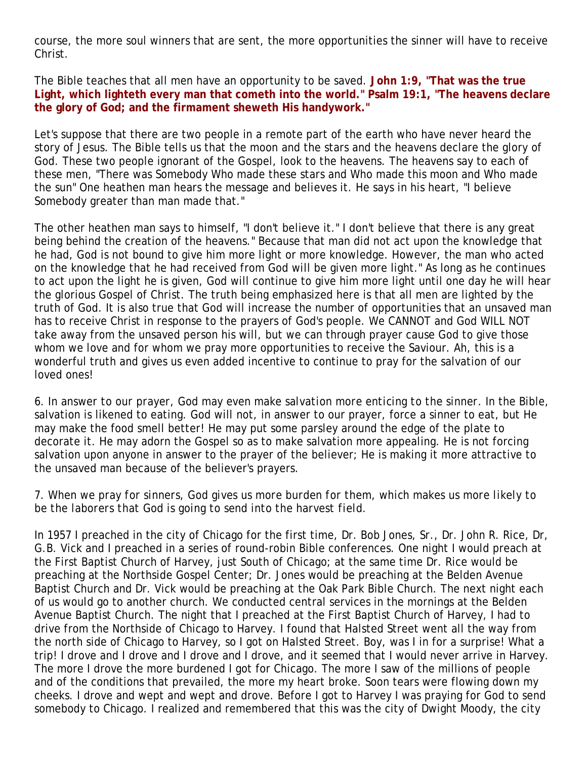course, the more soul winners that are sent, the more opportunities the sinner will have to receive Christ.

The Bible teaches that all men have an opportunity to be saved. **John 1:9, "That was the true Light, which lighteth every man that cometh into the world." Psalm 19:1, "The heavens declare the glory of God; and the firmament sheweth His handywork."**

Let's suppose that there are two people in a remote part of the earth who have never heard the story of Jesus. The Bible tells us that the moon and the stars and the heavens declare the glory of God. These two people ignorant of the Gospel, look to the heavens. The heavens say to each of these men, "There was Somebody Who made these stars and Who made this moon and Who made the sun" One heathen man hears the message and believes it. He says in his heart, "I believe Somebody greater than man made that."

The other heathen man says to himself, "I don't believe it." I don't believe that there is any great being behind the creation of the heavens." Because that man did not act upon the knowledge that he had, God is not bound to give him more light or more knowledge. However, the man who acted on the knowledge that he had received from God will be given more light." As long as he continues to act upon the light he is given, God will continue to give him more light until one day he will hear the glorious Gospel of Christ. The truth being emphasized here is that all men are lighted by the truth of God. It is also true that God will increase the number of opportunities that an unsaved man has to receive Christ in response to the prayers of God's people. We CANNOT and God WILL NOT take away from the unsaved person his will, but we can through prayer cause God to give those whom we love and for whom we pray more opportunities to receive the Saviour. Ah, this is a wonderful truth and gives us even added incentive to continue to pray for the salvation of our loved ones!

6. In answer to our prayer, God may even make salvation more enticing to the sinner. In the Bible, salvation is likened to eating. God will not, in answer to our prayer, force a sinner to eat, but He may make the food smell better! He may put some parsley around the edge of the plate to decorate it. He may adorn the Gospel so as to make salvation more appealing. He is not forcing salvation upon anyone in answer to the prayer of the believer; He is making it more attractive to the unsaved man because of the believer's prayers.

7. When we pray for sinners, God gives us more burden for them, which makes us more likely to be the laborers that God is going to send into the harvest field.

In 1957 I preached in the city of Chicago for the first time, Dr. Bob Jones, Sr., Dr. John R. Rice, Dr, G.B. Vick and I preached in a series of round-robin Bible conferences. One night I would preach at the First Baptist Church of Harvey, just South of Chicago; at the same time Dr. Rice would be preaching at the Northside Gospel Center; Dr. Jones would be preaching at the Belden Avenue Baptist Church and Dr. Vick would be preaching at the Oak Park Bible Church. The next night each of us would go to another church. We conducted central services in the mornings at the Belden Avenue Baptist Church. The night that I preached at the First Baptist Church of Harvey, I had to drive from the Northside of Chicago to Harvey. I found that Halsted Street went all the way from the north side of Chicago to Harvey, so I got on Halsted Street. Boy, was I in for a surprise! What a trip! I drove and I drove and I drove and I drove, and it seemed that I would never arrive in Harvey. The more I drove the more burdened I got for Chicago. The more I saw of the millions of people and of the conditions that prevailed, the more my heart broke. Soon tears were flowing down my cheeks. I drove and wept and wept and drove. Before I got to Harvey I was praying for God to send somebody to Chicago. I realized and remembered that this was the city of Dwight Moody, the city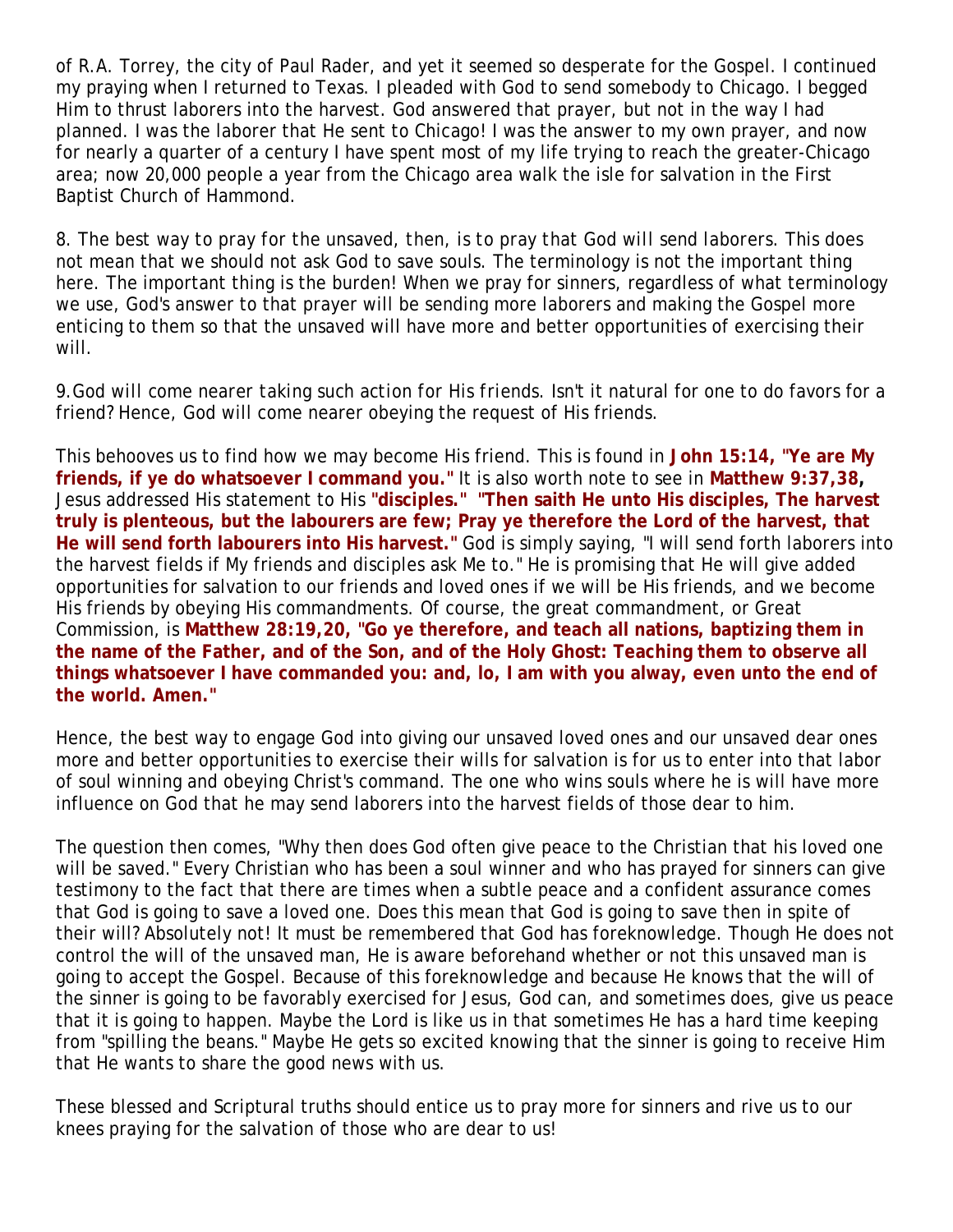of R.A. Torrey, the city of Paul Rader, and yet it seemed so desperate for the Gospel. I continued my praying when I returned to Texas. I pleaded with God to send somebody to Chicago. I begged Him to thrust laborers into the harvest. God answered that prayer, but not in the way I had planned. I was the laborer that He sent to Chicago! I was the answer to my own prayer, and now for nearly a quarter of a century I have spent most of my life trying to reach the greater-Chicago area; now 20,000 people a year from the Chicago area walk the isle for salvation in the First Baptist Church of Hammond.

8. *The best way to pray for the unsaved, then, is to pray that God will send laborers.* This does not mean that we should not ask God to save souls. The terminology is not the important thing here. The important thing is the burden! When we pray for sinners, regardless of what terminology we use, God's answer to that prayer will be sending more laborers and making the Gospel more enticing to them so that the unsaved will have more and better opportunities of exercising their will.

9. *God will come nearer taking such action for His friends.* Isn't it natural for one to do favors for a friend? Hence, God will come nearer obeying the request of His friends.

This behooves us to find how we may become His friend. This is found in **John 15:14, "Ye are My friends, if ye do whatsoever I command you."** It is also worth note to see in **Matthew 9:37,38,** Jesus addressed His statement to His **"disciples." "Then saith He unto His disciples, The harvest truly is plenteous, but the labourers are few; Pray ye therefore the Lord of the harvest, that He will send forth labourers into His harvest."** God is simply saying, "I will send forth laborers into the harvest fields if My friends and disciples ask Me to." He is promising that He will give added opportunities for salvation to our friends and loved ones if we will be His friends, and we become His friends by obeying His commandments. Of course, the great commandment, or Great Commission, is **Matthew 28:19,20, "Go ye therefore, and teach all nations, baptizing them in the name of the Father, and of the Son, and of the Holy Ghost: Teaching them to observe all things whatsoever I have commanded you: and, lo, I am with you alway, even unto the end of the world. Amen."**

Hence, the best way to engage God into giving our unsaved loved ones and our unsaved dear ones more and better opportunities to exercise their wills for salvation is for us to enter into that labor of soul winning and obeying Christ's command. The one who wins souls where he is will have more influence on God that he may send laborers into the harvest fields of those dear to him.

The question then comes, "Why then does God often give peace to the Christian that his loved one will be saved." Every Christian who has been a soul winner and who has prayed for sinners can give testimony to the fact that there are times when a subtle peace and a confident assurance comes that God is going to save a loved one. Does this mean that God is going to save then in spite of their will? Absolutely not! It must be remembered that God has foreknowledge. Though He does not control the will of the unsaved man, He is aware beforehand whether or not this unsaved man is going to accept the Gospel. Because of this foreknowledge and because He knows that the will of the sinner is going to be favorably exercised for Jesus, God can, and sometimes does, give us peace that it is going to happen. Maybe the Lord is like us in that sometimes He has a hard time keeping from "spilling the beans." Maybe He gets so excited knowing that the sinner is going to receive Him that He wants to share the good news with us.

These blessed and Scriptural truths should entice us to pray more for sinners and rive us to our knees praying for the salvation of those who are dear to us!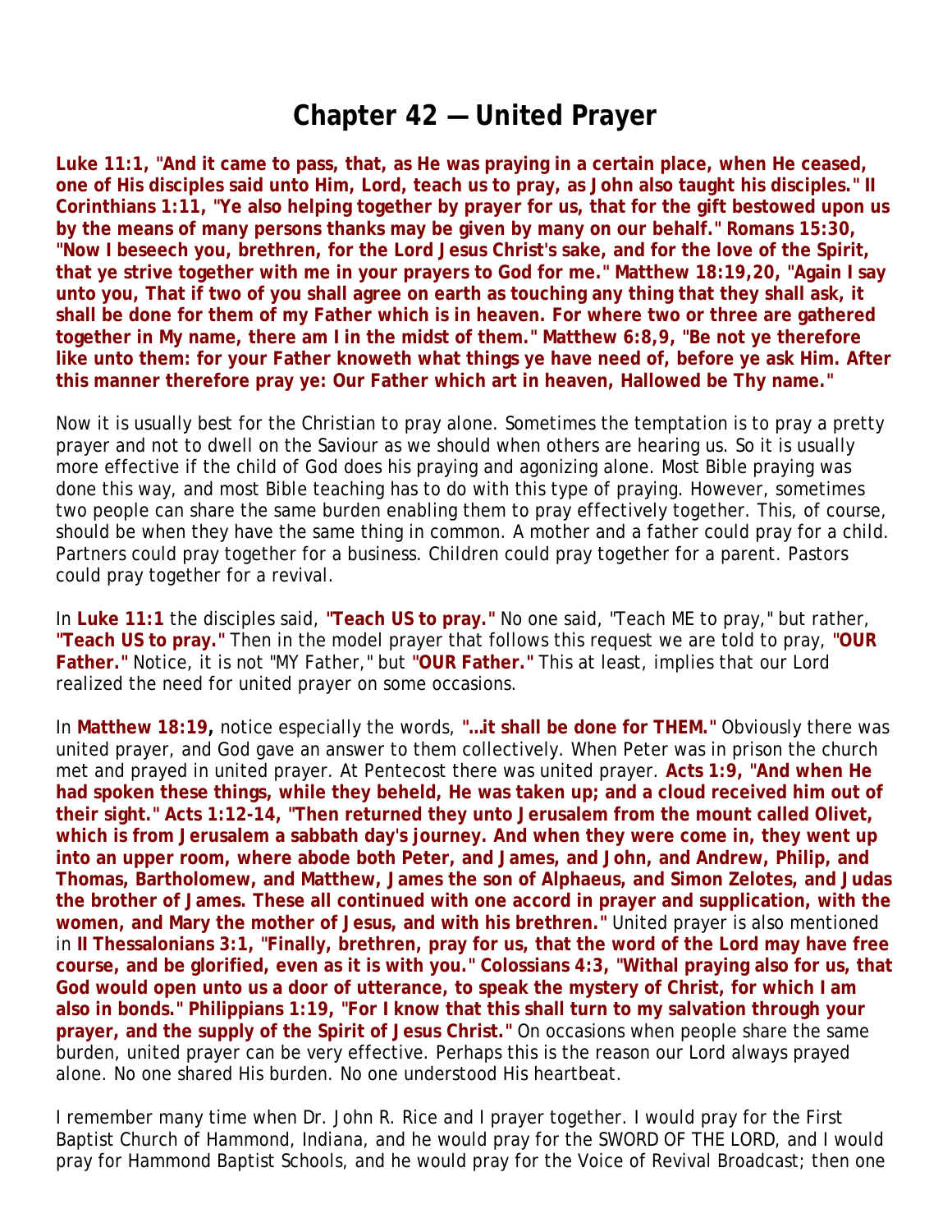# Chapter 42 — United Prayer

**Luke 11:1, "And it came to pass, that, as He was praying in a certain place, when He ceased, one of His disciples said unto Him, Lord, teach us to pray, as John also taught his disciples." II Corinthians 1:11, "Ye also helping together by prayer for us, that for the gift bestowed upon us by the means of many persons thanks may be given by many on our behalf." Romans 15:30, "Now I beseech you, brethren, for the Lord Jesus Christ's sake, and for the love of the Spirit, that ye strive together with me in your prayers to God for me." Matthew 18:19,20, "Again I say unto you, That if two of you shall agree on earth as touching any thing that they shall ask, it shall be done for them of my Father which is in heaven. For where two or three are gathered together in My name, there am I in the midst of them." Matthew 6:8,9, "Be not ye therefore like unto them: for your Father knoweth what things ye have need of, before ye ask Him. After this manner therefore pray ye: Our Father which art in heaven, Hallowed be Thy name."**

Now it is usually best for the Christian to pray alone. Sometimes the temptation is to pray a pretty prayer and not to dwell on the Saviour as we should when others are hearing us. So it is usually more effective if the child of God does his praying and agonizing alone. Most Bible praying was done this way, and most Bible teaching has to do with this type of praying. However, sometimes two people can share the same burden enabling them to pray effectively together. This, of course, should be when they have the same thing in common. A mother and a father could pray for a child. Partners could pray together for a business. Children could pray together for a parent. Pastors could pray together for a revival.

In **Luke 11:1** the disciples said, **"Teach US to pray."** No one said, "Teach ME to pray," but rather, **"Teach US to pray."** Then in the model prayer that follows this request we are told to pray, **"OUR Father."** Notice, it is not "MY Father," but **"OUR Father."** This at least, implies that our Lord realized the need for united prayer on some occasions.

In **Matthew 18:19,** notice especially the words, **"...it shall be done for THEM."** Obviously there was united prayer, and God gave an answer to them collectively. When Peter was in prison the church met and prayed in united prayer. At Pentecost there was united prayer. **Acts 1:9, "And when He had spoken these things, while they beheld, He was taken up; and a cloud received him out of their sight." Acts 1:12-14, "Then returned they unto Jerusalem from the mount called Olivet, which is from Jerusalem a sabbath day's journey. And when they were come in, they went up into an upper room, where abode both Peter, and James, and John, and Andrew, Philip, and Thomas, Bartholomew, and Matthew, James the son of Alphaeus, and Simon Zelotes, and Judas the brother of James. These all continued with one accord in prayer and supplication, with the women, and Mary the mother of Jesus, and with his brethren."** United prayer is also mentioned in **II Thessalonians 3:1, "Finally, brethren, pray for us, that the word of the Lord may have free course, and be glorified, even as it is with you." Colossians 4:3, "Withal praying also for us, that God would open unto us a door of utterance, to speak the mystery of Christ, for which I am also in bonds." Philippians 1:19, "For I know that this shall turn to my salvation through your prayer, and the supply of the Spirit of Jesus Christ."** On occasions when people share the same burden, united prayer can be very effective. Perhaps this is the reason our Lord always prayed alone. No one shared His burden. No one understood His heartbeat.

I remember many time when Dr. John R. Rice and I prayer together. I would pray for the First Baptist Church of Hammond, Indiana, and he would pray for the SWORD OF THE LORD, and I would pray for Hammond Baptist Schools, and he would pray for the Voice of Revival Broadcast; then one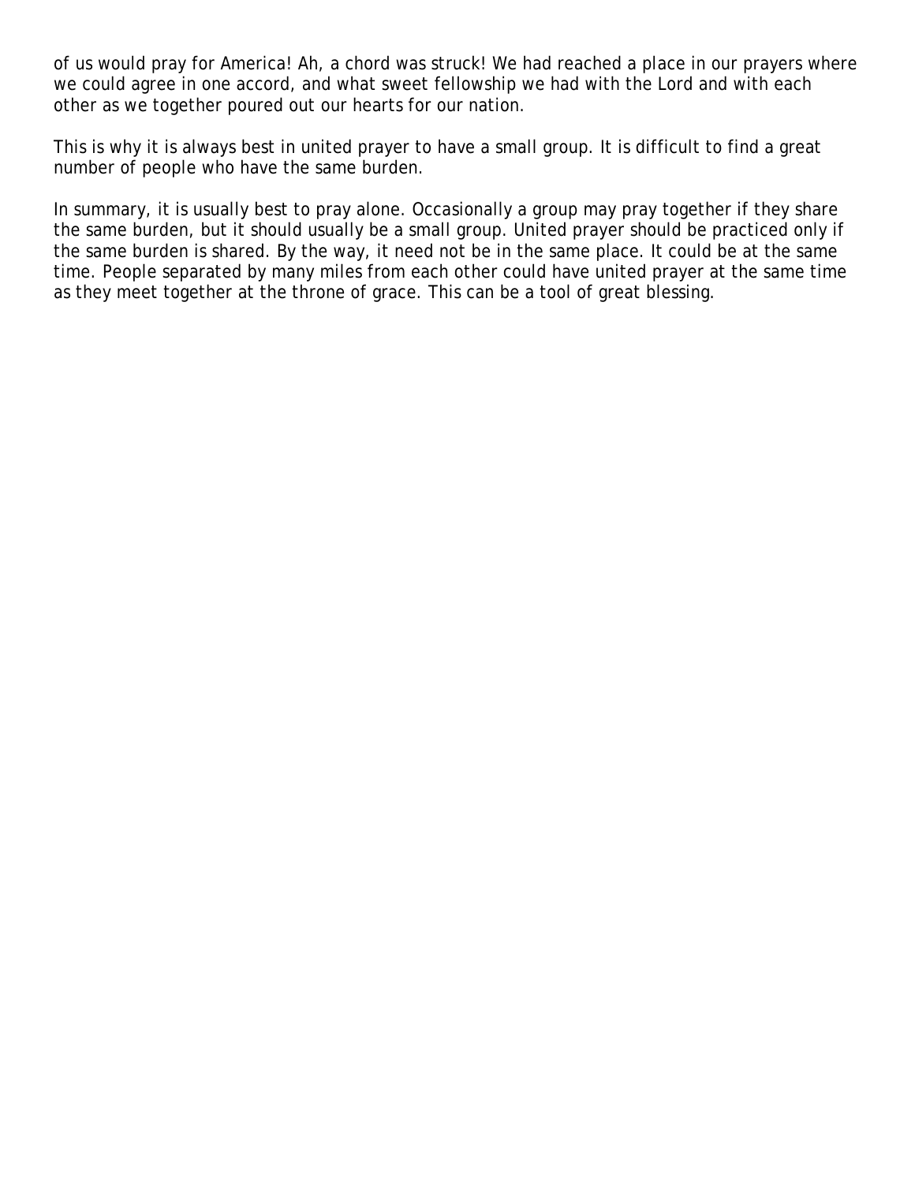of us would pray for America! Ah, a chord was struck! We had reached a place in our prayers where we could agree in one accord, and what sweet fellowship we had with the Lord and with each other as we together poured out our hearts for our nation.

This is why it is always best in united prayer to have a small group. It is difficult to find a great number of people who have the same burden.

In summary, it is usually best to pray alone. Occasionally a group may pray together if they share the same burden, but it should usually be a small group. United prayer should be practiced only if the same burden is shared. By the way, it need not be in the same place. It could be at the same time. People separated by many miles from each other could have united prayer at the same time as they meet together at the throne of grace. This can be a tool of great blessing.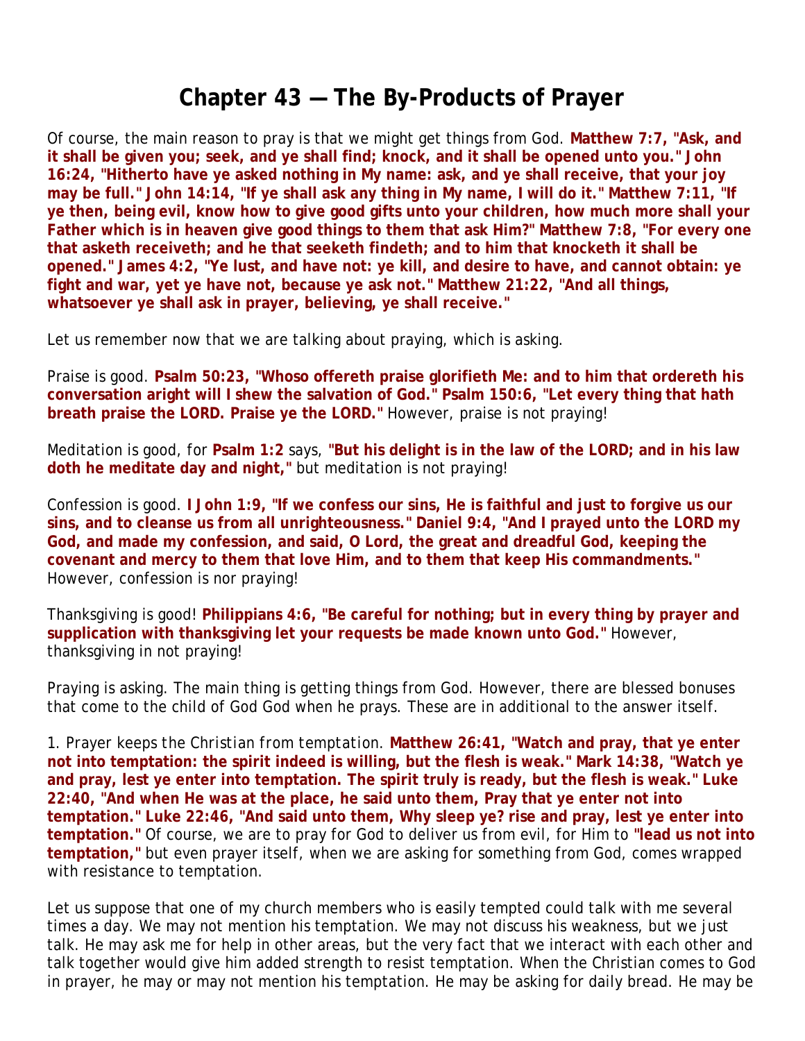# Chapter 43 — The By-Products of Prayer

Of course, the main reason to pray is that we might get things from God. **Matthew 7:7, "Ask, and it shall be given you; seek, and ye shall find; knock, and it shall be opened unto you." John 16:24, "Hitherto have ye asked nothing in My name: ask, and ye shall receive, that your joy may be full." John 14:14, "If ye shall ask any thing in My name, I will do it." Matthew 7:11, "If ye then, being evil, know how to give good gifts unto your children, how much more shall your Father which is in heaven give good things to them that ask Him?" Matthew 7:8, "For every one that asketh receiveth; and he that seeketh findeth; and to him that knocketh it shall be opened." James 4:2, "Ye lust, and have not: ye kill, and desire to have, and cannot obtain: ye fight and war, yet ye have not, because ye ask not." Matthew 21:22, "And all things, whatsoever ye shall ask in prayer, believing, ye shall receive."**

Let us remember now that we are talking about praying, which is asking.

Praise is good. **Psalm 50:23, "Whoso offereth praise glorifieth Me: and to him that ordereth his conversation aright will I shew the salvation of God." Psalm 150:6, "Let every thing that hath breath praise the LORD. Praise ye the LORD."** However, praise is not praying!

Meditation is good, for **Psalm 1:2** says, **"But his delight is in the law of the LORD; and in his law doth he meditate day and night,"** but meditation is not praying!

Confession is good. **I John 1:9, "If we confess our sins, He is faithful and just to forgive us our sins, and to cleanse us from all unrighteousness." Daniel 9:4, "And I prayed unto the LORD my God, and made my confession, and said, O Lord, the great and dreadful God, keeping the covenant and mercy to them that love Him, and to them that keep His commandments."** However, confession is nor praying!

Thanksgiving is good! **Philippians 4:6, "Be careful for nothing; but in every thing by prayer and supplication with thanksgiving let your requests be made known unto God."** However, thanksgiving in not praying!

Praying is asking. The main thing is getting things from God. However, there are blessed bonuses that come to the child of God God when he prays. These are in additional to the answer itself.

1. *Prayer keeps the Christian from temptation.* **Matthew 26:41, "Watch and pray, that ye enter not into temptation: the spirit indeed is willing, but the flesh is weak." Mark 14:38, "Watch ye and pray, lest ye enter into temptation. The spirit truly is ready, but the flesh is weak." Luke 22:40, "And when He was at the place, he said unto them, Pray that ye enter not into temptation." Luke 22:46, "And said unto them, Why sleep ye? rise and pray, lest ye enter into temptation."** Of course, we are to pray for God to deliver us from evil, for Him to **"lead us not into temptation,"** but even prayer itself, when we are asking for something from God, comes wrapped with resistance to temptation.

Let us suppose that one of my church members who is easily tempted could talk with me several times a day. We may not mention his temptation. We may not discuss his weakness, but we just talk. He may ask me for help in other areas, but the very fact that we interact with each other and talk together would give him added strength to resist temptation. When the Christian comes to God in prayer, he may or may not mention his temptation. He may be asking for daily bread. He may be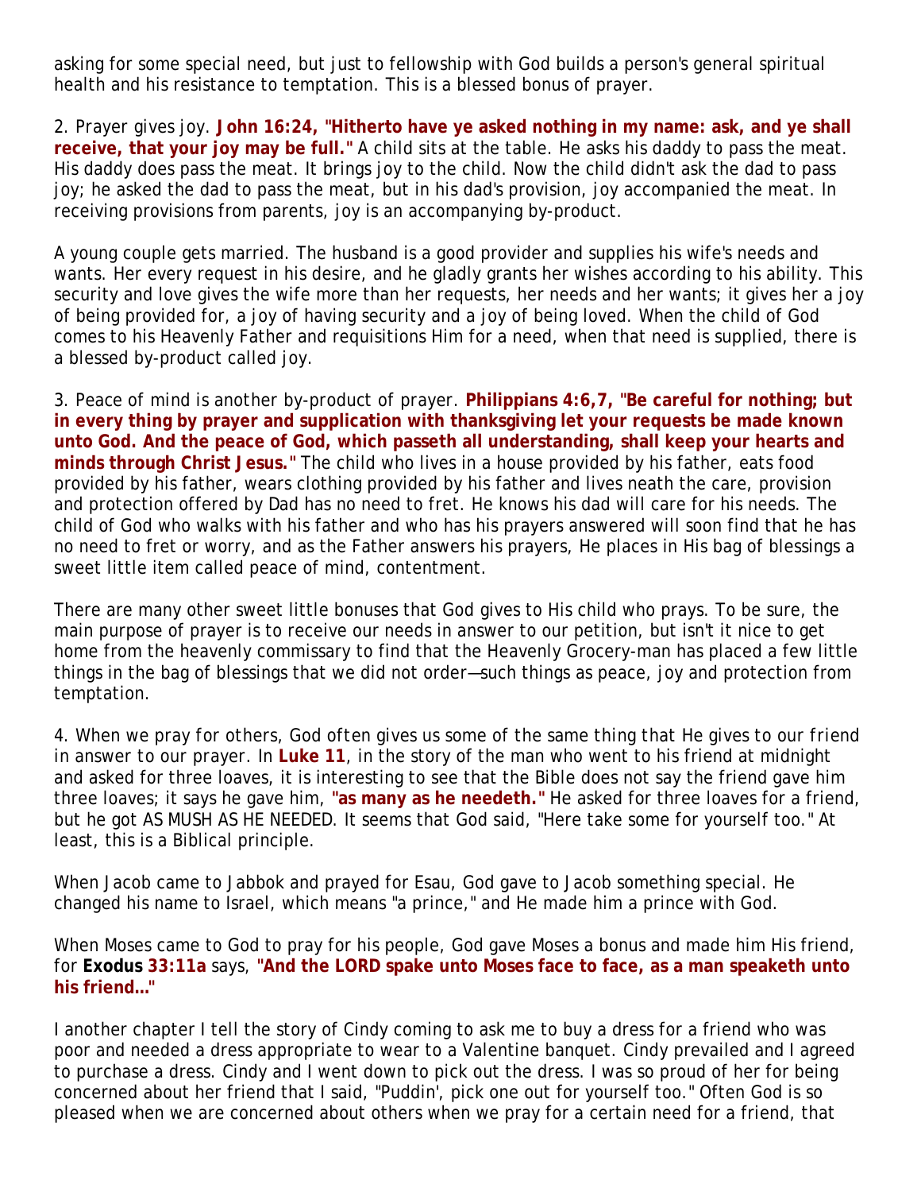asking for some special need, but just to fellowship with God builds a person's general spiritual health and his resistance to temptation. This is a blessed bonus of prayer.

2. Prayer gives joy. **John 16:24, "Hitherto have ye asked nothing in my name: ask, and ye shall receive, that your joy may be full."** A child sits at the table. He asks his daddy to pass the meat. His daddy does pass the meat. It brings joy to the child. Now the child didn't ask the dad to pass joy; he asked the dad to pass the meat, but in his dad's provision, joy accompanied the meat. In receiving provisions from parents, joy is an accompanying by-product.

A young couple gets married. The husband is a good provider and supplies his wife's needs and wants. Her every request in his desire, and he gladly grants her wishes according to his ability. This security and love gives the wife more than her requests, her needs and her wants; it gives her a joy of being provided for, a joy of having security and a joy of being loved. When the child of God comes to his Heavenly Father and requisitions Him for a need, when that need is supplied, there is a blessed by-product called joy.

3. Peace of mind is another by-product of prayer. **Philippians 4:6,7, "Be careful for nothing; but in every thing by prayer and supplication with thanksgiving let your requests be made known unto God. And the peace of God, which passeth all understanding, shall keep your hearts and minds through Christ Jesus."** The child who lives in a house provided by his father, eats food provided by his father, wears clothing provided by his father and lives neath the care, provision and protection offered by Dad has no need to fret. He knows his dad will care for his needs. The child of God who walks with his father and who has his prayers answered will soon find that he has no need to fret or worry, and as the Father answers his prayers, He places in His bag of blessings a sweet little item called peace of mind, contentment.

There are many other sweet little bonuses that God gives to His child who prays. To be sure, the main purpose of prayer is to receive our needs in answer to our petition, but isn't it nice to get home from the heavenly commissary to find that the Heavenly Grocery-man has placed a few little things in the bag of blessings that we did not order—such things as peace, joy and protection from temptation.

4. When we pray for others, God often gives us some of the same thing that He gives to our friend in answer to our prayer. In **Luke 11**, in the story of the man who went to his friend at midnight and asked for three loaves, it is interesting to see that the Bible does not say the friend gave him three loaves; it says he gave him, **"as many as he needeth."** He asked for three loaves for a friend, but he got AS MUSH AS HE NEEDED. It seems that God said, "Here take some for yourself too." At least, this is a Biblical principle.

When Jacob came to Jabbok and prayed for Esau, God gave to Jacob something special. He changed his name to Israel, which means "a prince," and He made him a prince with God.

When Moses came to God to pray for his people, God gave Moses a bonus and made him His friend, for **Exodus 33:11a** says, **"And the LORD spake unto Moses face to face, as a man speaketh unto his friend..."**

I another chapter I tell the story of Cindy coming to ask me to buy a dress for a friend who was poor and needed a dress appropriate to wear to a Valentine banquet. Cindy prevailed and I agreed to purchase a dress. Cindy and I went down to pick out the dress. I was so proud of her for being concerned about her friend that I said, "Puddin', pick one out for yourself too." Often God is so pleased when we are concerned about others when we pray for a certain need for a friend, that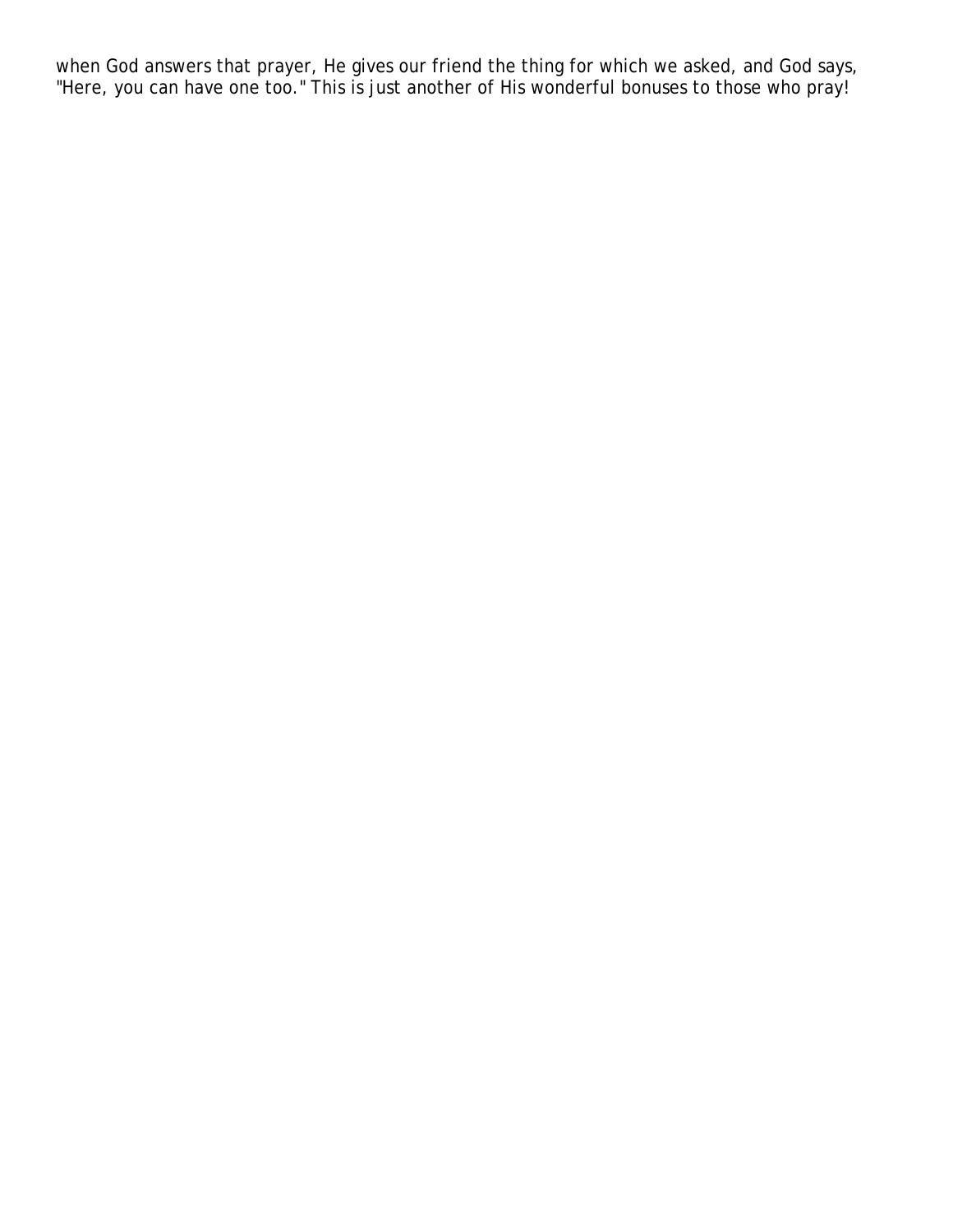when God answers that prayer, He gives our friend the thing for which we asked, and God says, "Here, you can have one too." This is just another of His wonderful bonuses to those who pray!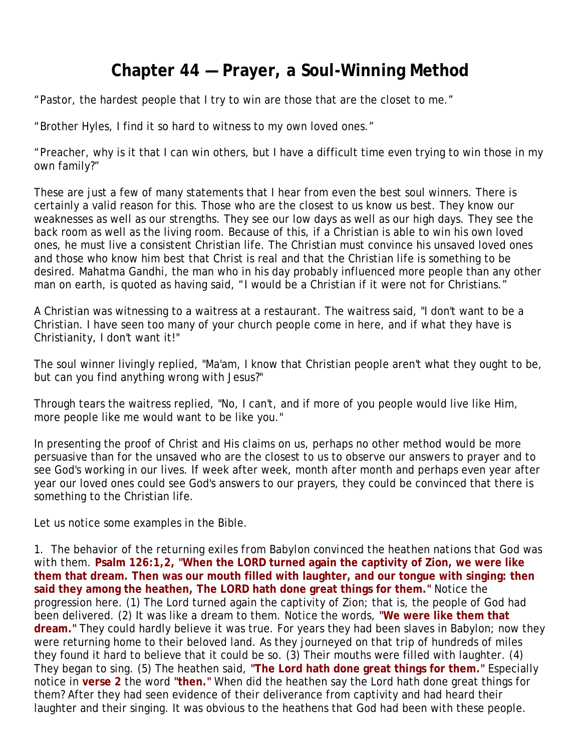# Chapter 44 — Prayer, a Soul-Winning Method

"Pastor, the hardest people that I try to win are those that are the closet to me."

"Brother Hyles, I find it so hard to witness to my own loved ones."

"Preacher, why is it that I can win others, but I have a difficult time even trying to win those in my own family?"

These are just a few of many statements that I hear from even the best soul winners. There is certainly a valid reason for this. Those who are the closest to us know us best. They know our weaknesses as well as our strengths. They see our low days as well as our high days. They see the back room as well as the living room. Because of this, if a Christian is able to win his own loved ones, he must live a consistent Christian life. The Christian must convince his unsaved loved ones and those who know him best that Christ is real and that the Christian life is something to be desired. Mahatma Gandhi, the man who in his day probably influenced more people than any other man on earth, is quoted as having said, "I would be a Christian if it were not for Christians."

A Christian was witnessing to a waitress at a restaurant. The waitress said, "I don't want to be a Christian. I have seen too many of your church people come in here, and if what they have is Christianity, I don't want it!"

The soul winner livingly replied, "Ma'am, I know that Christian people aren't what they ought to be, but can you find anything wrong with Jesus?"

Through tears the waitress replied, "No, I can't, and if more of you people would live like Him, more people like me would want to be like you."

In presenting the proof of Christ and His claims on us, perhaps no other method would be more persuasive than for the unsaved who are the closest to us to observe our answers to prayer and to see God's working in our lives. If week after week, month after month and perhaps even year after year our loved ones could see God's answers to our prayers, they could be convinced that there is something to the Christian life.

Let us notice some examples in the Bible.

1. *The behavior of the returning exiles from Babylon convinced the heathen nations that God was with them.* **Psalm 126:1,2, "When the LORD turned again the captivity of Zion, we were like them that dream. Then was our mouth filled with laughter, and our tongue with singing: then said they among the heathen, The LORD hath done great things for them."** Notice the progression here. (1) The Lord turned again the captivity of Zion; that is, the people of God had been delivered. (2) It was like a dream to them. Notice the words, **"We were like them that dream."** They could hardly believe it was true. For years they had been slaves in Babylon; now they were returning home to their beloved land. As they journeyed on that trip of hundreds of miles they found it hard to believe that it could be so. (3) Their mouths were filled with laughter. (4) They began to sing. (5) The heathen said, **"The Lord hath done great things for them."** Especially notice in **verse 2** the word **"then."** When did the heathen say the Lord hath done great things for them? After they had seen evidence of their deliverance from captivity and had heard their laughter and their singing. It was obvious to the heathens that God had been with these people.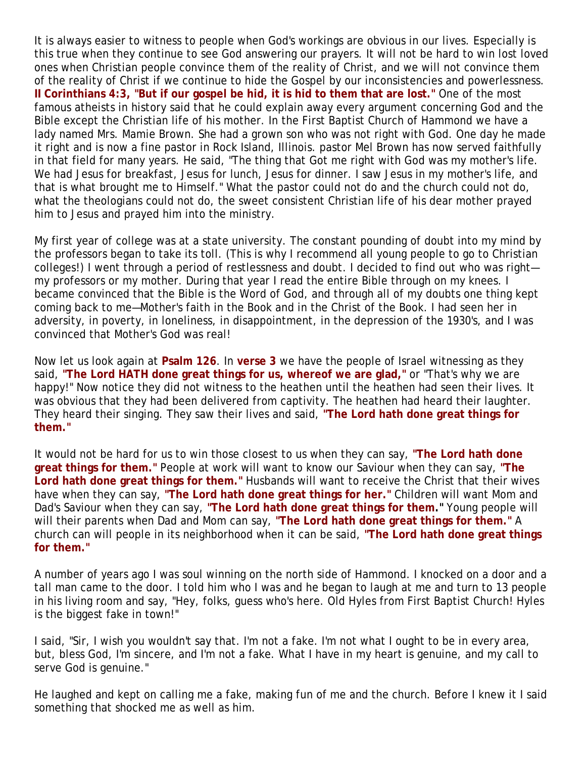It is always easier to witness to people when God's workings are obvious in our lives. Especially is this true when they continue to see God answering our prayers. It will not be hard to win lost loved ones when Christian people convince them of the reality of Christ, and we will not convince them of the reality of Christ if we continue to hide the Gospel by our inconsistencies and powerlessness. **II Corinthians 4:3, "But if our gospel be hid, it is hid to them that are lost."** One of the most famous atheists in history said that he could explain away every argument concerning God and the Bible except the Christian life of his mother. In the First Baptist Church of Hammond we have a lady named Mrs. Mamie Brown. She had a grown son who was not right with God. One day he made it right and is now a fine pastor in Rock Island, Illinois. pastor Mel Brown has now served faithfully in that field for many years. He said, "The thing that Got me right with God was my mother's life. We had Jesus for breakfast, Jesus for lunch, Jesus for dinner. I saw Jesus in my mother's life, and that is what brought me to Himself." What the pastor could not do and the church could not do, what the theologians could not do, the sweet consistent Christian life of his dear mother prayed him to Jesus and prayed him into the ministry.

My first year of college was at a state university. The constant pounding of doubt into my mind by the professors began to take its toll. (This is why I recommend all young people to go to Christian colleges!) I went through a period of restlessness and doubt. I decided to find out who was right—my professors or my mother. During that year I read the entire Bible through on my knees. I became convinced that the Bible is the Word of God, and through all of my doubts one thing kept coming back to me—Mother's faith in the Book and in the Christ of the Book. I had seen her in adversity, in poverty, in loneliness, in disappointment, in the depression of the 1930's, and I was convinced that Mother's God was real!

Now let us look again at **Psalm 126**. In **verse 3** we have the people of Israel witnessing as they said, **"The Lord HATH done great things for us, whereof we are glad,"** or "That's why we are happy!" Now notice they did not witness to the heathen until the heathen had seen their lives. It was obvious that they had been delivered from captivity. The heathen had heard their laughter. They heard their singing. They saw their lives and said, **"The Lord hath done great things for them."**

It would not be hard for us to win those closest to us when they can say, **"The Lord hath done great things for them."** People at work will want to know our Saviour when they can say, **"The Lord hath done great things for them."** Husbands will want to receive the Christ that their wives have when they can say, **"The Lord hath done great things for her."** Children will want Mom and Dad's Saviour when they can say, **"The Lord hath done great things for them."** Young people will will their parents when Dad and Mom can say, **"The Lord hath done great things for them."** A church can will people in its neighborhood when it can be said, **"The Lord hath done great things for them."**

A number of years ago I was soul winning on the north side of Hammond. I knocked on a door and a tall man came to the door. I told him who I was and he began to laugh at me and turn to 13 people in his living room and say, "Hey, folks, guess who's here. Old Hyles from First Baptist Church! Hyles is the biggest fake in town!"

I said, "Sir, I wish you wouldn't say that. I'm not a fake. I'm not what I ought to be in every area, but, bless God, I'm sincere, and I'm not a fake. What I have in my heart is genuine, and my call to serve God is genuine."

He laughed and kept on calling me a fake, making fun of me and the church. Before I knew it I said something that shocked me as well as him.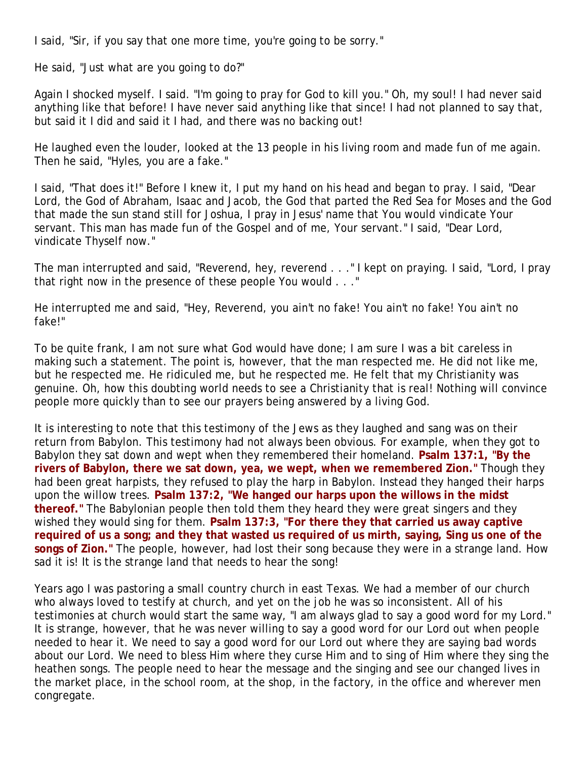I said, "Sir, if you say that one more time, you're going to be sorry."

He said, "Just what are you going to do?"

Again I shocked myself. I said. "I'm going to pray for God to kill you." Oh, my soul! I had never said anything like that before! I have never said anything like that since! I had not planned to say that, but said it I did and said it I had, and there was no backing out!

He laughed even the louder, looked at the 13 people in his living room and made fun of me again. Then he said, "Hyles, you are a fake."

I said, "That does it!" Before I knew it, I put my hand on his head and began to pray. I said, "Dear Lord, the God of Abraham, Isaac and Jacob, the God that parted the Red Sea for Moses and the God that made the sun stand still for Joshua, I pray in Jesus' name that You would vindicate Your servant. This man has made fun of the Gospel and of me, Your servant." I said, "Dear Lord, vindicate Thyself now."

The man interrupted and said, "Reverend, hey, reverend . . ." I kept on praying. I said, "Lord, I pray that right now in the presence of these people You would . . ."

He interrupted me and said, "Hey, Reverend, you ain't no fake! You ain't no fake! You ain't no fake!"

To be quite frank, I am not sure what God would have done; I am sure I was a bit careless in making such a statement. The point is, however, that the man respected me. He did not like me, but he respected me. He ridiculed me, but he respected me. He felt that my Christianity was genuine. Oh, how this doubting world needs to see a Christianity that is real! Nothing will convince people more quickly than to see our prayers being answered by a living God.

It is interesting to note that this testimony of the Jews as they laughed and sang was on their return from Babylon. This testimony had not always been obvious. For example, when they got to Babylon they sat down and wept when they remembered their homeland. **Psalm 137:1, "By the rivers of Babylon, there we sat down, yea, we wept, when we remembered Zion."** Though they had been great harpists, they refused to play the harp in Babylon. Instead they hanged their harps upon the willow trees. **Psalm 137:2, "We hanged our harps upon the willows in the midst thereof."** The Babylonian people then told them they heard they were great singers and they wished they would sing for them. **Psalm 137:3, "For there they that carried us away captive required of us a song; and they that wasted us required of us mirth, saying, Sing us one of the songs of Zion."** The people, however, had lost their song because they were in a strange land. How sad it is! It is the strange land that needs to hear the song!

Years ago I was pastoring a small country church in east Texas. We had a member of our church who always loved to testify at church, and yet on the job he was so inconsistent. All of his testimonies at church would start the same way, "I am always glad to say a good word for my Lord." It is strange, however, that he was never willing to say a good word for our Lord out when people needed to hear it. We need to say a good word for our Lord out where they are saying bad words about our Lord. We need to bless Him where they curse Him and to sing of Him where they sing the heathen songs. The people need to hear the message and the singing and see our changed lives in the market place, in the school room, at the shop, in the factory, in the office and wherever men congregate.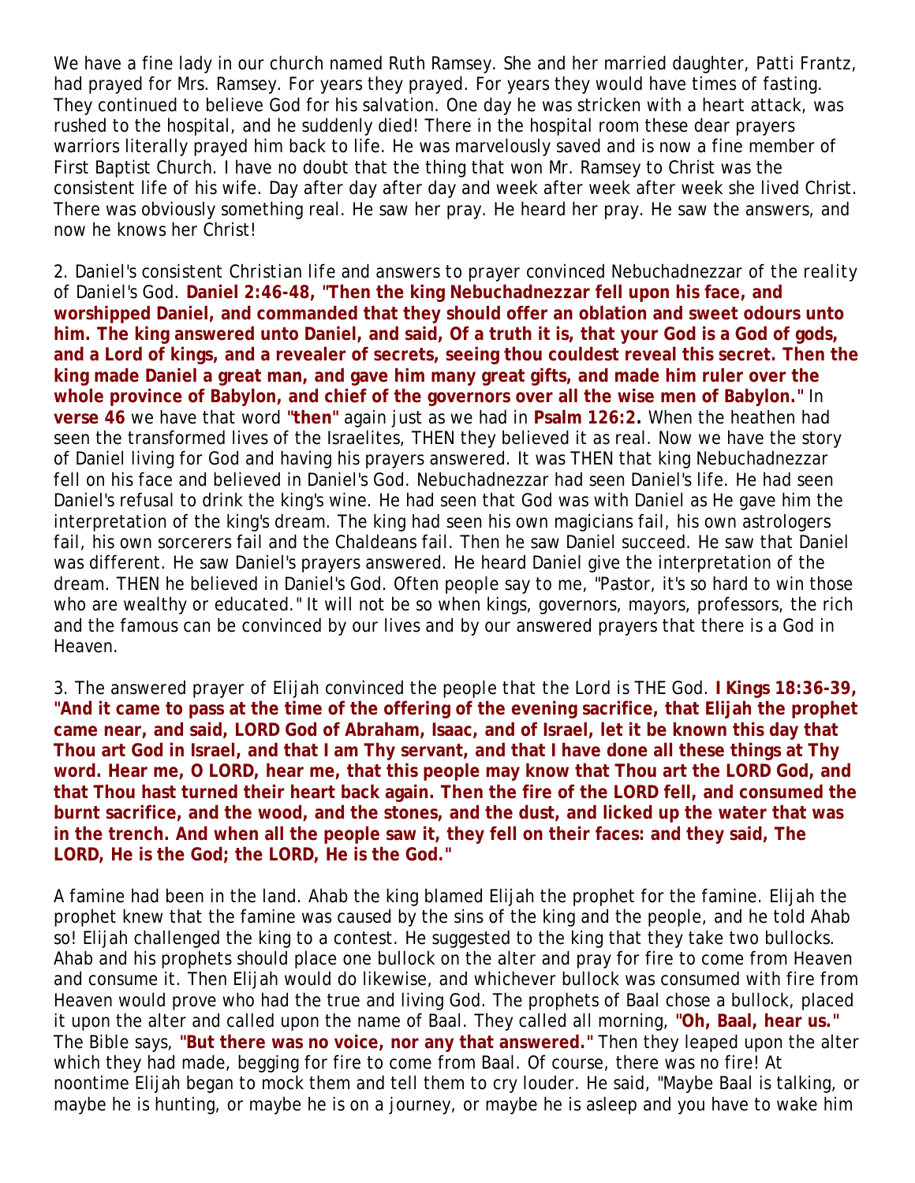We have a fine lady in our church named Ruth Ramsey. She and her married daughter, Patti Frantz, had prayed for Mrs. Ramsey. For years they prayed. For years they would have times of fasting. They continued to believe God for his salvation. One day he was stricken with a heart attack, was rushed to the hospital, and he suddenly died! There in the hospital room these dear prayers warriors literally prayed him back to life. He was marvelously saved and is now a fine member of First Baptist Church. I have no doubt that the thing that won Mr. Ramsey to Christ was the consistent life of his wife. Day after day after day and week after week after week she lived Christ. There was obviously something real. He saw her pray. He heard her pray. He saw the answers, and now he knows her Christ!

2. Daniel's consistent Christian life and answers to prayer convinced Nebuchadnezzar of the reality of Daniel's God. **Daniel 2:46-48, "Then the king Nebuchadnezzar fell upon his face, and worshipped Daniel, and commanded that they should offer an oblation and sweet odours unto him. The king answered unto Daniel, and said, Of a truth it is, that your God is a God of gods, and a Lord of kings, and a revealer of secrets, seeing thou couldest reveal this secret. Then the king made Daniel a great man, and gave him many great gifts, and made him ruler over the whole province of Babylon, and chief of the governors over all the wise men of Babylon."** In **verse 46** we have that word **"then"** again just as we had in **Psalm 126:2.** When the heathen had seen the transformed lives of the Israelites, THEN they believed it as real. Now we have the story of Daniel living for God and having his prayers answered. It was THEN that king Nebuchadnezzar fell on his face and believed in Daniel's God. Nebuchadnezzar had seen Daniel's life. He had seen Daniel's refusal to drink the king's wine. He had seen that God was with Daniel as He gave him the interpretation of the king's dream. The king had seen his own magicians fail, his own astrologers fail, his own sorcerers fail and the Chaldeans fail. Then he saw Daniel succeed. He saw that Daniel was different. He saw Daniel's prayers answered. He heard Daniel give the interpretation of the dream. THEN he believed in Daniel's God. Often people say to me, "Pastor, it's so hard to win those who are wealthy or educated." It will not be so when kings, governors, mayors, professors, the rich and the famous can be convinced by our lives and by our answered prayers that there is a God in Heaven.

3. The answered prayer of Elijah convinced the people that the Lord is THE God. **I Kings 18:36-39, "And it came to pass at the time of the offering of the evening sacrifice, that Elijah the prophet came near, and said, LORD God of Abraham, Isaac, and of Israel, let it be known this day that Thou art God in Israel, and that I am Thy servant, and that I have done all these things at Thy word. Hear me, O LORD, hear me, that this people may know that Thou art the LORD God, and that Thou hast turned their heart back again. Then the fire of the LORD fell, and consumed the burnt sacrifice, and the wood, and the stones, and the dust, and licked up the water that was in the trench. And when all the people saw it, they fell on their faces: and they said, The LORD, He is the God; the LORD, He is the God."**

A famine had been in the land. Ahab the king blamed Elijah the prophet for the famine. Elijah the prophet knew that the famine was caused by the sins of the king and the people, and he told Ahab so! Elijah challenged the king to a contest. He suggested to the king that they take two bullocks. Ahab and his prophets should place one bullock on the alter and pray for fire to come from Heaven and consume it. Then Elijah would do likewise, and whichever bullock was consumed with fire from Heaven would prove who had the true and living God. The prophets of Baal chose a bullock, placed it upon the alter and called upon the name of Baal. They called all morning, **"Oh, Baal, hear us."** The Bible says, **"But there was no voice, nor any that answered."** Then they leaped upon the alter which they had made, begging for fire to come from Baal. Of course, there was no fire! At noontime Elijah began to mock them and tell them to cry louder. He said, "Maybe Baal is talking, or maybe he is hunting, or maybe he is on a journey, or maybe he is asleep and you have to wake him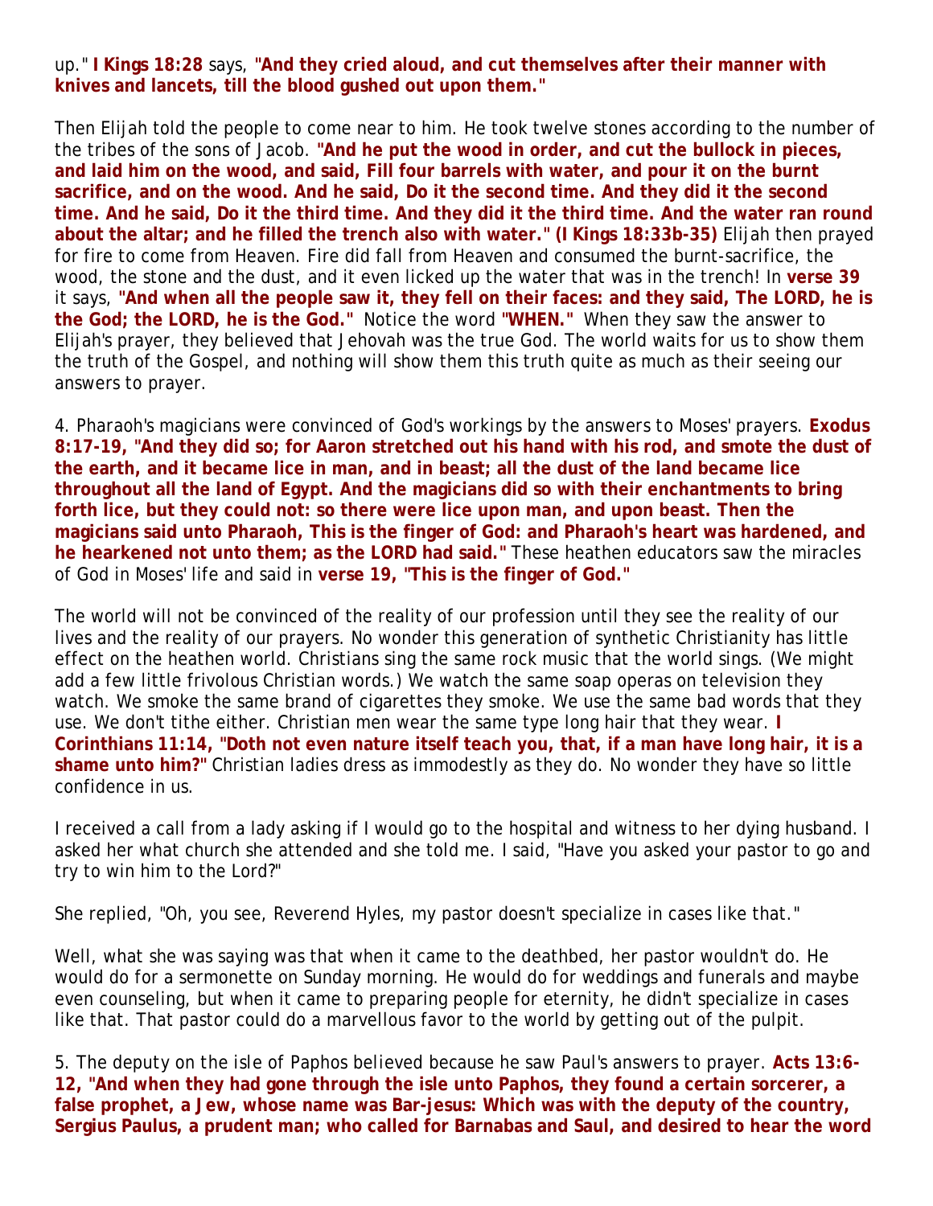up." **I Kings 18:28** says, **"And they cried aloud, and cut themselves after their manner with knives and lancets, till the blood gushed out upon them."**

Then Elijah told the people to come near to him. He took twelve stones according to the number of the tribes of the sons of Jacob. **"And he put the wood in order, and cut the bullock in pieces, and laid him on the wood, and said, Fill four barrels with water, and pour it on the burnt sacrifice, and on the wood. And he said, Do it the second time. And they did it the second time. And he said, Do it the third time. And they did it the third time. And the water ran round about the altar; and he filled the trench also with water." (I Kings 18:33b-35)** Elijah then prayed for fire to come from Heaven. Fire did fall from Heaven and consumed the burnt-sacrifice, the wood, the stone and the dust, and it even licked up the water that was in the trench! In **verse 39** it says, **"And when all the people saw it, they fell on their faces: and they said, The LORD, he is the God; the LORD, he is the God."** Notice the word **"WHEN."** When they saw the answer to Elijah's prayer, they believed that Jehovah was the true God. The world waits for us to show them the truth of the Gospel, and nothing will show them this truth quite as much as their seeing our answers to prayer.

4. Pharaoh's magicians were convinced of God's workings by the answers to Moses' prayers. **Exodus 8:17-19, "And they did so; for Aaron stretched out his hand with his rod, and smote the dust of the earth, and it became lice in man, and in beast; all the dust of the land became lice throughout all the land of Egypt. And the magicians did so with their enchantments to bring forth lice, but they could not: so there were lice upon man, and upon beast. Then the magicians said unto Pharaoh, This is the finger of God: and Pharaoh's heart was hardened, and he hearkened not unto them; as the LORD had said."** These heathen educators saw the miracles of God in Moses' life and said in **verse 19, "This is the finger of God."**

The world will not be convinced of the reality of our profession until they see the reality of our lives and the reality of our prayers. No wonder this generation of synthetic Christianity has little effect on the heathen world. Christians sing the same rock music that the world sings. (We might add a few little frivolous Christian words.) We watch the same soap operas on television they watch. We smoke the same brand of cigarettes they smoke. We use the same bad words that they use. We don't tithe either. Christian men wear the same type long hair that they wear. **I Corinthians 11:14, "Doth not even nature itself teach you, that, if a man have long hair, it is a shame unto him?"** Christian ladies dress as immodestly as they do. No wonder they have so little confidence in us.

I received a call from a lady asking if I would go to the hospital and witness to her dying husband. I asked her what church she attended and she told me. I said, "Have you asked your pastor to go and try to win him to the Lord?"

She replied, "Oh, you see, Reverend Hyles, my pastor doesn't specialize in cases like that."

Well, what she was saying was that when it came to the deathbed, her pastor wouldn't do. He would do for a sermonette on Sunday morning. He would do for weddings and funerals and maybe even counseling, but when it came to preparing people for eternity, he didn't specialize in cases like that. That pastor could do a marvellous favor to the world by getting out of the pulpit.

5. The deputy on the isle of Paphos believed because he saw Paul's answers to prayer. **Acts 13:6-12, "And when they had gone through the isle unto Paphos, they found a certain sorcerer, a false prophet, a Jew, whose name was Bar-jesus: Which was with the deputy of the country, Sergius Paulus, a prudent man; who called for Barnabas and Saul, and desired to hear the word**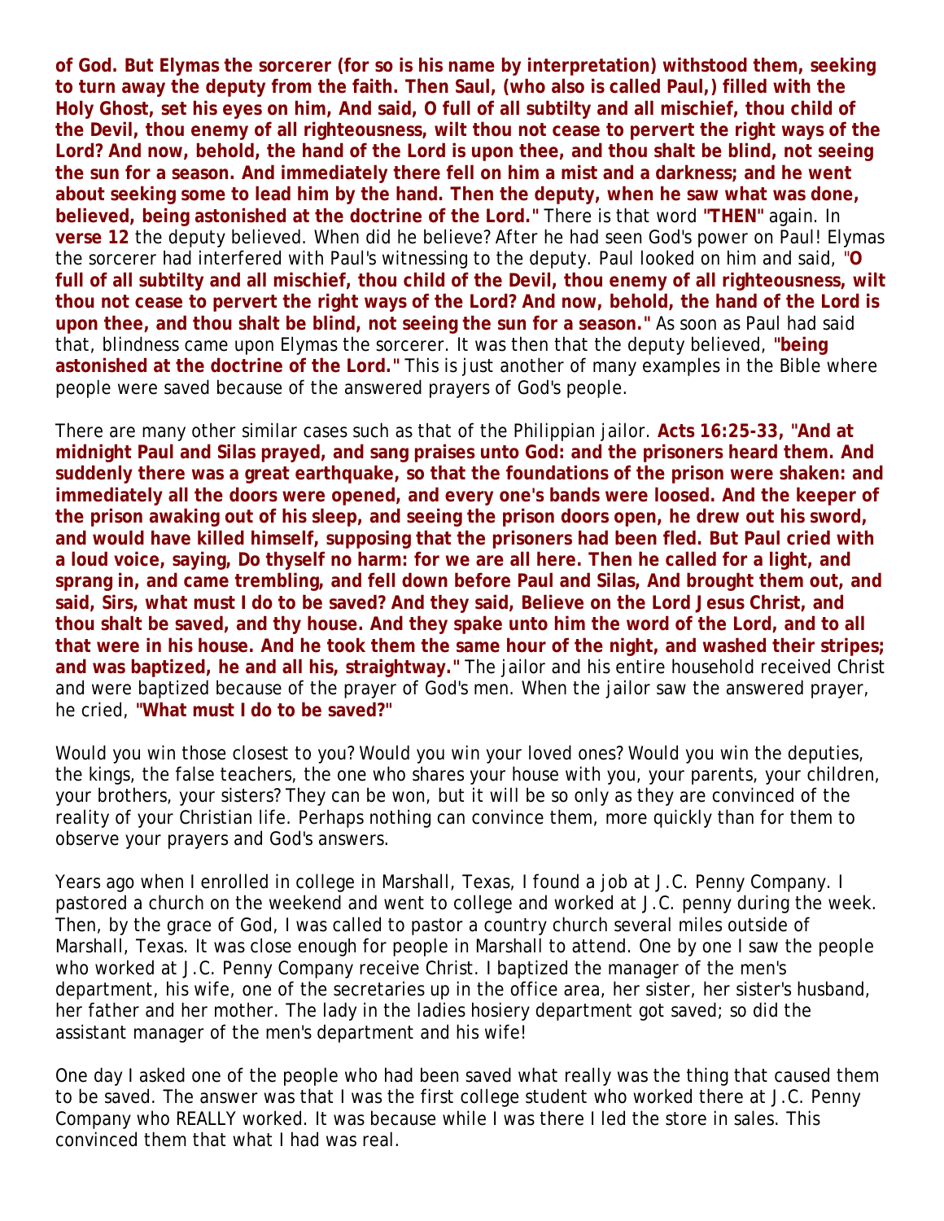**of God. But Elymas the sorcerer (for so is his name by interpretation) withstood them, seeking to turn away the deputy from the faith. Then Saul, (who also is called Paul,) filled with the Holy Ghost, set his eyes on him, And said, O full of all subtilty and all mischief, thou child of the Devil, thou enemy of all righteousness, wilt thou not cease to pervert the right ways of the Lord? And now, behold, the hand of the Lord is upon thee, and thou shalt be blind, not seeing the sun for a season. And immediately there fell on him a mist and a darkness; and he went about seeking some to lead him by the hand. Then the deputy, when he saw what was done, believed, being astonished at the doctrine of the Lord."** There is that word **"THEN"** again. In **verse 12** the deputy believed. When did he believe? After he had seen God's power on Paul! Elymas the sorcerer had interfered with Paul's witnessing to the deputy. Paul looked on him and said, **"O full of all subtilty and all mischief, thou child of the Devil, thou enemy of all righteousness, wilt thou not cease to pervert the right ways of the Lord? And now, behold, the hand of the Lord is upon thee, and thou shalt be blind, not seeing the sun for a season."** As soon as Paul had said that, blindness came upon Elymas the sorcerer. It was then that the deputy believed, **"being astonished at the doctrine of the Lord."** This is just another of many examples in the Bible where people were saved because of the answered prayers of God's people.

There are many other similar cases such as that of the Philippian jailor. **Acts 16:25-33, "And at midnight Paul and Silas prayed, and sang praises unto God: and the prisoners heard them. And suddenly there was a great earthquake, so that the foundations of the prison were shaken: and immediately all the doors were opened, and every one's bands were loosed. And the keeper of the prison awaking out of his sleep, and seeing the prison doors open, he drew out his sword, and would have killed himself, supposing that the prisoners had been fled. But Paul cried with a loud voice, saying, Do thyself no harm: for we are all here. Then he called for a light, and sprang in, and came trembling, and fell down before Paul and Silas, And brought them out, and said, Sirs, what must I do to be saved? And they said, Believe on the Lord Jesus Christ, and thou shalt be saved, and thy house. And they spake unto him the word of the Lord, and to all that were in his house. And he took them the same hour of the night, and washed their stripes; and was baptized, he and all his, straightway."** The jailor and his entire household received Christ and were baptized because of the prayer of God's men. When the jailor saw the answered prayer, he cried, **"What must I do to be saved?"**

Would you win those closest to you? Would you win your loved ones? Would you win the deputies, the kings, the false teachers, the one who shares your house with you, your parents, your children, your brothers, your sisters? They can be won, but it will be so only as they are convinced of the reality of your Christian life. Perhaps nothing can convince them, more quickly than for them to observe your prayers and God's answers.

Years ago when I enrolled in college in Marshall, Texas, I found a job at J.C. Penny Company. I pastored a church on the weekend and went to college and worked at J.C. penny during the week. Then, by the grace of God, I was called to pastor a country church several miles outside of Marshall, Texas. It was close enough for people in Marshall to attend. One by one I saw the people who worked at J.C. Penny Company receive Christ. I baptized the manager of the men's department, his wife, one of the secretaries up in the office area, her sister, her sister's husband, her father and her mother. The lady in the ladies hosiery department got saved; so did the assistant manager of the men's department and his wife!

One day I asked one of the people who had been saved what really was the thing that caused them to be saved. The answer was that I was the first college student who worked there at J.C. Penny Company who REALLY worked. It was because while I was there I led the store in sales. This convinced them that what I had was real.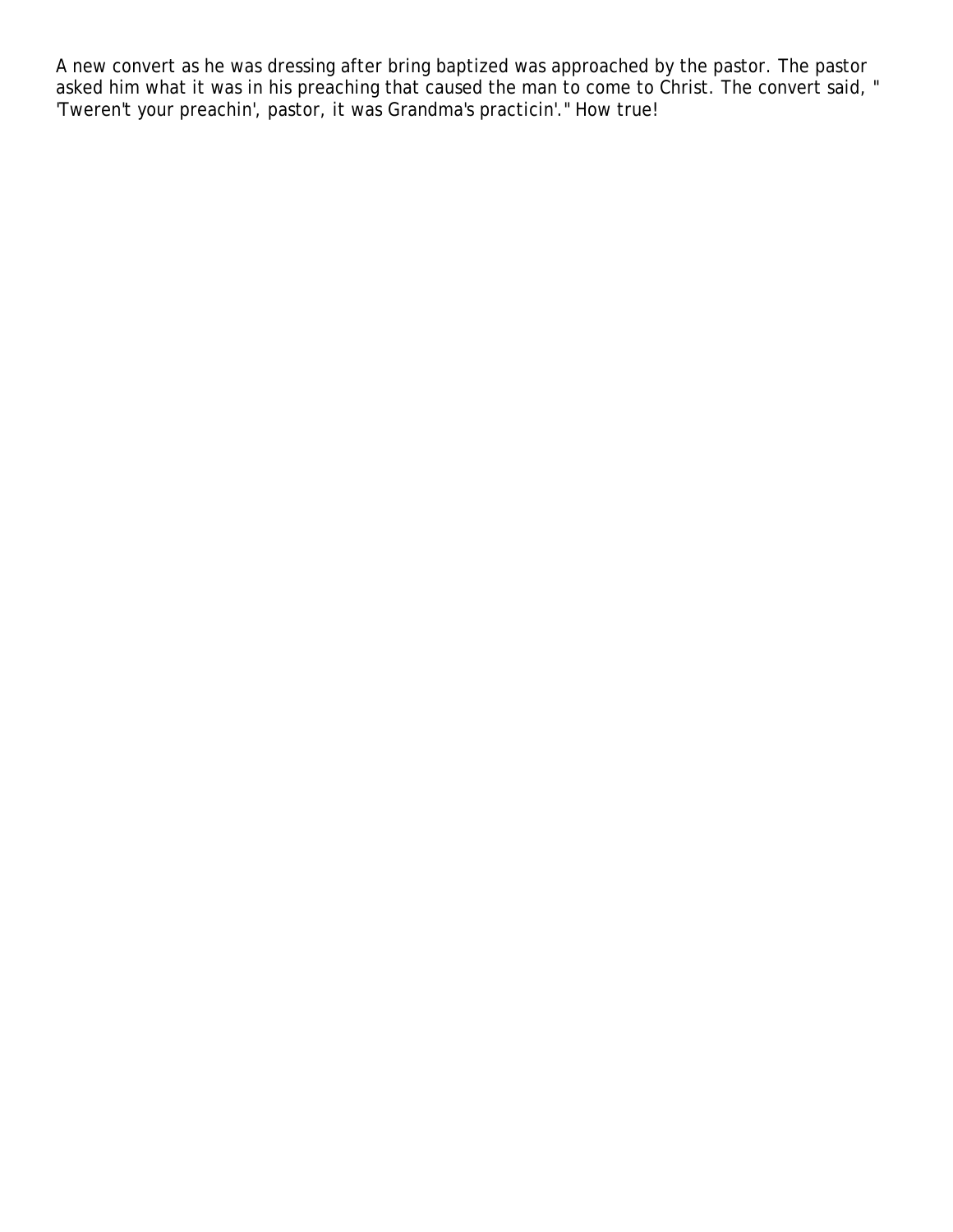A new convert as he was dressing after bring baptized was approached by the pastor. The pastor asked him what it was in his preaching that caused the man to come to Christ. The convert said, " 'Tweren't your preachin', pastor, it was Grandma's practicin'." How true!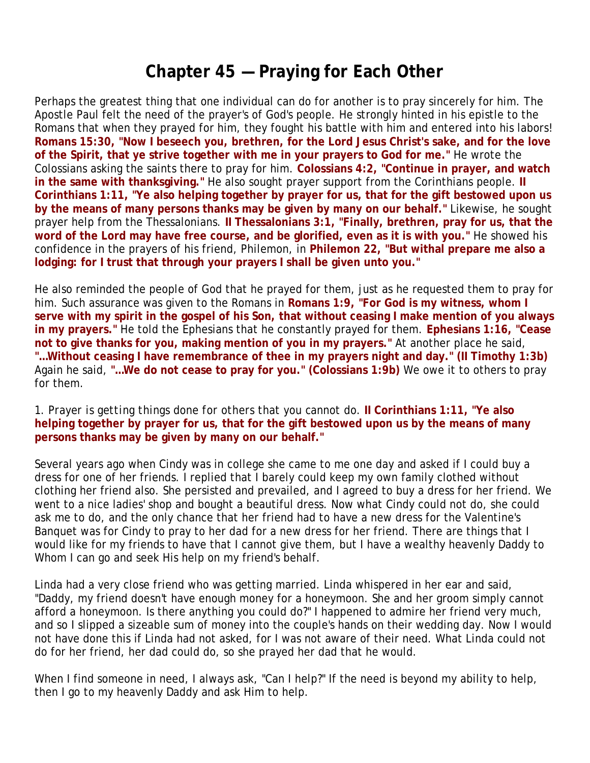# Chapter 45 — Praying for Each Other

Perhaps the greatest thing that one individual can do for another is to pray sincerely for him. The Apostle Paul felt the need of the prayer's of God's people. He strongly hinted in his epistle to the Romans that when they prayed for him, they fought his battle with him and entered into his labors! **Romans 15:30, "Now I beseech you, brethren, for the Lord Jesus Christ's sake, and for the love of the Spirit, that ye strive together with me in your prayers to God for me."** He wrote the Colossians asking the saints there to pray for him. **Colossians 4:2, "Continue in prayer, and watch in the same with thanksgiving."** He also sought prayer support from the Corinthians people. **II Corinthians 1:11, "Ye also helping together by prayer for us, that for the gift bestowed upon us by the means of many persons thanks may be given by many on our behalf."** Likewise, he sought prayer help from the Thessalonians. **II Thessalonians 3:1, "Finally, brethren, pray for us, that the word of the Lord may have free course, and be glorified, even as it is with you."** He showed his confidence in the prayers of his friend, Philemon, in **Philemon 22, "But withal prepare me also a lodging: for I trust that through your prayers I shall be given unto you."**

He also reminded the people of God that he prayed for them, just as he requested them to pray for him. Such assurance was given to the Romans in **Romans 1:9, "For God is my witness, whom I serve with my spirit in the gospel of his Son, that without ceasing I make mention of you always in my prayers."** He told the Ephesians that he constantly prayed for them. **Ephesians 1:16, "Cease not to give thanks for you, making mention of you in my prayers."** At another place he said, **"...Without ceasing I have remembrance of thee in my prayers night and day." (II Timothy 1:3b)** Again he said, **"...We do not cease to pray for you." (Colossians 1:9b)** We owe it to others to pray for them.

1. *Prayer is getting things done for others that you cannot do.* **II Corinthians 1:11, "Ye also helping together by prayer for us, that for the gift bestowed upon us by the means of many persons thanks may be given by many on our behalf."**

Several years ago when Cindy was in college she came to me one day and asked if I could buy a dress for one of her friends. I replied that I barely could keep my own family clothed without clothing her friend also. She persisted and prevailed, and I agreed to buy a dress for her friend. We went to a nice ladies' shop and bought a beautiful dress. Now what Cindy could not do, she could ask me to do, and the only chance that her friend had to have a new dress for the Valentine's Banquet was for Cindy to pray to her dad for a new dress for her friend. There are things that I would like for my friends to have that I cannot give them, but I have a wealthy heavenly Daddy to Whom I can go and seek His help on my friend's behalf.

Linda had a very close friend who was getting married. Linda whispered in her ear and said, "Daddy, my friend doesn't have enough money for a honeymoon. She and her groom simply cannot afford a honeymoon. Is there anything you could do?" I happened to admire her friend very much, and so I slipped a sizeable sum of money into the couple's hands on their wedding day. Now I would not have done this if Linda had not asked, for I was not aware of their need. What Linda could not do for her friend, her dad could do, so she prayed her dad that he would.

When I find someone in need, I always ask, "Can I help?" If the need is beyond my ability to help, then I go to my heavenly Daddy and ask Him to help.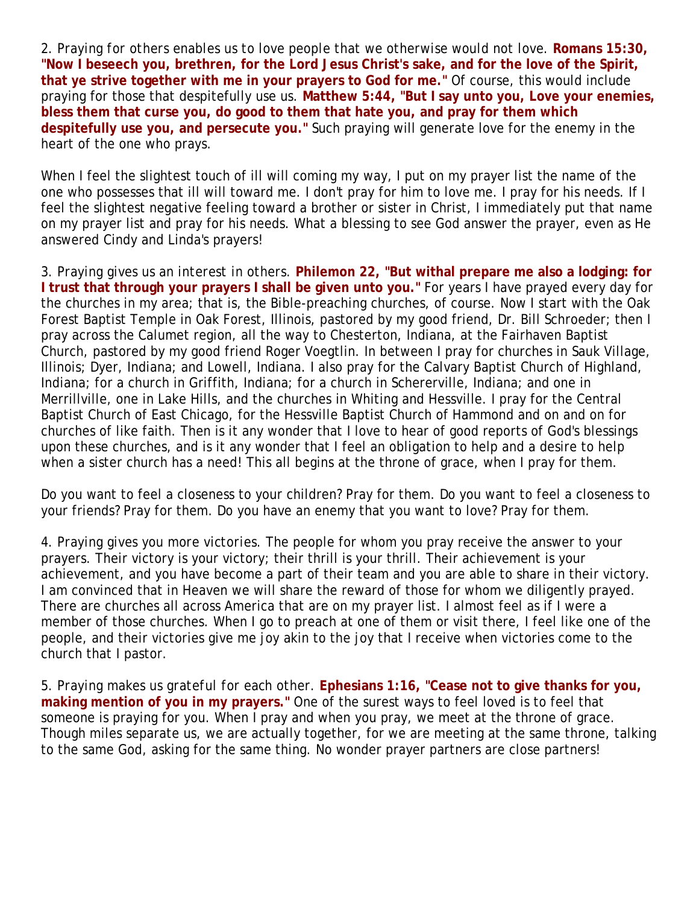2. Praying for others enables us to love people that we otherwise would not love. **Romans 15:30, "Now I beseech you, brethren, for the Lord Jesus Christ's sake, and for the love of the Spirit, that ye strive together with me in your prayers to God for me."** Of course, this would include praying for those that despitefully use us. **Matthew 5:44, "But I say unto you, Love your enemies, bless them that curse you, do good to them that hate you, and pray for them which despitefully use you, and persecute you."** Such praying will generate love for the enemy in the heart of the one who prays.

When I feel the slightest touch of ill will coming my way, I put on my prayer list the name of the one who possesses that ill will toward me. I don't pray for him to love me. I pray for his needs. If I feel the slightest negative feeling toward a brother or sister in Christ, I immediately put that name on my prayer list and pray for his needs. What a blessing to see God answer the prayer, even as He answered Cindy and Linda's prayers!

3. Praying gives us an interest in others. **Philemon 22, "But withal prepare me also a lodging: for I trust that through your prayers I shall be given unto you."** For years I have prayed every day for the churches in my area; that is, the Bible-preaching churches, of course. Now I start with the Oak Forest Baptist Temple in Oak Forest, Illinois, pastored by my good friend, Dr. Bill Schroeder; then I pray across the Calumet region, all the way to Chesterton, Indiana, at the Fairhaven Baptist Church, pastored by my good friend Roger Voegtlin. In between I pray for churches in Sauk Village, Illinois; Dyer, Indiana; and Lowell, Indiana. I also pray for the Calvary Baptist Church of Highland, Indiana; for a church in Griffith, Indiana; for a church in Schererville, Indiana; and one in Merrillville, one in Lake Hills, and the churches in Whiting and Hessville. I pray for the Central Baptist Church of East Chicago, for the Hessville Baptist Church of Hammond and on and on for churches of like faith. Then is it any wonder that I love to hear of good reports of God's blessings upon these churches, and is it any wonder that I feel an obligation to help and a desire to help when a sister church has a need! This all begins at the throne of grace, when I pray for them.

Do you want to feel a closeness to your children? Pray for them. Do you want to feel a closeness to your friends? Pray for them. Do you have an enemy that you want to love? Pray for them.

4. Praying gives you more victories. The people for whom you pray receive the answer to your prayers. Their victory is your victory; their thrill is your thrill. Their achievement is your achievement, and you have become a part of their team and you are able to share in their victory. I am convinced that in Heaven we will share the reward of those for whom we diligently prayed. There are churches all across America that are on my prayer list. I almost feel as if I were a member of those churches. When I go to preach at one of them or visit there, I feel like one of the people, and their victories give me joy akin to the joy that I receive when victories come to the church that I pastor.

5. Praying makes us grateful for each other. **Ephesians 1:16, "Cease not to give thanks for you, making mention of you in my prayers."** One of the surest ways to feel loved is to feel that someone is praying for you. When I pray and when you pray, we meet at the throne of grace. Though miles separate us, we are actually together, for we are meeting at the same throne, talking to the same God, asking for the same thing. No wonder prayer partners are close partners!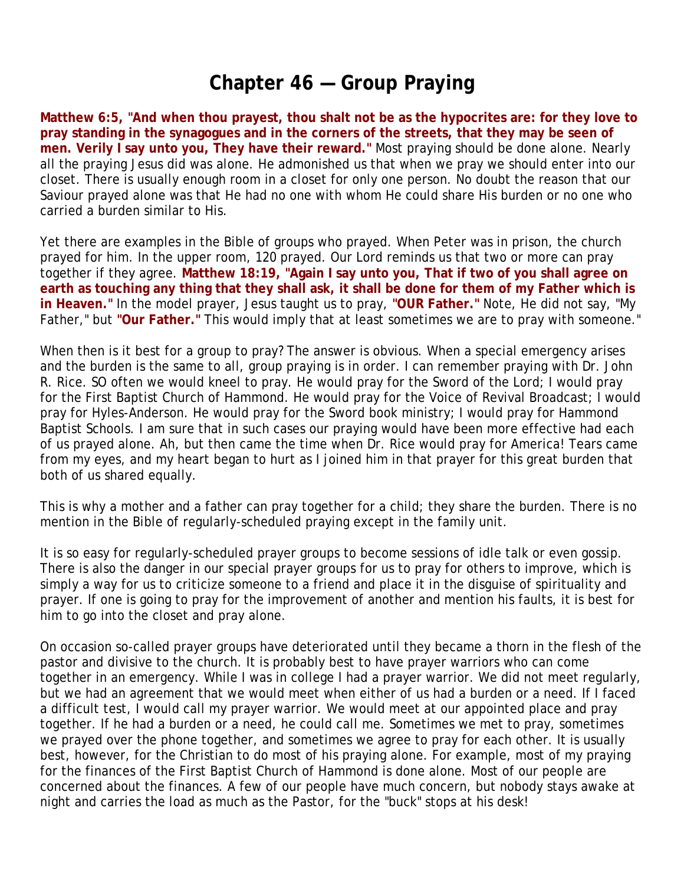# Chapter 46 — Group Praying

**Matthew 6:5, "And when thou prayest, thou shalt not be as the hypocrites are: for they love to pray standing in the synagogues and in the corners of the streets, that they may be seen of men. Verily I say unto you, They have their reward."** Most praying should be done alone. Nearly all the praying Jesus did was alone. He admonished us that when we pray we should enter into our closet. There is usually enough room in a closet for only one person. No doubt the reason that our Saviour prayed alone was that He had no one with whom He could share His burden or no one who carried a burden similar to His.

Yet there are examples in the Bible of groups who prayed. When Peter was in prison, the church prayed for him. In the upper room, 120 prayed. Our Lord reminds us that two or more can pray together if they agree. **Matthew 18:19, "Again I say unto you, That if two of you shall agree on earth as touching any thing that they shall ask, it shall be done for them of my Father which is in Heaven."** In the model prayer, Jesus taught us to pray, **"OUR Father."** Note, He did not say, "My Father," but **"Our Father."** This would imply that at least sometimes we are to pray with someone."

When then is it best for a group to pray? The answer is obvious. When a special emergency arises and the burden is the same to all, group praying is in order. I can remember praying with Dr. John R. Rice. SO often we would kneel to pray. He would pray for the Sword of the Lord; I would pray for the First Baptist Church of Hammond. He would pray for the Voice of Revival Broadcast; I would pray for Hyles-Anderson. He would pray for the Sword book ministry; I would pray for Hammond Baptist Schools. I am sure that in such cases our praying would have been more effective had each of us prayed alone. Ah, but then came the time when Dr. Rice would pray for America! Tears came from my eyes, and my heart began to hurt as I joined him in that prayer for this great burden that both of us shared equally.

This is why a mother and a father can pray together for a child; they share the burden. There is no mention in the Bible of regularly-scheduled praying except in the family unit.

It is so easy for regularly-scheduled prayer groups to become sessions of idle talk or even gossip. There is also the danger in our special prayer groups for us to pray for others to improve, which is simply a way for us to criticize someone to a friend and place it in the disguise of spirituality and prayer. If one is going to pray for the improvement of another and mention his faults, it is best for him to go into the closet and pray alone.

On occasion so-called prayer groups have deteriorated until they became a thorn in the flesh of the pastor and divisive to the church. It is probably best to have prayer warriors who can come together in an emergency. While I was in college I had a prayer warrior. We did not meet regularly, but we had an agreement that we would meet when either of us had a burden or a need. If I faced a difficult test, I would call my prayer warrior. We would meet at our appointed place and pray together. If he had a burden or a need, he could call me. Sometimes we met to pray, sometimes we prayed over the phone together, and sometimes we agree to pray for each other. It is usually best, however, for the Christian to do most of his praying alone. For example, most of my praying for the finances of the First Baptist Church of Hammond is done alone. Most of our people are concerned about the finances. A few of our people have much concern, but nobody stays awake at night and carries the load as much as the Pastor, for the "buck" stops at his desk!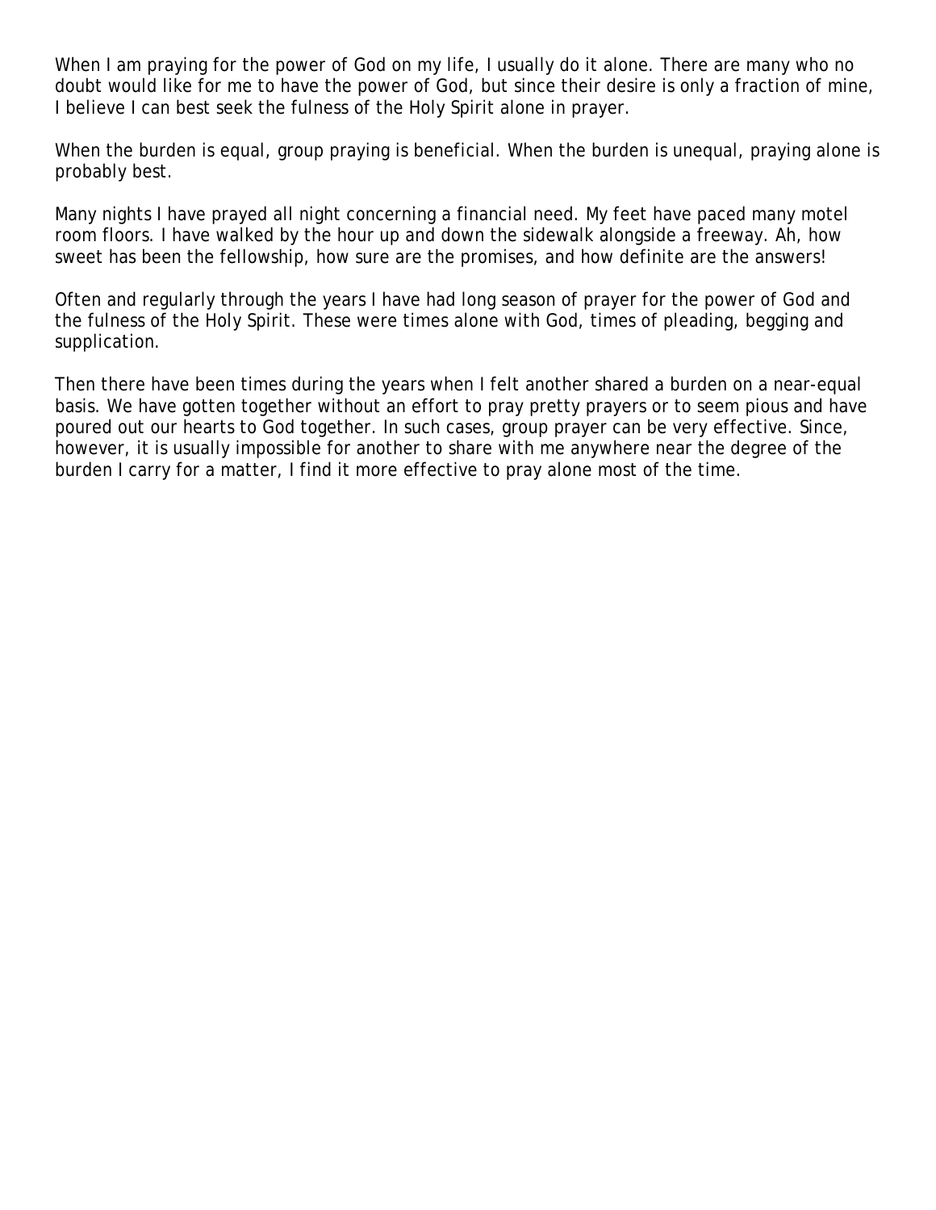When I am praying for the power of God on my life, I usually do it alone. There are many who no doubt would like for me to have the power of God, but since their desire is only a fraction of mine, I believe I can best seek the fulness of the Holy Spirit alone in prayer.

When the burden is equal, group praying is beneficial. When the burden is unequal, praying alone is probably best.

Many nights I have prayed all night concerning a financial need. My feet have paced many motel room floors. I have walked by the hour up and down the sidewalk alongside a freeway. Ah, how sweet has been the fellowship, how sure are the promises, and how definite are the answers!

Often and regularly through the years I have had long season of prayer for the power of God and the fulness of the Holy Spirit. These were times alone with God, times of pleading, begging and supplication.

Then there have been times during the years when I felt another shared a burden on a near-equal basis. We have gotten together without an effort to pray pretty prayers or to seem pious and have poured out our hearts to God together. In such cases, group prayer can be very effective. Since, however, it is usually impossible for another to share with me anywhere near the degree of the burden I carry for a matter, I find it more effective to pray alone most of the time.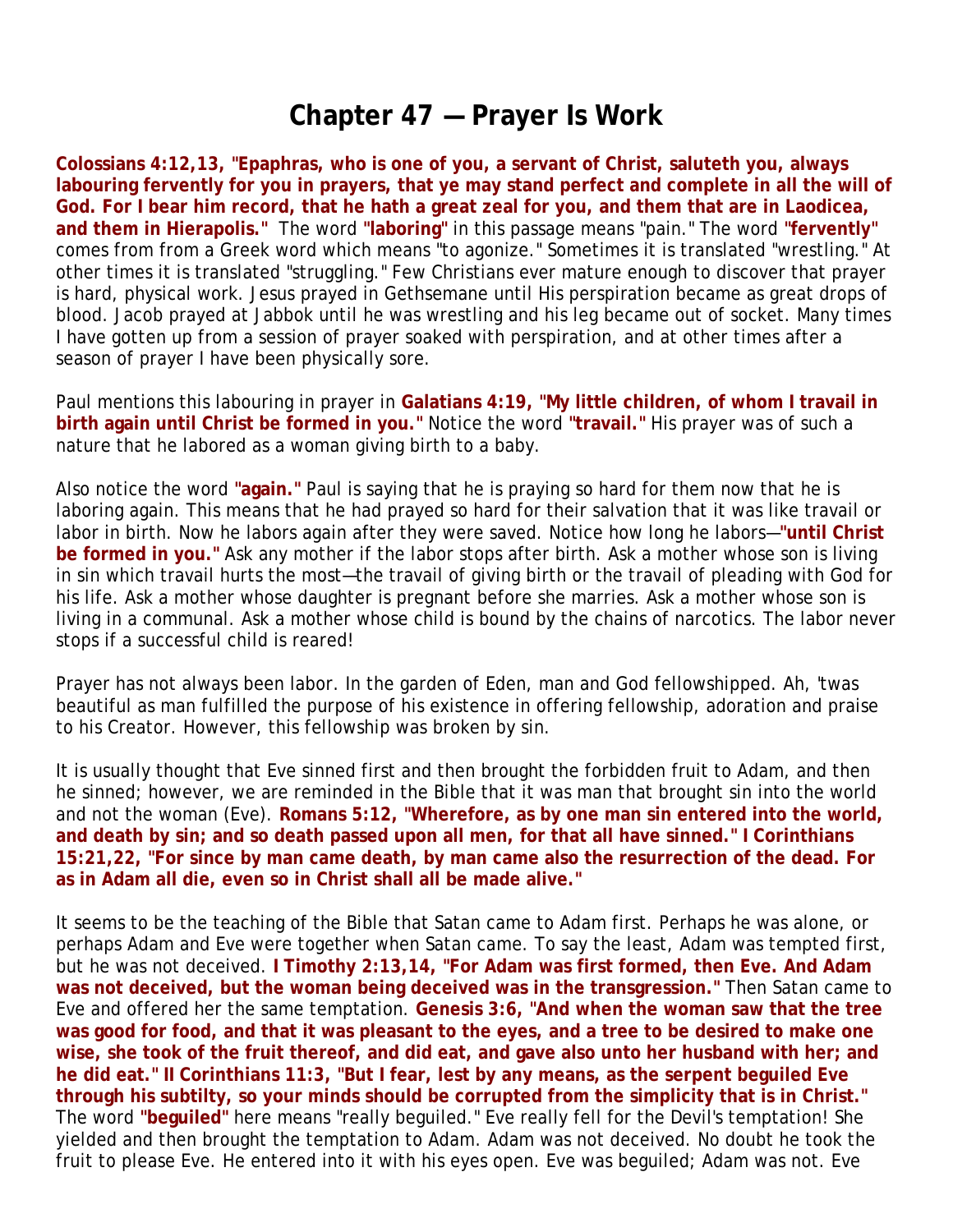# Chapter 47 — Prayer Is Work

**Colossians 4:12,13, "Epaphras, who is one of you, a servant of Christ, saluteth you, always labouring fervently for you in prayers, that ye may stand perfect and complete in all the will of God. For I bear him record, that he hath a great zeal for you, and them that are in Laodicea, and them in Hierapolis."** The word **"laboring"** in this passage means "pain." The word **"fervently"** comes from from a Greek word which means "to agonize." Sometimes it is translated "wrestling." At other times it is translated "struggling." Few Christians ever mature enough to discover that prayer is hard, physical work. Jesus prayed in Gethsemane until His perspiration became as great drops of blood. Jacob prayed at Jabbok until he was wrestling and his leg became out of socket. Many times I have gotten up from a session of prayer soaked with perspiration, and at other times after a season of prayer I have been physically sore.

Paul mentions this labouring in prayer in **Galatians 4:19, "My little children, of whom I travail in birth again until Christ be formed in you."** Notice the word **"travail."** His prayer was of such a nature that he labored as a woman giving birth to a baby.

Also notice the word **"again."** Paul is saying that he is praying so hard for them now that he is laboring again. This means that he had prayed so hard for their salvation that it was like travail or labor in birth. Now he labors again after they were saved. Notice how long he labors—**"until Christ be formed in you."** Ask any mother if the labor stops after birth. Ask a mother whose son is living in sin which travail hurts the most—the travail of giving birth or the travail of pleading with God for his life. Ask a mother whose daughter is pregnant before she marries. Ask a mother whose son is living in a communal. Ask a mother whose child is bound by the chains of narcotics. The labor never stops if a successful child is reared!

Prayer has not always been labor. In the garden of Eden, man and God fellowshipped. Ah, 'twas beautiful as man fulfilled the purpose of his existence in offering fellowship, adoration and praise to his Creator. However, this fellowship was broken by sin.

It is usually thought that Eve sinned first and then brought the forbidden fruit to Adam, and then he sinned; however, we are reminded in the Bible that it was man that brought sin into the world and not the woman (Eve). **Romans 5:12, "Wherefore, as by one man sin entered into the world, and death by sin; and so death passed upon all men, for that all have sinned." I Corinthians 15:21,22, "For since by man came death, by man came also the resurrection of the dead. For as in Adam all die, even so in Christ shall all be made alive."**

It seems to be the teaching of the Bible that Satan came to Adam first. Perhaps he was alone, or perhaps Adam and Eve were together when Satan came. To say the least, Adam was tempted first, but he was not deceived. **I Timothy 2:13,14, "For Adam was first formed, then Eve. And Adam was not deceived, but the woman being deceived was in the transgression."** Then Satan came to Eve and offered her the same temptation. **Genesis 3:6, "And when the woman saw that the tree was good for food, and that it was pleasant to the eyes, and a tree to be desired to make one wise, she took of the fruit thereof, and did eat, and gave also unto her husband with her; and he did eat." II Corinthians 11:3, "But I fear, lest by any means, as the serpent beguiled Eve through his subtilty, so your minds should be corrupted from the simplicity that is in Christ."** The word **"beguiled"** here means "really beguiled." Eve really fell for the Devil's temptation! She yielded and then brought the temptation to Adam. Adam was not deceived. No doubt he took the fruit to please Eve. He entered into it with his eyes open. Eve was beguiled; Adam was not. Eve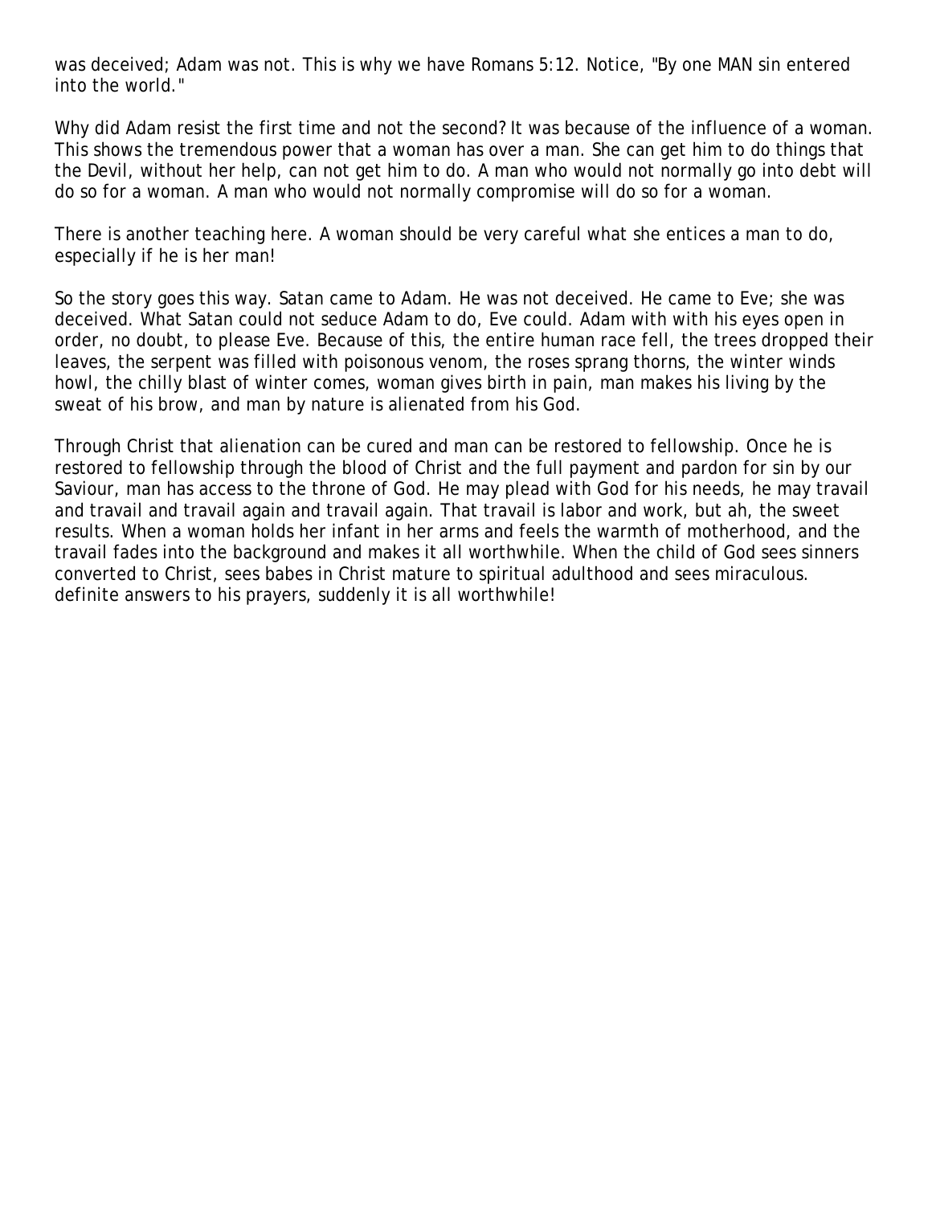was deceived; Adam was not. This is why we have Romans 5:12. Notice, "By one MAN sin entered into the world."

Why did Adam resist the first time and not the second? It was because of the influence of a woman. This shows the tremendous power that a woman has over a man. She can get him to do things that the Devil, without her help, can not get him to do. A man who would not normally go into debt will do so for a woman. A man who would not normally compromise will do so for a woman.

There is another teaching here. A woman should be very careful what she entices a man to do, especially if he is her man!

So the story goes this way. Satan came to Adam. He was not deceived. He came to Eve; she was deceived. What Satan could not seduce Adam to do, Eve could. Adam with with his eyes open in order, no doubt, to please Eve. Because of this, the entire human race fell, the trees dropped their leaves, the serpent was filled with poisonous venom, the roses sprang thorns, the winter winds howl, the chilly blast of winter comes, woman gives birth in pain, man makes his living by the sweat of his brow, and man by nature is alienated from his God.

Through Christ that alienation can be cured and man can be restored to fellowship. Once he is restored to fellowship through the blood of Christ and the full payment and pardon for sin by our Saviour, man has access to the throne of God. He may plead with God for his needs, he may travail and travail and travail again and travail again. That travail is labor and work, but ah, the sweet results. When a woman holds her infant in her arms and feels the warmth of motherhood, and the travail fades into the background and makes it all worthwhile. When the child of God sees sinners converted to Christ, sees babes in Christ mature to spiritual adulthood and sees miraculous. definite answers to his prayers, suddenly it is all worthwhile!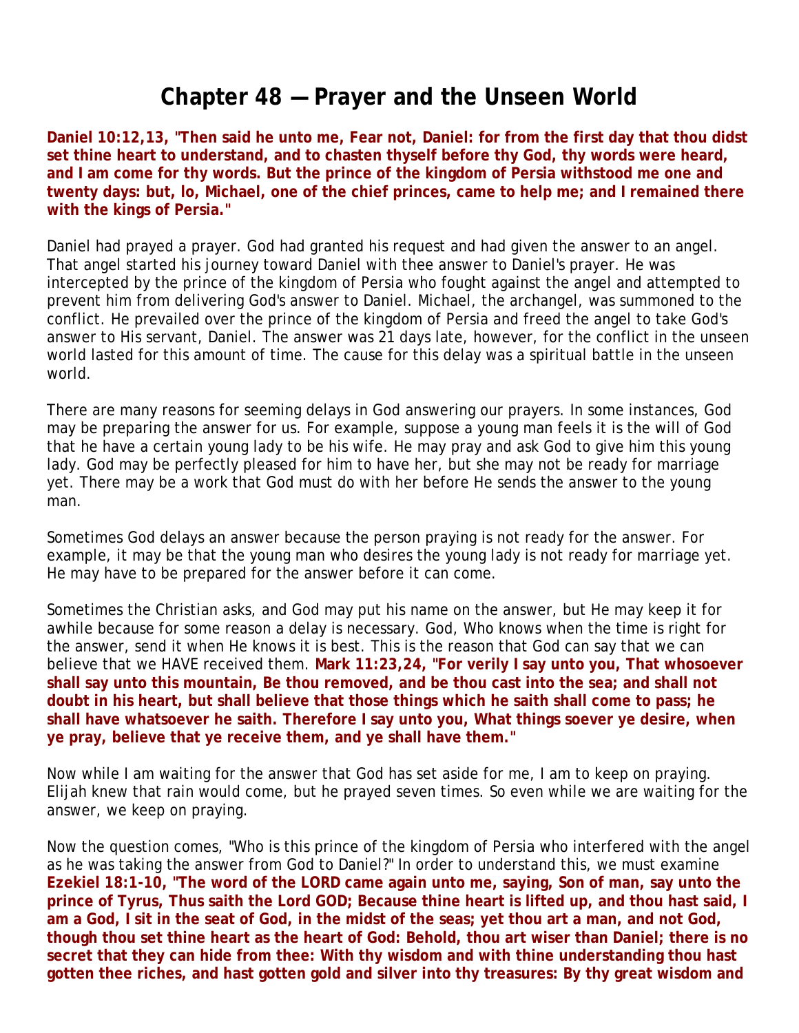# Chapter 48 — Prayer and the Unseen World

**Daniel 10:12,13, "Then said he unto me, Fear not, Daniel: for from the first day that thou didst set thine heart to understand, and to chasten thyself before thy God, thy words were heard, and I am come for thy words. But the prince of the kingdom of Persia withstood me one and twenty days: but, lo, Michael, one of the chief princes, came to help me; and I remained there with the kings of Persia."**

Daniel had prayed a prayer. God had granted his request and had given the answer to an angel. That angel started his journey toward Daniel with thee answer to Daniel's prayer. He was intercepted by the prince of the kingdom of Persia who fought against the angel and attempted to prevent him from delivering God's answer to Daniel. Michael, the archangel, was summoned to the conflict. He prevailed over the prince of the kingdom of Persia and freed the angel to take God's answer to His servant, Daniel. The answer was 21 days late, however, for the conflict in the unseen world lasted for this amount of time. The cause for this delay was a spiritual battle in the unseen world.

There are many reasons for seeming delays in God answering our prayers. In some instances, God may be preparing the answer for us. For example, suppose a young man feels it is the will of God that he have a certain young lady to be his wife. He may pray and ask God to give him this young lady. God may be perfectly pleased for him to have her, but she may not be ready for marriage yet. There may be a work that God must do with her before He sends the answer to the young man.

Sometimes God delays an answer because the person praying is not ready for the answer. For example, it may be that the young man who desires the young lady is not ready for marriage yet. He may have to be prepared for the answer before it can come.

Sometimes the Christian asks, and God may put his name on the answer, but He may keep it for awhile because for some reason a delay is necessary. God, Who knows when the time is right for the answer, send it when He knows it is best. This is the reason that God can say that we can believe that we HAVE received them. **Mark 11:23,24, "For verily I say unto you, That whosoever shall say unto this mountain, Be thou removed, and be thou cast into the sea; and shall not doubt in his heart, but shall believe that those things which he saith shall come to pass; he shall have whatsoever he saith. Therefore I say unto you, What things soever ye desire, when ye pray, believe that ye receive them, and ye shall have them."**

Now while I am waiting for the answer that God has set aside for me, I am to keep on praying. Elijah knew that rain would come, but he prayed seven times. So even while we are waiting for the answer, we keep on praying.

Now the question comes, "Who is this prince of the kingdom of Persia who interfered with the angel as he was taking the answer from God to Daniel?" In order to understand this, we must examine **Ezekiel 18:1-10, "The word of the LORD came again unto me, saying, Son of man, say unto the prince of Tyrus, Thus saith the Lord GOD; Because thine heart is lifted up, and thou hast said, I am a God, I sit in the seat of God, in the midst of the seas; yet thou art a man, and not God, though thou set thine heart as the heart of God: Behold, thou art wiser than Daniel; there is no secret that they can hide from thee: With thy wisdom and with thine understanding thou hast gotten thee riches, and hast gotten gold and silver into thy treasures: By thy great wisdom and**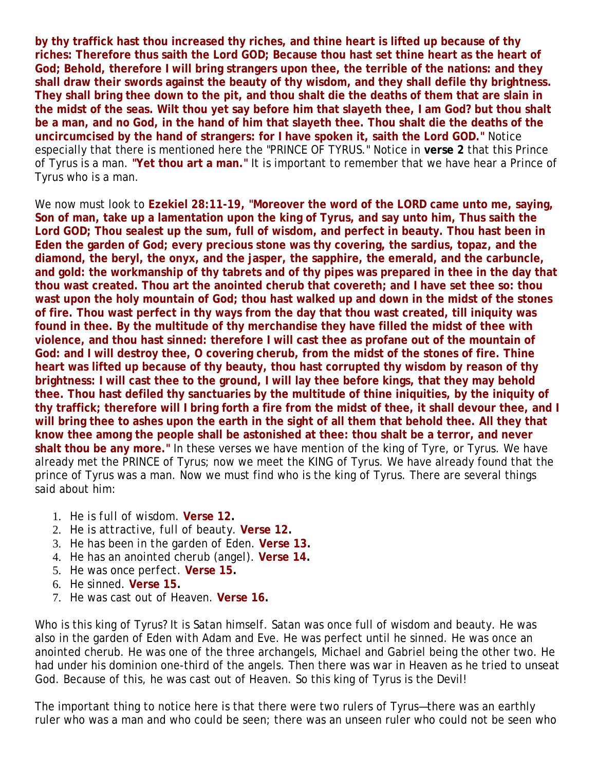**by thy traffick hast thou increased thy riches, and thine heart is lifted up because of thy riches: Therefore thus saith the Lord GOD; Because thou hast set thine heart as the heart of God; Behold, therefore I will bring strangers upon thee, the terrible of the nations: and they shall draw their swords against the beauty of thy wisdom, and they shall defile thy brightness. They shall bring thee down to the pit, and thou shalt die the deaths of them that are slain in the midst of the seas. Wilt thou yet say before him that slayeth thee, I am God? but thou shalt be a man, and no God, in the hand of him that slayeth thee. Thou shalt die the deaths of the uncircumcised by the hand of strangers: for I have spoken it, saith the Lord GOD."** Notice especially that there is mentioned here the "PRINCE OF TYRUS." Notice in **verse 2** that this Prince of Tyrus is a man. **"Yet thou art a man."** It is important to remember that we have hear a Prince of Tyrus who is a man.

We now must look to **Ezekiel 28:11-19, "Moreover the word of the LORD came unto me, saying, Son of man, take up a lamentation upon the king of Tyrus, and say unto him, Thus saith the Lord GOD; Thou sealest up the sum, full of wisdom, and perfect in beauty. Thou hast been in Eden the garden of God; every precious stone was thy covering, the sardius, topaz, and the diamond, the beryl, the onyx, and the jasper, the sapphire, the emerald, and the carbuncle, and gold: the workmanship of thy tabrets and of thy pipes was prepared in thee in the day that thou wast created. Thou art the anointed cherub that covereth; and I have set thee so: thou wast upon the holy mountain of God; thou hast walked up and down in the midst of the stones of fire. Thou wast perfect in thy ways from the day that thou wast created, till iniquity was found in thee. By the multitude of thy merchandise they have filled the midst of thee with violence, and thou hast sinned: therefore I will cast thee as profane out of the mountain of God: and I will destroy thee, O covering cherub, from the midst of the stones of fire. Thine heart was lifted up because of thy beauty, thou hast corrupted thy wisdom by reason of thy brightness: I will cast thee to the ground, I will lay thee before kings, that they may behold thee. Thou hast defiled thy sanctuaries by the multitude of thine iniquities, by the iniquity of thy traffick; therefore will I bring forth a fire from the midst of thee, it shall devour thee, and I will bring thee to ashes upon the earth in the sight of all them that behold thee. All they that know thee among the people shall be astonished at thee: thou shalt be a terror, and never shalt thou be any more."** In these verses we have mention of the king of Tyre, or Tyrus. We have already met the PRINCE of Tyrus; now we meet the KING of Tyrus. We have already found that the prince of Tyrus was a man. Now we must find who is the king of Tyrus. There are several things said about him:

1. He is full of wisdom. **Verse 12.**
2. He is attractive, full of beauty. **Verse 12.**
3. He has been in the garden of Eden. **Verse 13.**
4. He has an anointed cherub (angel). **Verse 14.**
5. He was once perfect. **Verse 15.**
6. He sinned. **Verse 15.**
7. He was cast out of Heaven. **Verse 16.**

Who is this king of Tyrus? It is Satan himself. Satan was once full of wisdom and beauty. He was also in the garden of Eden with Adam and Eve. He was perfect until he sinned. He was once an anointed cherub. He was one of the three archangels, Michael and Gabriel being the other two. He had under his dominion one-third of the angels. Then there was war in Heaven as he tried to unseat God. Because of this, he was cast out of Heaven. So this king of Tyrus is the Devil!

The important thing to notice here is that there were two rulers of Tyrus—there was an earthly ruler who was a man and who could be seen; there was an unseen ruler who could not be seen who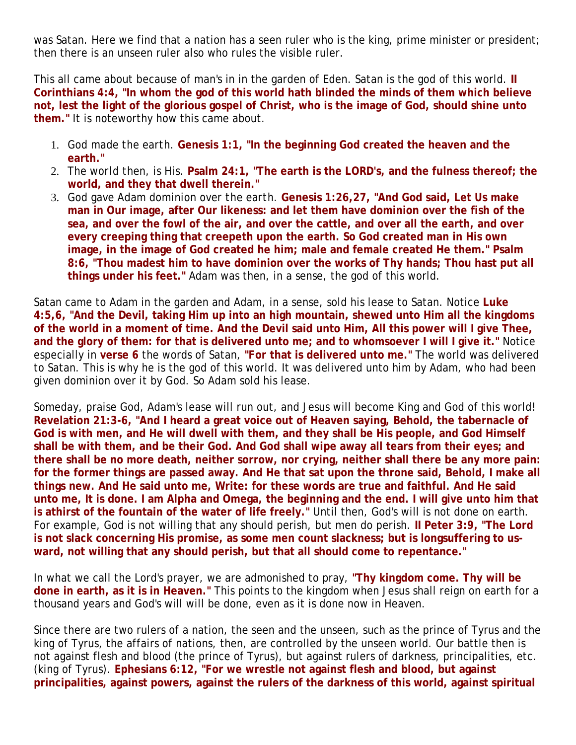was Satan. Here we find that a nation has a seen ruler who is the king, prime minister or president; then there is an unseen ruler also who rules the visible ruler.

This all came about because of man's in in the garden of Eden. Satan is the god of this world. **II Corinthians 4:4, "In whom the god of this world hath blinded the minds of them which believe not, lest the light of the glorious gospel of Christ, who is the image of God, should shine unto them."** It is noteworthy how this came about.

1. God made the earth. **Genesis 1:1, "In the beginning God created the heaven and the earth."**
2. The world then, is His. **Psalm 24:1, "The earth is the LORD's, and the fulness thereof; the world, and they that dwell therein."**
3. God gave Adam dominion over the earth. **Genesis 1:26,27, "And God said, Let Us make man in Our image, after Our likeness: and let them have dominion over the fish of the sea, and over the fowl of the air, and over the cattle, and over all the earth, and over every creeping thing that creepeth upon the earth. So God created man in His own image, in the image of God created he him; male and female created He them." Psalm 8:6, "Thou madest him to have dominion over the works of Thy hands; Thou hast put all things under his feet."** Adam was then, in a sense, the god of this world.

Satan came to Adam in the garden and Adam, in a sense, sold his lease to Satan. Notice **Luke 4:5,6, "And the Devil, taking Him up into an high mountain, shewed unto Him all the kingdoms of the world in a moment of time. And the Devil said unto Him, All this power will I give Thee, and the glory of them: for that is delivered unto me; and to whomsoever I will I give it."** Notice especially in **verse 6** the words of Satan, **"For that is delivered unto me."** The world was delivered to Satan. This is why he is the god of this world. It was delivered unto him by Adam, who had been given dominion over it by God. So Adam sold his lease.

Someday, praise God, Adam's lease will run out, and Jesus will become King and God of this world! **Revelation 21:3-6, "And I heard a great voice out of Heaven saying, Behold, the tabernacle of God is with men, and He will dwell with them, and they shall be His people, and God Himself shall be with them, and be their God. And God shall wipe away all tears from their eyes; and there shall be no more death, neither sorrow, nor crying, neither shall there be any more pain: for the former things are passed away. And He that sat upon the throne said, Behold, I make all things new. And He said unto me, Write: for these words are true and faithful. And He said unto me, It is done. I am Alpha and Omega, the beginning and the end. I will give unto him that is athirst of the fountain of the water of life freely."** Until then, God's will is not done on earth. For example, God is not willing that any should perish, but men do perish. **II Peter 3:9, "The Lord is not slack concerning His promise, as some men count slackness; but is longsuffering to us-ward, not willing that any should perish, but that all should come to repentance."**

In what we call the Lord's prayer, we are admonished to pray, **"Thy kingdom come. Thy will be done in earth, as it is in Heaven."** This points to the kingdom when Jesus shall reign on earth for a thousand years and God's will will be done, even as it is done now in Heaven.

Since there are two rulers of a nation, the seen and the unseen, such as the prince of Tyrus and the king of Tyrus, the affairs of nations, then, are controlled by the unseen world. Our battle then is not against flesh and blood (the prince of Tyrus), but against rulers of darkness, principalities, etc. (king of Tyrus). **Ephesians 6:12, "For we wrestle not against flesh and blood, but against principalities, against powers, against the rulers of the darkness of this world, against spiritual**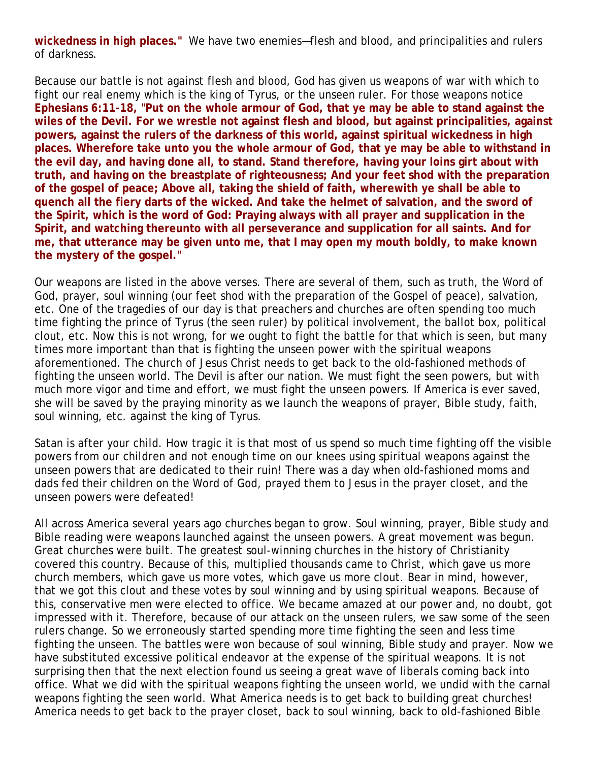**wickedness in high places."** We have two enemies—flesh and blood, and principalities and rulers of darkness.

Because our battle is not against flesh and blood, God has given us weapons of war with which to fight our real enemy which is the king of Tyrus, or the unseen ruler. For those weapons notice **Ephesians 6:11-18, "Put on the whole armour of God, that ye may be able to stand against the wiles of the Devil. For we wrestle not against flesh and blood, but against principalities, against powers, against the rulers of the darkness of this world, against spiritual wickedness in high places. Wherefore take unto you the whole armour of God, that ye may be able to withstand in the evil day, and having done all, to stand. Stand therefore, having your loins girt about with truth, and having on the breastplate of righteousness; And your feet shod with the preparation of the gospel of peace; Above all, taking the shield of faith, wherewith ye shall be able to quench all the fiery darts of the wicked. And take the helmet of salvation, and the sword of the Spirit, which is the word of God: Praying always with all prayer and supplication in the Spirit, and watching thereunto with all perseverance and supplication for all saints. And for me, that utterance may be given unto me, that I may open my mouth boldly, to make known the mystery of the gospel."**

Our weapons are listed in the above verses. There are several of them, such as truth, the Word of God, prayer, soul winning (our feet shod with the preparation of the Gospel of peace), salvation, etc. One of the tragedies of our day is that preachers and churches are often spending too much time fighting the prince of Tyrus (the seen ruler) by political involvement, the ballot box, political clout, etc. Now this is not wrong, for we ought to fight the battle for that which is seen, but many times more important than that is fighting the unseen power with the spiritual weapons aforementioned. The church of Jesus Christ needs to get back to the old-fashioned methods of fighting the unseen world. The Devil is after our nation. We must fight the seen powers, but with much more vigor and time and effort, we must fight the unseen powers. If America is ever saved, she will be saved by the praying minority as we launch the weapons of prayer, Bible study, faith, soul winning, etc. against the king of Tyrus.

Satan is after your child. How tragic it is that most of us spend so much time fighting off the visible powers from our children and not enough time on our knees using spiritual weapons against the unseen powers that are dedicated to their ruin! There was a day when old-fashioned moms and dads fed their children on the Word of God, prayed them to Jesus in the prayer closet, and the unseen powers were defeated!

All across America several years ago churches began to grow. Soul winning, prayer, Bible study and Bible reading were weapons launched against the unseen powers. A great movement was begun. Great churches were built. The greatest soul-winning churches in the history of Christianity covered this country. Because of this, multiplied thousands came to Christ, which gave us more church members, which gave us more votes, which gave us more clout. Bear in mind, however, that we got this clout and these votes by soul winning and by using spiritual weapons. Because of this, conservative men were elected to office. We became amazed at our power and, no doubt, got impressed with it. Therefore, because of our attack on the unseen rulers, we saw some of the seen rulers change. So we erroneously started spending more time fighting the seen and less time fighting the unseen. The battles were won because of soul winning, Bible study and prayer. Now we have substituted excessive political endeavor at the expense of the spiritual weapons. It is not surprising then that the next election found us seeing a great wave of liberals coming back into office. What we did with the spiritual weapons fighting the unseen world, we undid with the carnal weapons fighting the seen world. What America needs is to get back to building great churches! America needs to get back to the prayer closet, back to soul winning, back to old-fashioned Bible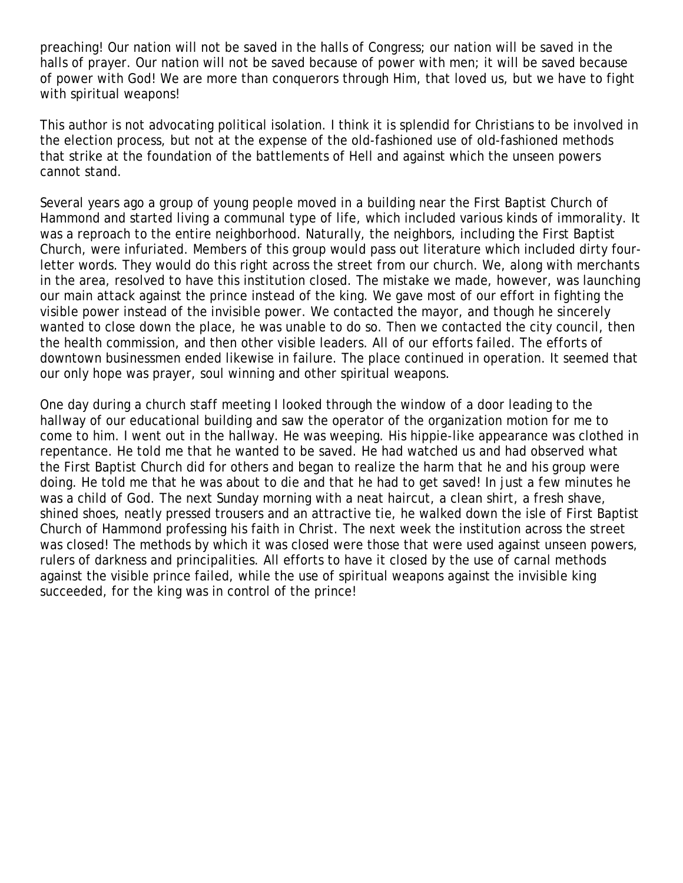preaching! Our nation will not be saved in the halls of Congress; our nation will be saved in the halls of prayer. Our nation will not be saved because of power with men; it will be saved because of power with God! We are more than conquerors through Him, that loved us, but we have to fight with spiritual weapons!

This author is not advocating political isolation. I think it is splendid for Christians to be involved in the election process, but not at the expense of the old-fashioned use of old-fashioned methods that strike at the foundation of the battlements of Hell and against which the unseen powers cannot stand.

Several years ago a group of young people moved in a building near the First Baptist Church of Hammond and started living a communal type of life, which included various kinds of immorality. It was a reproach to the entire neighborhood. Naturally, the neighbors, including the First Baptist Church, were infuriated. Members of this group would pass out literature which included dirty four-letter words. They would do this right across the street from our church. We, along with merchants in the area, resolved to have this institution closed. The mistake we made, however, was launching our main attack against the prince instead of the king. We gave most of our effort in fighting the visible power instead of the invisible power. We contacted the mayor, and though he sincerely wanted to close down the place, he was unable to do so. Then we contacted the city council, then the health commission, and then other visible leaders. All of our efforts failed. The efforts of downtown businessmen ended likewise in failure. The place continued in operation. It seemed that our only hope was prayer, soul winning and other spiritual weapons.

One day during a church staff meeting I looked through the window of a door leading to the hallway of our educational building and saw the operator of the organization motion for me to come to him. I went out in the hallway. He was weeping. His hippie-like appearance was clothed in repentance. He told me that he wanted to be saved. He had watched us and had observed what the First Baptist Church did for others and began to realize the harm that he and his group were doing. He told me that he was about to die and that he had to get saved! In just a few minutes he was a child of God. The next Sunday morning with a neat haircut, a clean shirt, a fresh shave, shined shoes, neatly pressed trousers and an attractive tie, he walked down the isle of First Baptist Church of Hammond professing his faith in Christ. The next week the institution across the street was closed! The methods by which it was closed were those that were used against unseen powers, rulers of darkness and principalities. All efforts to have it closed by the use of carnal methods against the visible prince failed, while the use of spiritual weapons against the invisible king succeeded, for the king was in control of the prince!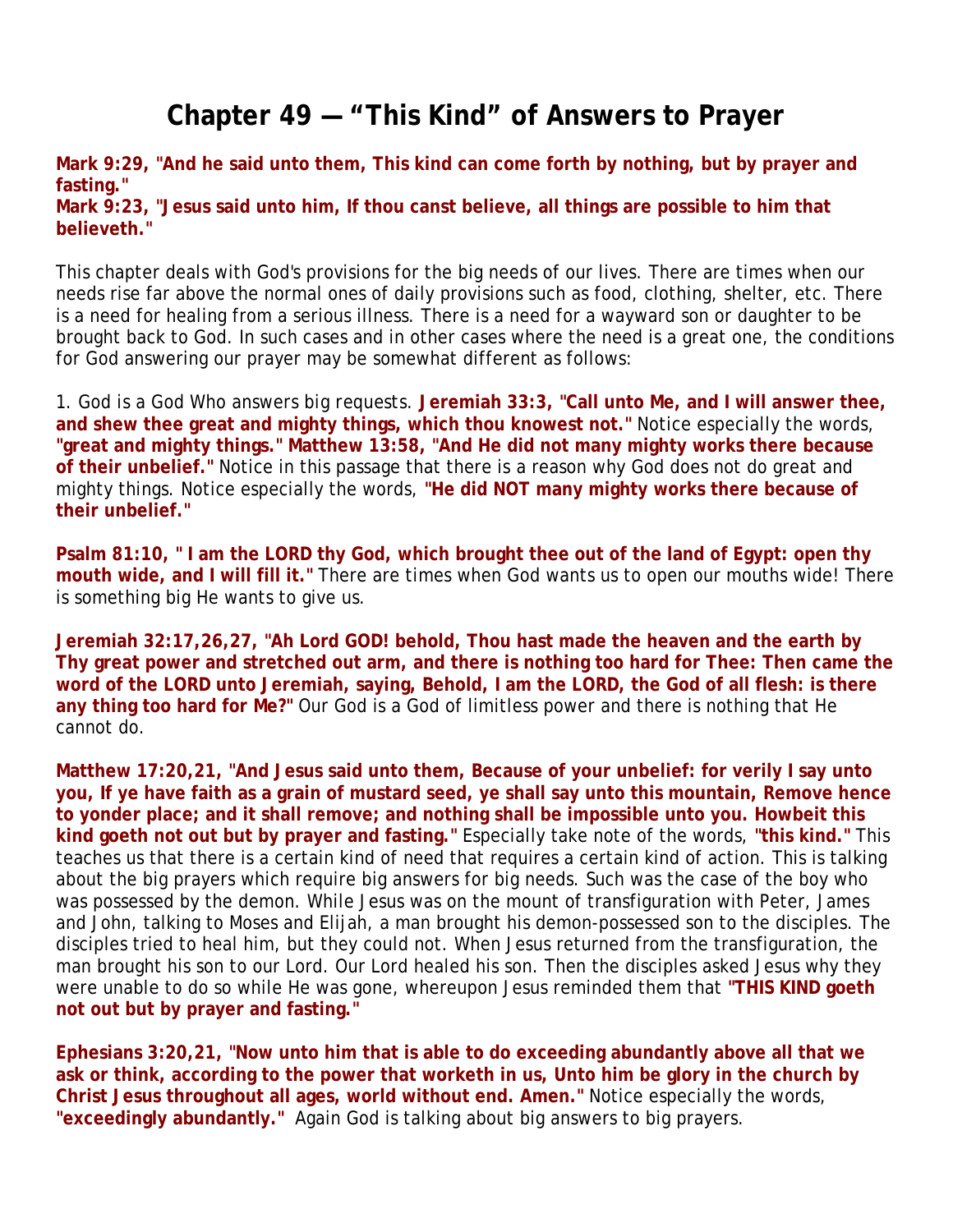# Chapter 49 — "This Kind" of Answers to Prayer

**Mark 9:29, "And he said unto them, This kind can come forth by nothing, but by prayer and fasting."**
**Mark 9:23, "Jesus said unto him, If thou canst believe, all things are possible to him that believeth."**

This chapter deals with God's provisions for the big needs of our lives. There are times when our needs rise far above the normal ones of daily provisions such as food, clothing, shelter, etc. There is a need for healing from a serious illness. There is a need for a wayward son or daughter to be brought back to God. In such cases and in other cases where the need is a great one, the conditions for God answering our prayer may be somewhat different as follows:

1. God is a God Who answers big requests. **Jeremiah 33:3, "Call unto Me, and I will answer thee, and shew thee great and mighty things, which thou knowest not."** Notice especially the words, **"great and mighty things." Matthew 13:58, "And He did not many mighty works there because of their unbelief."** Notice in this passage that there is a reason why God does not do great and mighty things. Notice especially the words, **"He did NOT many mighty works there because of their unbelief."**

**Psalm 81:10, " I am the LORD thy God, which brought thee out of the land of Egypt: open thy mouth wide, and I will fill it."** There are times when God wants us to open our mouths wide! There is something big He wants to give us.

**Jeremiah 32:17,26,27, "Ah Lord GOD! behold, Thou hast made the heaven and the earth by Thy great power and stretched out arm, and there is nothing too hard for Thee: Then came the word of the LORD unto Jeremiah, saying, Behold, I am the LORD, the God of all flesh: is there any thing too hard for Me?"** Our God is a God of limitless power and there is nothing that He cannot do.

**Matthew 17:20,21, "And Jesus said unto them, Because of your unbelief: for verily I say unto you, If ye have faith as a grain of mustard seed, ye shall say unto this mountain, Remove hence to yonder place; and it shall remove; and nothing shall be impossible unto you. Howbeit this kind goeth not out but by prayer and fasting."** Especially take note of the words, **"this kind."** This teaches us that there is a certain kind of need that requires a certain kind of action. This is talking about the big prayers which require big answers for big needs. Such was the case of the boy who was possessed by the demon. While Jesus was on the mount of transfiguration with Peter, James and John, talking to Moses and Elijah, a man brought his demon-possessed son to the disciples. The disciples tried to heal him, but they could not. When Jesus returned from the transfiguration, the man brought his son to our Lord. Our Lord healed his son. Then the disciples asked Jesus why they were unable to do so while He was gone, whereupon Jesus reminded them that **"THIS KIND goeth not out but by prayer and fasting."**

**Ephesians 3:20,21, "Now unto him that is able to do exceeding abundantly above all that we ask or think, according to the power that worketh in us, Unto him be glory in the church by Christ Jesus throughout all ages, world without end. Amen."** Notice especially the words, **"exceedingly abundantly."** Again God is talking about big answers to big prayers.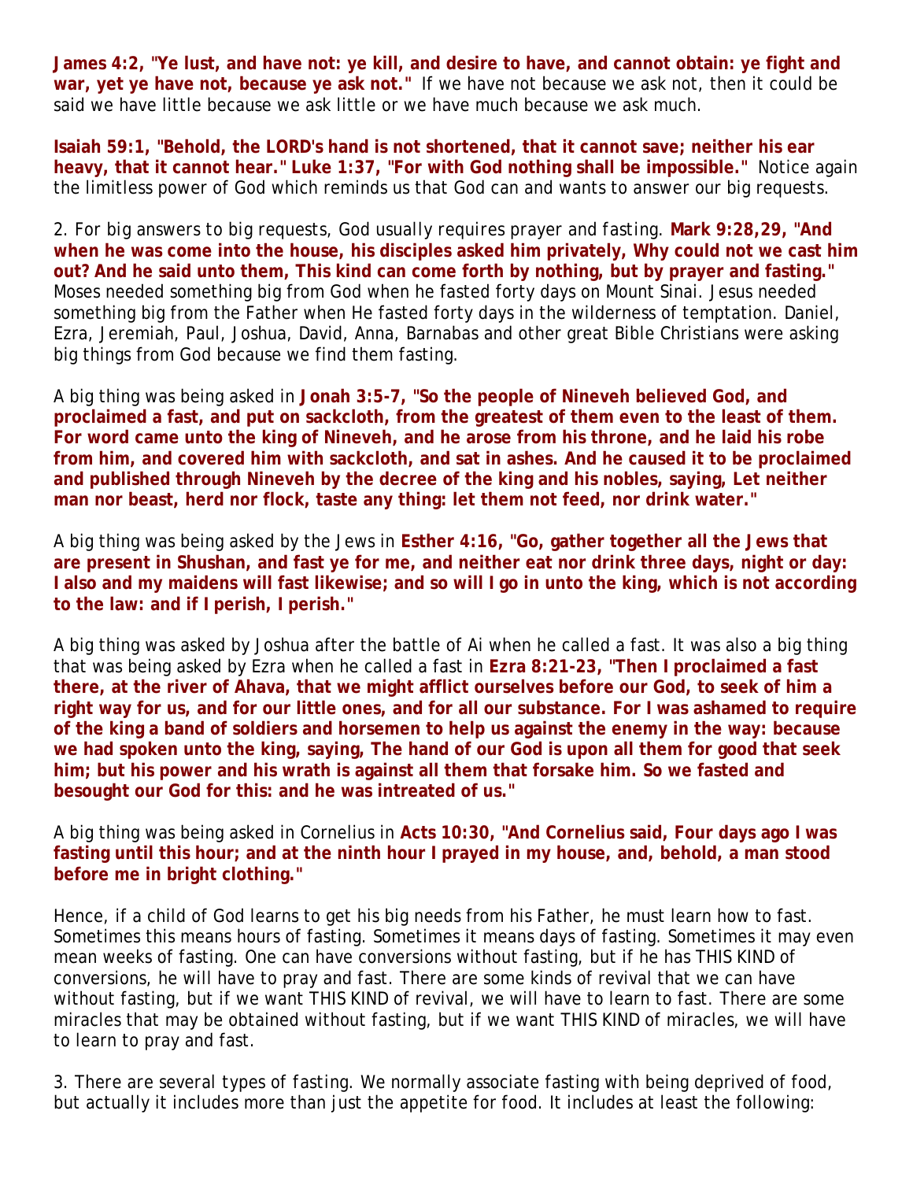**James 4:2, "Ye lust, and have not: ye kill, and desire to have, and cannot obtain: ye fight and war, yet ye have not, because ye ask not."** If we have not because we ask not, then it could be said we have little because we ask little or we have much because we ask much.

**Isaiah 59:1, "Behold, the LORD's hand is not shortened, that it cannot save; neither his ear heavy, that it cannot hear." Luke 1:37, "For with God nothing shall be impossible."** Notice again the limitless power of God which reminds us that God can and wants to answer our big requests.

2. *For big answers to big requests, God usually requires prayer and fasting.* **Mark 9:28,29, "And when he was come into the house, his disciples asked him privately, Why could not we cast him out? And he said unto them, This kind can come forth by nothing, but by prayer and fasting."** Moses needed something big from God when he fasted forty days on Mount Sinai. Jesus needed something big from the Father when He fasted forty days in the wilderness of temptation. Daniel, Ezra, Jeremiah, Paul, Joshua, David, Anna, Barnabas and other great Bible Christians were asking big things from God because we find them fasting.

A big thing was being asked in **Jonah 3:5-7, "So the people of Nineveh believed God, and proclaimed a fast, and put on sackcloth, from the greatest of them even to the least of them. For word came unto the king of Nineveh, and he arose from his throne, and he laid his robe from him, and covered him with sackcloth, and sat in ashes. And he caused it to be proclaimed and published through Nineveh by the decree of the king and his nobles, saying, Let neither man nor beast, herd nor flock, taste any thing: let them not feed, nor drink water."**

A big thing was being asked by the Jews in **Esther 4:16, "Go, gather together all the Jews that are present in Shushan, and fast ye for me, and neither eat nor drink three days, night or day: I also and my maidens will fast likewise; and so will I go in unto the king, which is not according to the law: and if I perish, I perish."**

A big thing was asked by Joshua after the battle of Ai when he called a fast. It was also a big thing that was being asked by Ezra when he called a fast in **Ezra 8:21-23, "Then I proclaimed a fast there, at the river of Ahava, that we might afflict ourselves before our God, to seek of him a right way for us, and for our little ones, and for all our substance. For I was ashamed to require of the king a band of soldiers and horsemen to help us against the enemy in the way: because we had spoken unto the king, saying, The hand of our God is upon all them for good that seek him; but his power and his wrath is against all them that forsake him. So we fasted and besought our God for this: and he was intreated of us."**

A big thing was being asked in Cornelius in **Acts 10:30, "And Cornelius said, Four days ago I was fasting until this hour; and at the ninth hour I prayed in my house, and, behold, a man stood before me in bright clothing."**

Hence, if a child of God learns to get his big needs from his Father, he must learn how to fast. Sometimes this means hours of fasting. Sometimes it means days of fasting. Sometimes it may even mean weeks of fasting. One can have conversions without fasting, but if he has THIS KIND of conversions, he will have to pray and fast. There are some kinds of revival that we can have without fasting, but if we want THIS KIND of revival, we will have to learn to fast. There are some miracles that may be obtained without fasting, but if we want THIS KIND of miracles, we will have to learn to pray and fast.

3. *There are several types of fasting.* We normally associate fasting with being deprived of food, but actually it includes more than just the appetite for food. It includes at least the following: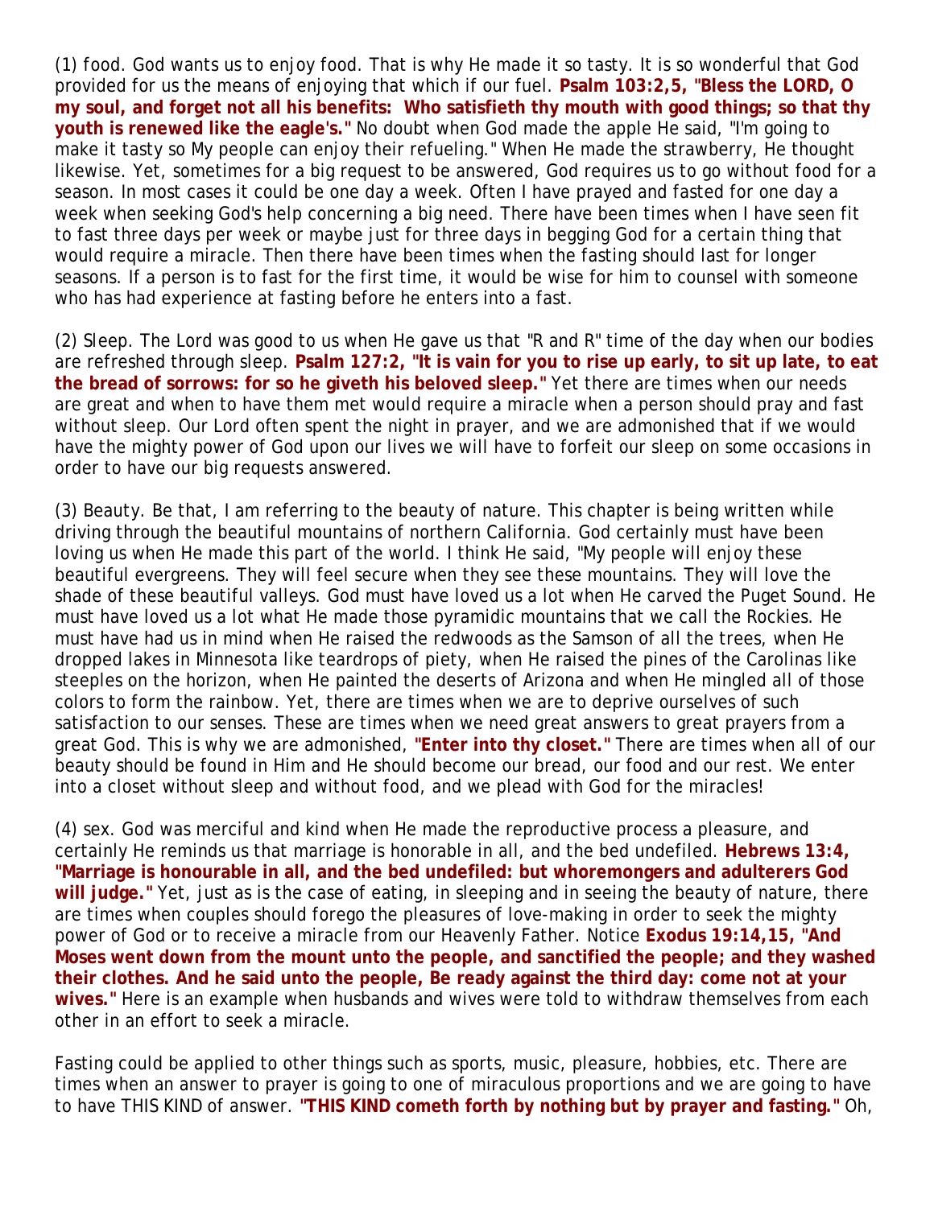(1) food. God wants us to enjoy food. That is why He made it so tasty. It is so wonderful that God provided for us the means of enjoying that which if our fuel. **Psalm 103:2,5, "Bless the LORD, O my soul, and forget not all his benefits: Who satisfieth thy mouth with good things; so that thy youth is renewed like the eagle's."** No doubt when God made the apple He said, "I'm going to make it tasty so My people can enjoy their refueling." When He made the strawberry, He thought likewise. Yet, sometimes for a big request to be answered, God requires us to go without food for a season. In most cases it could be one day a week. Often I have prayed and fasted for one day a week when seeking God's help concerning a big need. There have been times when I have seen fit to fast three days per week or maybe just for three days in begging God for a certain thing that would require a miracle. Then there have been times when the fasting should last for longer seasons. If a person is to fast for the first time, it would be wise for him to counsel with someone who has had experience at fasting before he enters into a fast.

(2) Sleep. The Lord was good to us when He gave us that "R and R" time of the day when our bodies are refreshed through sleep. **Psalm 127:2, "It is vain for you to rise up early, to sit up late, to eat the bread of sorrows: for so he giveth his beloved sleep."** Yet there are times when our needs are great and when to have them met would require a miracle when a person should pray and fast without sleep. Our Lord often spent the night in prayer, and we are admonished that if we would have the mighty power of God upon our lives we will have to forfeit our sleep on some occasions in order to have our big requests answered.

(3) Beauty. Be that, I am referring to the beauty of nature. This chapter is being written while driving through the beautiful mountains of northern California. God certainly must have been loving us when He made this part of the world. I think He said, "My people will enjoy these beautiful evergreens. They will feel secure when they see these mountains. They will love the shade of these beautiful valleys. God must have loved us a lot when He carved the Puget Sound. He must have loved us a lot what He made those pyramidic mountains that we call the Rockies. He must have had us in mind when He raised the redwoods as the Samson of all the trees, when He dropped lakes in Minnesota like teardrops of piety, when He raised the pines of the Carolinas like steeples on the horizon, when He painted the deserts of Arizona and when He mingled all of those colors to form the rainbow. Yet, there are times when we are to deprive ourselves of such satisfaction to our senses. These are times when we need great answers to great prayers from a great God. This is why we are admonished, **"Enter into thy closet."** There are times when all of our beauty should be found in Him and He should become our bread, our food and our rest. We enter into a closet without sleep and without food, and we plead with God for the miracles!

(4) sex. God was merciful and kind when He made the reproductive process a pleasure, and certainly He reminds us that marriage is honorable in all, and the bed undefiled. **Hebrews 13:4, "Marriage is honourable in all, and the bed undefiled: but whoremongers and adulterers God will judge."** Yet, just as is the case of eating, in sleeping and in seeing the beauty of nature, there are times when couples should forego the pleasures of love-making in order to seek the mighty power of God or to receive a miracle from our Heavenly Father. Notice **Exodus 19:14,15, "And Moses went down from the mount unto the people, and sanctified the people; and they washed their clothes. And he said unto the people, Be ready against the third day: come not at your wives."** Here is an example when husbands and wives were told to withdraw themselves from each other in an effort to seek a miracle.

Fasting could be applied to other things such as sports, music, pleasure, hobbies, etc. There are times when an answer to prayer is going to one of miraculous proportions and we are going to have to have THIS KIND of answer. **"THIS KIND cometh forth by nothing but by prayer and fasting."** Oh,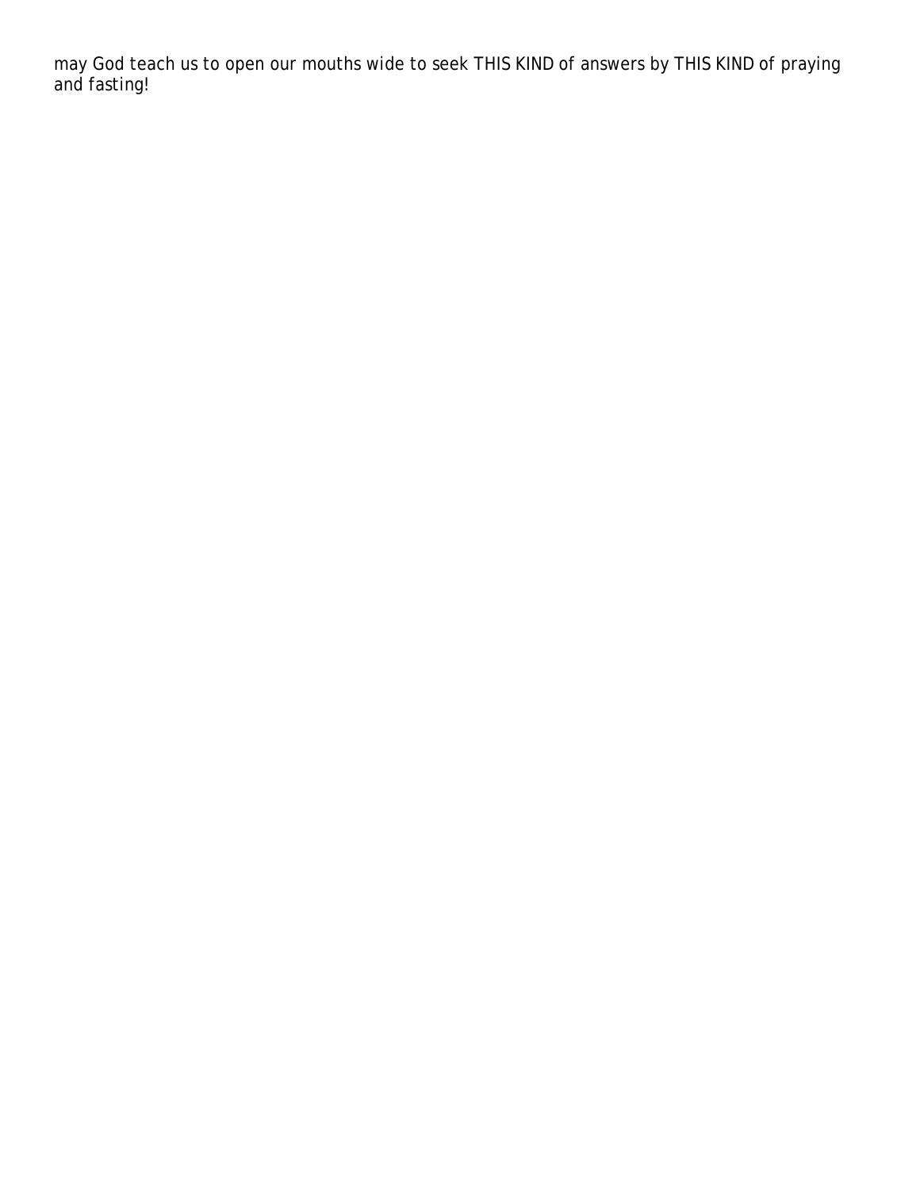may God teach us to open our mouths wide to seek THIS KIND of answers by THIS KIND of praying and fasting!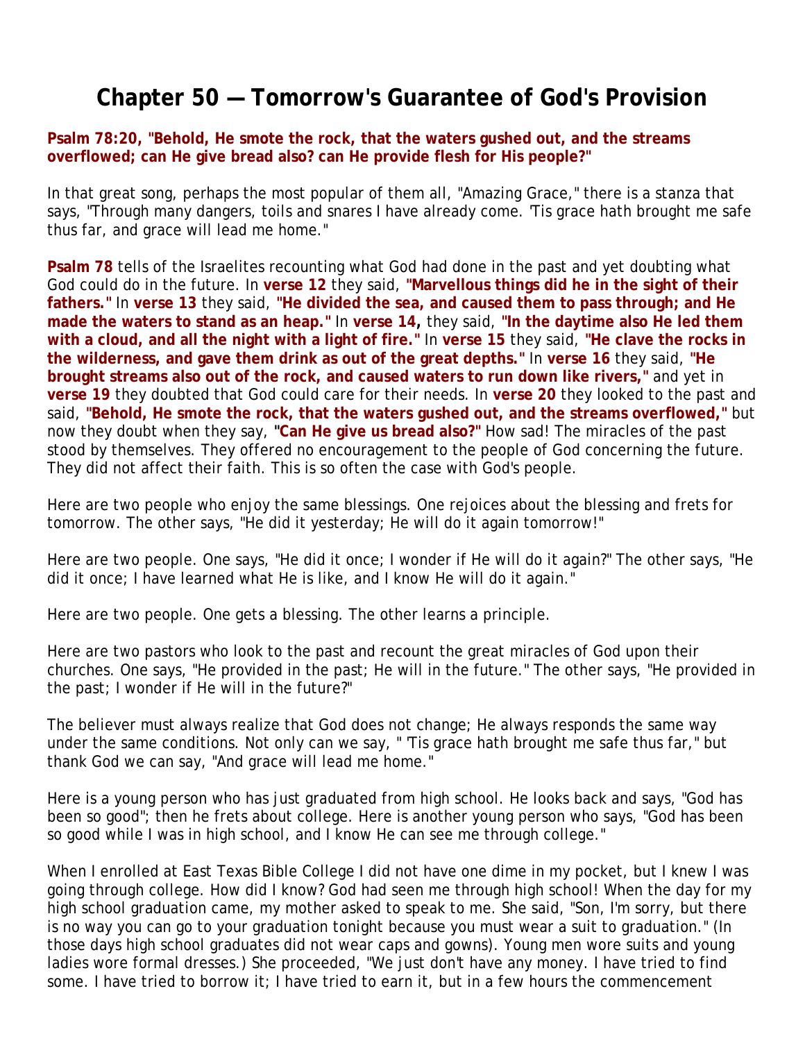# Chapter 50 — Tomorrow's Guarantee of God's Provision

**Psalm 78:20, "Behold, He smote the rock, that the waters gushed out, and the streams overflowed; can He give bread also? can He provide flesh for His people?"**

In that great song, perhaps the most popular of them all, "Amazing Grace," there is a stanza that says, "Through many dangers, toils and snares I have already come. 'Tis grace hath brought me safe thus far, and grace will lead me home."

**Psalm 78** tells of the Israelites recounting what God had done in the past and yet doubting what God could do in the future. In **verse 12** they said, **"Marvellous things did he in the sight of their fathers."** In **verse 13** they said, **"He divided the sea, and caused them to pass through; and He made the waters to stand as an heap."** In **verse 14,** they said, **"In the daytime also He led them with a cloud, and all the night with a light of fire."** In **verse 15** they said, **"He clave the rocks in the wilderness, and gave them drink as out of the great depths."** In **verse 16** they said, **"He brought streams also out of the rock, and caused waters to run down like rivers,"** and yet in **verse 19** they doubted that God could care for their needs. In **verse 20** they looked to the past and said, **"Behold, He smote the rock, that the waters gushed out, and the streams overflowed,"** but now they doubt when they say, **"Can He give us bread also?"** How sad! The miracles of the past stood by themselves. They offered no encouragement to the people of God concerning the future. They did not affect their faith. This is so often the case with God's people.

Here are two people who enjoy the same blessings. One rejoices about the blessing and frets for tomorrow. The other says, "He did it yesterday; He will do it again tomorrow!"

Here are two people. One says, "He did it once; I wonder if He will do it again?" The other says, "He did it once; I have learned what He is like, and I know He will do it again."

Here are two people. One gets a blessing. The other learns a principle.

Here are two pastors who look to the past and recount the great miracles of God upon their churches. One says, "He provided in the past; He will in the future." The other says, "He provided in the past; I wonder if He will in the future?"

The believer must always realize that God does not change; He always responds the same way under the same conditions. Not only can we say, " 'Tis grace hath brought me safe thus far," but thank God we can say, "And grace will lead me home."

Here is a young person who has just graduated from high school. He looks back and says, "God has been so good"; then he frets about college. Here is another young person who says, "God has been so good while I was in high school, and I know He can see me through college."

When I enrolled at East Texas Bible College I did not have one dime in my pocket, but I knew I was going through college. How did I know? God had seen me through high school! When the day for my high school graduation came, my mother asked to speak to me. She said, "Son, I'm sorry, but there is no way you can go to your graduation tonight because you must wear a suit to graduation." (In those days high school graduates did not wear caps and gowns). Young men wore suits and young ladies wore formal dresses.) She proceeded, "We just don't have any money. I have tried to find some. I have tried to borrow it; I have tried to earn it, but in a few hours the commencement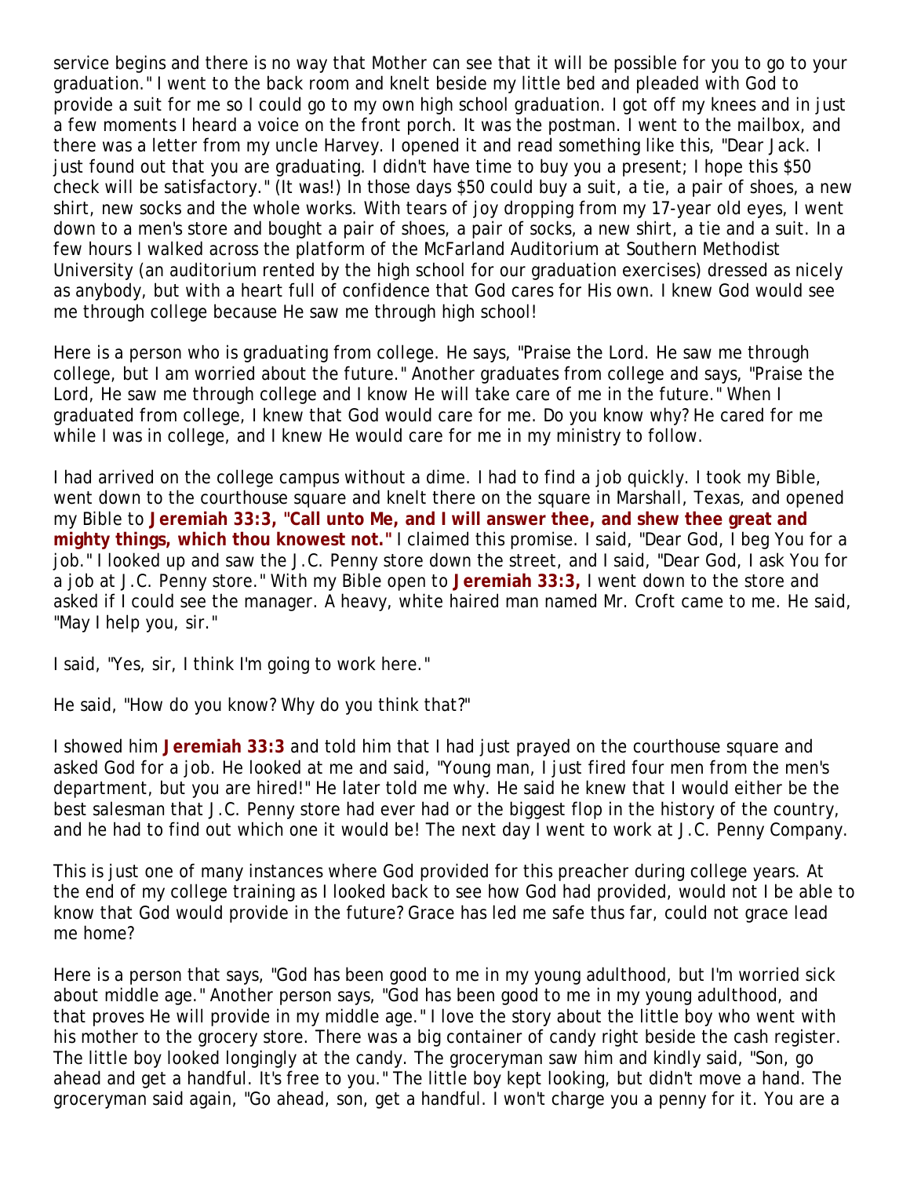service begins and there is no way that Mother can see that it will be possible for you to go to your graduation." I went to the back room and knelt beside my little bed and pleaded with God to provide a suit for me so I could go to my own high school graduation. I got off my knees and in just a few moments I heard a voice on the front porch. It was the postman. I went to the mailbox, and there was a letter from my uncle Harvey. I opened it and read something like this, "Dear Jack. I just found out that you are graduating. I didn't have time to buy you a present; I hope this $50 check will be satisfactory." (It was!) In those days $50 could buy a suit, a tie, a pair of shoes, a new shirt, new socks and the whole works. With tears of joy dropping from my 17-year old eyes, I went down to a men's store and bought a pair of shoes, a pair of socks, a new shirt, a tie and a suit. In a few hours I walked across the platform of the McFarland Auditorium at Southern Methodist University (an auditorium rented by the high school for our graduation exercises) dressed as nicely as anybody, but with a heart full of confidence that God cares for His own. I knew God would see me through college because He saw me through high school!

Here is a person who is graduating from college. He says, "Praise the Lord. He saw me through college, but I am worried about the future." Another graduates from college and says, "Praise the Lord, He saw me through college and I know He will take care of me in the future." When I graduated from college, I knew that God would care for me. Do you know why? He cared for me while I was in college, and I knew He would care for me in my ministry to follow.

I had arrived on the college campus without a dime. I had to find a job quickly. I took my Bible, went down to the courthouse square and knelt there on the square in Marshall, Texas, and opened my Bible to **Jeremiah 33:3, "Call unto Me, and I will answer thee, and shew thee great and mighty things, which thou knowest not."** I claimed this promise. I said, "Dear God, I beg You for a job." I looked up and saw the J.C. Penny store down the street, and I said, "Dear God, I ask You for a job at J.C. Penny store." With my Bible open to **Jeremiah 33:3,** I went down to the store and asked if I could see the manager. A heavy, white haired man named Mr. Croft came to me. He said, "May I help you, sir."

I said, "Yes, sir, I think I'm going to work here."

He said, "How do you know? Why do you think that?"

I showed him **Jeremiah 33:3** and told him that I had just prayed on the courthouse square and asked God for a job. He looked at me and said, "Young man, I just fired four men from the men's department, but you are hired!" He later told me why. He said he knew that I would either be the best salesman that J.C. Penny store had ever had or the biggest flop in the history of the country, and he had to find out which one it would be! The next day I went to work at J.C. Penny Company.

This is just one of many instances where God provided for this preacher during college years. At the end of my college training as I looked back to see how God had provided, would not I be able to know that God would provide in the future? Grace has led me safe thus far, could not grace lead me home?

Here is a person that says, "God has been good to me in my young adulthood, but I'm worried sick about middle age." Another person says, "God has been good to me in my young adulthood, and that proves He will provide in my middle age." I love the story about the little boy who went with his mother to the grocery store. There was a big container of candy right beside the cash register. The little boy looked longingly at the candy. The groceryman saw him and kindly said, "Son, go ahead and get a handful. It's free to you." The little boy kept looking, but didn't move a hand. The groceryman said again, "Go ahead, son, get a handful. I won't charge you a penny for it. You are a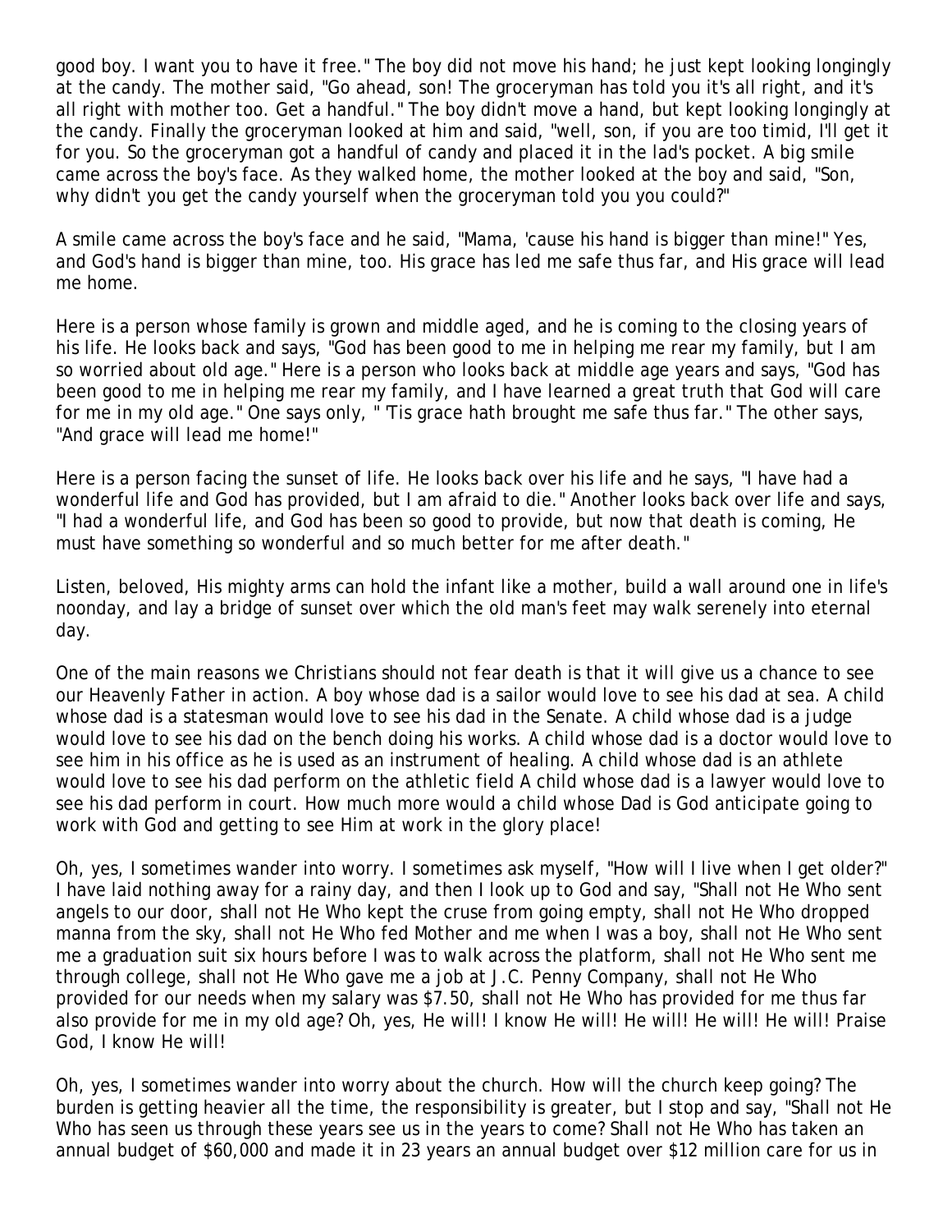good boy. I want you to have it free." The boy did not move his hand; he just kept looking longingly at the candy. The mother said, "Go ahead, son! The groceryman has told you it's all right, and it's all right with mother too. Get a handful." The boy didn't move a hand, but kept looking longingly at the candy. Finally the groceryman looked at him and said, "well, son, if you are too timid, I'll get it for you. So the groceryman got a handful of candy and placed it in the lad's pocket. A big smile came across the boy's face. As they walked home, the mother looked at the boy and said, "Son, why didn't you get the candy yourself when the groceryman told you you could?"

A smile came across the boy's face and he said, "Mama, 'cause his hand is bigger than mine!" Yes, and God's hand is bigger than mine, too. His grace has led me safe thus far, and His grace will lead me home.

Here is a person whose family is grown and middle aged, and he is coming to the closing years of his life. He looks back and says, "God has been good to me in helping me rear my family, but I am so worried about old age." Here is a person who looks back at middle age years and says, "God has been good to me in helping me rear my family, and I have learned a great truth that God will care for me in my old age." One says only, " 'Tis grace hath brought me safe thus far." The other says, "And grace will lead me home!"

Here is a person facing the sunset of life. He looks back over his life and he says, "I have had a wonderful life and God has provided, but I am afraid to die." Another looks back over life and says, "I had a wonderful life, and God has been so good to provide, but now that death is coming, He must have something so wonderful and so much better for me after death."

Listen, beloved, His mighty arms can hold the infant like a mother, build a wall around one in life's noonday, and lay a bridge of sunset over which the old man's feet may walk serenely into eternal day.

One of the main reasons we Christians should not fear death is that it will give us a chance to see our Heavenly Father in action. A boy whose dad is a sailor would love to see his dad at sea. A child whose dad is a statesman would love to see his dad in the Senate. A child whose dad is a judge would love to see his dad on the bench doing his works. A child whose dad is a doctor would love to see him in his office as he is used as an instrument of healing. A child whose dad is an athlete would love to see his dad perform on the athletic field A child whose dad is a lawyer would love to see his dad perform in court. How much more would a child whose Dad is God anticipate going to work with God and getting to see Him at work in the glory place!

Oh, yes, I sometimes wander into worry. I sometimes ask myself, "How will I live when I get older?" I have laid nothing away for a rainy day, and then I look up to God and say, "Shall not He Who sent angels to our door, shall not He Who kept the cruse from going empty, shall not He Who dropped manna from the sky, shall not He Who fed Mother and me when I was a boy, shall not He Who sent me a graduation suit six hours before I was to walk across the platform, shall not He Who sent me through college, shall not He Who gave me a job at J.C. Penny Company, shall not He Who provided for our needs when my salary was $7.50, shall not He Who has provided for me thus far also provide for me in my old age? Oh, yes, He will! I know He will! He will! He will! He will! Praise God, I know He will!

Oh, yes, I sometimes wander into worry about the church. How will the church keep going? The burden is getting heavier all the time, the responsibility is greater, but I stop and say, "Shall not He Who has seen us through these years see us in the years to come? Shall not He Who has taken an annual budget of $60,000 and made it in 23 years an annual budget over $12 million care for us in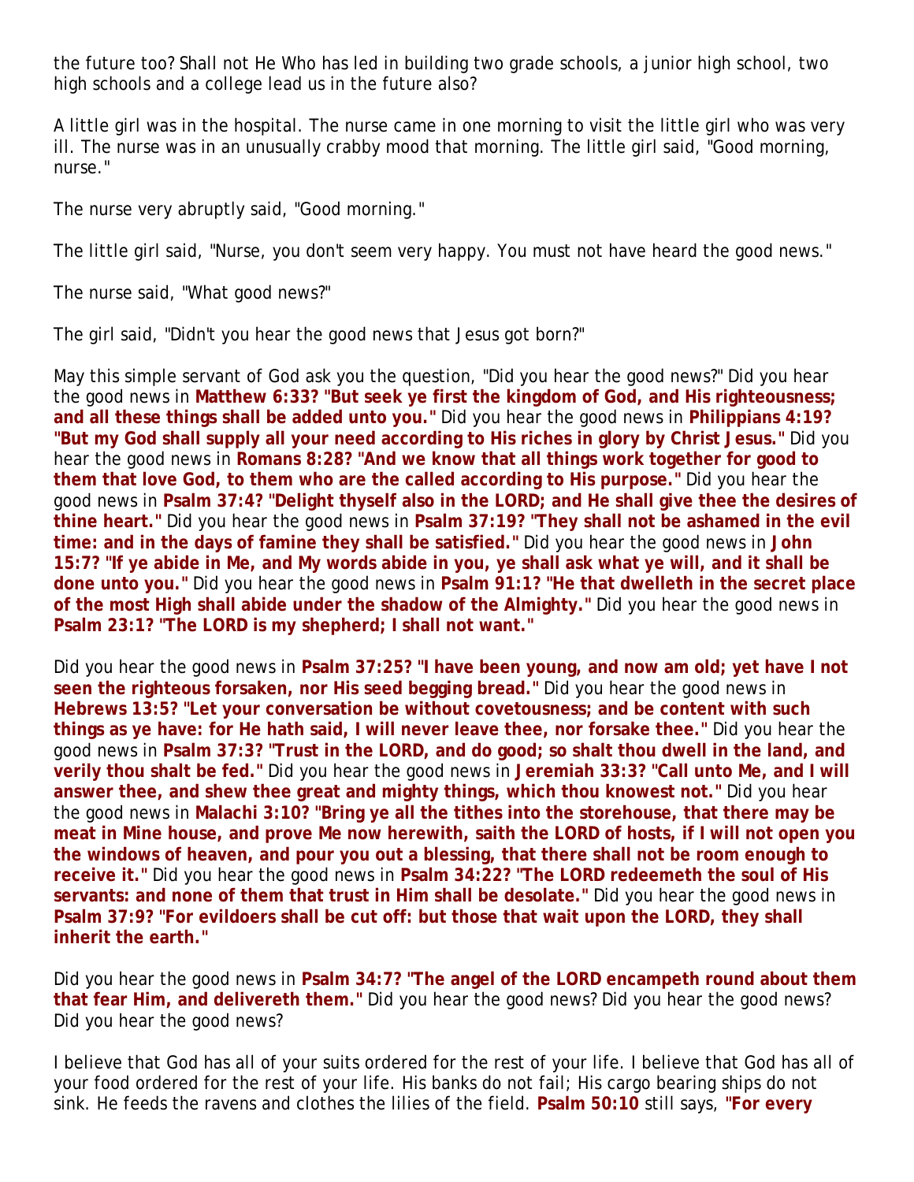the future too? Shall not He Who has led in building two grade schools, a junior high school, two high schools and a college lead us in the future also?

A little girl was in the hospital. The nurse came in one morning to visit the little girl who was very ill. The nurse was in an unusually crabby mood that morning. The little girl said, "Good morning, nurse."

The nurse very abruptly said, "Good morning."

The little girl said, "Nurse, you don't seem very happy. You must not have heard the good news."

The nurse said, "What good news?"

The girl said, "Didn't you hear the good news that Jesus got born?"

May this simple servant of God ask you the question, "Did you hear the good news?" Did you hear the good news in **Matthew 6:33? "But seek ye first the kingdom of God, and His righteousness; and all these things shall be added unto you."** Did you hear the good news in **Philippians 4:19? "But my God shall supply all your need according to His riches in glory by Christ Jesus."** Did you hear the good news in **Romans 8:28? "And we know that all things work together for good to them that love God, to them who are the called according to His purpose."** Did you hear the good news in **Psalm 37:4? "Delight thyself also in the LORD; and He shall give thee the desires of thine heart."** Did you hear the good news in **Psalm 37:19? "They shall not be ashamed in the evil time: and in the days of famine they shall be satisfied."** Did you hear the good news in **John 15:7? "If ye abide in Me, and My words abide in you, ye shall ask what ye will, and it shall be done unto you."** Did you hear the good news in **Psalm 91:1? "He that dwelleth in the secret place of the most High shall abide under the shadow of the Almighty."** Did you hear the good news in **Psalm 23:1? "The LORD is my shepherd; I shall not want."**

Did you hear the good news in **Psalm 37:25? "I have been young, and now am old; yet have I not seen the righteous forsaken, nor His seed begging bread."** Did you hear the good news in **Hebrews 13:5? "Let your conversation be without covetousness; and be content with such things as ye have: for He hath said, I will never leave thee, nor forsake thee."** Did you hear the good news in **Psalm 37:3? "Trust in the LORD, and do good; so shalt thou dwell in the land, and verily thou shalt be fed."** Did you hear the good news in **Jeremiah 33:3? "Call unto Me, and I will answer thee, and shew thee great and mighty things, which thou knowest not."** Did you hear the good news in **Malachi 3:10? "Bring ye all the tithes into the storehouse, that there may be meat in Mine house, and prove Me now herewith, saith the LORD of hosts, if I will not open you the windows of heaven, and pour you out a blessing, that there shall not be room enough to receive it."** Did you hear the good news in **Psalm 34:22? "The LORD redeemeth the soul of His servants: and none of them that trust in Him shall be desolate."** Did you hear the good news in **Psalm 37:9? "For evildoers shall be cut off: but those that wait upon the LORD, they shall inherit the earth."**

Did you hear the good news in **Psalm 34:7? "The angel of the LORD encampeth round about them that fear Him, and delivereth them."** Did you hear the good news? Did you hear the good news? Did you hear the good news?

I believe that God has all of your suits ordered for the rest of your life. I believe that God has all of your food ordered for the rest of your life. His banks do not fail; His cargo bearing ships do not sink. He feeds the ravens and clothes the lilies of the field. **Psalm 50:10** still says, **"For every**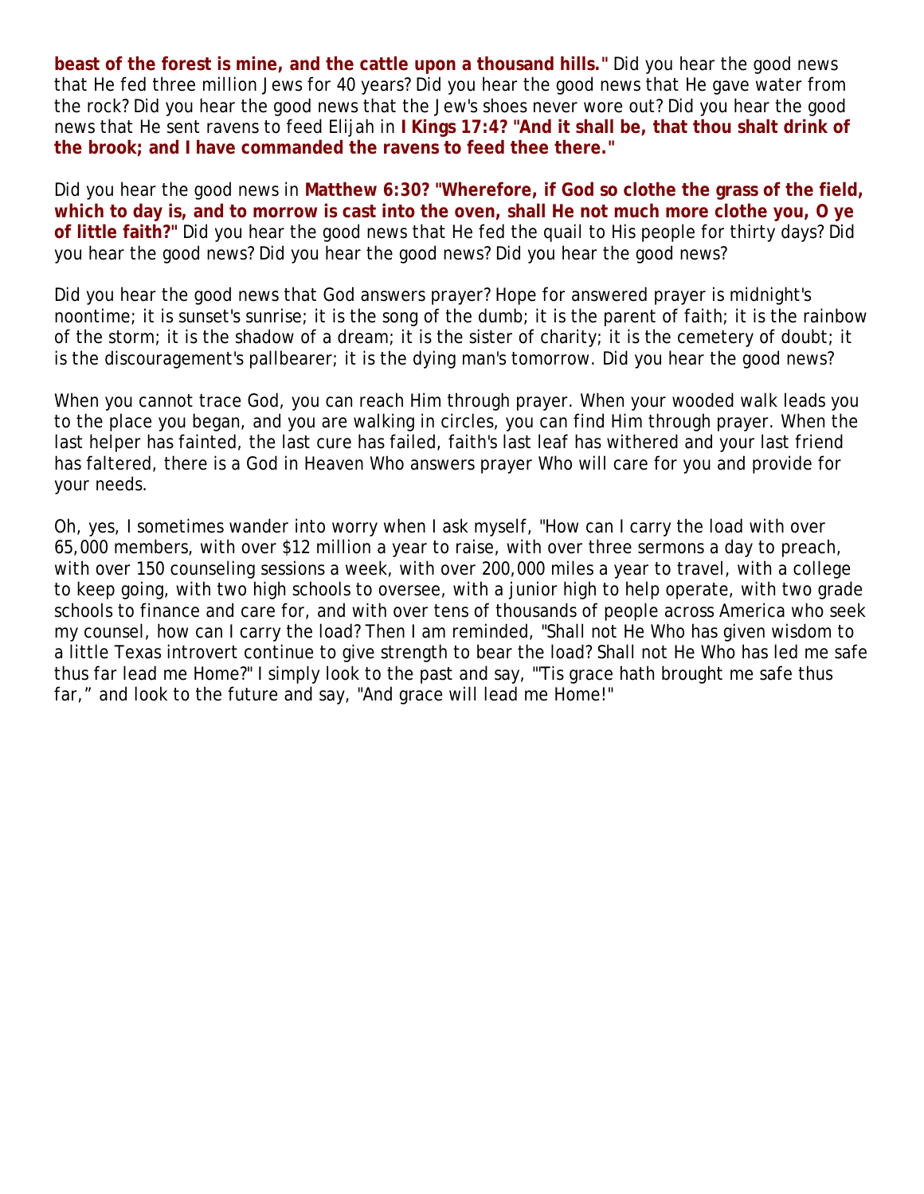**beast of the forest is mine, and the cattle upon a thousand hills."** Did you hear the good news that He fed three million Jews for 40 years? Did you hear the good news that He gave water from the rock? Did you hear the good news that the Jew's shoes never wore out? Did you hear the good news that He sent ravens to feed Elijah in **I Kings 17:4? "And it shall be, that thou shalt drink of the brook; and I have commanded the ravens to feed thee there."**

Did you hear the good news in **Matthew 6:30? "Wherefore, if God so clothe the grass of the field, which to day is, and to morrow is cast into the oven, shall He not much more clothe you, O ye of little faith?"** Did you hear the good news that He fed the quail to His people for thirty days? Did you hear the good news? Did you hear the good news? Did you hear the good news?

Did you hear the good news that God answers prayer? Hope for answered prayer is midnight's noontime; it is sunset's sunrise; it is the song of the dumb; it is the parent of faith; it is the rainbow of the storm; it is the shadow of a dream; it is the sister of charity; it is the cemetery of doubt; it is the discouragement's pallbearer; it is the dying man's tomorrow. Did you hear the good news?

When you cannot trace God, you can reach Him through prayer. When your wooded walk leads you to the place you began, and you are walking in circles, you can find Him through prayer. When the last helper has fainted, the last cure has failed, faith's last leaf has withered and your last friend has faltered, there is a God in Heaven Who answers prayer Who will care for you and provide for your needs.

Oh, yes, I sometimes wander into worry when I ask myself, "How can I carry the load with over 65,000 members, with over $12 million a year to raise, with over three sermons a day to preach, with over 150 counseling sessions a week, with over 200,000 miles a year to travel, with a college to keep going, with two high schools to oversee, with a junior high to help operate, with two grade schools to finance and care for, and with over tens of thousands of people across America who seek my counsel, how can I carry the load? Then I am reminded, "Shall not He Who has given wisdom to a little Texas introvert continue to give strength to bear the load? Shall not He Who has led me safe thus far lead me Home?" I simply look to the past and say, "'Tis grace hath brought me safe thus far," and look to the future and say, "And grace will lead me Home!"